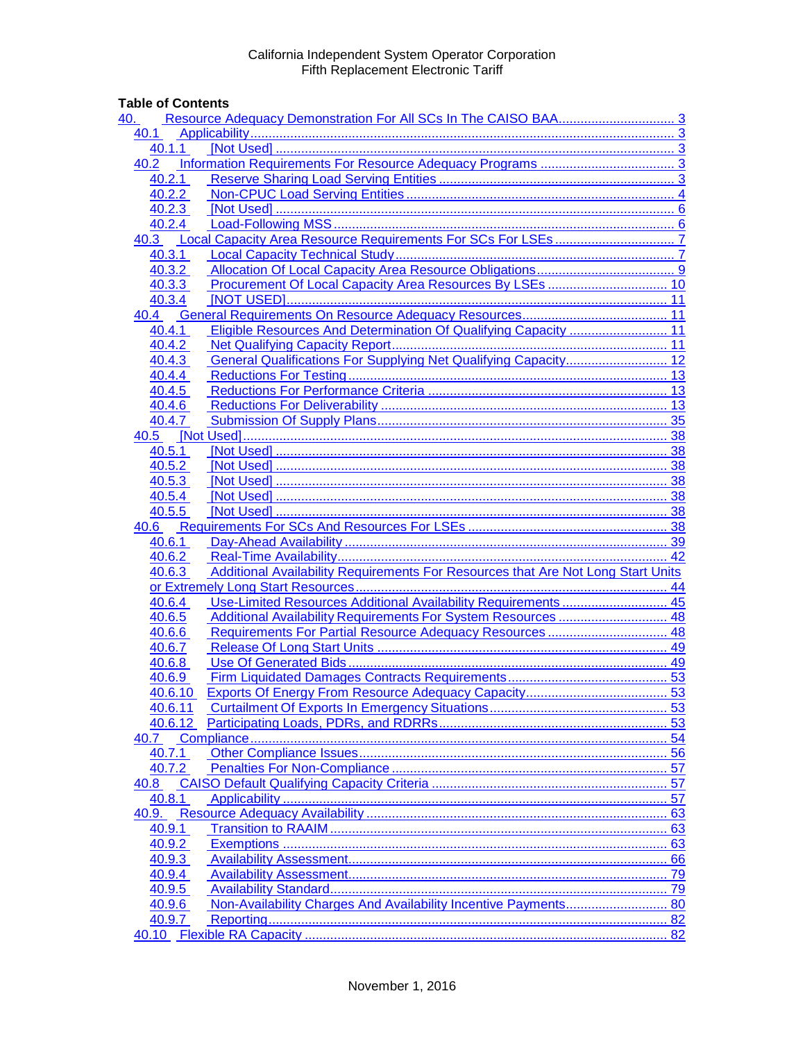California Independent System Operator Corporation
Fifth Replacement Electronic Tariff

**Table of Contents**

- 40. Resource Adequacy Demonstration For All SCs In The CAISO BAA ........ 3
  - 40.1 Applicability ........ 3
    - 40.1.1 [Not Used] ........ 3
  - 40.2 Information Requirements For Resource Adequacy Programs ........ 3
    - 40.2.1 Reserve Sharing Load Serving Entities ........ 3
    - 40.2.2 Non-CPUC Load Serving Entities ........ 4
    - 40.2.3 [Not Used] ........ 6
    - 40.2.4 Load-Following MSS ........ 6
  - 40.3 Local Capacity Area Resource Requirements For SCs For LSEs ........ 7
    - 40.3.1 Local Capacity Technical Study ........ 7
    - 40.3.2 Allocation Of Local Capacity Area Resource Obligations ........ 9
    - 40.3.3 Procurement Of Local Capacity Area Resources By LSEs ........ 10
    - 40.3.4 [NOT USED] ........ 11
  - 40.4 General Requirements On Resource Adequacy Resources ........ 11
    - 40.4.1 Eligible Resources And Determination Of Qualifying Capacity ........ 11
    - 40.4.2 Net Qualifying Capacity Report ........ 11
    - 40.4.3 General Qualifications For Supplying Net Qualifying Capacity ........ 12
    - 40.4.4 Reductions For Testing ........ 13
    - 40.4.5 Reductions For Performance Criteria ........ 13
    - 40.4.6 Reductions For Deliverability ........ 13
    - 40.4.7 Submission Of Supply Plans ........ 35
  - 40.5 [Not Used] ........ 38
    - 40.5.1 [Not Used] ........ 38
    - 40.5.2 [Not Used] ........ 38
    - 40.5.3 [Not Used] ........ 38
    - 40.5.4 [Not Used] ........ 38
    - 40.5.5 [Not Used] ........ 38
  - 40.6 Requirements For SCs And Resources For LSEs ........ 38
    - 40.6.1 Day-Ahead Availability ........ 39
    - 40.6.2 Real-Time Availability ........ 42
    - 40.6.3 Additional Availability Requirements For Resources that Are Not Long Start Units or Extremely Long Start Resources ........ 44
    - 40.6.4 Use-Limited Resources Additional Availability Requirements ........ 45
    - 40.6.5 Additional Availability Requirements For System Resources ........ 48
    - 40.6.6 Requirements For Partial Resource Adequacy Resources ........ 48
    - 40.6.7 Release Of Long Start Units ........ 49
    - 40.6.8 Use Of Generated Bids ........ 49
    - 40.6.9 Firm Liquidated Damages Contracts Requirements ........ 53
    - 40.6.10 Exports Of Energy From Resource Adequacy Capacity ........ 53
    - 40.6.11 Curtailment Of Exports In Emergency Situations ........ 53
    - 40.6.12 Participating Loads, PDRs, and RDRRs ........ 53
  - 40.7 Compliance ........ 54
    - 40.7.1 Other Compliance Issues ........ 56
    - 40.7.2 Penalties For Non-Compliance ........ 57
  - 40.8 CAISO Default Qualifying Capacity Criteria ........ 57
    - 40.8.1 Applicability ........ 57
  - 40.9. Resource Adequacy Availability ........ 63
    - 40.9.1 Transition to RAAIM ........ 63
    - 40.9.2 Exemptions ........ 63
    - 40.9.3 Availability Assessment ........ 66
    - 40.9.4 Availability Assessment ........ 79
    - 40.9.5 Availability Standard ........ 79
    - 40.9.6 Non-Availability Charges And Availability Incentive Payments ........ 80
    - 40.9.7 Reporting ........ 82
  - 40.10 Flexible RA Capacity ........ 82

November 1, 2016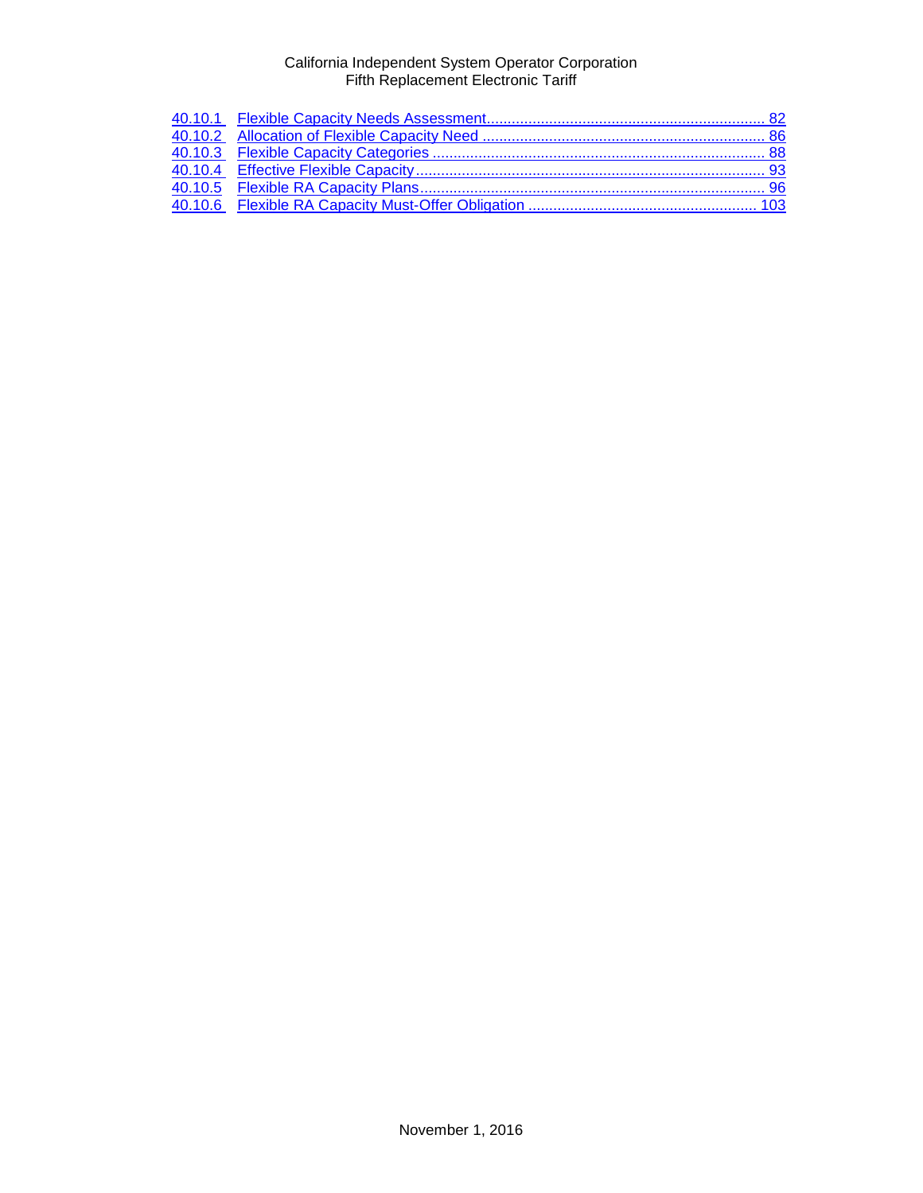40.10.1 Flexible Capacity Needs Assessment .................................................................. 82
40.10.2 Allocation of Flexible Capacity Need .................................................................... 86
40.10.3 Flexible Capacity Categories ................................................................................ 88
40.10.4 Effective Flexible Capacity .................................................................................... 93
40.10.5 Flexible RA Capacity Plans ................................................................................... 96
40.10.6 Flexible RA Capacity Must-Offer Obligation ....................................................... 103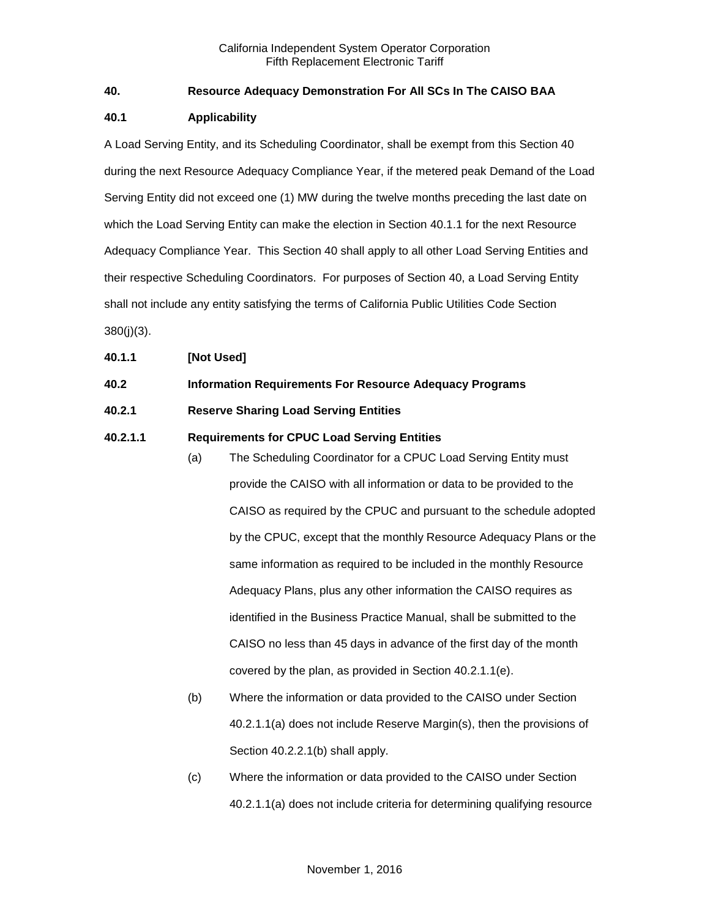## 40. Resource Adequacy Demonstration For All SCs In The CAISO BAA

### 40.1 Applicability

A Load Serving Entity, and its Scheduling Coordinator, shall be exempt from this Section 40 during the next Resource Adequacy Compliance Year, if the metered peak Demand of the Load Serving Entity did not exceed one (1) MW during the twelve months preceding the last date on which the Load Serving Entity can make the election in Section 40.1.1 for the next Resource Adequacy Compliance Year. This Section 40 shall apply to all other Load Serving Entities and their respective Scheduling Coordinators. For purposes of Section 40, a Load Serving Entity shall not include any entity satisfying the terms of California Public Utilities Code Section 380(j)(3).

#### 40.1.1 [Not Used]

### 40.2 Information Requirements For Resource Adequacy Programs

#### 40.2.1 Reserve Sharing Load Serving Entities

##### 40.2.1.1 Requirements for CPUC Load Serving Entities

(a) The Scheduling Coordinator for a CPUC Load Serving Entity must provide the CAISO with all information or data to be provided to the CAISO as required by the CPUC and pursuant to the schedule adopted by the CPUC, except that the monthly Resource Adequacy Plans or the same information as required to be included in the monthly Resource Adequacy Plans, plus any other information the CAISO requires as identified in the Business Practice Manual, shall be submitted to the CAISO no less than 45 days in advance of the first day of the month covered by the plan, as provided in Section 40.2.1.1(e).

(b) Where the information or data provided to the CAISO under Section 40.2.1.1(a) does not include Reserve Margin(s), then the provisions of Section 40.2.2.1(b) shall apply.

(c) Where the information or data provided to the CAISO under Section 40.2.1.1(a) does not include criteria for determining qualifying resource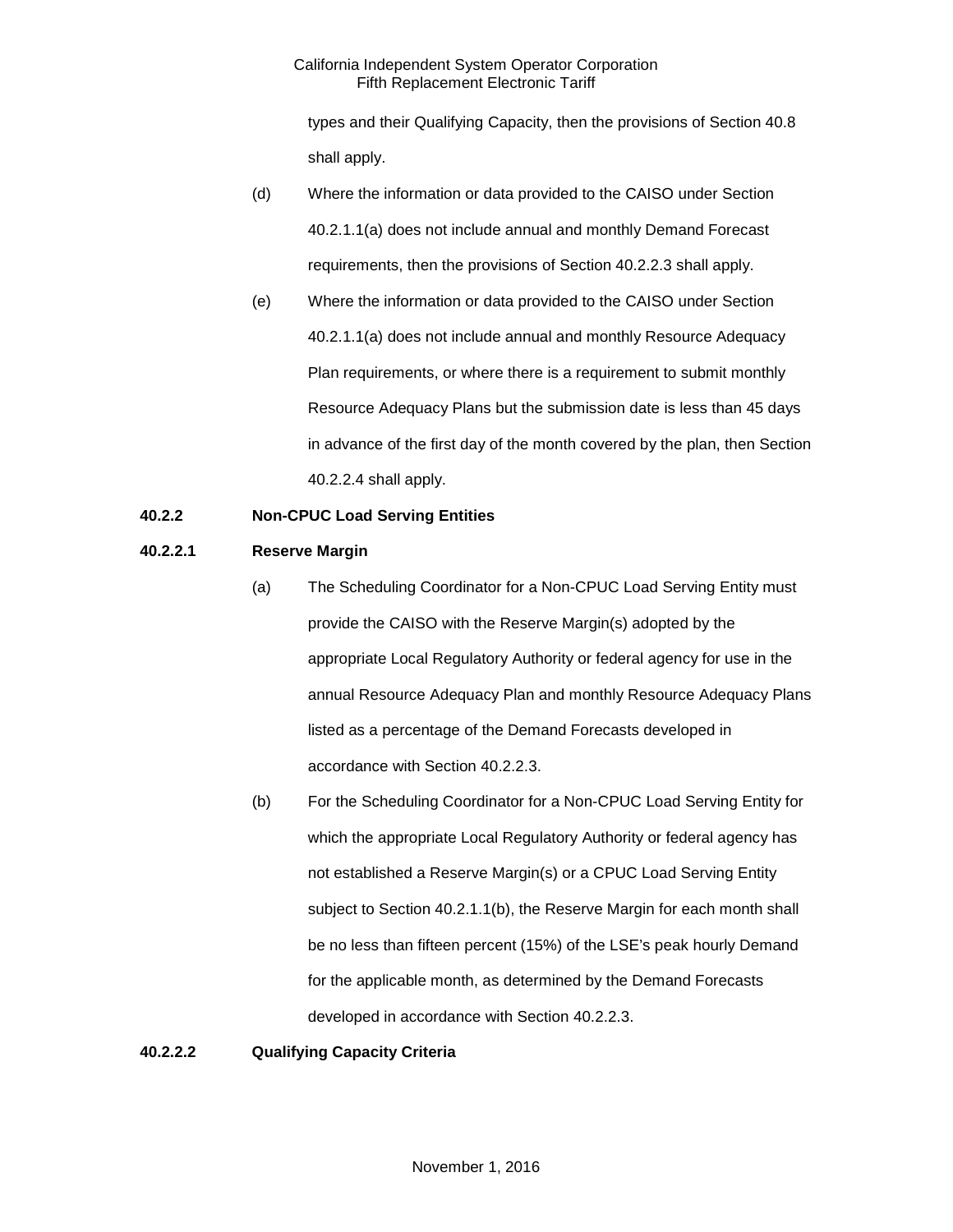types and their Qualifying Capacity, then the provisions of Section 40.8 shall apply.

(d) Where the information or data provided to the CAISO under Section 40.2.1.1(a) does not include annual and monthly Demand Forecast requirements, then the provisions of Section 40.2.2.3 shall apply.

(e) Where the information or data provided to the CAISO under Section 40.2.1.1(a) does not include annual and monthly Resource Adequacy Plan requirements, or where there is a requirement to submit monthly Resource Adequacy Plans but the submission date is less than 45 days in advance of the first day of the month covered by the plan, then Section 40.2.2.4 shall apply.

**40.2.2 Non-CPUC Load Serving Entities**

**40.2.2.1 Reserve Margin**

(a) The Scheduling Coordinator for a Non-CPUC Load Serving Entity must provide the CAISO with the Reserve Margin(s) adopted by the appropriate Local Regulatory Authority or federal agency for use in the annual Resource Adequacy Plan and monthly Resource Adequacy Plans listed as a percentage of the Demand Forecasts developed in accordance with Section 40.2.2.3.

(b) For the Scheduling Coordinator for a Non-CPUC Load Serving Entity for which the appropriate Local Regulatory Authority or federal agency has not established a Reserve Margin(s) or a CPUC Load Serving Entity subject to Section 40.2.1.1(b), the Reserve Margin for each month shall be no less than fifteen percent (15%) of the LSE's peak hourly Demand for the applicable month, as determined by the Demand Forecasts developed in accordance with Section 40.2.2.3.

**40.2.2.2 Qualifying Capacity Criteria**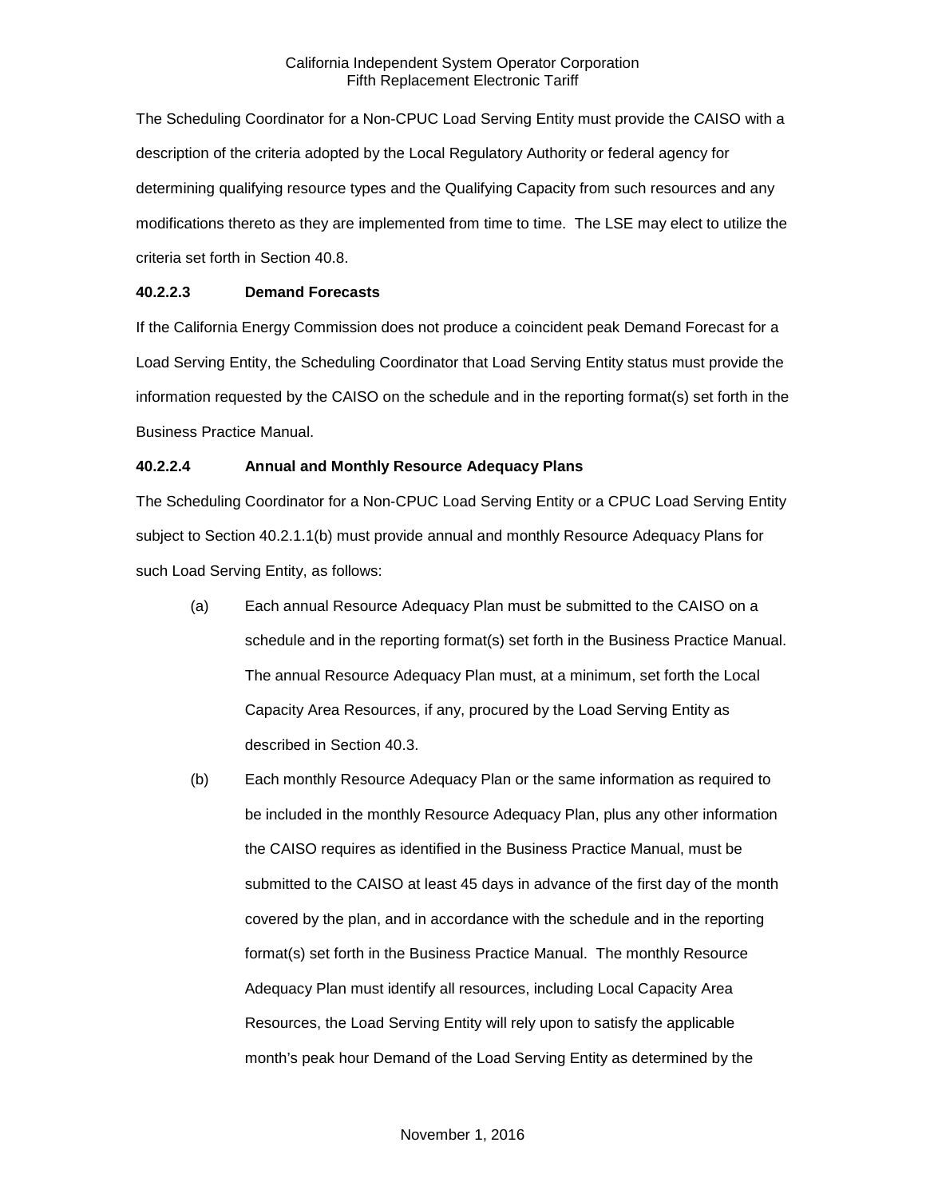The Scheduling Coordinator for a Non-CPUC Load Serving Entity must provide the CAISO with a description of the criteria adopted by the Local Regulatory Authority or federal agency for determining qualifying resource types and the Qualifying Capacity from such resources and any modifications thereto as they are implemented from time to time. The LSE may elect to utilize the criteria set forth in Section 40.8.

**40.2.2.3 Demand Forecasts**

If the California Energy Commission does not produce a coincident peak Demand Forecast for a Load Serving Entity, the Scheduling Coordinator that Load Serving Entity status must provide the information requested by the CAISO on the schedule and in the reporting format(s) set forth in the Business Practice Manual.

**40.2.2.4 Annual and Monthly Resource Adequacy Plans**

The Scheduling Coordinator for a Non-CPUC Load Serving Entity or a CPUC Load Serving Entity subject to Section 40.2.1.1(b) must provide annual and monthly Resource Adequacy Plans for such Load Serving Entity, as follows:

(a) Each annual Resource Adequacy Plan must be submitted to the CAISO on a schedule and in the reporting format(s) set forth in the Business Practice Manual. The annual Resource Adequacy Plan must, at a minimum, set forth the Local Capacity Area Resources, if any, procured by the Load Serving Entity as described in Section 40.3.

(b) Each monthly Resource Adequacy Plan or the same information as required to be included in the monthly Resource Adequacy Plan, plus any other information the CAISO requires as identified in the Business Practice Manual, must be submitted to the CAISO at least 45 days in advance of the first day of the month covered by the plan, and in accordance with the schedule and in the reporting format(s) set forth in the Business Practice Manual. The monthly Resource Adequacy Plan must identify all resources, including Local Capacity Area Resources, the Load Serving Entity will rely upon to satisfy the applicable month's peak hour Demand of the Load Serving Entity as determined by the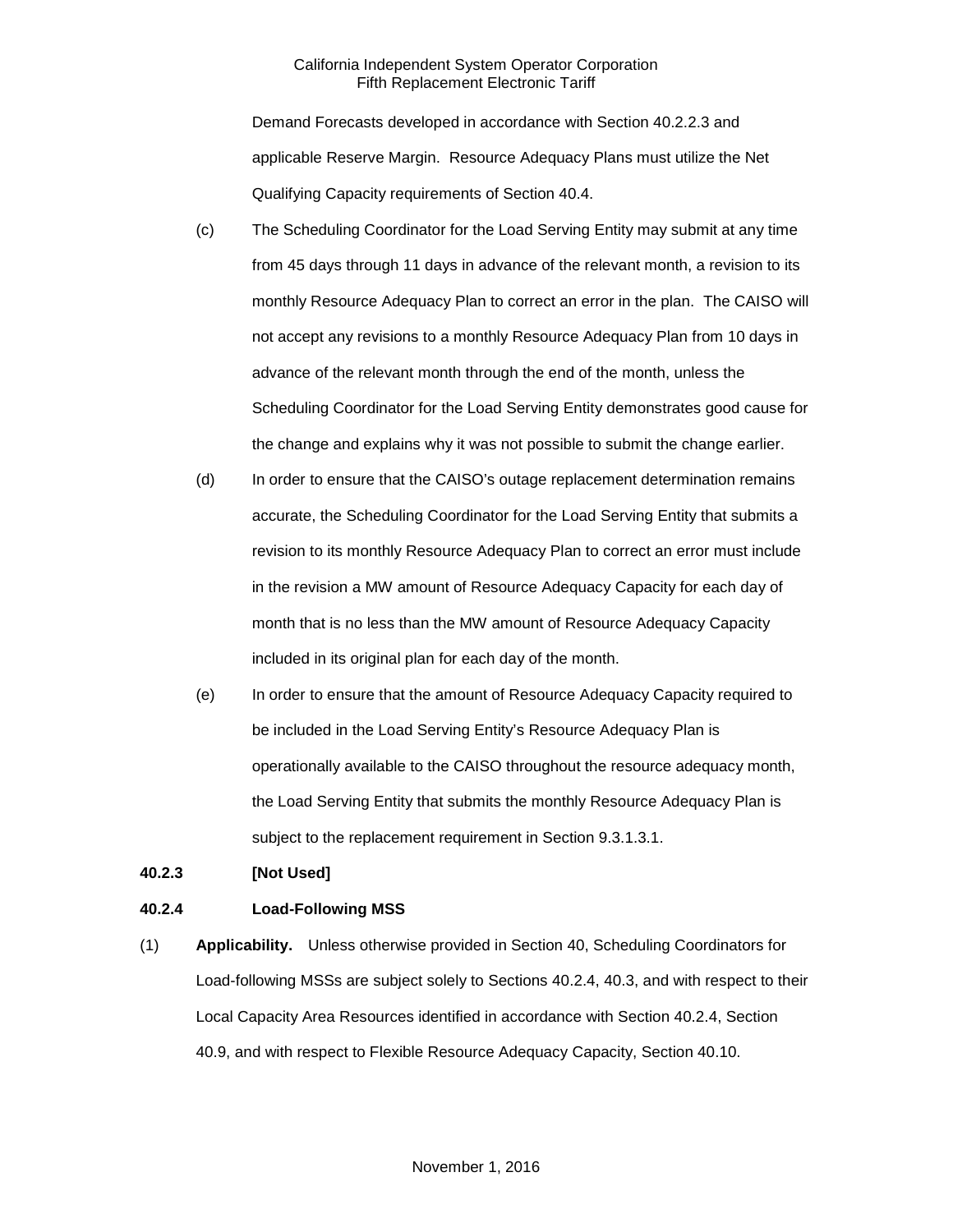Demand Forecasts developed in accordance with Section 40.2.2.3 and applicable Reserve Margin. Resource Adequacy Plans must utilize the Net Qualifying Capacity requirements of Section 40.4.

(c) The Scheduling Coordinator for the Load Serving Entity may submit at any time from 45 days through 11 days in advance of the relevant month, a revision to its monthly Resource Adequacy Plan to correct an error in the plan. The CAISO will not accept any revisions to a monthly Resource Adequacy Plan from 10 days in advance of the relevant month through the end of the month, unless the Scheduling Coordinator for the Load Serving Entity demonstrates good cause for the change and explains why it was not possible to submit the change earlier.

(d) In order to ensure that the CAISO's outage replacement determination remains accurate, the Scheduling Coordinator for the Load Serving Entity that submits a revision to its monthly Resource Adequacy Plan to correct an error must include in the revision a MW amount of Resource Adequacy Capacity for each day of month that is no less than the MW amount of Resource Adequacy Capacity included in its original plan for each day of the month.

(e) In order to ensure that the amount of Resource Adequacy Capacity required to be included in the Load Serving Entity's Resource Adequacy Plan is operationally available to the CAISO throughout the resource adequacy month, the Load Serving Entity that submits the monthly Resource Adequacy Plan is subject to the replacement requirement in Section 9.3.1.3.1.

**40.2.3 [Not Used]**

**40.2.4 Load-Following MSS**

(1) **Applicability.** Unless otherwise provided in Section 40, Scheduling Coordinators for Load-following MSSs are subject solely to Sections 40.2.4, 40.3, and with respect to their Local Capacity Area Resources identified in accordance with Section 40.2.4, Section 40.9, and with respect to Flexible Resource Adequacy Capacity, Section 40.10.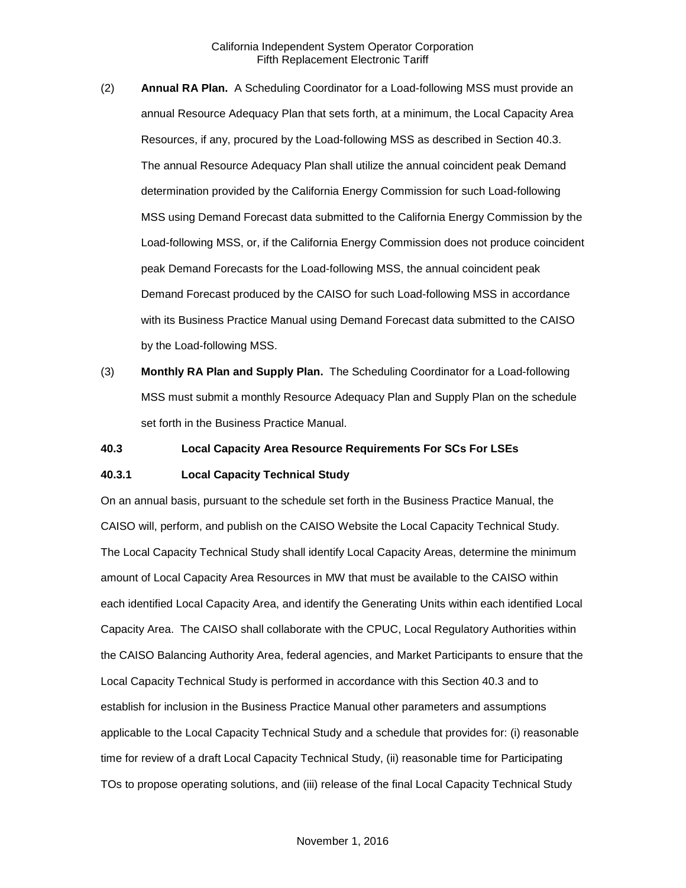(2) **Annual RA Plan.** A Scheduling Coordinator for a Load-following MSS must provide an annual Resource Adequacy Plan that sets forth, at a minimum, the Local Capacity Area Resources, if any, procured by the Load-following MSS as described in Section 40.3. The annual Resource Adequacy Plan shall utilize the annual coincident peak Demand determination provided by the California Energy Commission for such Load-following MSS using Demand Forecast data submitted to the California Energy Commission by the Load-following MSS, or, if the California Energy Commission does not produce coincident peak Demand Forecasts for the Load-following MSS, the annual coincident peak Demand Forecast produced by the CAISO for such Load-following MSS in accordance with its Business Practice Manual using Demand Forecast data submitted to the CAISO by the Load-following MSS.

(3) **Monthly RA Plan and Supply Plan.** The Scheduling Coordinator for a Load-following MSS must submit a monthly Resource Adequacy Plan and Supply Plan on the schedule set forth in the Business Practice Manual.

**40.3 Local Capacity Area Resource Requirements For SCs For LSEs**

**40.3.1 Local Capacity Technical Study**

On an annual basis, pursuant to the schedule set forth in the Business Practice Manual, the CAISO will, perform, and publish on the CAISO Website the Local Capacity Technical Study. The Local Capacity Technical Study shall identify Local Capacity Areas, determine the minimum amount of Local Capacity Area Resources in MW that must be available to the CAISO within each identified Local Capacity Area, and identify the Generating Units within each identified Local Capacity Area. The CAISO shall collaborate with the CPUC, Local Regulatory Authorities within the CAISO Balancing Authority Area, federal agencies, and Market Participants to ensure that the Local Capacity Technical Study is performed in accordance with this Section 40.3 and to establish for inclusion in the Business Practice Manual other parameters and assumptions applicable to the Local Capacity Technical Study and a schedule that provides for: (i) reasonable time for review of a draft Local Capacity Technical Study, (ii) reasonable time for Participating TOs to propose operating solutions, and (iii) release of the final Local Capacity Technical Study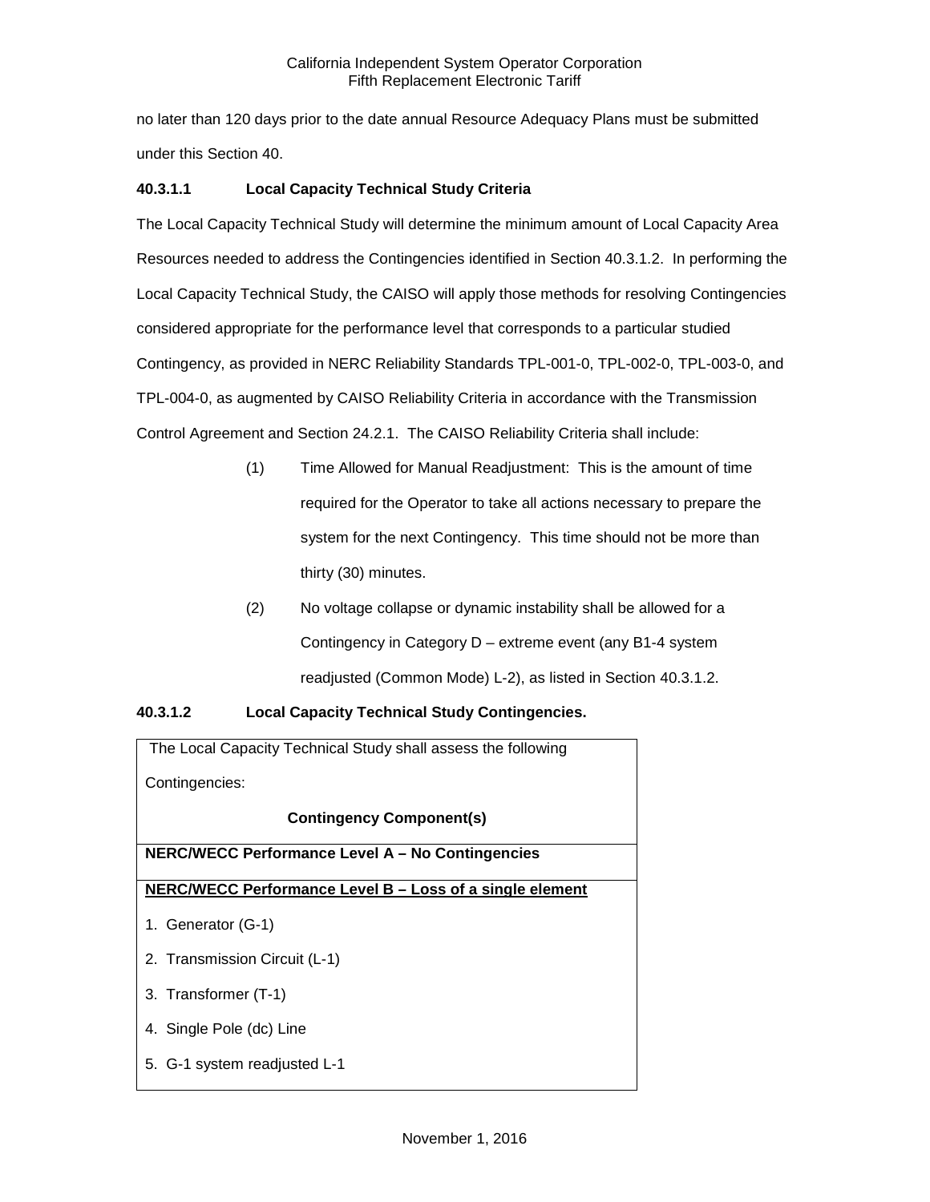no later than 120 days prior to the date annual Resource Adequacy Plans must be submitted under this Section 40.

### 40.3.1.1 Local Capacity Technical Study Criteria

The Local Capacity Technical Study will determine the minimum amount of Local Capacity Area Resources needed to address the Contingencies identified in Section 40.3.1.2. In performing the Local Capacity Technical Study, the CAISO will apply those methods for resolving Contingencies considered appropriate for the performance level that corresponds to a particular studied Contingency, as provided in NERC Reliability Standards TPL-001-0, TPL-002-0, TPL-003-0, and TPL-004-0, as augmented by CAISO Reliability Criteria in accordance with the Transmission Control Agreement and Section 24.2.1. The CAISO Reliability Criteria shall include:

(1) Time Allowed for Manual Readjustment: This is the amount of time required for the Operator to take all actions necessary to prepare the system for the next Contingency. This time should not be more than thirty (30) minutes.

(2) No voltage collapse or dynamic instability shall be allowed for a Contingency in Category D – extreme event (any B1-4 system readjusted (Common Mode) L-2), as listed in Section 40.3.1.2.

### 40.3.1.2 Local Capacity Technical Study Contingencies.

| The Local Capacity Technical Study shall assess the following Contingencies: **Contingency Component(s)** |
|---|
| **NERC/WECC Performance Level A – No Contingencies** |
| **NERC/WECC Performance Level B – Loss of a single element**<br>1. Generator (G-1)<br>2. Transmission Circuit (L-1)<br>3. Transformer (T-1)<br>4. Single Pole (dc) Line<br>5. G-1 system readjusted L-1 |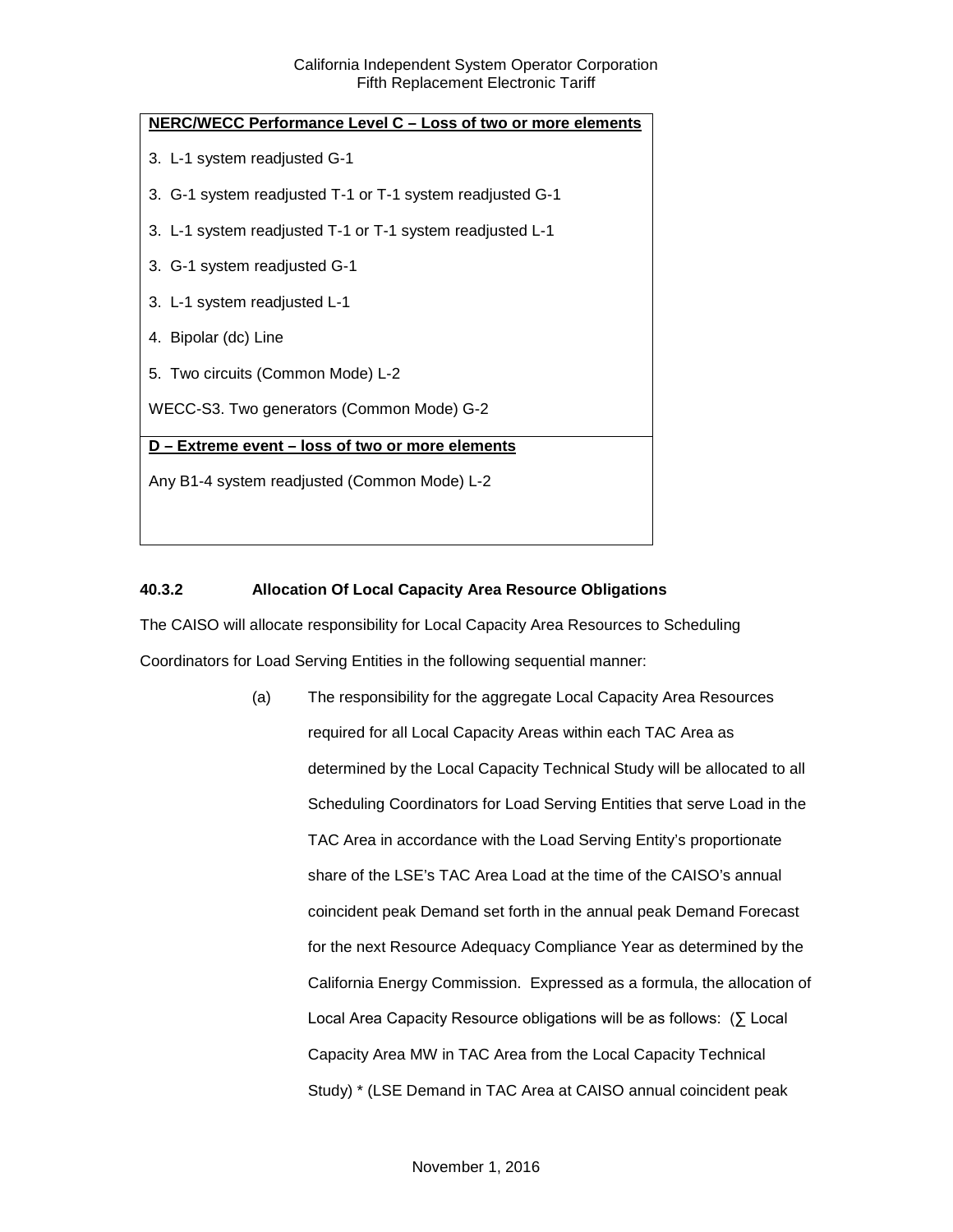| **NERC/WECC Performance Level C – Loss of two or more elements** |
|---|
| 3. L-1 system readjusted G-1 |
| 3. G-1 system readjusted T-1 or T-1 system readjusted G-1 |
| 3. L-1 system readjusted T-1 or T-1 system readjusted L-1 |
| 3. G-1 system readjusted G-1 |
| 3. L-1 system readjusted L-1 |
| 4. Bipolar (dc) Line |
| 5. Two circuits (Common Mode) L-2 |
| WECC-S3. Two generators (Common Mode) G-2 |
| **D – Extreme event – loss of two or more elements** |
| Any B1-4 system readjusted (Common Mode) L-2 |

### 40.3.2 Allocation Of Local Capacity Area Resource Obligations

The CAISO will allocate responsibility for Local Capacity Area Resources to Scheduling Coordinators for Load Serving Entities in the following sequential manner:

(a) The responsibility for the aggregate Local Capacity Area Resources required for all Local Capacity Areas within each TAC Area as determined by the Local Capacity Technical Study will be allocated to all Scheduling Coordinators for Load Serving Entities that serve Load in the TAC Area in accordance with the Load Serving Entity's proportionate share of the LSE's TAC Area Load at the time of the CAISO's annual coincident peak Demand set forth in the annual peak Demand Forecast for the next Resource Adequacy Compliance Year as determined by the California Energy Commission. Expressed as a formula, the allocation of Local Area Capacity Resource obligations will be as follows: (∑ Local Capacity Area MW in TAC Area from the Local Capacity Technical Study) * (LSE Demand in TAC Area at CAISO annual coincident peak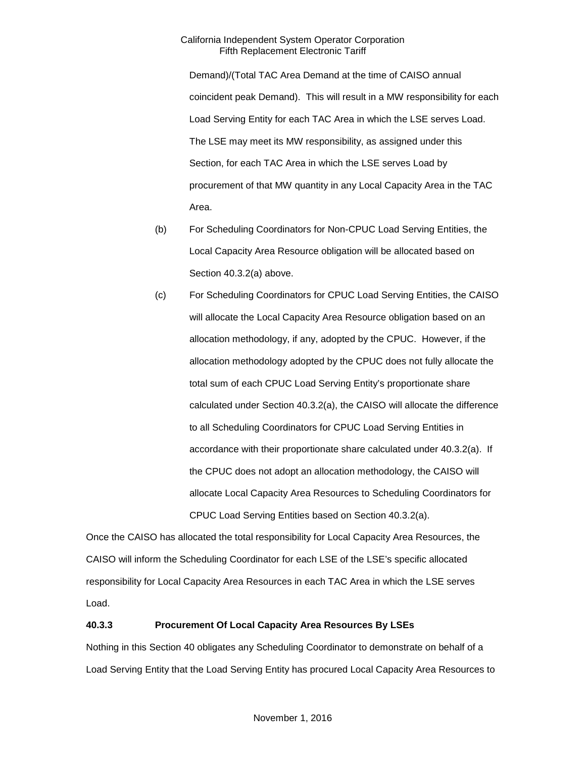Demand)/(Total TAC Area Demand at the time of CAISO annual coincident peak Demand). This will result in a MW responsibility for each Load Serving Entity for each TAC Area in which the LSE serves Load. The LSE may meet its MW responsibility, as assigned under this Section, for each TAC Area in which the LSE serves Load by procurement of that MW quantity in any Local Capacity Area in the TAC Area.

(b) For Scheduling Coordinators for Non-CPUC Load Serving Entities, the Local Capacity Area Resource obligation will be allocated based on Section 40.3.2(a) above.

(c) For Scheduling Coordinators for CPUC Load Serving Entities, the CAISO will allocate the Local Capacity Area Resource obligation based on an allocation methodology, if any, adopted by the CPUC. However, if the allocation methodology adopted by the CPUC does not fully allocate the total sum of each CPUC Load Serving Entity's proportionate share calculated under Section 40.3.2(a), the CAISO will allocate the difference to all Scheduling Coordinators for CPUC Load Serving Entities in accordance with their proportionate share calculated under 40.3.2(a). If the CPUC does not adopt an allocation methodology, the CAISO will allocate Local Capacity Area Resources to Scheduling Coordinators for CPUC Load Serving Entities based on Section 40.3.2(a).

Once the CAISO has allocated the total responsibility for Local Capacity Area Resources, the CAISO will inform the Scheduling Coordinator for each LSE of the LSE's specific allocated responsibility for Local Capacity Area Resources in each TAC Area in which the LSE serves Load.

**40.3.3 Procurement Of Local Capacity Area Resources By LSEs**

Nothing in this Section 40 obligates any Scheduling Coordinator to demonstrate on behalf of a Load Serving Entity that the Load Serving Entity has procured Local Capacity Area Resources to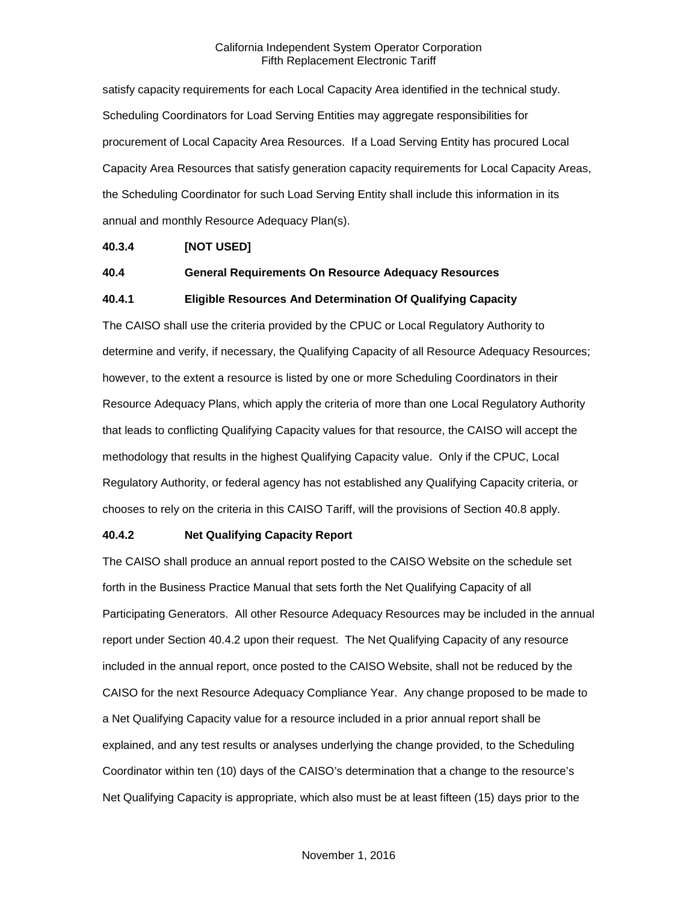satisfy capacity requirements for each Local Capacity Area identified in the technical study. Scheduling Coordinators for Load Serving Entities may aggregate responsibilities for procurement of Local Capacity Area Resources. If a Load Serving Entity has procured Local Capacity Area Resources that satisfy generation capacity requirements for Local Capacity Areas, the Scheduling Coordinator for such Load Serving Entity shall include this information in its annual and monthly Resource Adequacy Plan(s).

**40.3.4 [NOT USED]**

**40.4 General Requirements On Resource Adequacy Resources**

**40.4.1 Eligible Resources And Determination Of Qualifying Capacity**

The CAISO shall use the criteria provided by the CPUC or Local Regulatory Authority to determine and verify, if necessary, the Qualifying Capacity of all Resource Adequacy Resources; however, to the extent a resource is listed by one or more Scheduling Coordinators in their Resource Adequacy Plans, which apply the criteria of more than one Local Regulatory Authority that leads to conflicting Qualifying Capacity values for that resource, the CAISO will accept the methodology that results in the highest Qualifying Capacity value. Only if the CPUC, Local Regulatory Authority, or federal agency has not established any Qualifying Capacity criteria, or chooses to rely on the criteria in this CAISO Tariff, will the provisions of Section 40.8 apply.

**40.4.2 Net Qualifying Capacity Report**

The CAISO shall produce an annual report posted to the CAISO Website on the schedule set forth in the Business Practice Manual that sets forth the Net Qualifying Capacity of all Participating Generators. All other Resource Adequacy Resources may be included in the annual report under Section 40.4.2 upon their request. The Net Qualifying Capacity of any resource included in the annual report, once posted to the CAISO Website, shall not be reduced by the CAISO for the next Resource Adequacy Compliance Year. Any change proposed to be made to a Net Qualifying Capacity value for a resource included in a prior annual report shall be explained, and any test results or analyses underlying the change provided, to the Scheduling Coordinator within ten (10) days of the CAISO's determination that a change to the resource's Net Qualifying Capacity is appropriate, which also must be at least fifteen (15) days prior to the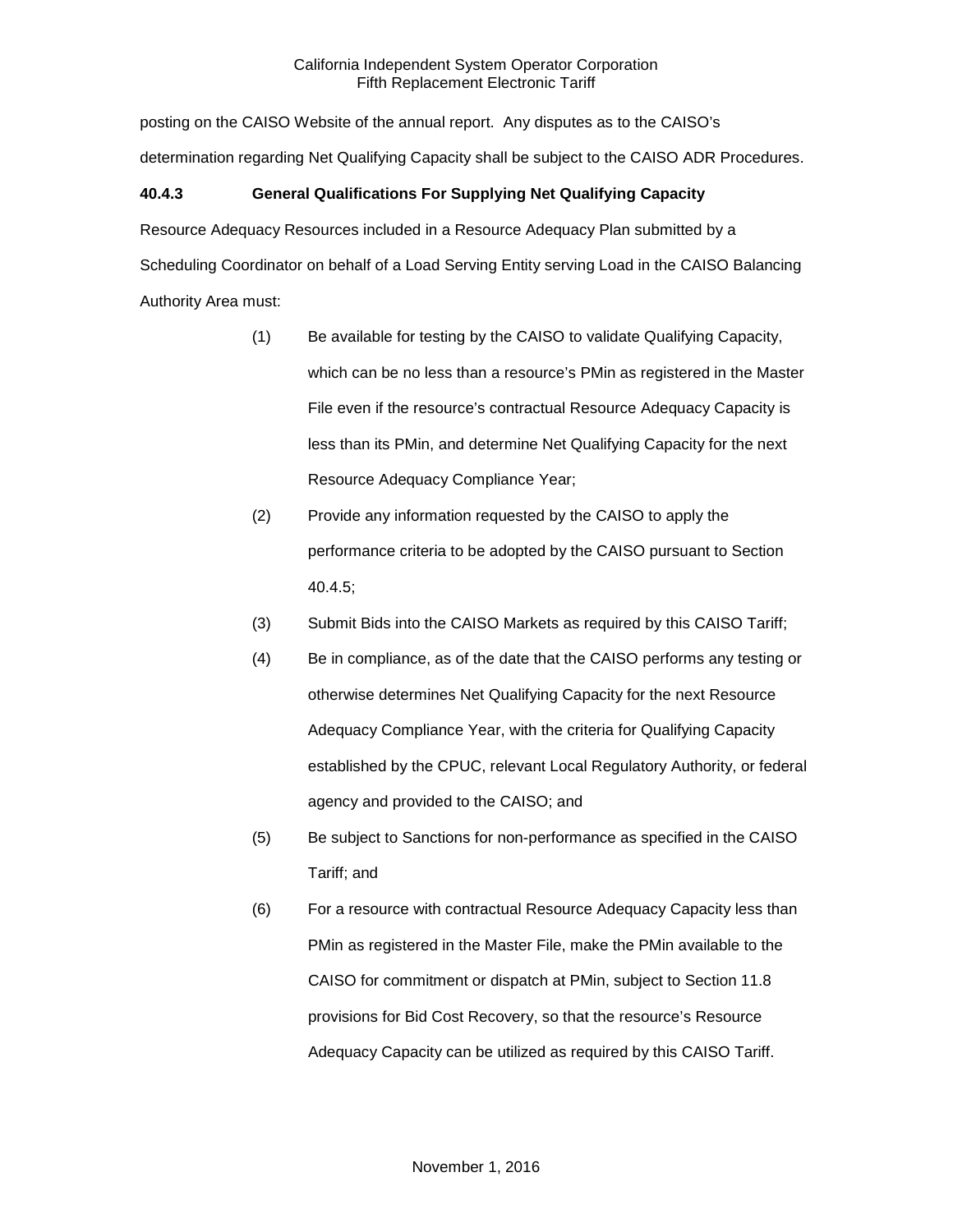posting on the CAISO Website of the annual report. Any disputes as to the CAISO's determination regarding Net Qualifying Capacity shall be subject to the CAISO ADR Procedures.

**40.4.3 General Qualifications For Supplying Net Qualifying Capacity**

Resource Adequacy Resources included in a Resource Adequacy Plan submitted by a Scheduling Coordinator on behalf of a Load Serving Entity serving Load in the CAISO Balancing Authority Area must:

(1) Be available for testing by the CAISO to validate Qualifying Capacity, which can be no less than a resource's PMin as registered in the Master File even if the resource's contractual Resource Adequacy Capacity is less than its PMin, and determine Net Qualifying Capacity for the next Resource Adequacy Compliance Year;

(2) Provide any information requested by the CAISO to apply the performance criteria to be adopted by the CAISO pursuant to Section 40.4.5;

(3) Submit Bids into the CAISO Markets as required by this CAISO Tariff;

(4) Be in compliance, as of the date that the CAISO performs any testing or otherwise determines Net Qualifying Capacity for the next Resource Adequacy Compliance Year, with the criteria for Qualifying Capacity established by the CPUC, relevant Local Regulatory Authority, or federal agency and provided to the CAISO; and

(5) Be subject to Sanctions for non-performance as specified in the CAISO Tariff; and

(6) For a resource with contractual Resource Adequacy Capacity less than PMin as registered in the Master File, make the PMin available to the CAISO for commitment or dispatch at PMin, subject to Section 11.8 provisions for Bid Cost Recovery, so that the resource's Resource Adequacy Capacity can be utilized as required by this CAISO Tariff.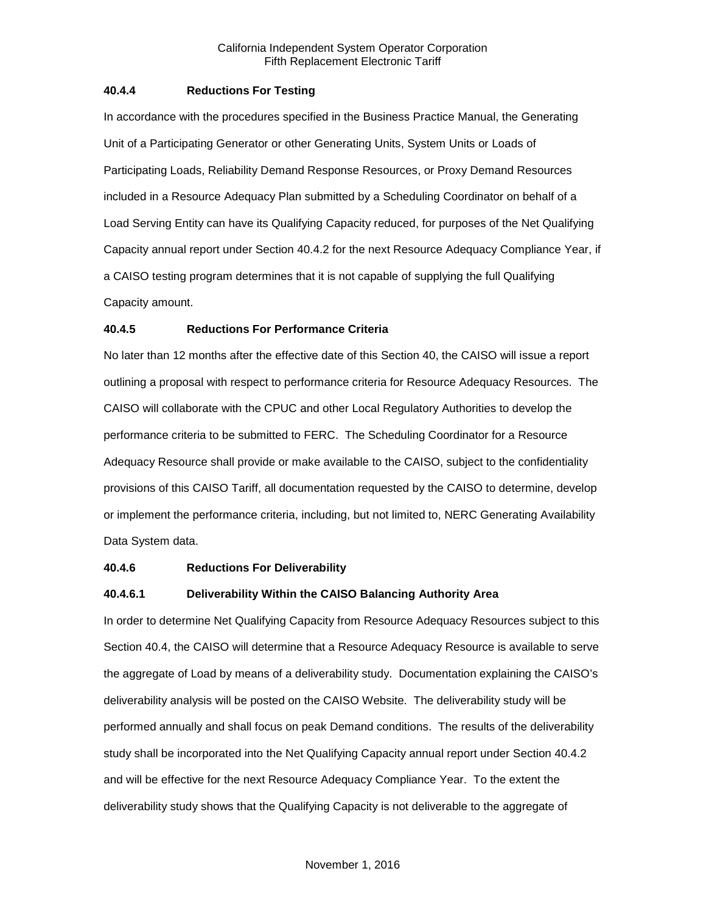### 40.4.4 Reductions For Testing

In accordance with the procedures specified in the Business Practice Manual, the Generating Unit of a Participating Generator or other Generating Units, System Units or Loads of Participating Loads, Reliability Demand Response Resources, or Proxy Demand Resources included in a Resource Adequacy Plan submitted by a Scheduling Coordinator on behalf of a Load Serving Entity can have its Qualifying Capacity reduced, for purposes of the Net Qualifying Capacity annual report under Section 40.4.2 for the next Resource Adequacy Compliance Year, if a CAISO testing program determines that it is not capable of supplying the full Qualifying Capacity amount.

### 40.4.5 Reductions For Performance Criteria

No later than 12 months after the effective date of this Section 40, the CAISO will issue a report outlining a proposal with respect to performance criteria for Resource Adequacy Resources. The CAISO will collaborate with the CPUC and other Local Regulatory Authorities to develop the performance criteria to be submitted to FERC. The Scheduling Coordinator for a Resource Adequacy Resource shall provide or make available to the CAISO, subject to the confidentiality provisions of this CAISO Tariff, all documentation requested by the CAISO to determine, develop or implement the performance criteria, including, but not limited to, NERC Generating Availability Data System data.

### 40.4.6 Reductions For Deliverability

#### 40.4.6.1 Deliverability Within the CAISO Balancing Authority Area

In order to determine Net Qualifying Capacity from Resource Adequacy Resources subject to this Section 40.4, the CAISO will determine that a Resource Adequacy Resource is available to serve the aggregate of Load by means of a deliverability study. Documentation explaining the CAISO's deliverability analysis will be posted on the CAISO Website. The deliverability study will be performed annually and shall focus on peak Demand conditions. The results of the deliverability study shall be incorporated into the Net Qualifying Capacity annual report under Section 40.4.2 and will be effective for the next Resource Adequacy Compliance Year. To the extent the deliverability study shows that the Qualifying Capacity is not deliverable to the aggregate of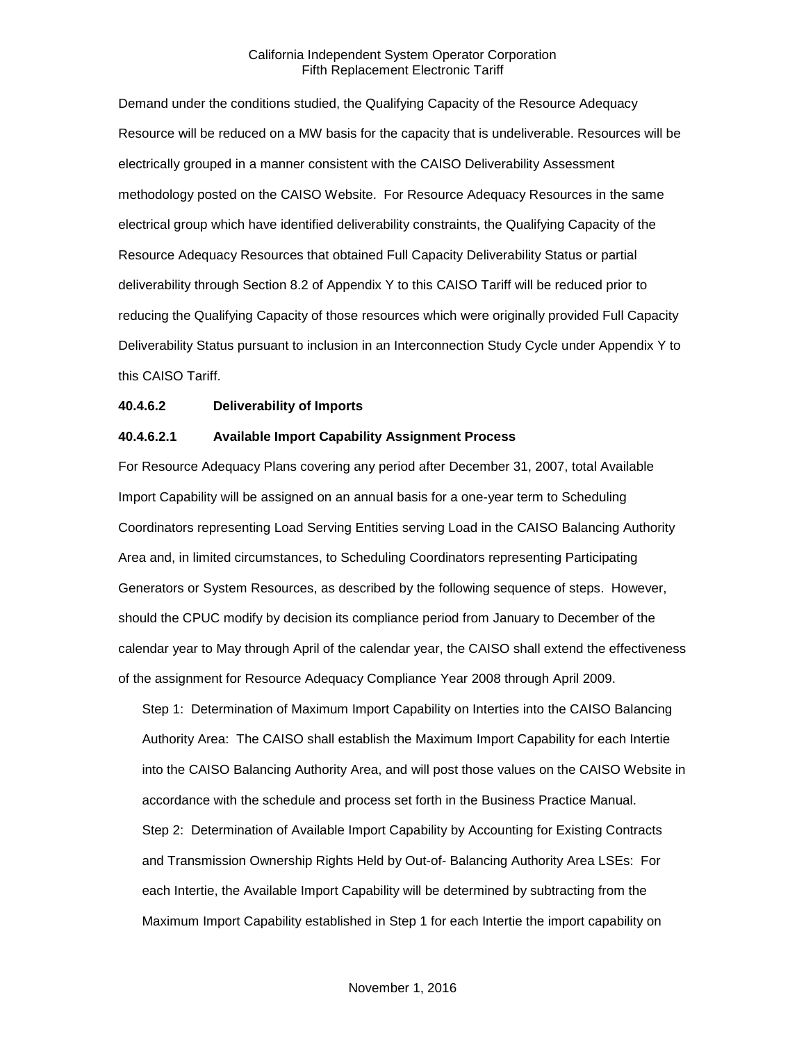Demand under the conditions studied, the Qualifying Capacity of the Resource Adequacy Resource will be reduced on a MW basis for the capacity that is undeliverable. Resources will be electrically grouped in a manner consistent with the CAISO Deliverability Assessment methodology posted on the CAISO Website. For Resource Adequacy Resources in the same electrical group which have identified deliverability constraints, the Qualifying Capacity of the Resource Adequacy Resources that obtained Full Capacity Deliverability Status or partial deliverability through Section 8.2 of Appendix Y to this CAISO Tariff will be reduced prior to reducing the Qualifying Capacity of those resources which were originally provided Full Capacity Deliverability Status pursuant to inclusion in an Interconnection Study Cycle under Appendix Y to this CAISO Tariff.

**40.4.6.2 Deliverability of Imports**

**40.4.6.2.1 Available Import Capability Assignment Process**

For Resource Adequacy Plans covering any period after December 31, 2007, total Available Import Capability will be assigned on an annual basis for a one-year term to Scheduling Coordinators representing Load Serving Entities serving Load in the CAISO Balancing Authority Area and, in limited circumstances, to Scheduling Coordinators representing Participating Generators or System Resources, as described by the following sequence of steps. However, should the CPUC modify by decision its compliance period from January to December of the calendar year to May through April of the calendar year, the CAISO shall extend the effectiveness of the assignment for Resource Adequacy Compliance Year 2008 through April 2009.

Step 1: Determination of Maximum Import Capability on Interties into the CAISO Balancing Authority Area: The CAISO shall establish the Maximum Import Capability for each Intertie into the CAISO Balancing Authority Area, and will post those values on the CAISO Website in accordance with the schedule and process set forth in the Business Practice Manual.

Step 2: Determination of Available Import Capability by Accounting for Existing Contracts and Transmission Ownership Rights Held by Out-of- Balancing Authority Area LSEs: For each Intertie, the Available Import Capability will be determined by subtracting from the Maximum Import Capability established in Step 1 for each Intertie the import capability on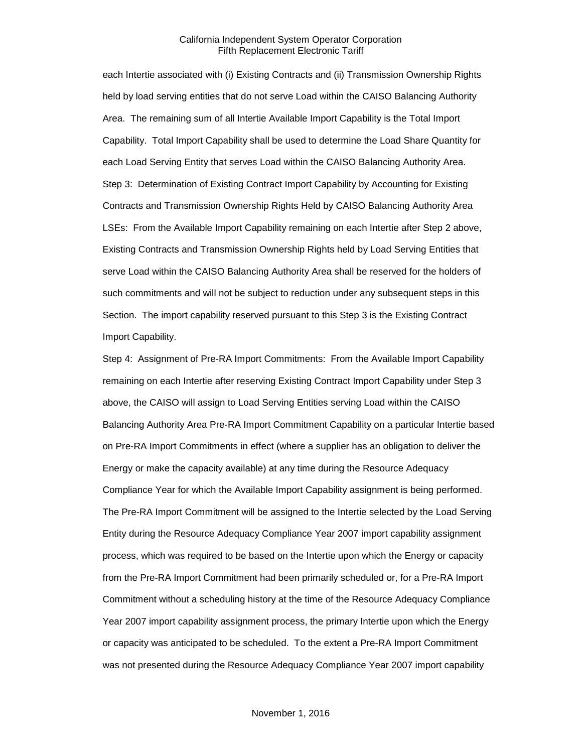each Intertie associated with (i) Existing Contracts and (ii) Transmission Ownership Rights held by load serving entities that do not serve Load within the CAISO Balancing Authority Area. The remaining sum of all Intertie Available Import Capability is the Total Import Capability. Total Import Capability shall be used to determine the Load Share Quantity for each Load Serving Entity that serves Load within the CAISO Balancing Authority Area.

Step 3: Determination of Existing Contract Import Capability by Accounting for Existing Contracts and Transmission Ownership Rights Held by CAISO Balancing Authority Area LSEs: From the Available Import Capability remaining on each Intertie after Step 2 above, Existing Contracts and Transmission Ownership Rights held by Load Serving Entities that serve Load within the CAISO Balancing Authority Area shall be reserved for the holders of such commitments and will not be subject to reduction under any subsequent steps in this Section. The import capability reserved pursuant to this Step 3 is the Existing Contract Import Capability.

Step 4: Assignment of Pre-RA Import Commitments: From the Available Import Capability remaining on each Intertie after reserving Existing Contract Import Capability under Step 3 above, the CAISO will assign to Load Serving Entities serving Load within the CAISO Balancing Authority Area Pre-RA Import Commitment Capability on a particular Intertie based on Pre-RA Import Commitments in effect (where a supplier has an obligation to deliver the Energy or make the capacity available) at any time during the Resource Adequacy Compliance Year for which the Available Import Capability assignment is being performed. The Pre-RA Import Commitment will be assigned to the Intertie selected by the Load Serving Entity during the Resource Adequacy Compliance Year 2007 import capability assignment process, which was required to be based on the Intertie upon which the Energy or capacity from the Pre-RA Import Commitment had been primarily scheduled or, for a Pre-RA Import Commitment without a scheduling history at the time of the Resource Adequacy Compliance Year 2007 import capability assignment process, the primary Intertie upon which the Energy or capacity was anticipated to be scheduled. To the extent a Pre-RA Import Commitment was not presented during the Resource Adequacy Compliance Year 2007 import capability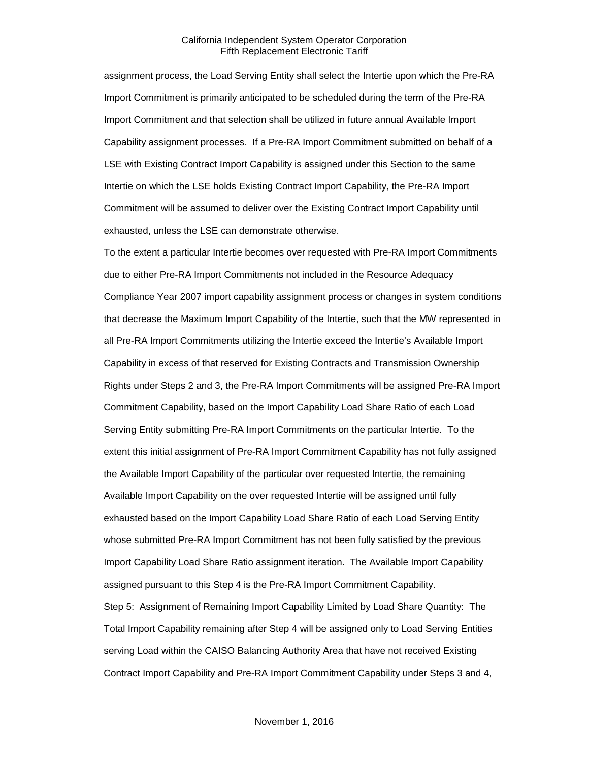assignment process, the Load Serving Entity shall select the Intertie upon which the Pre-RA Import Commitment is primarily anticipated to be scheduled during the term of the Pre-RA Import Commitment and that selection shall be utilized in future annual Available Import Capability assignment processes. If a Pre-RA Import Commitment submitted on behalf of a LSE with Existing Contract Import Capability is assigned under this Section to the same Intertie on which the LSE holds Existing Contract Import Capability, the Pre-RA Import Commitment will be assumed to deliver over the Existing Contract Import Capability until exhausted, unless the LSE can demonstrate otherwise.

To the extent a particular Intertie becomes over requested with Pre-RA Import Commitments due to either Pre-RA Import Commitments not included in the Resource Adequacy Compliance Year 2007 import capability assignment process or changes in system conditions that decrease the Maximum Import Capability of the Intertie, such that the MW represented in all Pre-RA Import Commitments utilizing the Intertie exceed the Intertie's Available Import Capability in excess of that reserved for Existing Contracts and Transmission Ownership Rights under Steps 2 and 3, the Pre-RA Import Commitments will be assigned Pre-RA Import Commitment Capability, based on the Import Capability Load Share Ratio of each Load Serving Entity submitting Pre-RA Import Commitments on the particular Intertie. To the extent this initial assignment of Pre-RA Import Commitment Capability has not fully assigned the Available Import Capability of the particular over requested Intertie, the remaining Available Import Capability on the over requested Intertie will be assigned until fully exhausted based on the Import Capability Load Share Ratio of each Load Serving Entity whose submitted Pre-RA Import Commitment has not been fully satisfied by the previous Import Capability Load Share Ratio assignment iteration. The Available Import Capability assigned pursuant to this Step 4 is the Pre-RA Import Commitment Capability.

Step 5: Assignment of Remaining Import Capability Limited by Load Share Quantity: The Total Import Capability remaining after Step 4 will be assigned only to Load Serving Entities serving Load within the CAISO Balancing Authority Area that have not received Existing Contract Import Capability and Pre-RA Import Commitment Capability under Steps 3 and 4,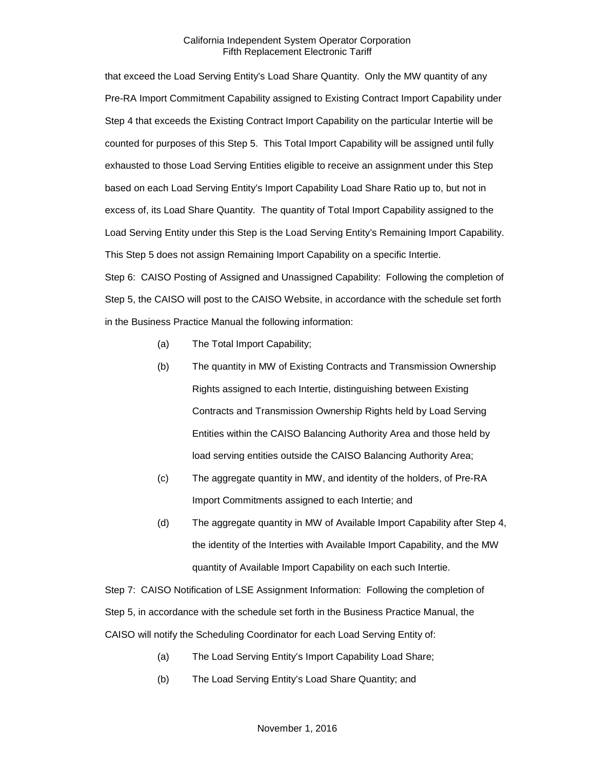that exceed the Load Serving Entity's Load Share Quantity. Only the MW quantity of any Pre-RA Import Commitment Capability assigned to Existing Contract Import Capability under Step 4 that exceeds the Existing Contract Import Capability on the particular Intertie will be counted for purposes of this Step 5. This Total Import Capability will be assigned until fully exhausted to those Load Serving Entities eligible to receive an assignment under this Step based on each Load Serving Entity's Import Capability Load Share Ratio up to, but not in excess of, its Load Share Quantity. The quantity of Total Import Capability assigned to the Load Serving Entity under this Step is the Load Serving Entity's Remaining Import Capability. This Step 5 does not assign Remaining Import Capability on a specific Intertie.

Step 6: CAISO Posting of Assigned and Unassigned Capability: Following the completion of Step 5, the CAISO will post to the CAISO Website, in accordance with the schedule set forth in the Business Practice Manual the following information:

(a) The Total Import Capability;

(b) The quantity in MW of Existing Contracts and Transmission Ownership Rights assigned to each Intertie, distinguishing between Existing Contracts and Transmission Ownership Rights held by Load Serving Entities within the CAISO Balancing Authority Area and those held by load serving entities outside the CAISO Balancing Authority Area;

(c) The aggregate quantity in MW, and identity of the holders, of Pre-RA Import Commitments assigned to each Intertie; and

(d) The aggregate quantity in MW of Available Import Capability after Step 4, the identity of the Interties with Available Import Capability, and the MW quantity of Available Import Capability on each such Intertie.

Step 7: CAISO Notification of LSE Assignment Information: Following the completion of Step 5, in accordance with the schedule set forth in the Business Practice Manual, the CAISO will notify the Scheduling Coordinator for each Load Serving Entity of:

(a) The Load Serving Entity's Import Capability Load Share;

(b) The Load Serving Entity's Load Share Quantity; and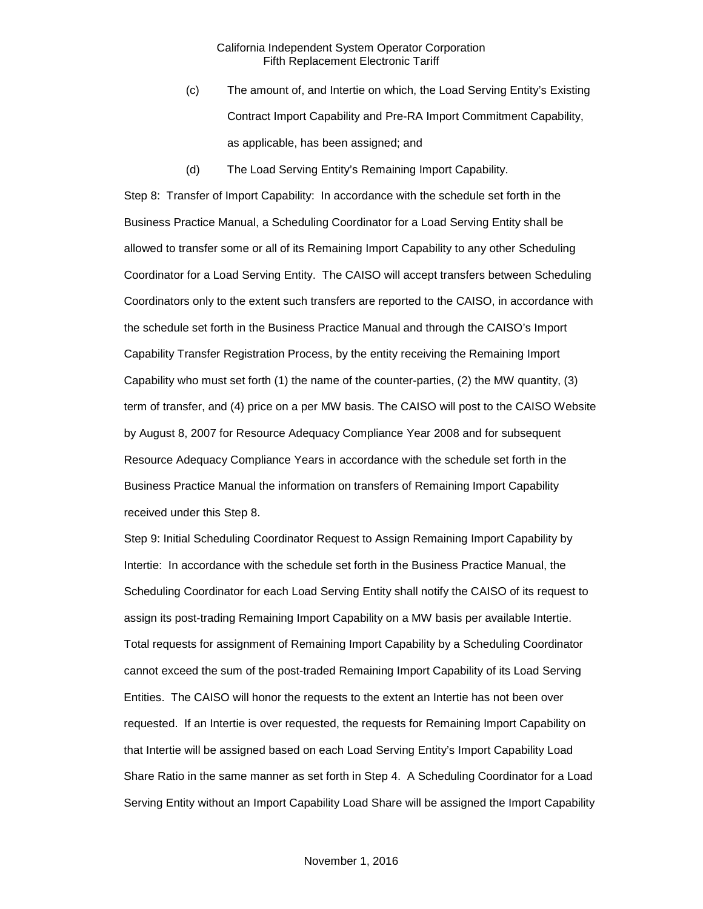(c) The amount of, and Intertie on which, the Load Serving Entity's Existing Contract Import Capability and Pre-RA Import Commitment Capability, as applicable, has been assigned; and

(d) The Load Serving Entity's Remaining Import Capability.

Step 8: Transfer of Import Capability: In accordance with the schedule set forth in the Business Practice Manual, a Scheduling Coordinator for a Load Serving Entity shall be allowed to transfer some or all of its Remaining Import Capability to any other Scheduling Coordinator for a Load Serving Entity. The CAISO will accept transfers between Scheduling Coordinators only to the extent such transfers are reported to the CAISO, in accordance with the schedule set forth in the Business Practice Manual and through the CAISO's Import Capability Transfer Registration Process, by the entity receiving the Remaining Import Capability who must set forth (1) the name of the counter-parties, (2) the MW quantity, (3) term of transfer, and (4) price on a per MW basis. The CAISO will post to the CAISO Website by August 8, 2007 for Resource Adequacy Compliance Year 2008 and for subsequent Resource Adequacy Compliance Years in accordance with the schedule set forth in the Business Practice Manual the information on transfers of Remaining Import Capability received under this Step 8.

Step 9: Initial Scheduling Coordinator Request to Assign Remaining Import Capability by Intertie: In accordance with the schedule set forth in the Business Practice Manual, the Scheduling Coordinator for each Load Serving Entity shall notify the CAISO of its request to assign its post-trading Remaining Import Capability on a MW basis per available Intertie. Total requests for assignment of Remaining Import Capability by a Scheduling Coordinator cannot exceed the sum of the post-traded Remaining Import Capability of its Load Serving Entities. The CAISO will honor the requests to the extent an Intertie has not been over requested. If an Intertie is over requested, the requests for Remaining Import Capability on that Intertie will be assigned based on each Load Serving Entity's Import Capability Load Share Ratio in the same manner as set forth in Step 4. A Scheduling Coordinator for a Load Serving Entity without an Import Capability Load Share will be assigned the Import Capability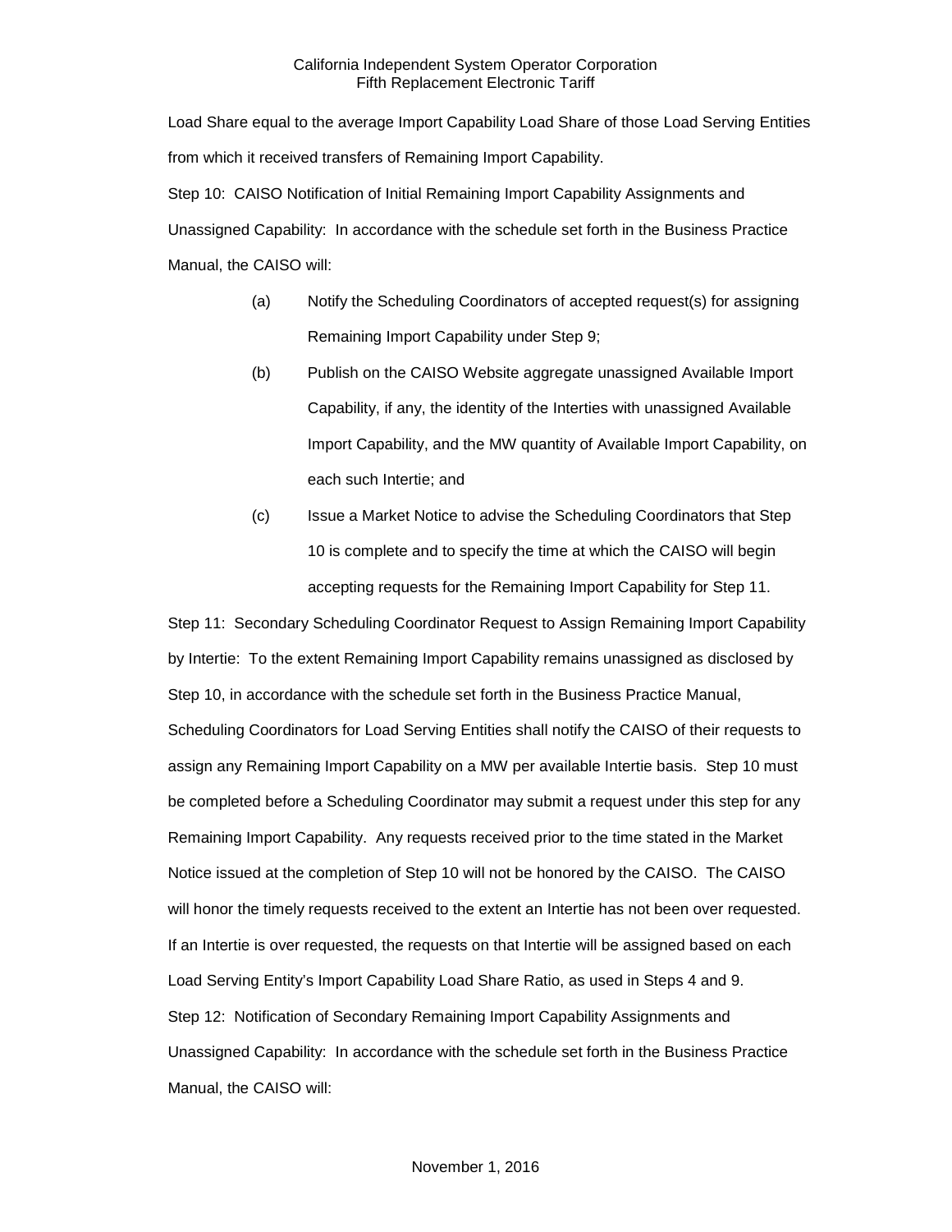Load Share equal to the average Import Capability Load Share of those Load Serving Entities from which it received transfers of Remaining Import Capability.

Step 10: CAISO Notification of Initial Remaining Import Capability Assignments and Unassigned Capability: In accordance with the schedule set forth in the Business Practice Manual, the CAISO will:

(a) Notify the Scheduling Coordinators of accepted request(s) for assigning Remaining Import Capability under Step 9;

(b) Publish on the CAISO Website aggregate unassigned Available Import Capability, if any, the identity of the Interties with unassigned Available Import Capability, and the MW quantity of Available Import Capability, on each such Intertie; and

(c) Issue a Market Notice to advise the Scheduling Coordinators that Step 10 is complete and to specify the time at which the CAISO will begin accepting requests for the Remaining Import Capability for Step 11.

Step 11: Secondary Scheduling Coordinator Request to Assign Remaining Import Capability by Intertie: To the extent Remaining Import Capability remains unassigned as disclosed by Step 10, in accordance with the schedule set forth in the Business Practice Manual, Scheduling Coordinators for Load Serving Entities shall notify the CAISO of their requests to assign any Remaining Import Capability on a MW per available Intertie basis. Step 10 must be completed before a Scheduling Coordinator may submit a request under this step for any Remaining Import Capability. Any requests received prior to the time stated in the Market Notice issued at the completion of Step 10 will not be honored by the CAISO. The CAISO will honor the timely requests received to the extent an Intertie has not been over requested. If an Intertie is over requested, the requests on that Intertie will be assigned based on each Load Serving Entity's Import Capability Load Share Ratio, as used in Steps 4 and 9.

Step 12: Notification of Secondary Remaining Import Capability Assignments and Unassigned Capability: In accordance with the schedule set forth in the Business Practice Manual, the CAISO will: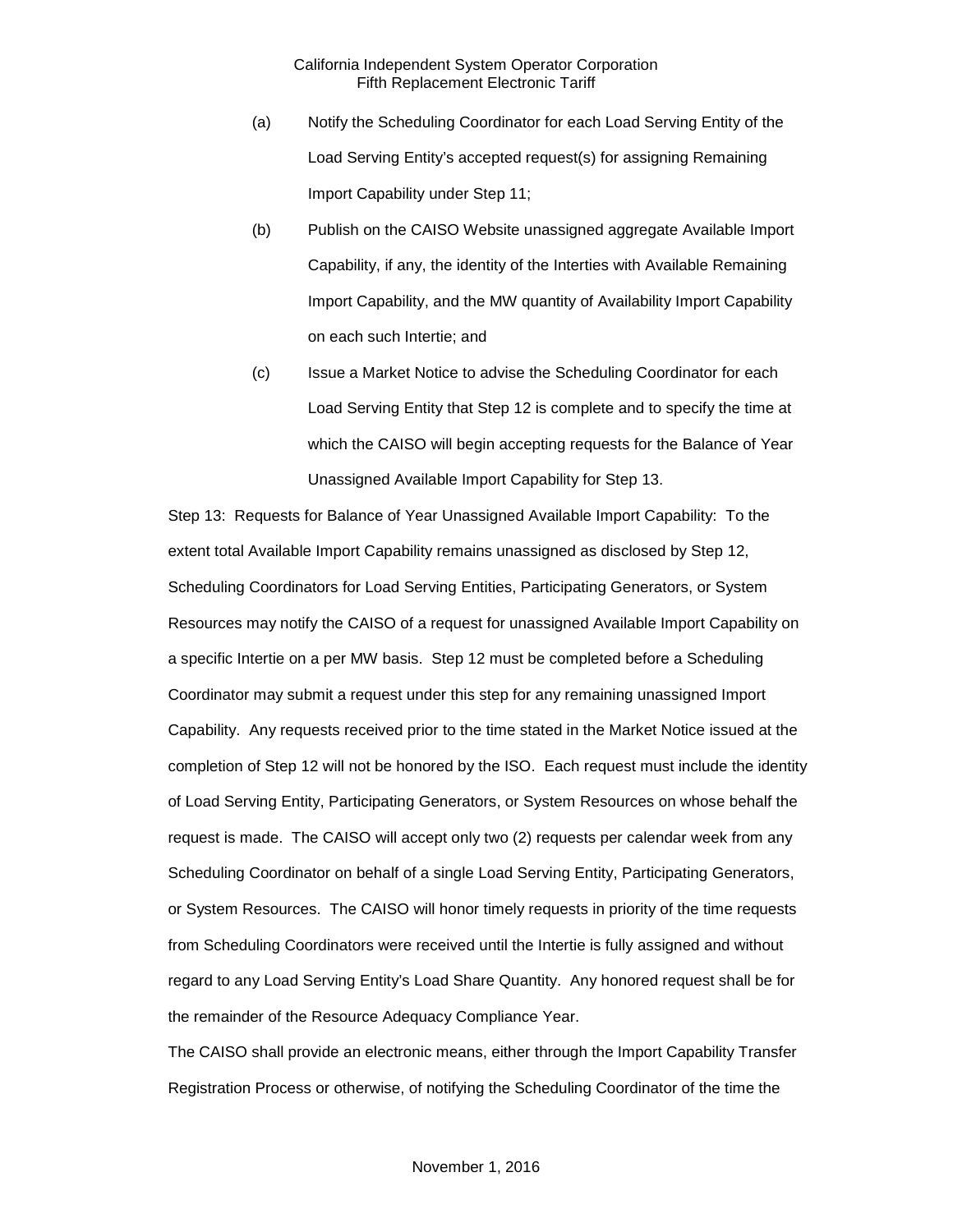(a) Notify the Scheduling Coordinator for each Load Serving Entity of the Load Serving Entity's accepted request(s) for assigning Remaining Import Capability under Step 11;

(b) Publish on the CAISO Website unassigned aggregate Available Import Capability, if any, the identity of the Interties with Available Remaining Import Capability, and the MW quantity of Availability Import Capability on each such Intertie; and

(c) Issue a Market Notice to advise the Scheduling Coordinator for each Load Serving Entity that Step 12 is complete and to specify the time at which the CAISO will begin accepting requests for the Balance of Year Unassigned Available Import Capability for Step 13.

Step 13: Requests for Balance of Year Unassigned Available Import Capability: To the extent total Available Import Capability remains unassigned as disclosed by Step 12, Scheduling Coordinators for Load Serving Entities, Participating Generators, or System Resources may notify the CAISO of a request for unassigned Available Import Capability on a specific Intertie on a per MW basis. Step 12 must be completed before a Scheduling Coordinator may submit a request under this step for any remaining unassigned Import Capability. Any requests received prior to the time stated in the Market Notice issued at the completion of Step 12 will not be honored by the ISO. Each request must include the identity of Load Serving Entity, Participating Generators, or System Resources on whose behalf the request is made. The CAISO will accept only two (2) requests per calendar week from any Scheduling Coordinator on behalf of a single Load Serving Entity, Participating Generators, or System Resources. The CAISO will honor timely requests in priority of the time requests from Scheduling Coordinators were received until the Intertie is fully assigned and without regard to any Load Serving Entity's Load Share Quantity. Any honored request shall be for the remainder of the Resource Adequacy Compliance Year.

The CAISO shall provide an electronic means, either through the Import Capability Transfer Registration Process or otherwise, of notifying the Scheduling Coordinator of the time the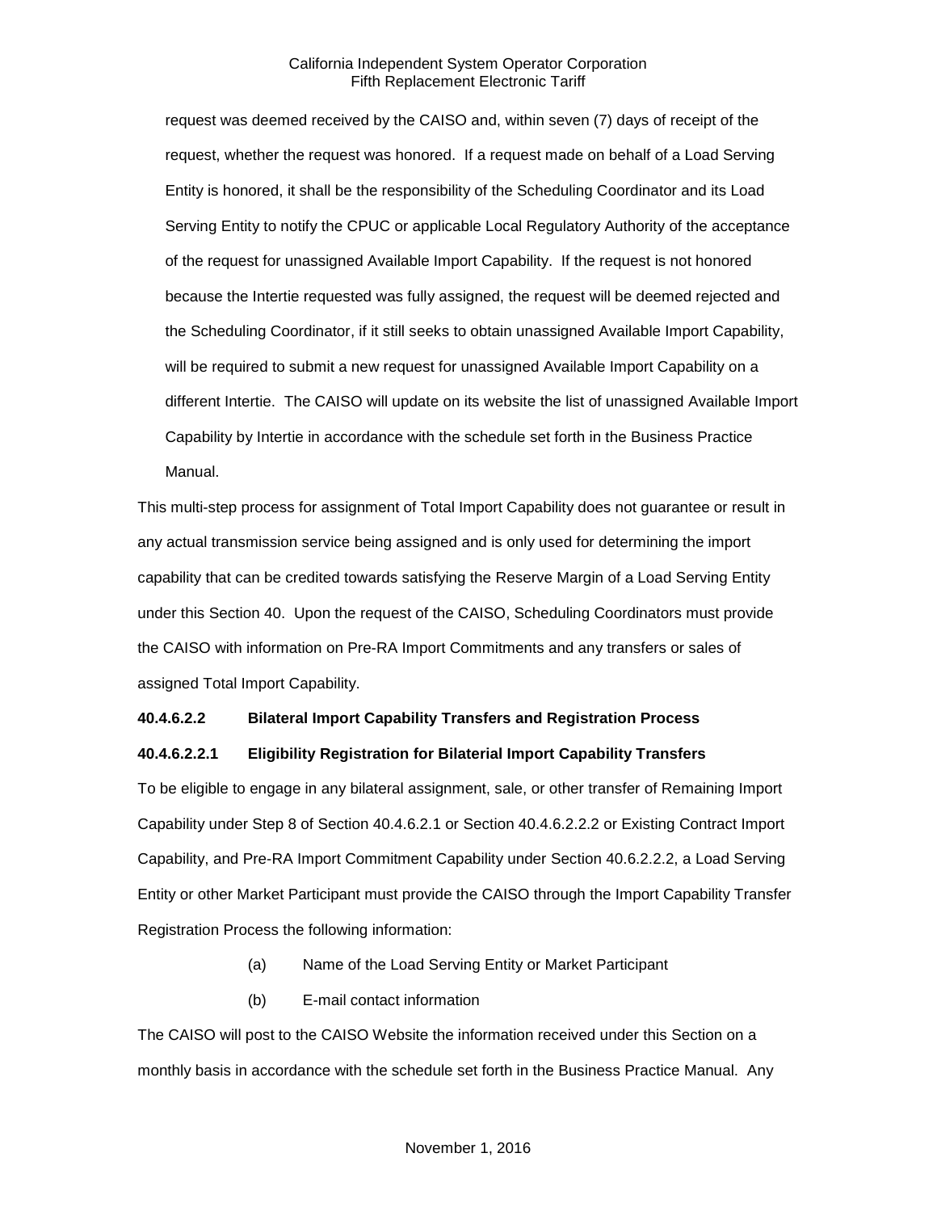request was deemed received by the CAISO and, within seven (7) days of receipt of the request, whether the request was honored. If a request made on behalf of a Load Serving Entity is honored, it shall be the responsibility of the Scheduling Coordinator and its Load Serving Entity to notify the CPUC or applicable Local Regulatory Authority of the acceptance of the request for unassigned Available Import Capability. If the request is not honored because the Intertie requested was fully assigned, the request will be deemed rejected and the Scheduling Coordinator, if it still seeks to obtain unassigned Available Import Capability, will be required to submit a new request for unassigned Available Import Capability on a different Intertie. The CAISO will update on its website the list of unassigned Available Import Capability by Intertie in accordance with the schedule set forth in the Business Practice Manual.

This multi-step process for assignment of Total Import Capability does not guarantee or result in any actual transmission service being assigned and is only used for determining the import capability that can be credited towards satisfying the Reserve Margin of a Load Serving Entity under this Section 40. Upon the request of the CAISO, Scheduling Coordinators must provide the CAISO with information on Pre-RA Import Commitments and any transfers or sales of assigned Total Import Capability.

**40.4.6.2.2 Bilateral Import Capability Transfers and Registration Process**

**40.4.6.2.2.1 Eligibility Registration for Bilaterial Import Capability Transfers**

To be eligible to engage in any bilateral assignment, sale, or other transfer of Remaining Import Capability under Step 8 of Section 40.4.6.2.1 or Section 40.4.6.2.2.2 or Existing Contract Import Capability, and Pre-RA Import Commitment Capability under Section 40.6.2.2.2, a Load Serving Entity or other Market Participant must provide the CAISO through the Import Capability Transfer Registration Process the following information:

(a) Name of the Load Serving Entity or Market Participant

(b) E-mail contact information

The CAISO will post to the CAISO Website the information received under this Section on a monthly basis in accordance with the schedule set forth in the Business Practice Manual. Any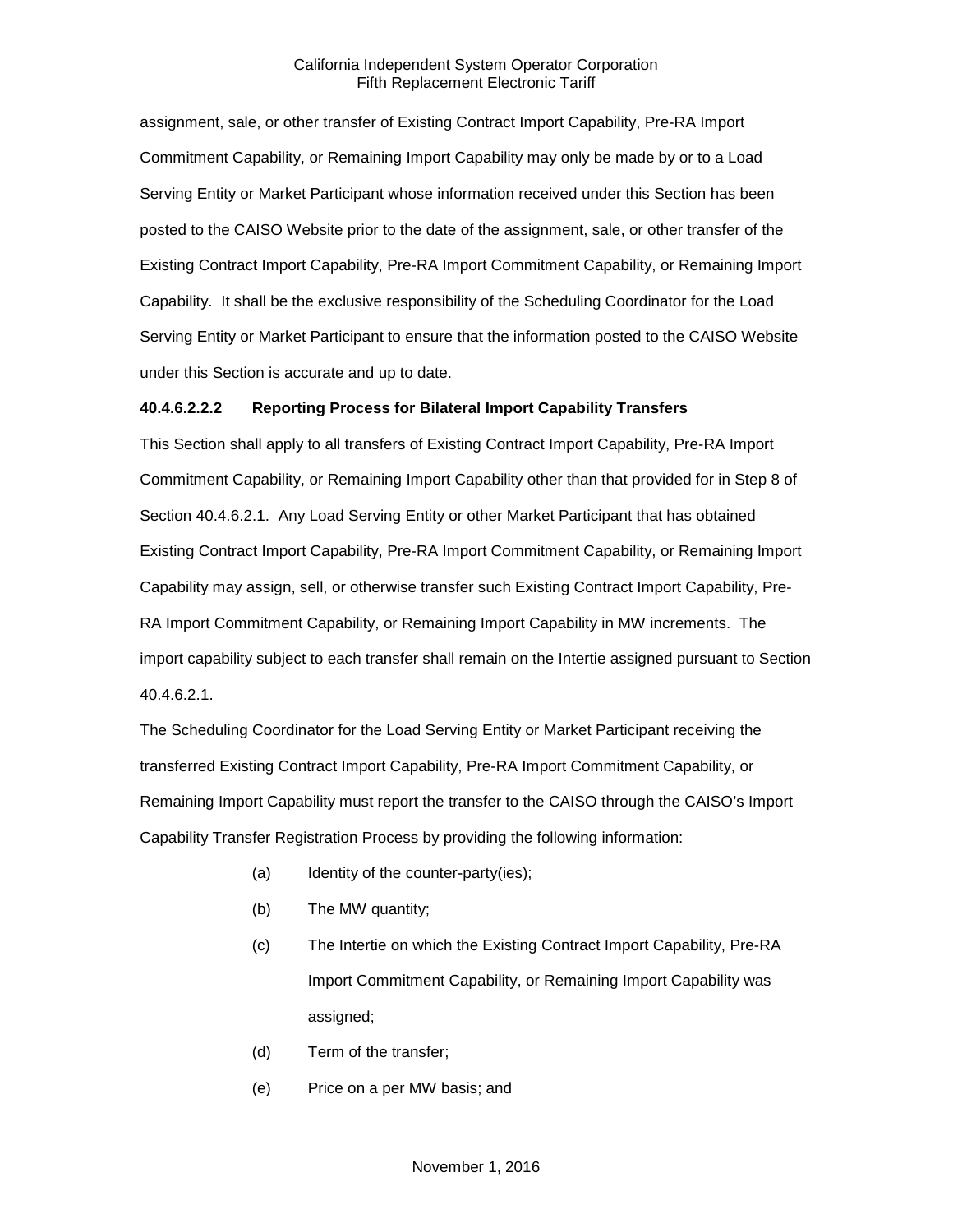assignment, sale, or other transfer of Existing Contract Import Capability, Pre-RA Import Commitment Capability, or Remaining Import Capability may only be made by or to a Load Serving Entity or Market Participant whose information received under this Section has been posted to the CAISO Website prior to the date of the assignment, sale, or other transfer of the Existing Contract Import Capability, Pre-RA Import Commitment Capability, or Remaining Import Capability. It shall be the exclusive responsibility of the Scheduling Coordinator for the Load Serving Entity or Market Participant to ensure that the information posted to the CAISO Website under this Section is accurate and up to date.

#### 40.4.6.2.2.2 Reporting Process for Bilateral Import Capability Transfers

This Section shall apply to all transfers of Existing Contract Import Capability, Pre-RA Import Commitment Capability, or Remaining Import Capability other than that provided for in Step 8 of Section 40.4.6.2.1. Any Load Serving Entity or other Market Participant that has obtained Existing Contract Import Capability, Pre-RA Import Commitment Capability, or Remaining Import Capability may assign, sell, or otherwise transfer such Existing Contract Import Capability, Pre-RA Import Commitment Capability, or Remaining Import Capability in MW increments. The import capability subject to each transfer shall remain on the Intertie assigned pursuant to Section 40.4.6.2.1.

The Scheduling Coordinator for the Load Serving Entity or Market Participant receiving the transferred Existing Contract Import Capability, Pre-RA Import Commitment Capability, or Remaining Import Capability must report the transfer to the CAISO through the CAISO's Import Capability Transfer Registration Process by providing the following information:

(a) Identity of the counter-party(ies);

(b) The MW quantity;

(c) The Intertie on which the Existing Contract Import Capability, Pre-RA Import Commitment Capability, or Remaining Import Capability was assigned;

(d) Term of the transfer;

(e) Price on a per MW basis; and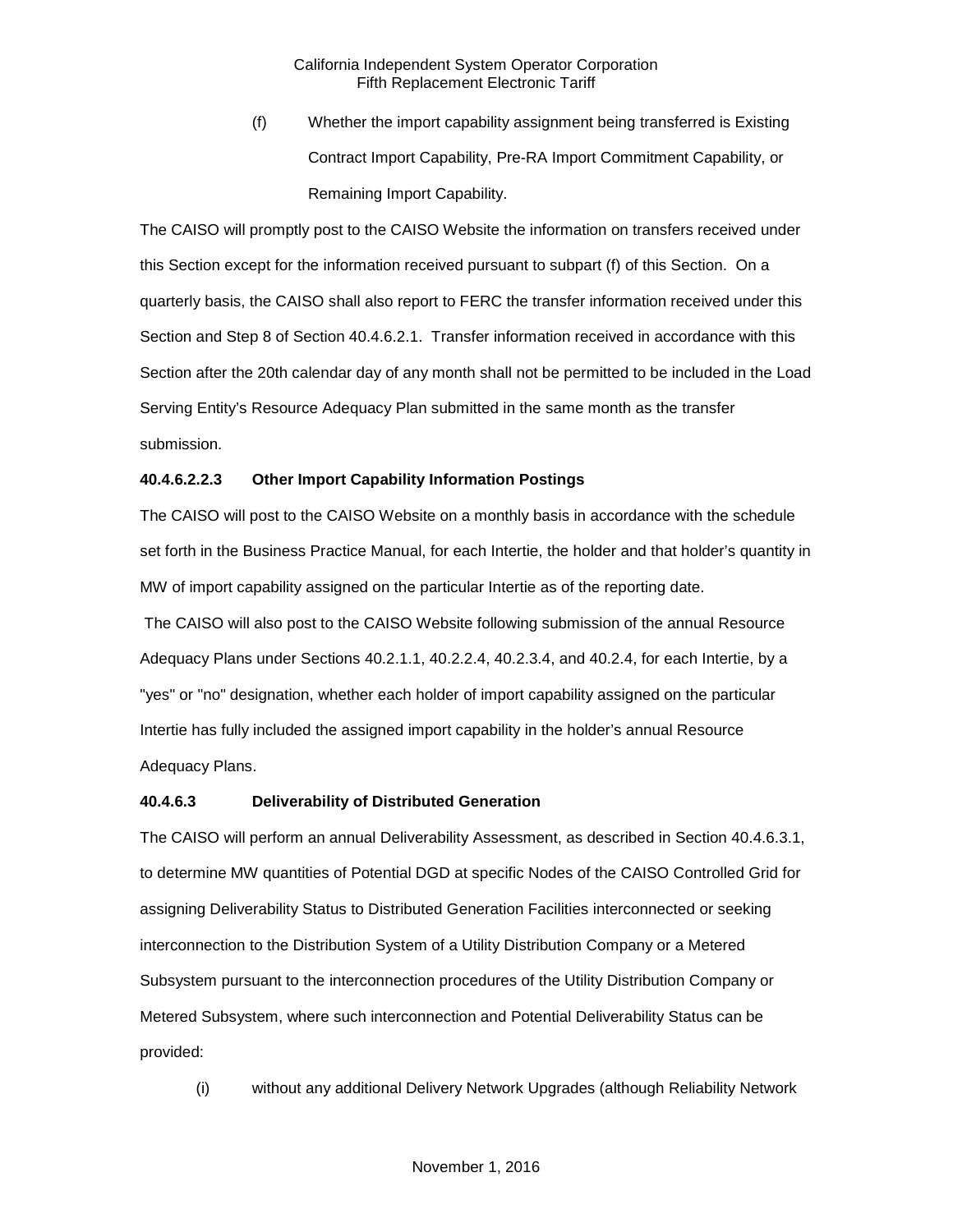(f) Whether the import capability assignment being transferred is Existing Contract Import Capability, Pre-RA Import Commitment Capability, or Remaining Import Capability.

The CAISO will promptly post to the CAISO Website the information on transfers received under this Section except for the information received pursuant to subpart (f) of this Section. On a quarterly basis, the CAISO shall also report to FERC the transfer information received under this Section and Step 8 of Section 40.4.6.2.1. Transfer information received in accordance with this Section after the 20th calendar day of any month shall not be permitted to be included in the Load Serving Entity's Resource Adequacy Plan submitted in the same month as the transfer submission.

**40.4.6.2.2.3 Other Import Capability Information Postings**

The CAISO will post to the CAISO Website on a monthly basis in accordance with the schedule set forth in the Business Practice Manual, for each Intertie, the holder and that holder's quantity in MW of import capability assigned on the particular Intertie as of the reporting date.

The CAISO will also post to the CAISO Website following submission of the annual Resource Adequacy Plans under Sections 40.2.1.1, 40.2.2.4, 40.2.3.4, and 40.2.4, for each Intertie, by a "yes" or "no" designation, whether each holder of import capability assigned on the particular Intertie has fully included the assigned import capability in the holder's annual Resource Adequacy Plans.

**40.4.6.3 Deliverability of Distributed Generation**

The CAISO will perform an annual Deliverability Assessment, as described in Section 40.4.6.3.1, to determine MW quantities of Potential DGD at specific Nodes of the CAISO Controlled Grid for assigning Deliverability Status to Distributed Generation Facilities interconnected or seeking interconnection to the Distribution System of a Utility Distribution Company or a Metered Subsystem pursuant to the interconnection procedures of the Utility Distribution Company or Metered Subsystem, where such interconnection and Potential Deliverability Status can be provided:

(i) without any additional Delivery Network Upgrades (although Reliability Network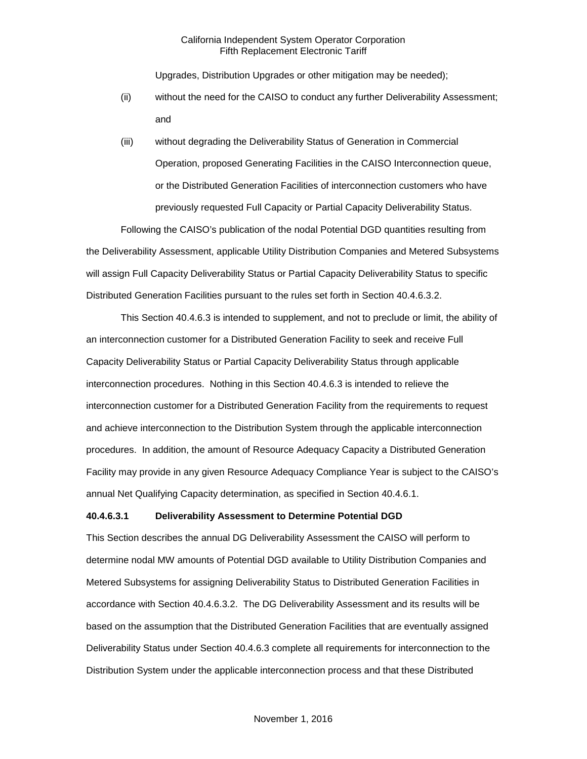Upgrades, Distribution Upgrades or other mitigation may be needed);

(ii) without the need for the CAISO to conduct any further Deliverability Assessment; and

(iii) without degrading the Deliverability Status of Generation in Commercial Operation, proposed Generating Facilities in the CAISO Interconnection queue, or the Distributed Generation Facilities of interconnection customers who have previously requested Full Capacity or Partial Capacity Deliverability Status.

Following the CAISO's publication of the nodal Potential DGD quantities resulting from the Deliverability Assessment, applicable Utility Distribution Companies and Metered Subsystems will assign Full Capacity Deliverability Status or Partial Capacity Deliverability Status to specific Distributed Generation Facilities pursuant to the rules set forth in Section 40.4.6.3.2.

This Section 40.4.6.3 is intended to supplement, and not to preclude or limit, the ability of an interconnection customer for a Distributed Generation Facility to seek and receive Full Capacity Deliverability Status or Partial Capacity Deliverability Status through applicable interconnection procedures. Nothing in this Section 40.4.6.3 is intended to relieve the interconnection customer for a Distributed Generation Facility from the requirements to request and achieve interconnection to the Distribution System through the applicable interconnection procedures. In addition, the amount of Resource Adequacy Capacity a Distributed Generation Facility may provide in any given Resource Adequacy Compliance Year is subject to the CAISO's annual Net Qualifying Capacity determination, as specified in Section 40.4.6.1.

**40.4.6.3.1 Deliverability Assessment to Determine Potential DGD**

This Section describes the annual DG Deliverability Assessment the CAISO will perform to determine nodal MW amounts of Potential DGD available to Utility Distribution Companies and Metered Subsystems for assigning Deliverability Status to Distributed Generation Facilities in accordance with Section 40.4.6.3.2. The DG Deliverability Assessment and its results will be based on the assumption that the Distributed Generation Facilities that are eventually assigned Deliverability Status under Section 40.4.6.3 complete all requirements for interconnection to the Distribution System under the applicable interconnection process and that these Distributed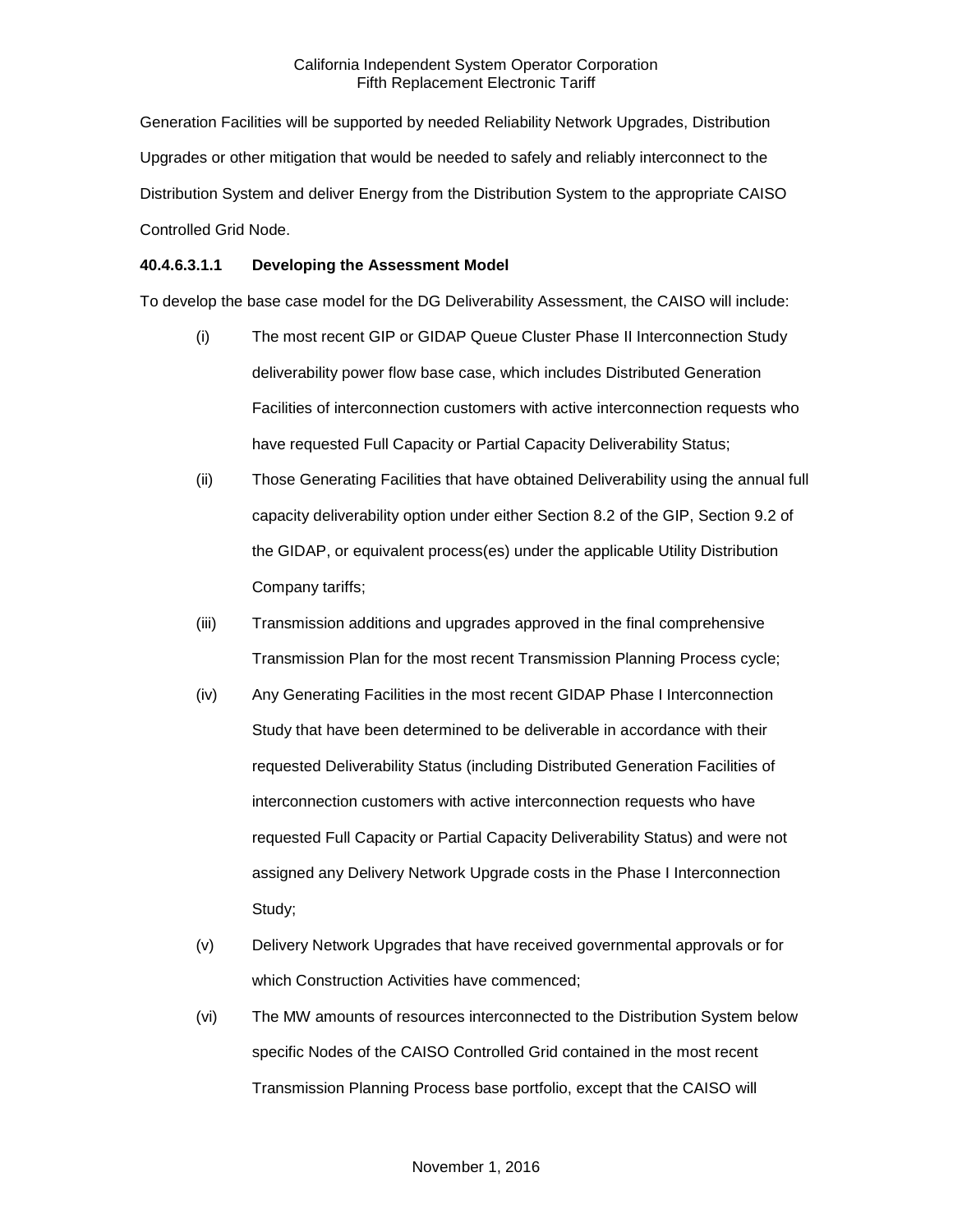Generation Facilities will be supported by needed Reliability Network Upgrades, Distribution Upgrades or other mitigation that would be needed to safely and reliably interconnect to the Distribution System and deliver Energy from the Distribution System to the appropriate CAISO Controlled Grid Node.

**40.4.6.3.1.1 Developing the Assessment Model**

To develop the base case model for the DG Deliverability Assessment, the CAISO will include:

(i) The most recent GIP or GIDAP Queue Cluster Phase II Interconnection Study deliverability power flow base case, which includes Distributed Generation Facilities of interconnection customers with active interconnection requests who have requested Full Capacity or Partial Capacity Deliverability Status;

(ii) Those Generating Facilities that have obtained Deliverability using the annual full capacity deliverability option under either Section 8.2 of the GIP, Section 9.2 of the GIDAP, or equivalent process(es) under the applicable Utility Distribution Company tariffs;

(iii) Transmission additions and upgrades approved in the final comprehensive Transmission Plan for the most recent Transmission Planning Process cycle;

(iv) Any Generating Facilities in the most recent GIDAP Phase I Interconnection Study that have been determined to be deliverable in accordance with their requested Deliverability Status (including Distributed Generation Facilities of interconnection customers with active interconnection requests who have requested Full Capacity or Partial Capacity Deliverability Status) and were not assigned any Delivery Network Upgrade costs in the Phase I Interconnection Study;

(v) Delivery Network Upgrades that have received governmental approvals or for which Construction Activities have commenced;

(vi) The MW amounts of resources interconnected to the Distribution System below specific Nodes of the CAISO Controlled Grid contained in the most recent Transmission Planning Process base portfolio, except that the CAISO will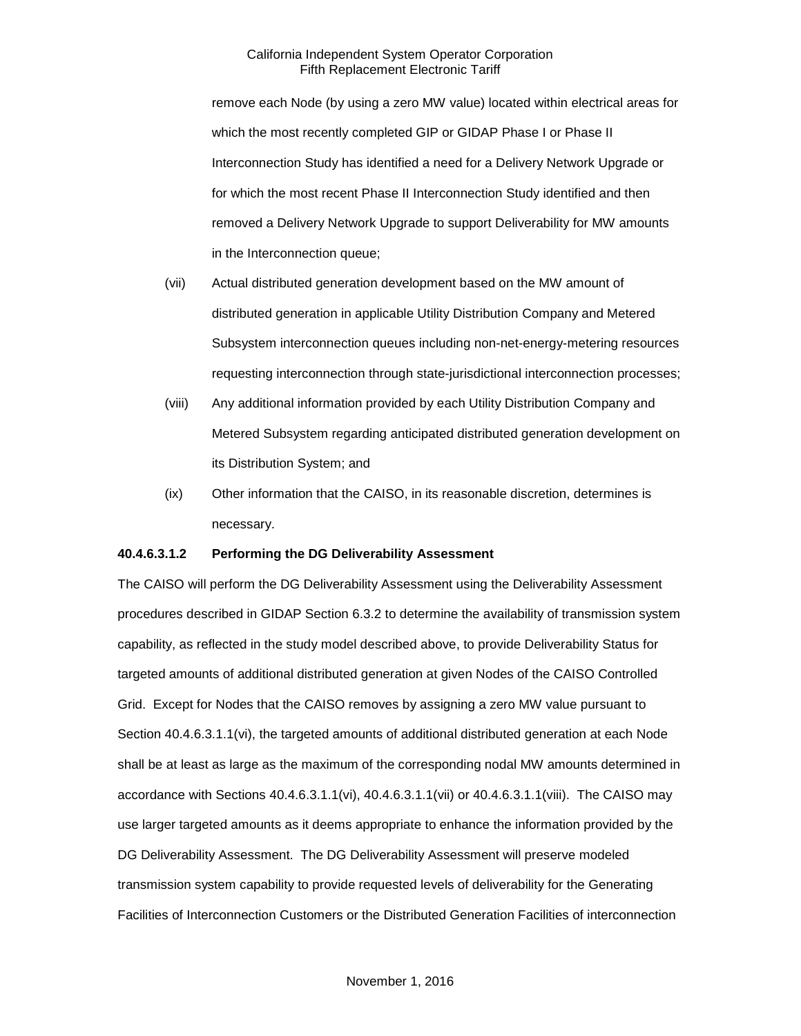remove each Node (by using a zero MW value) located within electrical areas for which the most recently completed GIP or GIDAP Phase I or Phase II Interconnection Study has identified a need for a Delivery Network Upgrade or for which the most recent Phase II Interconnection Study identified and then removed a Delivery Network Upgrade to support Deliverability for MW amounts in the Interconnection queue;

(vii) Actual distributed generation development based on the MW amount of distributed generation in applicable Utility Distribution Company and Metered Subsystem interconnection queues including non-net-energy-metering resources requesting interconnection through state-jurisdictional interconnection processes;

(viii) Any additional information provided by each Utility Distribution Company and Metered Subsystem regarding anticipated distributed generation development on its Distribution System; and

(ix) Other information that the CAISO, in its reasonable discretion, determines is necessary.

**40.4.6.3.1.2 Performing the DG Deliverability Assessment**

The CAISO will perform the DG Deliverability Assessment using the Deliverability Assessment procedures described in GIDAP Section 6.3.2 to determine the availability of transmission system capability, as reflected in the study model described above, to provide Deliverability Status for targeted amounts of additional distributed generation at given Nodes of the CAISO Controlled Grid. Except for Nodes that the CAISO removes by assigning a zero MW value pursuant to Section 40.4.6.3.1.1(vi), the targeted amounts of additional distributed generation at each Node shall be at least as large as the maximum of the corresponding nodal MW amounts determined in accordance with Sections 40.4.6.3.1.1(vi), 40.4.6.3.1.1(vii) or 40.4.6.3.1.1(viii). The CAISO may use larger targeted amounts as it deems appropriate to enhance the information provided by the DG Deliverability Assessment. The DG Deliverability Assessment will preserve modeled transmission system capability to provide requested levels of deliverability for the Generating Facilities of Interconnection Customers or the Distributed Generation Facilities of interconnection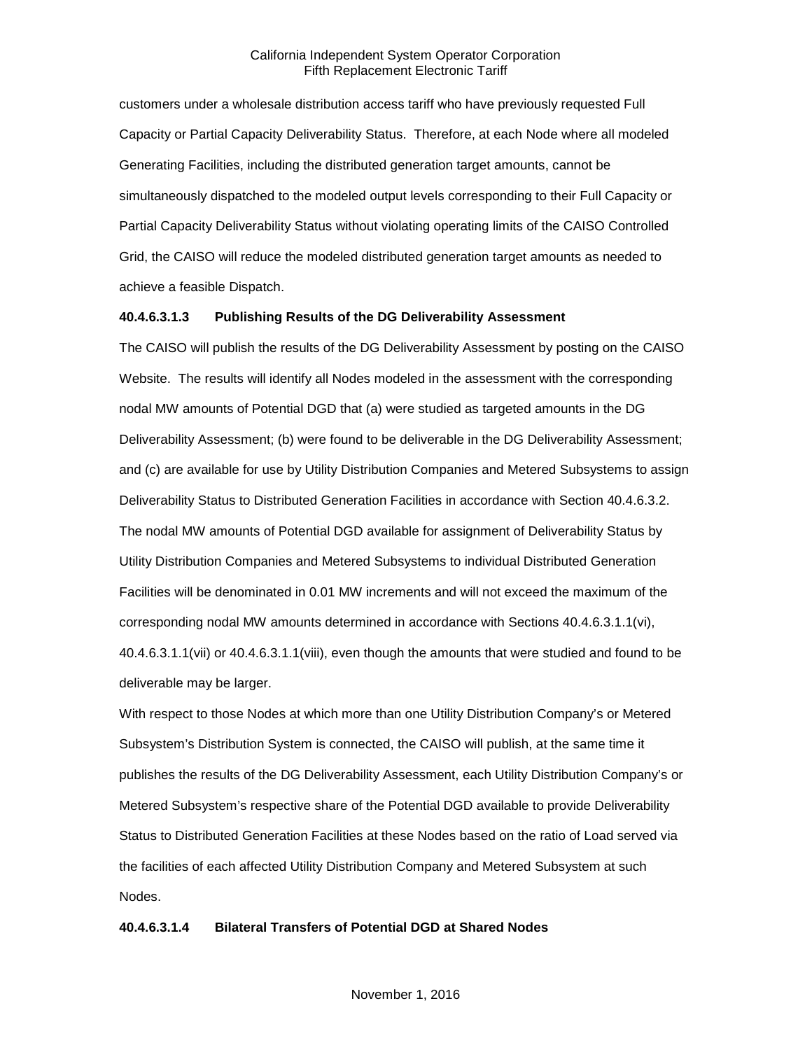customers under a wholesale distribution access tariff who have previously requested Full Capacity or Partial Capacity Deliverability Status. Therefore, at each Node where all modeled Generating Facilities, including the distributed generation target amounts, cannot be simultaneously dispatched to the modeled output levels corresponding to their Full Capacity or Partial Capacity Deliverability Status without violating operating limits of the CAISO Controlled Grid, the CAISO will reduce the modeled distributed generation target amounts as needed to achieve a feasible Dispatch.

**40.4.6.3.1.3 Publishing Results of the DG Deliverability Assessment**

The CAISO will publish the results of the DG Deliverability Assessment by posting on the CAISO Website. The results will identify all Nodes modeled in the assessment with the corresponding nodal MW amounts of Potential DGD that (a) were studied as targeted amounts in the DG Deliverability Assessment; (b) were found to be deliverable in the DG Deliverability Assessment; and (c) are available for use by Utility Distribution Companies and Metered Subsystems to assign Deliverability Status to Distributed Generation Facilities in accordance with Section 40.4.6.3.2. The nodal MW amounts of Potential DGD available for assignment of Deliverability Status by Utility Distribution Companies and Metered Subsystems to individual Distributed Generation Facilities will be denominated in 0.01 MW increments and will not exceed the maximum of the corresponding nodal MW amounts determined in accordance with Sections 40.4.6.3.1.1(vi), 40.4.6.3.1.1(vii) or 40.4.6.3.1.1(viii), even though the amounts that were studied and found to be deliverable may be larger.

With respect to those Nodes at which more than one Utility Distribution Company's or Metered Subsystem's Distribution System is connected, the CAISO will publish, at the same time it publishes the results of the DG Deliverability Assessment, each Utility Distribution Company's or Metered Subsystem's respective share of the Potential DGD available to provide Deliverability Status to Distributed Generation Facilities at these Nodes based on the ratio of Load served via the facilities of each affected Utility Distribution Company and Metered Subsystem at such Nodes.

**40.4.6.3.1.4 Bilateral Transfers of Potential DGD at Shared Nodes**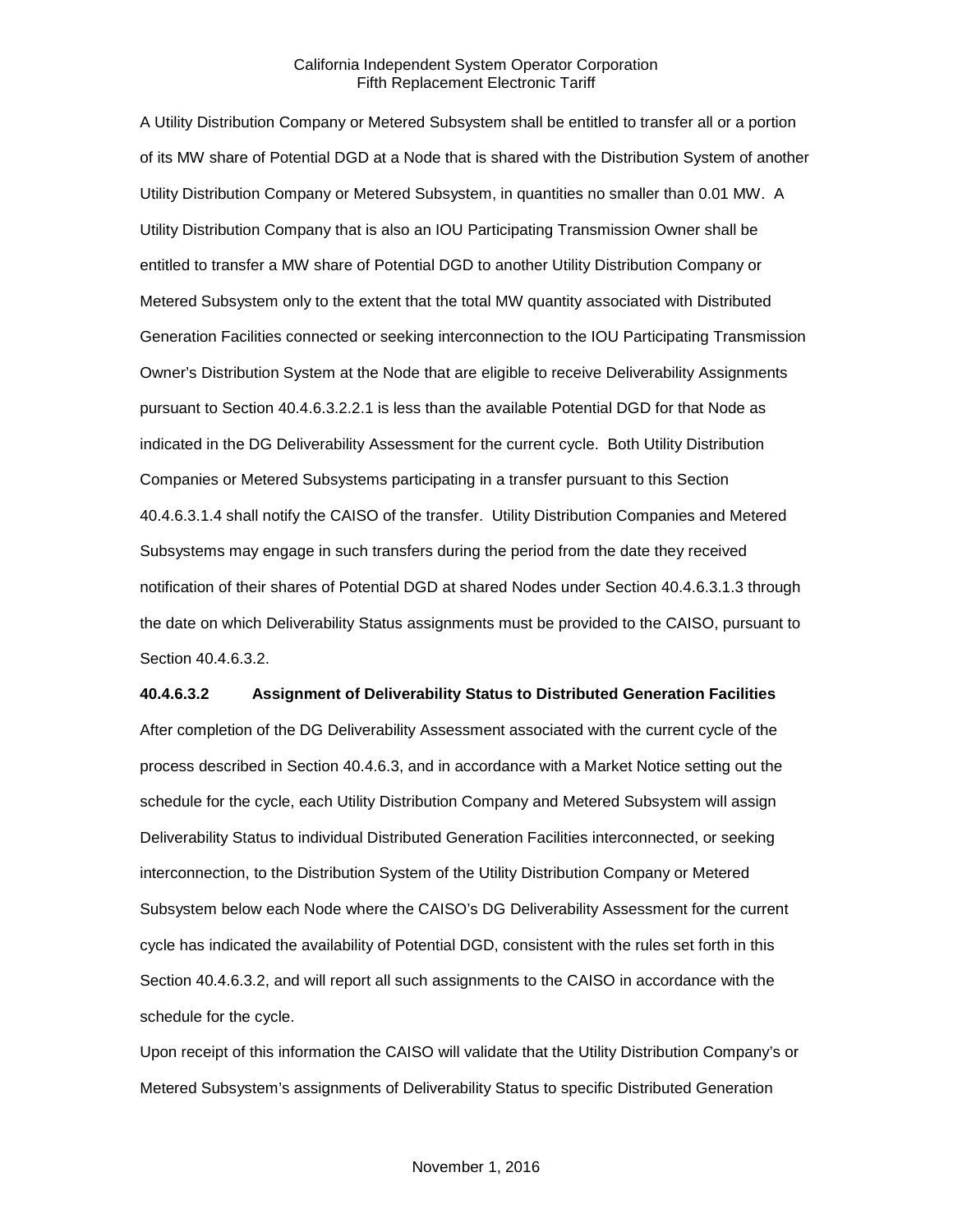A Utility Distribution Company or Metered Subsystem shall be entitled to transfer all or a portion of its MW share of Potential DGD at a Node that is shared with the Distribution System of another Utility Distribution Company or Metered Subsystem, in quantities no smaller than 0.01 MW. A Utility Distribution Company that is also an IOU Participating Transmission Owner shall be entitled to transfer a MW share of Potential DGD to another Utility Distribution Company or Metered Subsystem only to the extent that the total MW quantity associated with Distributed Generation Facilities connected or seeking interconnection to the IOU Participating Transmission Owner's Distribution System at the Node that are eligible to receive Deliverability Assignments pursuant to Section 40.4.6.3.2.2.1 is less than the available Potential DGD for that Node as indicated in the DG Deliverability Assessment for the current cycle. Both Utility Distribution Companies or Metered Subsystems participating in a transfer pursuant to this Section 40.4.6.3.1.4 shall notify the CAISO of the transfer. Utility Distribution Companies and Metered Subsystems may engage in such transfers during the period from the date they received notification of their shares of Potential DGD at shared Nodes under Section 40.4.6.3.1.3 through the date on which Deliverability Status assignments must be provided to the CAISO, pursuant to Section 40.4.6.3.2.

**40.4.6.3.2 Assignment of Deliverability Status to Distributed Generation Facilities**

After completion of the DG Deliverability Assessment associated with the current cycle of the process described in Section 40.4.6.3, and in accordance with a Market Notice setting out the schedule for the cycle, each Utility Distribution Company and Metered Subsystem will assign Deliverability Status to individual Distributed Generation Facilities interconnected, or seeking interconnection, to the Distribution System of the Utility Distribution Company or Metered Subsystem below each Node where the CAISO's DG Deliverability Assessment for the current cycle has indicated the availability of Potential DGD, consistent with the rules set forth in this Section 40.4.6.3.2, and will report all such assignments to the CAISO in accordance with the schedule for the cycle.

Upon receipt of this information the CAISO will validate that the Utility Distribution Company's or Metered Subsystem's assignments of Deliverability Status to specific Distributed Generation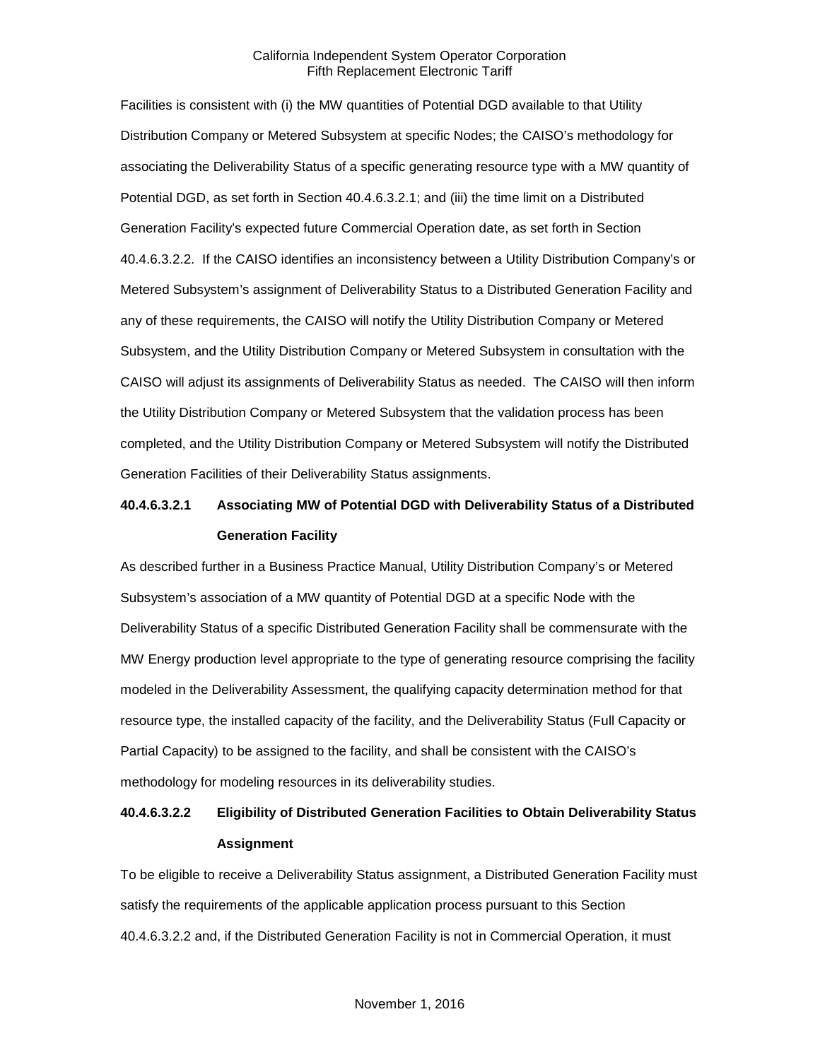Facilities is consistent with (i) the MW quantities of Potential DGD available to that Utility Distribution Company or Metered Subsystem at specific Nodes; the CAISO's methodology for associating the Deliverability Status of a specific generating resource type with a MW quantity of Potential DGD, as set forth in Section 40.4.6.3.2.1; and (iii) the time limit on a Distributed Generation Facility's expected future Commercial Operation date, as set forth in Section 40.4.6.3.2.2. If the CAISO identifies an inconsistency between a Utility Distribution Company's or Metered Subsystem's assignment of Deliverability Status to a Distributed Generation Facility and any of these requirements, the CAISO will notify the Utility Distribution Company or Metered Subsystem, and the Utility Distribution Company or Metered Subsystem in consultation with the CAISO will adjust its assignments of Deliverability Status as needed. The CAISO will then inform the Utility Distribution Company or Metered Subsystem that the validation process has been completed, and the Utility Distribution Company or Metered Subsystem will notify the Distributed Generation Facilities of their Deliverability Status assignments.

**40.4.6.3.2.1 Associating MW of Potential DGD with Deliverability Status of a Distributed Generation Facility**

As described further in a Business Practice Manual, Utility Distribution Company's or Metered Subsystem's association of a MW quantity of Potential DGD at a specific Node with the Deliverability Status of a specific Distributed Generation Facility shall be commensurate with the MW Energy production level appropriate to the type of generating resource comprising the facility modeled in the Deliverability Assessment, the qualifying capacity determination method for that resource type, the installed capacity of the facility, and the Deliverability Status (Full Capacity or Partial Capacity) to be assigned to the facility, and shall be consistent with the CAISO's methodology for modeling resources in its deliverability studies.

**40.4.6.3.2.2 Eligibility of Distributed Generation Facilities to Obtain Deliverability Status Assignment**

To be eligible to receive a Deliverability Status assignment, a Distributed Generation Facility must satisfy the requirements of the applicable application process pursuant to this Section 40.4.6.3.2.2 and, if the Distributed Generation Facility is not in Commercial Operation, it must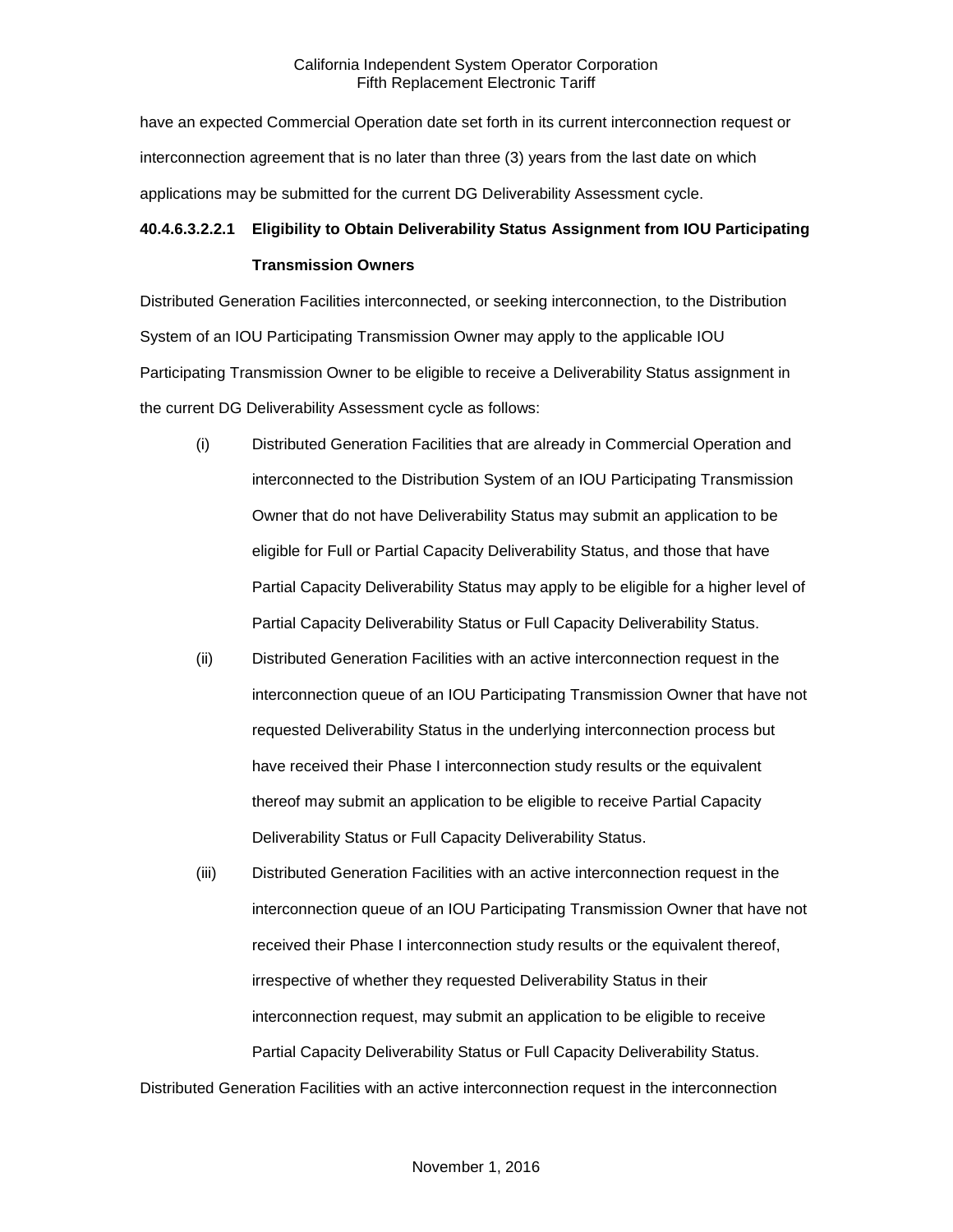have an expected Commercial Operation date set forth in its current interconnection request or interconnection agreement that is no later than three (3) years from the last date on which applications may be submitted for the current DG Deliverability Assessment cycle.

#### 40.4.6.3.2.2.1 Eligibility to Obtain Deliverability Status Assignment from IOU Participating Transmission Owners

Distributed Generation Facilities interconnected, or seeking interconnection, to the Distribution System of an IOU Participating Transmission Owner may apply to the applicable IOU Participating Transmission Owner to be eligible to receive a Deliverability Status assignment in the current DG Deliverability Assessment cycle as follows:

(i) Distributed Generation Facilities that are already in Commercial Operation and interconnected to the Distribution System of an IOU Participating Transmission Owner that do not have Deliverability Status may submit an application to be eligible for Full or Partial Capacity Deliverability Status, and those that have Partial Capacity Deliverability Status may apply to be eligible for a higher level of Partial Capacity Deliverability Status or Full Capacity Deliverability Status.

(ii) Distributed Generation Facilities with an active interconnection request in the interconnection queue of an IOU Participating Transmission Owner that have not requested Deliverability Status in the underlying interconnection process but have received their Phase I interconnection study results or the equivalent thereof may submit an application to be eligible to receive Partial Capacity Deliverability Status or Full Capacity Deliverability Status.

(iii) Distributed Generation Facilities with an active interconnection request in the interconnection queue of an IOU Participating Transmission Owner that have not received their Phase I interconnection study results or the equivalent thereof, irrespective of whether they requested Deliverability Status in their interconnection request, may submit an application to be eligible to receive Partial Capacity Deliverability Status or Full Capacity Deliverability Status.

Distributed Generation Facilities with an active interconnection request in the interconnection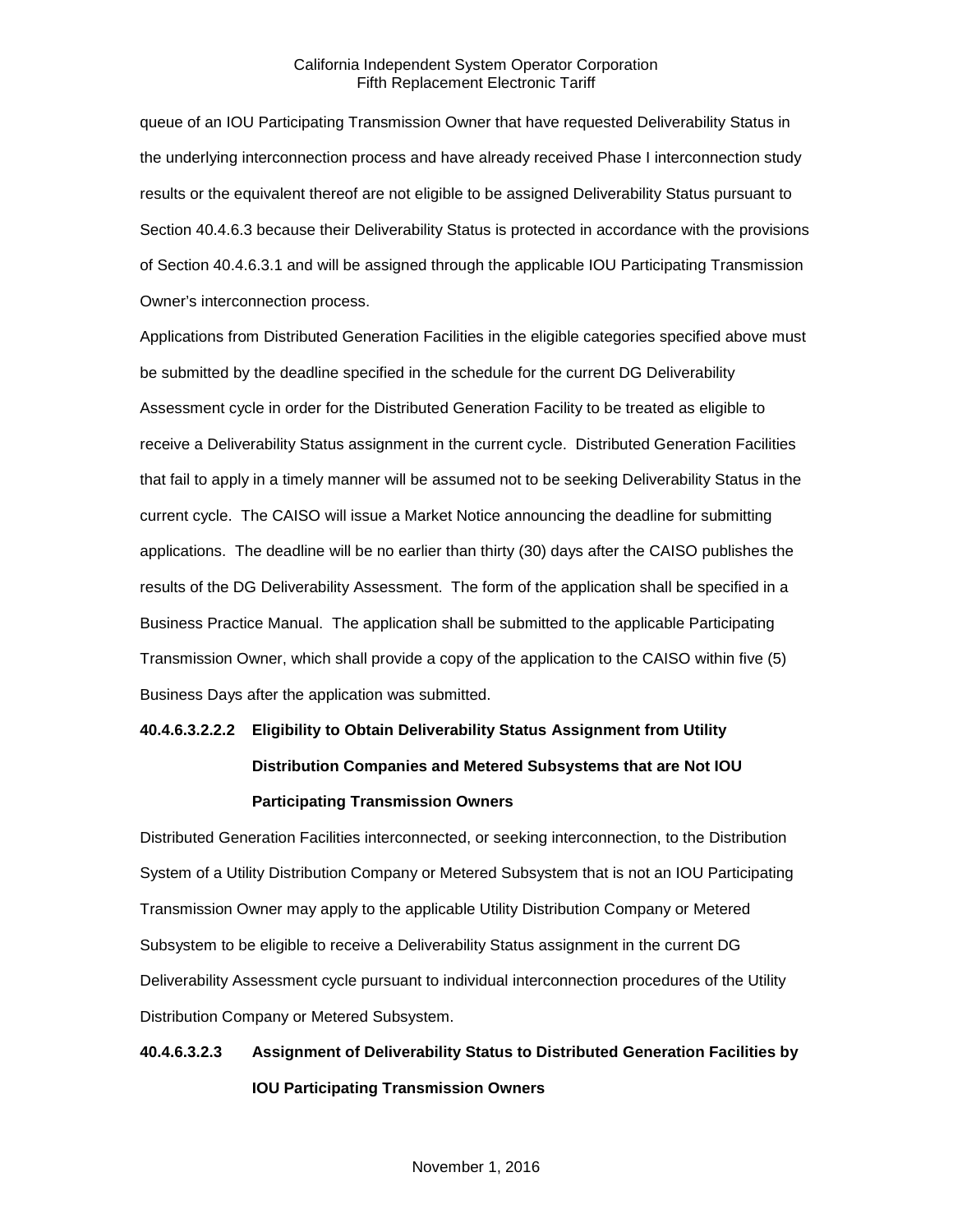queue of an IOU Participating Transmission Owner that have requested Deliverability Status in the underlying interconnection process and have already received Phase I interconnection study results or the equivalent thereof are not eligible to be assigned Deliverability Status pursuant to Section 40.4.6.3 because their Deliverability Status is protected in accordance with the provisions of Section 40.4.6.3.1 and will be assigned through the applicable IOU Participating Transmission Owner's interconnection process.

Applications from Distributed Generation Facilities in the eligible categories specified above must be submitted by the deadline specified in the schedule for the current DG Deliverability Assessment cycle in order for the Distributed Generation Facility to be treated as eligible to receive a Deliverability Status assignment in the current cycle. Distributed Generation Facilities that fail to apply in a timely manner will be assumed not to be seeking Deliverability Status in the current cycle. The CAISO will issue a Market Notice announcing the deadline for submitting applications. The deadline will be no earlier than thirty (30) days after the CAISO publishes the results of the DG Deliverability Assessment. The form of the application shall be specified in a Business Practice Manual. The application shall be submitted to the applicable Participating Transmission Owner, which shall provide a copy of the application to the CAISO within five (5) Business Days after the application was submitted.

**40.4.6.3.2.2.2 Eligibility to Obtain Deliverability Status Assignment from Utility Distribution Companies and Metered Subsystems that are Not IOU Participating Transmission Owners**

Distributed Generation Facilities interconnected, or seeking interconnection, to the Distribution System of a Utility Distribution Company or Metered Subsystem that is not an IOU Participating Transmission Owner may apply to the applicable Utility Distribution Company or Metered Subsystem to be eligible to receive a Deliverability Status assignment in the current DG Deliverability Assessment cycle pursuant to individual interconnection procedures of the Utility Distribution Company or Metered Subsystem.

**40.4.6.3.2.3 Assignment of Deliverability Status to Distributed Generation Facilities by IOU Participating Transmission Owners**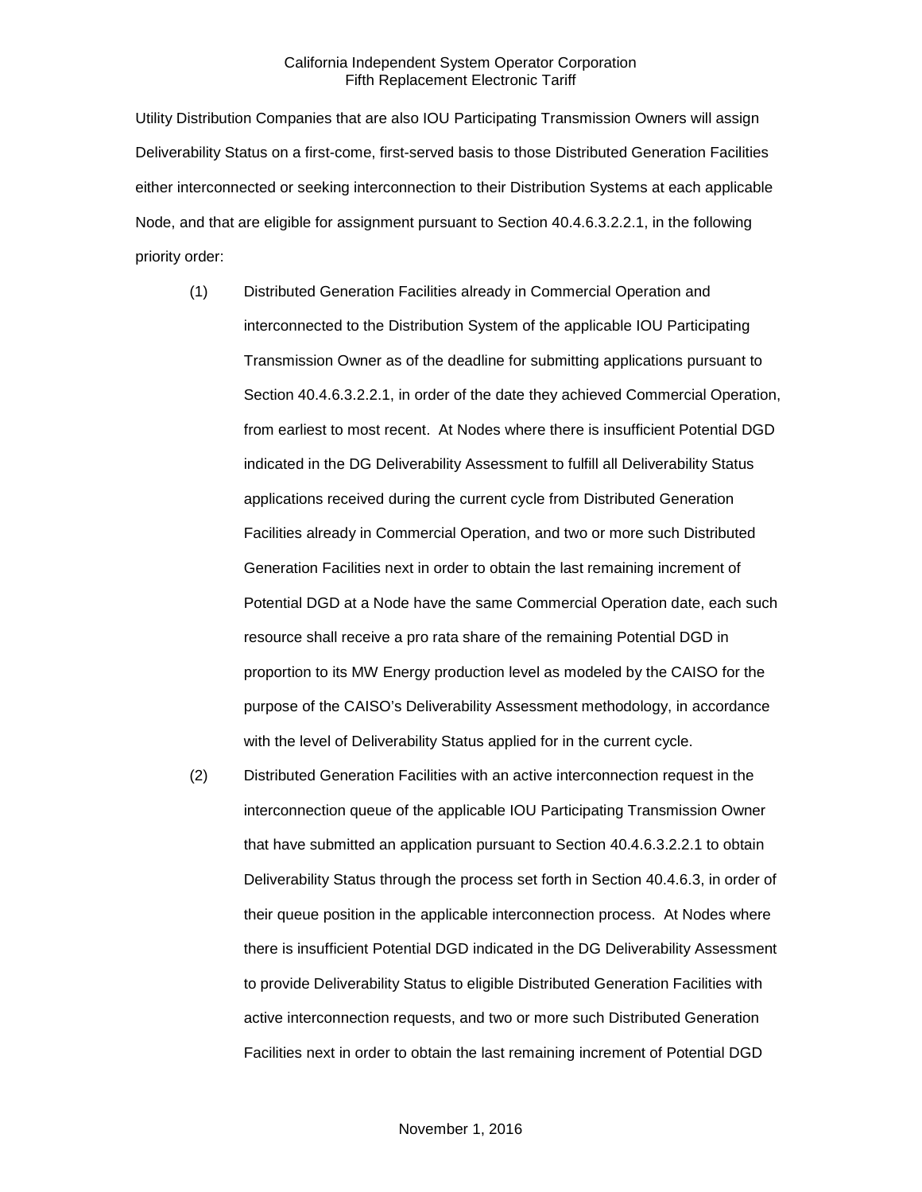Utility Distribution Companies that are also IOU Participating Transmission Owners will assign Deliverability Status on a first-come, first-served basis to those Distributed Generation Facilities either interconnected or seeking interconnection to their Distribution Systems at each applicable Node, and that are eligible for assignment pursuant to Section 40.4.6.3.2.2.1, in the following priority order:

(1) Distributed Generation Facilities already in Commercial Operation and interconnected to the Distribution System of the applicable IOU Participating Transmission Owner as of the deadline for submitting applications pursuant to Section 40.4.6.3.2.2.1, in order of the date they achieved Commercial Operation, from earliest to most recent. At Nodes where there is insufficient Potential DGD indicated in the DG Deliverability Assessment to fulfill all Deliverability Status applications received during the current cycle from Distributed Generation Facilities already in Commercial Operation, and two or more such Distributed Generation Facilities next in order to obtain the last remaining increment of Potential DGD at a Node have the same Commercial Operation date, each such resource shall receive a pro rata share of the remaining Potential DGD in proportion to its MW Energy production level as modeled by the CAISO for the purpose of the CAISO's Deliverability Assessment methodology, in accordance with the level of Deliverability Status applied for in the current cycle.

(2) Distributed Generation Facilities with an active interconnection request in the interconnection queue of the applicable IOU Participating Transmission Owner that have submitted an application pursuant to Section 40.4.6.3.2.2.1 to obtain Deliverability Status through the process set forth in Section 40.4.6.3, in order of their queue position in the applicable interconnection process. At Nodes where there is insufficient Potential DGD indicated in the DG Deliverability Assessment to provide Deliverability Status to eligible Distributed Generation Facilities with active interconnection requests, and two or more such Distributed Generation Facilities next in order to obtain the last remaining increment of Potential DGD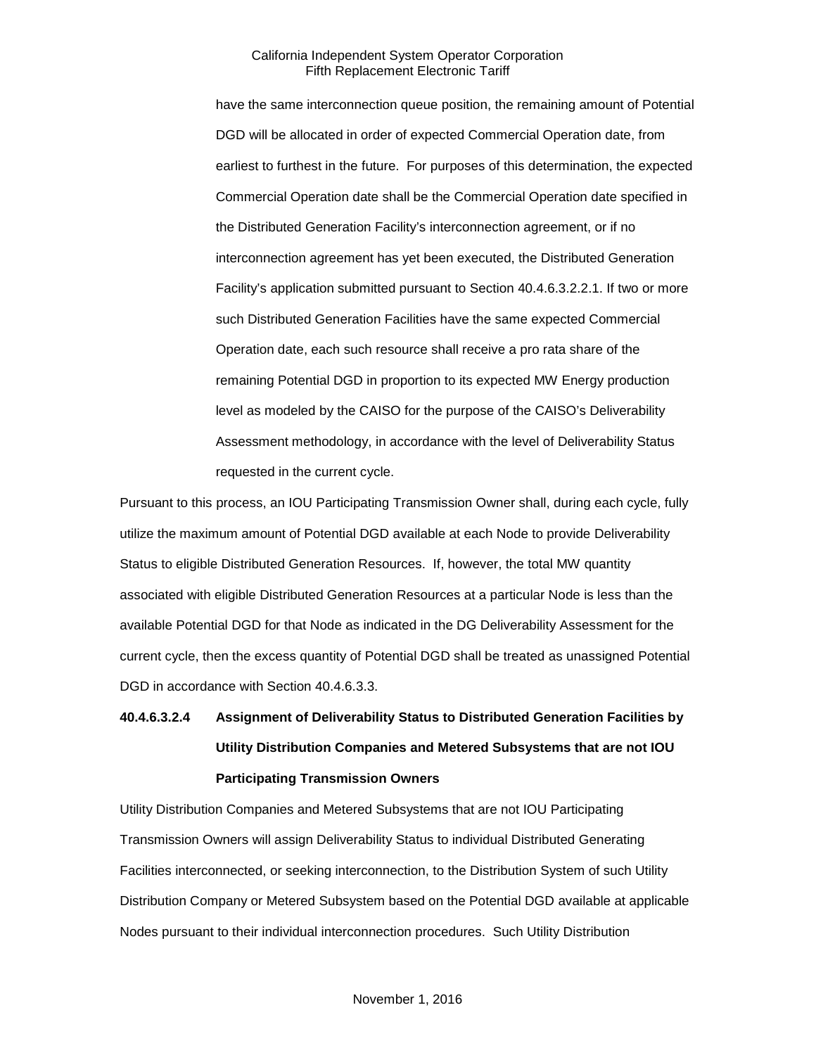have the same interconnection queue position, the remaining amount of Potential DGD will be allocated in order of expected Commercial Operation date, from earliest to furthest in the future. For purposes of this determination, the expected Commercial Operation date shall be the Commercial Operation date specified in the Distributed Generation Facility's interconnection agreement, or if no interconnection agreement has yet been executed, the Distributed Generation Facility's application submitted pursuant to Section 40.4.6.3.2.2.1. If two or more such Distributed Generation Facilities have the same expected Commercial Operation date, each such resource shall receive a pro rata share of the remaining Potential DGD in proportion to its expected MW Energy production level as modeled by the CAISO for the purpose of the CAISO's Deliverability Assessment methodology, in accordance with the level of Deliverability Status requested in the current cycle.

Pursuant to this process, an IOU Participating Transmission Owner shall, during each cycle, fully utilize the maximum amount of Potential DGD available at each Node to provide Deliverability Status to eligible Distributed Generation Resources. If, however, the total MW quantity associated with eligible Distributed Generation Resources at a particular Node is less than the available Potential DGD for that Node as indicated in the DG Deliverability Assessment for the current cycle, then the excess quantity of Potential DGD shall be treated as unassigned Potential DGD in accordance with Section 40.4.6.3.3.

**40.4.6.3.2.4 Assignment of Deliverability Status to Distributed Generation Facilities by Utility Distribution Companies and Metered Subsystems that are not IOU Participating Transmission Owners**

Utility Distribution Companies and Metered Subsystems that are not IOU Participating Transmission Owners will assign Deliverability Status to individual Distributed Generating Facilities interconnected, or seeking interconnection, to the Distribution System of such Utility Distribution Company or Metered Subsystem based on the Potential DGD available at applicable Nodes pursuant to their individual interconnection procedures. Such Utility Distribution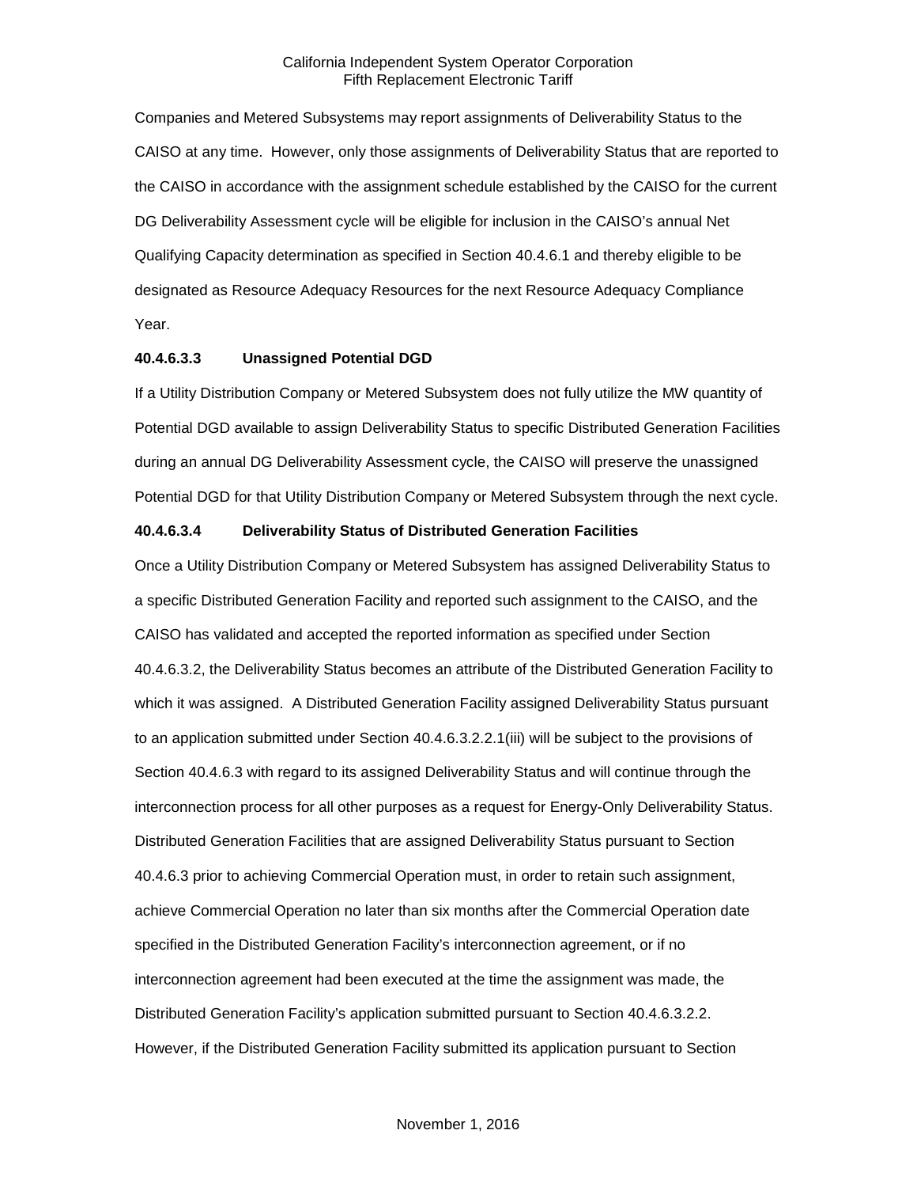Companies and Metered Subsystems may report assignments of Deliverability Status to the CAISO at any time. However, only those assignments of Deliverability Status that are reported to the CAISO in accordance with the assignment schedule established by the CAISO for the current DG Deliverability Assessment cycle will be eligible for inclusion in the CAISO's annual Net Qualifying Capacity determination as specified in Section 40.4.6.1 and thereby eligible to be designated as Resource Adequacy Resources for the next Resource Adequacy Compliance Year.

**40.4.6.3.3 Unassigned Potential DGD**

If a Utility Distribution Company or Metered Subsystem does not fully utilize the MW quantity of Potential DGD available to assign Deliverability Status to specific Distributed Generation Facilities during an annual DG Deliverability Assessment cycle, the CAISO will preserve the unassigned Potential DGD for that Utility Distribution Company or Metered Subsystem through the next cycle.

**40.4.6.3.4 Deliverability Status of Distributed Generation Facilities**

Once a Utility Distribution Company or Metered Subsystem has assigned Deliverability Status to a specific Distributed Generation Facility and reported such assignment to the CAISO, and the CAISO has validated and accepted the reported information as specified under Section 40.4.6.3.2, the Deliverability Status becomes an attribute of the Distributed Generation Facility to which it was assigned. A Distributed Generation Facility assigned Deliverability Status pursuant to an application submitted under Section 40.4.6.3.2.2.1(iii) will be subject to the provisions of Section 40.4.6.3 with regard to its assigned Deliverability Status and will continue through the interconnection process for all other purposes as a request for Energy-Only Deliverability Status. Distributed Generation Facilities that are assigned Deliverability Status pursuant to Section 40.4.6.3 prior to achieving Commercial Operation must, in order to retain such assignment, achieve Commercial Operation no later than six months after the Commercial Operation date specified in the Distributed Generation Facility's interconnection agreement, or if no interconnection agreement had been executed at the time the assignment was made, the Distributed Generation Facility's application submitted pursuant to Section 40.4.6.3.2.2. However, if the Distributed Generation Facility submitted its application pursuant to Section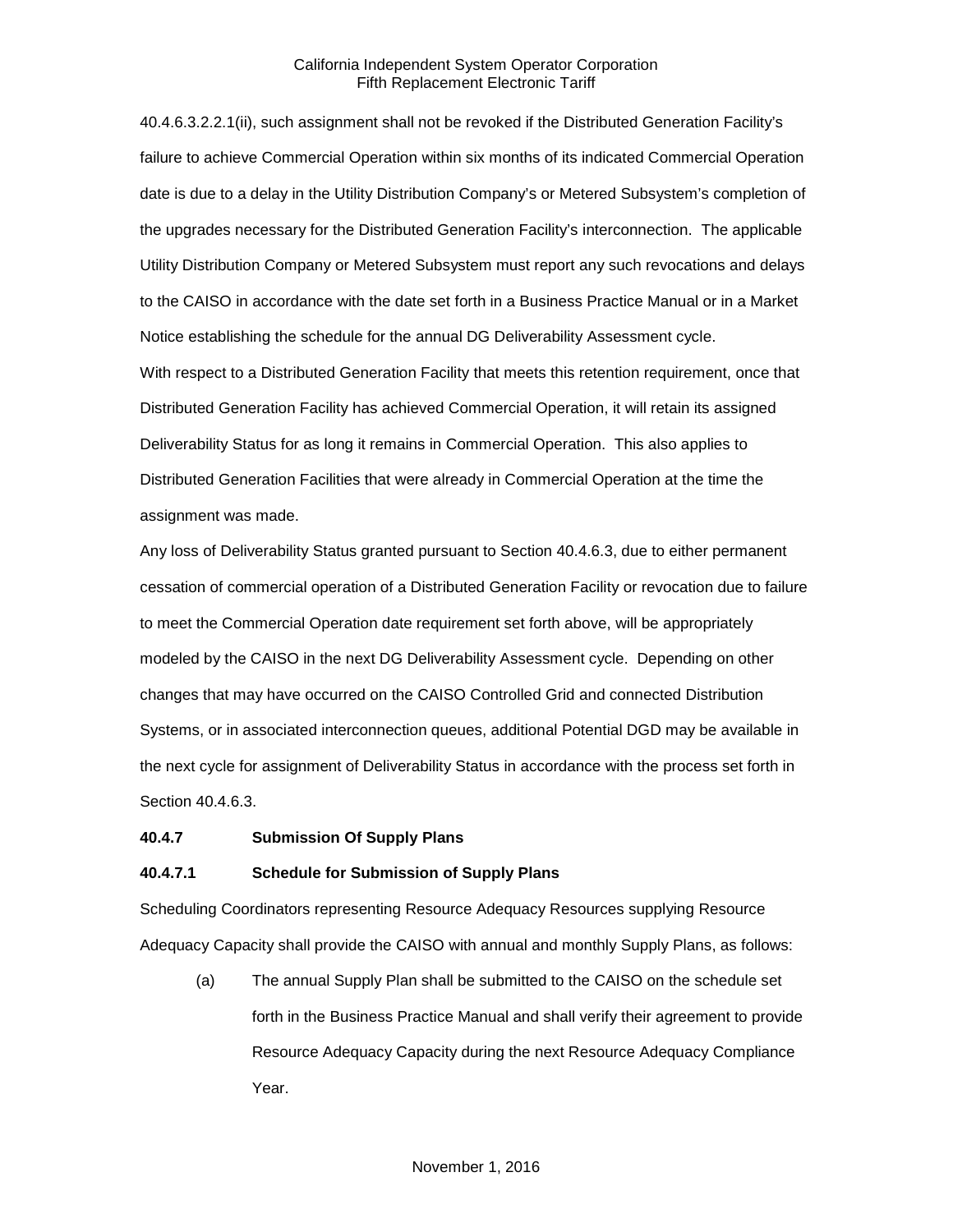40.4.6.3.2.2.1(ii), such assignment shall not be revoked if the Distributed Generation Facility's failure to achieve Commercial Operation within six months of its indicated Commercial Operation date is due to a delay in the Utility Distribution Company's or Metered Subsystem's completion of the upgrades necessary for the Distributed Generation Facility's interconnection. The applicable Utility Distribution Company or Metered Subsystem must report any such revocations and delays to the CAISO in accordance with the date set forth in a Business Practice Manual or in a Market Notice establishing the schedule for the annual DG Deliverability Assessment cycle.

With respect to a Distributed Generation Facility that meets this retention requirement, once that Distributed Generation Facility has achieved Commercial Operation, it will retain its assigned Deliverability Status for as long it remains in Commercial Operation. This also applies to Distributed Generation Facilities that were already in Commercial Operation at the time the assignment was made.

Any loss of Deliverability Status granted pursuant to Section 40.4.6.3, due to either permanent cessation of commercial operation of a Distributed Generation Facility or revocation due to failure to meet the Commercial Operation date requirement set forth above, will be appropriately modeled by the CAISO in the next DG Deliverability Assessment cycle. Depending on other changes that may have occurred on the CAISO Controlled Grid and connected Distribution Systems, or in associated interconnection queues, additional Potential DGD may be available in the next cycle for assignment of Deliverability Status in accordance with the process set forth in Section 40.4.6.3.

**40.4.7 Submission Of Supply Plans**

**40.4.7.1 Schedule for Submission of Supply Plans**

Scheduling Coordinators representing Resource Adequacy Resources supplying Resource Adequacy Capacity shall provide the CAISO with annual and monthly Supply Plans, as follows:

(a) The annual Supply Plan shall be submitted to the CAISO on the schedule set forth in the Business Practice Manual and shall verify their agreement to provide Resource Adequacy Capacity during the next Resource Adequacy Compliance Year.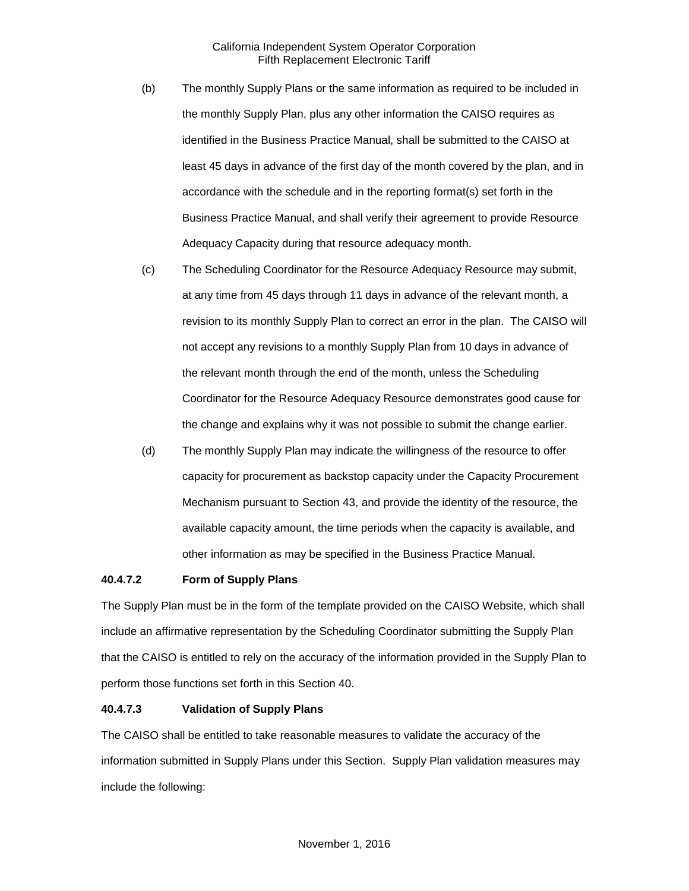(b) The monthly Supply Plans or the same information as required to be included in the monthly Supply Plan, plus any other information the CAISO requires as identified in the Business Practice Manual, shall be submitted to the CAISO at least 45 days in advance of the first day of the month covered by the plan, and in accordance with the schedule and in the reporting format(s) set forth in the Business Practice Manual, and shall verify their agreement to provide Resource Adequacy Capacity during that resource adequacy month.

(c) The Scheduling Coordinator for the Resource Adequacy Resource may submit, at any time from 45 days through 11 days in advance of the relevant month, a revision to its monthly Supply Plan to correct an error in the plan. The CAISO will not accept any revisions to a monthly Supply Plan from 10 days in advance of the relevant month through the end of the month, unless the Scheduling Coordinator for the Resource Adequacy Resource demonstrates good cause for the change and explains why it was not possible to submit the change earlier.

(d) The monthly Supply Plan may indicate the willingness of the resource to offer capacity for procurement as backstop capacity under the Capacity Procurement Mechanism pursuant to Section 43, and provide the identity of the resource, the available capacity amount, the time periods when the capacity is available, and other information as may be specified in the Business Practice Manual.

**40.4.7.2 Form of Supply Plans**

The Supply Plan must be in the form of the template provided on the CAISO Website, which shall include an affirmative representation by the Scheduling Coordinator submitting the Supply Plan that the CAISO is entitled to rely on the accuracy of the information provided in the Supply Plan to perform those functions set forth in this Section 40.

**40.4.7.3 Validation of Supply Plans**

The CAISO shall be entitled to take reasonable measures to validate the accuracy of the information submitted in Supply Plans under this Section. Supply Plan validation measures may include the following: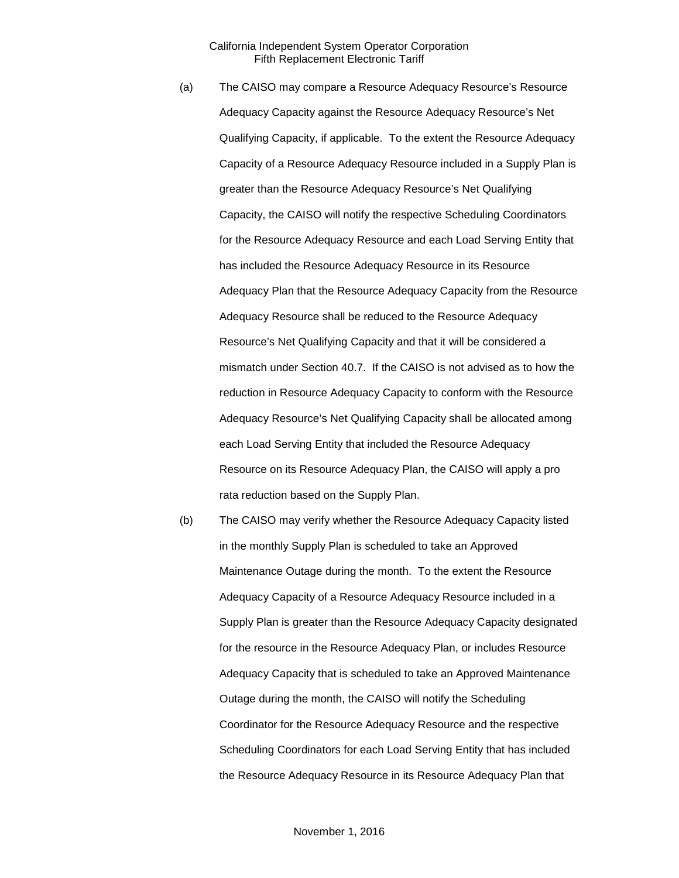(a) The CAISO may compare a Resource Adequacy Resource's Resource Adequacy Capacity against the Resource Adequacy Resource's Net Qualifying Capacity, if applicable. To the extent the Resource Adequacy Capacity of a Resource Adequacy Resource included in a Supply Plan is greater than the Resource Adequacy Resource's Net Qualifying Capacity, the CAISO will notify the respective Scheduling Coordinators for the Resource Adequacy Resource and each Load Serving Entity that has included the Resource Adequacy Resource in its Resource Adequacy Plan that the Resource Adequacy Capacity from the Resource Adequacy Resource shall be reduced to the Resource Adequacy Resource's Net Qualifying Capacity and that it will be considered a mismatch under Section 40.7. If the CAISO is not advised as to how the reduction in Resource Adequacy Capacity to conform with the Resource Adequacy Resource's Net Qualifying Capacity shall be allocated among each Load Serving Entity that included the Resource Adequacy Resource on its Resource Adequacy Plan, the CAISO will apply a pro rata reduction based on the Supply Plan.

(b) The CAISO may verify whether the Resource Adequacy Capacity listed in the monthly Supply Plan is scheduled to take an Approved Maintenance Outage during the month. To the extent the Resource Adequacy Capacity of a Resource Adequacy Resource included in a Supply Plan is greater than the Resource Adequacy Capacity designated for the resource in the Resource Adequacy Plan, or includes Resource Adequacy Capacity that is scheduled to take an Approved Maintenance Outage during the month, the CAISO will notify the Scheduling Coordinator for the Resource Adequacy Resource and the respective Scheduling Coordinators for each Load Serving Entity that has included the Resource Adequacy Resource in its Resource Adequacy Plan that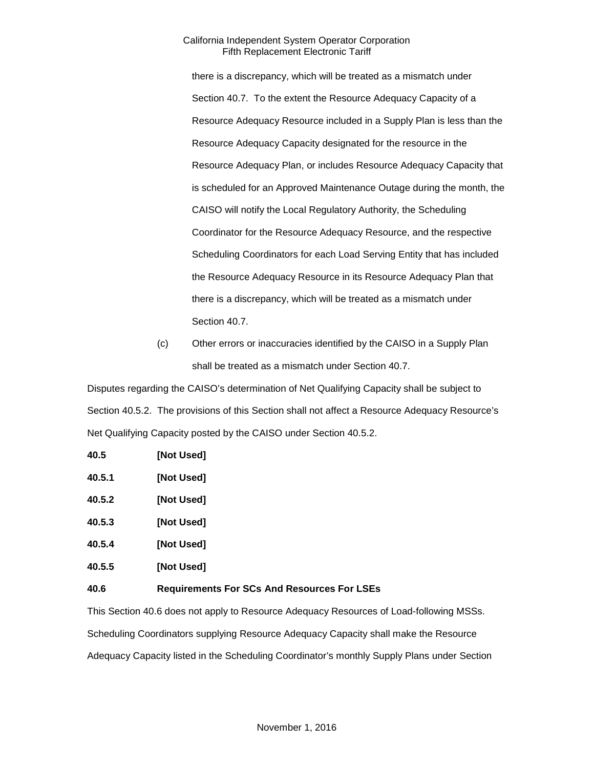there is a discrepancy, which will be treated as a mismatch under Section 40.7. To the extent the Resource Adequacy Capacity of a Resource Adequacy Resource included in a Supply Plan is less than the Resource Adequacy Capacity designated for the resource in the Resource Adequacy Plan, or includes Resource Adequacy Capacity that is scheduled for an Approved Maintenance Outage during the month, the CAISO will notify the Local Regulatory Authority, the Scheduling Coordinator for the Resource Adequacy Resource, and the respective Scheduling Coordinators for each Load Serving Entity that has included the Resource Adequacy Resource in its Resource Adequacy Plan that there is a discrepancy, which will be treated as a mismatch under Section 40.7.

(c) Other errors or inaccuracies identified by the CAISO in a Supply Plan shall be treated as a mismatch under Section 40.7.

Disputes regarding the CAISO's determination of Net Qualifying Capacity shall be subject to Section 40.5.2. The provisions of this Section shall not affect a Resource Adequacy Resource's Net Qualifying Capacity posted by the CAISO under Section 40.5.2.

**40.5 [Not Used]**

**40.5.1 [Not Used]**

**40.5.2 [Not Used]**

**40.5.3 [Not Used]**

**40.5.4 [Not Used]**

**40.5.5 [Not Used]**

**40.6 Requirements For SCs And Resources For LSEs**

This Section 40.6 does not apply to Resource Adequacy Resources of Load-following MSSs. Scheduling Coordinators supplying Resource Adequacy Capacity shall make the Resource Adequacy Capacity listed in the Scheduling Coordinator's monthly Supply Plans under Section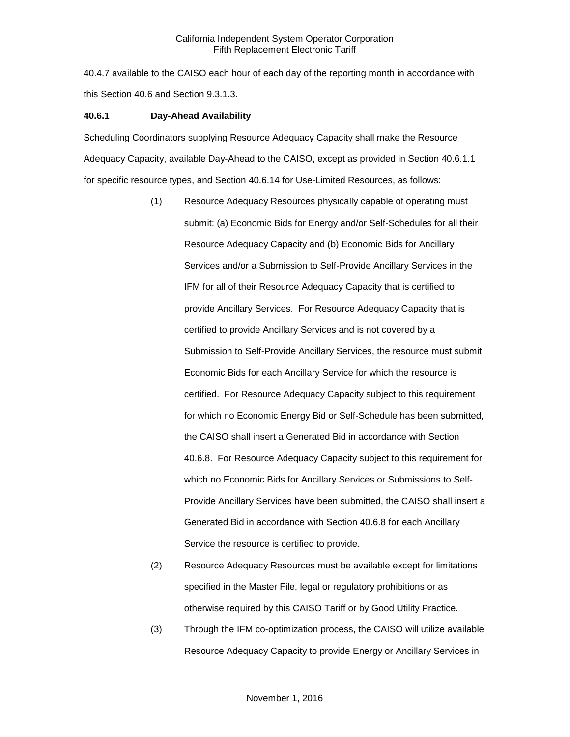40.4.7 available to the CAISO each hour of each day of the reporting month in accordance with this Section 40.6 and Section 9.3.1.3.

**40.6.1 Day-Ahead Availability**

Scheduling Coordinators supplying Resource Adequacy Capacity shall make the Resource Adequacy Capacity, available Day-Ahead to the CAISO, except as provided in Section 40.6.1.1 for specific resource types, and Section 40.6.14 for Use-Limited Resources, as follows:

(1) Resource Adequacy Resources physically capable of operating must submit: (a) Economic Bids for Energy and/or Self-Schedules for all their Resource Adequacy Capacity and (b) Economic Bids for Ancillary Services and/or a Submission to Self-Provide Ancillary Services in the IFM for all of their Resource Adequacy Capacity that is certified to provide Ancillary Services. For Resource Adequacy Capacity that is certified to provide Ancillary Services and is not covered by a Submission to Self-Provide Ancillary Services, the resource must submit Economic Bids for each Ancillary Service for which the resource is certified. For Resource Adequacy Capacity subject to this requirement for which no Economic Energy Bid or Self-Schedule has been submitted, the CAISO shall insert a Generated Bid in accordance with Section 40.6.8. For Resource Adequacy Capacity subject to this requirement for which no Economic Bids for Ancillary Services or Submissions to Self-Provide Ancillary Services have been submitted, the CAISO shall insert a Generated Bid in accordance with Section 40.6.8 for each Ancillary Service the resource is certified to provide.

(2) Resource Adequacy Resources must be available except for limitations specified in the Master File, legal or regulatory prohibitions or as otherwise required by this CAISO Tariff or by Good Utility Practice.

(3) Through the IFM co-optimization process, the CAISO will utilize available Resource Adequacy Capacity to provide Energy or Ancillary Services in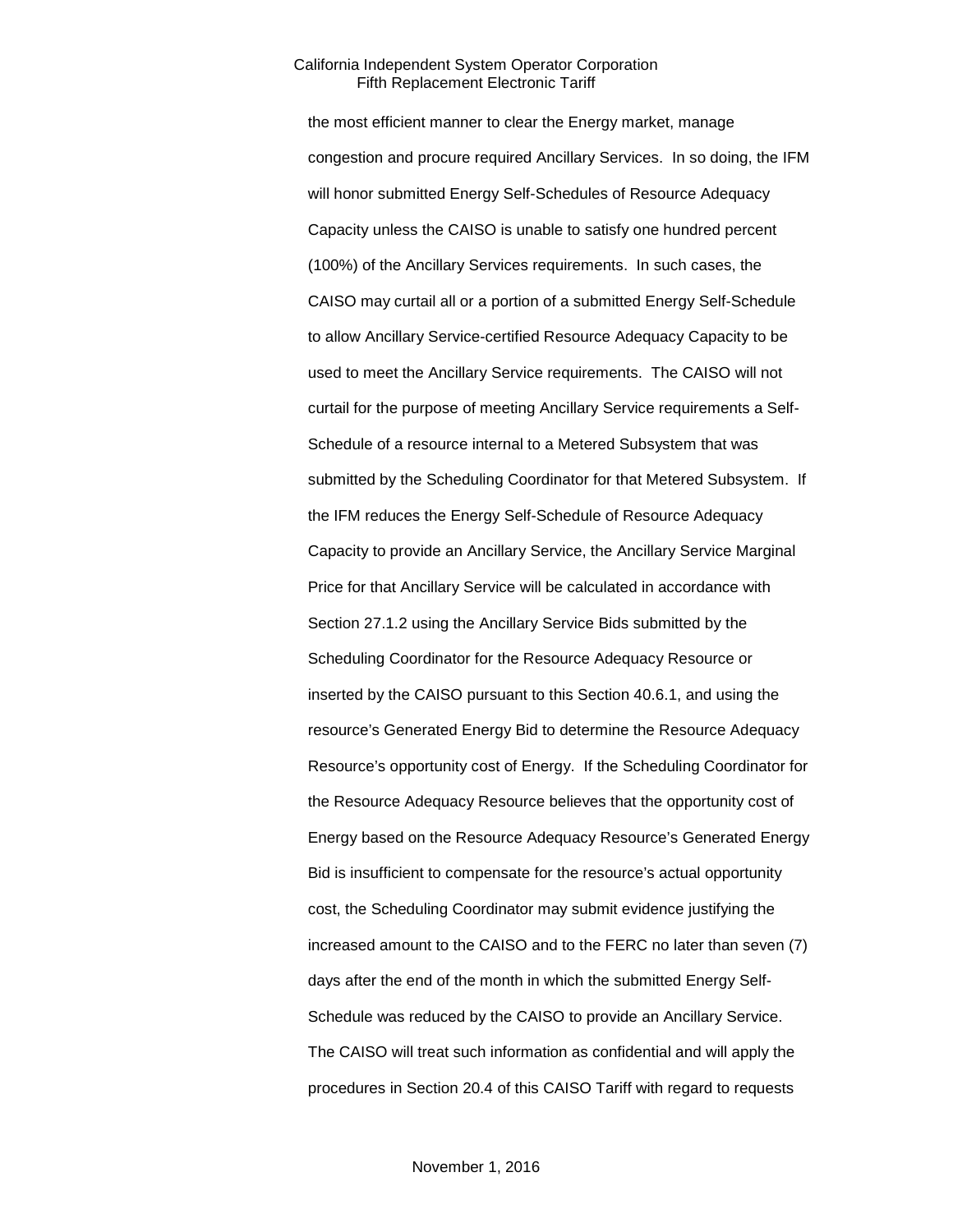the most efficient manner to clear the Energy market, manage congestion and procure required Ancillary Services. In so doing, the IFM will honor submitted Energy Self-Schedules of Resource Adequacy Capacity unless the CAISO is unable to satisfy one hundred percent (100%) of the Ancillary Services requirements. In such cases, the CAISO may curtail all or a portion of a submitted Energy Self-Schedule to allow Ancillary Service-certified Resource Adequacy Capacity to be used to meet the Ancillary Service requirements. The CAISO will not curtail for the purpose of meeting Ancillary Service requirements a Self-Schedule of a resource internal to a Metered Subsystem that was submitted by the Scheduling Coordinator for that Metered Subsystem. If the IFM reduces the Energy Self-Schedule of Resource Adequacy Capacity to provide an Ancillary Service, the Ancillary Service Marginal Price for that Ancillary Service will be calculated in accordance with Section 27.1.2 using the Ancillary Service Bids submitted by the Scheduling Coordinator for the Resource Adequacy Resource or inserted by the CAISO pursuant to this Section 40.6.1, and using the resource's Generated Energy Bid to determine the Resource Adequacy Resource's opportunity cost of Energy. If the Scheduling Coordinator for the Resource Adequacy Resource believes that the opportunity cost of Energy based on the Resource Adequacy Resource's Generated Energy Bid is insufficient to compensate for the resource's actual opportunity cost, the Scheduling Coordinator may submit evidence justifying the increased amount to the CAISO and to the FERC no later than seven (7) days after the end of the month in which the submitted Energy Self-Schedule was reduced by the CAISO to provide an Ancillary Service. The CAISO will treat such information as confidential and will apply the procedures in Section 20.4 of this CAISO Tariff with regard to requests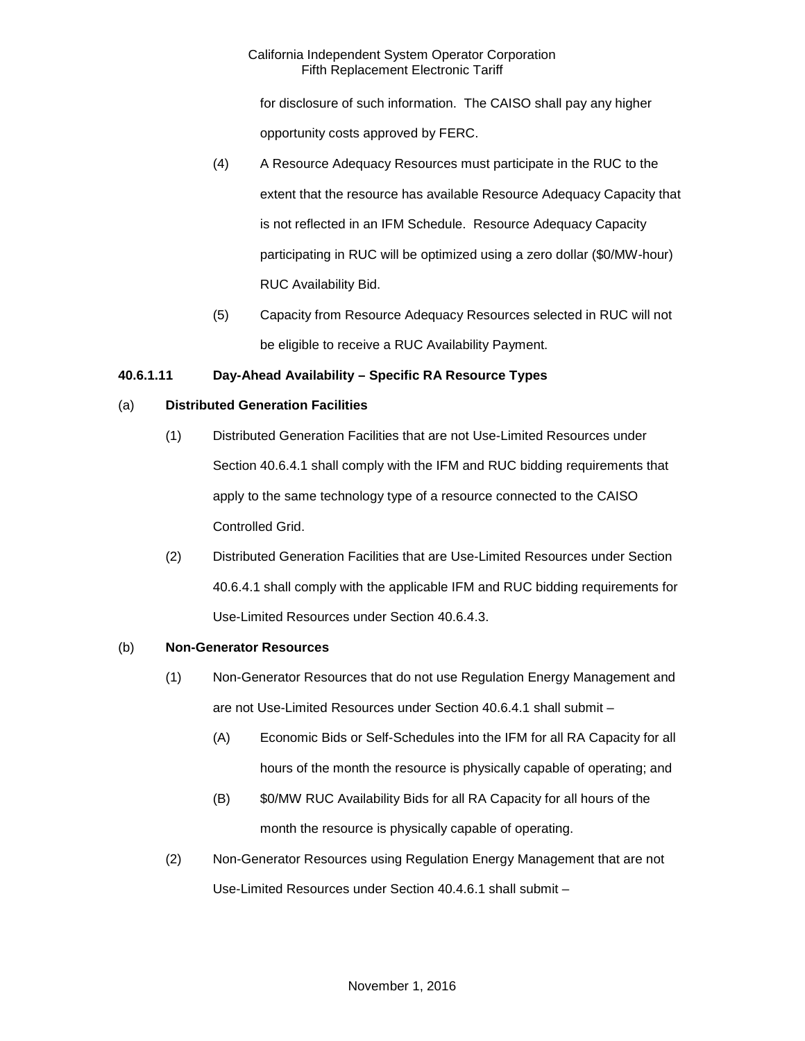for disclosure of such information. The CAISO shall pay any higher opportunity costs approved by FERC.

(4) A Resource Adequacy Resources must participate in the RUC to the extent that the resource has available Resource Adequacy Capacity that is not reflected in an IFM Schedule. Resource Adequacy Capacity participating in RUC will be optimized using a zero dollar ($0/MW-hour) RUC Availability Bid.

(5) Capacity from Resource Adequacy Resources selected in RUC will not be eligible to receive a RUC Availability Payment.

**40.6.1.11 Day-Ahead Availability – Specific RA Resource Types**

(a) **Distributed Generation Facilities**

(1) Distributed Generation Facilities that are not Use-Limited Resources under Section 40.6.4.1 shall comply with the IFM and RUC bidding requirements that apply to the same technology type of a resource connected to the CAISO Controlled Grid.

(2) Distributed Generation Facilities that are Use-Limited Resources under Section 40.6.4.1 shall comply with the applicable IFM and RUC bidding requirements for Use-Limited Resources under Section 40.6.4.3.

(b) **Non-Generator Resources**

(1) Non-Generator Resources that do not use Regulation Energy Management and are not Use-Limited Resources under Section 40.6.4.1 shall submit –

(A) Economic Bids or Self-Schedules into the IFM for all RA Capacity for all hours of the month the resource is physically capable of operating; and

(B) $0/MW RUC Availability Bids for all RA Capacity for all hours of the month the resource is physically capable of operating.

(2) Non-Generator Resources using Regulation Energy Management that are not Use-Limited Resources under Section 40.4.6.1 shall submit –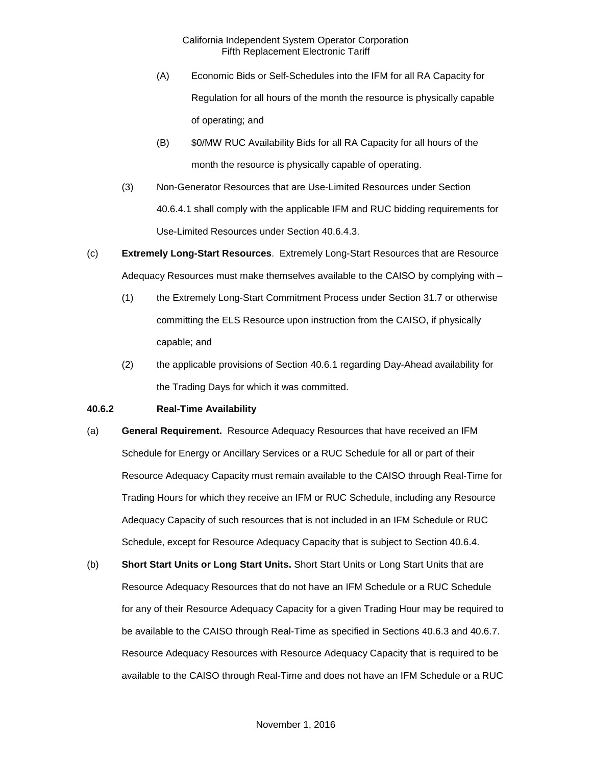(A) Economic Bids or Self-Schedules into the IFM for all RA Capacity for Regulation for all hours of the month the resource is physically capable of operating; and

(B) $0/MW RUC Availability Bids for all RA Capacity for all hours of the month the resource is physically capable of operating.

(3) Non-Generator Resources that are Use-Limited Resources under Section 40.6.4.1 shall comply with the applicable IFM and RUC bidding requirements for Use-Limited Resources under Section 40.6.4.3.

(c) **Extremely Long-Start Resources**. Extremely Long-Start Resources that are Resource Adequacy Resources must make themselves available to the CAISO by complying with –

(1) the Extremely Long-Start Commitment Process under Section 31.7 or otherwise committing the ELS Resource upon instruction from the CAISO, if physically capable; and

(2) the applicable provisions of Section 40.6.1 regarding Day-Ahead availability for the Trading Days for which it was committed.

**40.6.2 Real-Time Availability**

(a) **General Requirement.** Resource Adequacy Resources that have received an IFM Schedule for Energy or Ancillary Services or a RUC Schedule for all or part of their Resource Adequacy Capacity must remain available to the CAISO through Real-Time for Trading Hours for which they receive an IFM or RUC Schedule, including any Resource Adequacy Capacity of such resources that is not included in an IFM Schedule or RUC Schedule, except for Resource Adequacy Capacity that is subject to Section 40.6.4.

(b) **Short Start Units or Long Start Units.** Short Start Units or Long Start Units that are Resource Adequacy Resources that do not have an IFM Schedule or a RUC Schedule for any of their Resource Adequacy Capacity for a given Trading Hour may be required to be available to the CAISO through Real-Time as specified in Sections 40.6.3 and 40.6.7. Resource Adequacy Resources with Resource Adequacy Capacity that is required to be available to the CAISO through Real-Time and does not have an IFM Schedule or a RUC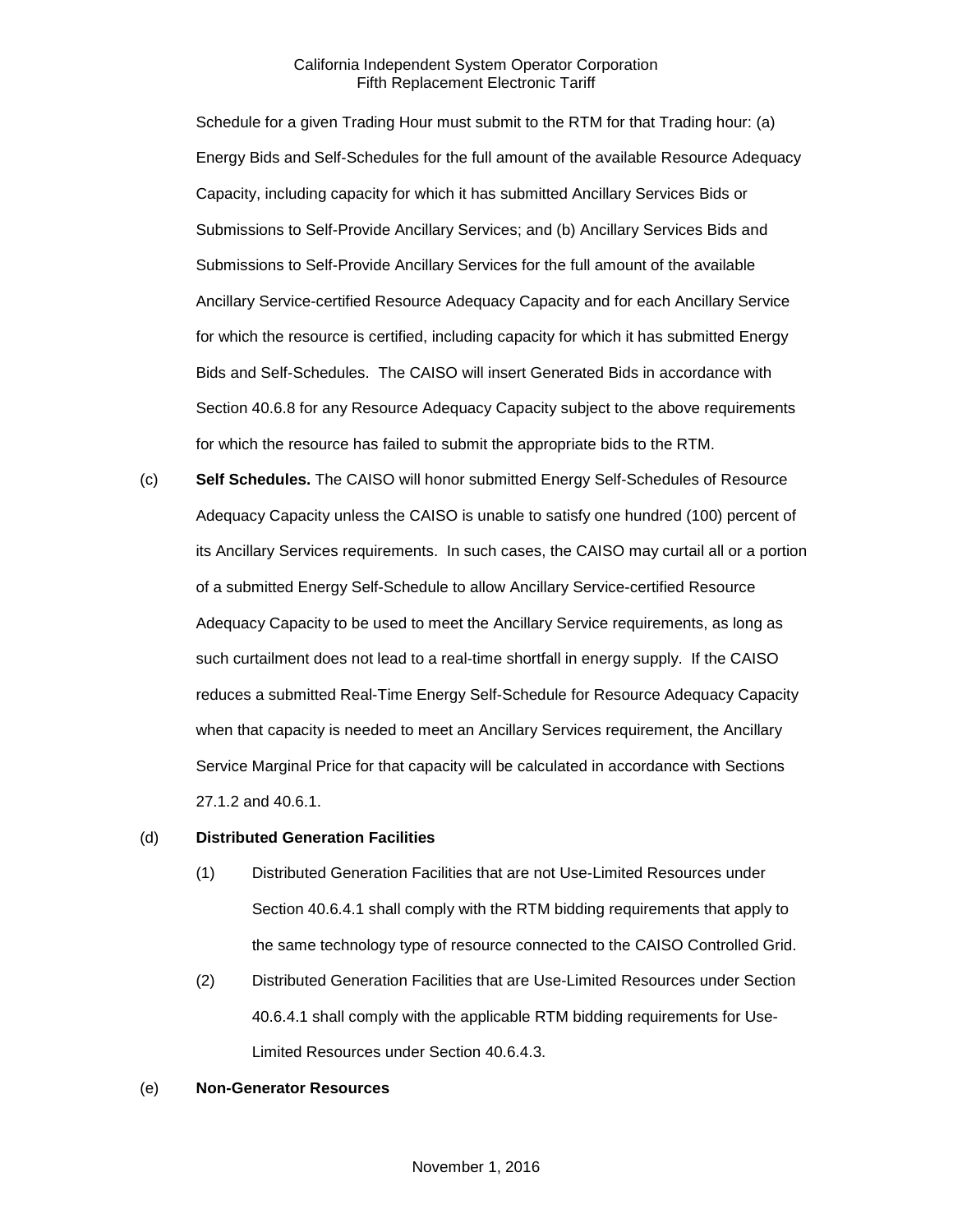Schedule for a given Trading Hour must submit to the RTM for that Trading hour: (a) Energy Bids and Self-Schedules for the full amount of the available Resource Adequacy Capacity, including capacity for which it has submitted Ancillary Services Bids or Submissions to Self-Provide Ancillary Services; and (b) Ancillary Services Bids and Submissions to Self-Provide Ancillary Services for the full amount of the available Ancillary Service-certified Resource Adequacy Capacity and for each Ancillary Service for which the resource is certified, including capacity for which it has submitted Energy Bids and Self-Schedules. The CAISO will insert Generated Bids in accordance with Section 40.6.8 for any Resource Adequacy Capacity subject to the above requirements for which the resource has failed to submit the appropriate bids to the RTM.

(c) **Self Schedules.** The CAISO will honor submitted Energy Self-Schedules of Resource Adequacy Capacity unless the CAISO is unable to satisfy one hundred (100) percent of its Ancillary Services requirements. In such cases, the CAISO may curtail all or a portion of a submitted Energy Self-Schedule to allow Ancillary Service-certified Resource Adequacy Capacity to be used to meet the Ancillary Service requirements, as long as such curtailment does not lead to a real-time shortfall in energy supply. If the CAISO reduces a submitted Real-Time Energy Self-Schedule for Resource Adequacy Capacity when that capacity is needed to meet an Ancillary Services requirement, the Ancillary Service Marginal Price for that capacity will be calculated in accordance with Sections 27.1.2 and 40.6.1.

(d) **Distributed Generation Facilities**

(1) Distributed Generation Facilities that are not Use-Limited Resources under Section 40.6.4.1 shall comply with the RTM bidding requirements that apply to the same technology type of resource connected to the CAISO Controlled Grid.

(2) Distributed Generation Facilities that are Use-Limited Resources under Section 40.6.4.1 shall comply with the applicable RTM bidding requirements for Use-Limited Resources under Section 40.6.4.3.

(e) **Non-Generator Resources**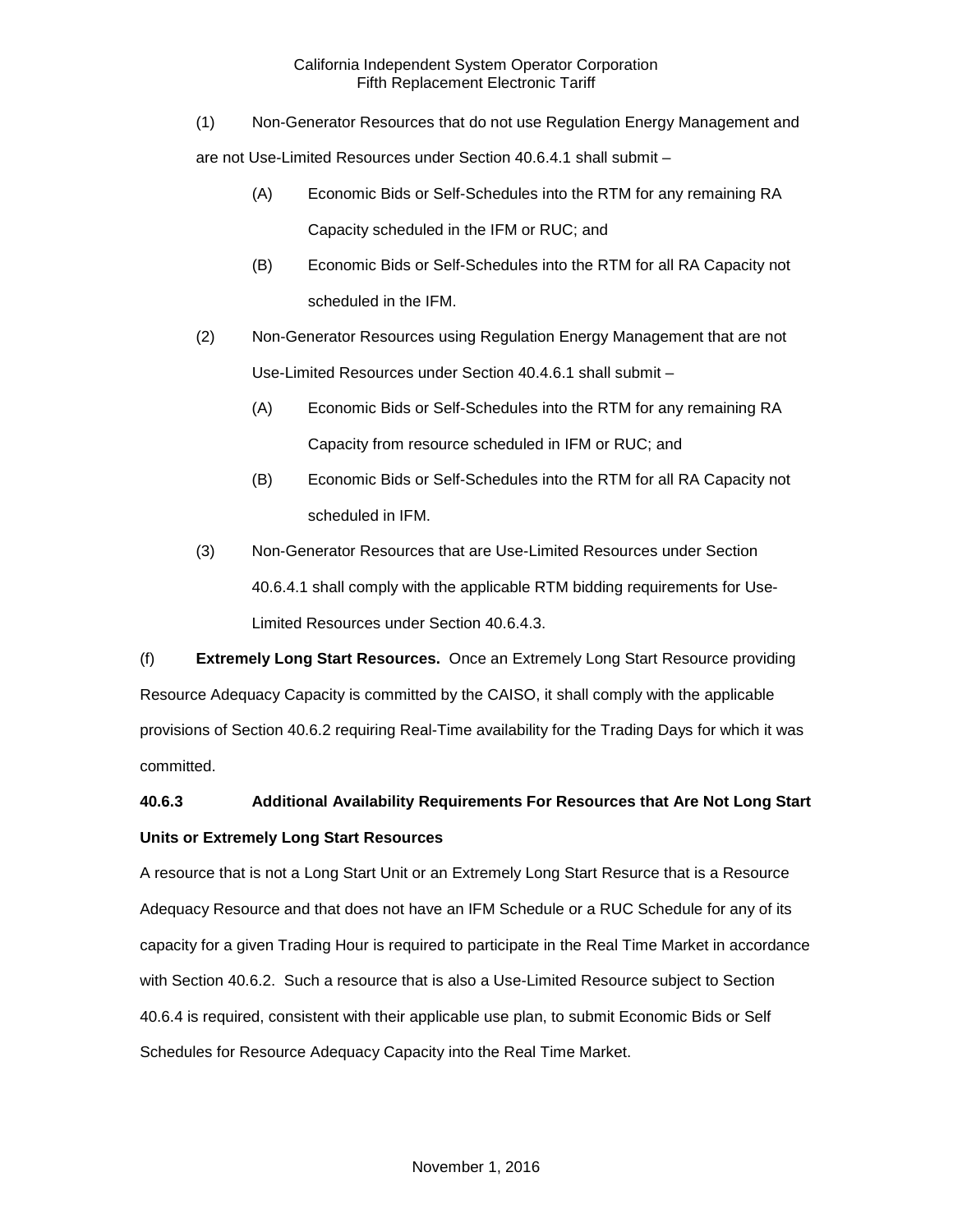(1) Non-Generator Resources that do not use Regulation Energy Management and are not Use-Limited Resources under Section 40.6.4.1 shall submit –

(A) Economic Bids or Self-Schedules into the RTM for any remaining RA Capacity scheduled in the IFM or RUC; and

(B) Economic Bids or Self-Schedules into the RTM for all RA Capacity not scheduled in the IFM.

(2) Non-Generator Resources using Regulation Energy Management that are not Use-Limited Resources under Section 40.4.6.1 shall submit –

(A) Economic Bids or Self-Schedules into the RTM for any remaining RA Capacity from resource scheduled in IFM or RUC; and

(B) Economic Bids or Self-Schedules into the RTM for all RA Capacity not scheduled in IFM.

(3) Non-Generator Resources that are Use-Limited Resources under Section 40.6.4.1 shall comply with the applicable RTM bidding requirements for Use-Limited Resources under Section 40.6.4.3.

(f) **Extremely Long Start Resources.** Once an Extremely Long Start Resource providing Resource Adequacy Capacity is committed by the CAISO, it shall comply with the applicable provisions of Section 40.6.2 requiring Real-Time availability for the Trading Days for which it was committed.

### 40.6.3 Additional Availability Requirements For Resources that Are Not Long Start Units or Extremely Long Start Resources

A resource that is not a Long Start Unit or an Extremely Long Start Resurce that is a Resource Adequacy Resource and that does not have an IFM Schedule or a RUC Schedule for any of its capacity for a given Trading Hour is required to participate in the Real Time Market in accordance with Section 40.6.2. Such a resource that is also a Use-Limited Resource subject to Section 40.6.4 is required, consistent with their applicable use plan, to submit Economic Bids or Self Schedules for Resource Adequacy Capacity into the Real Time Market.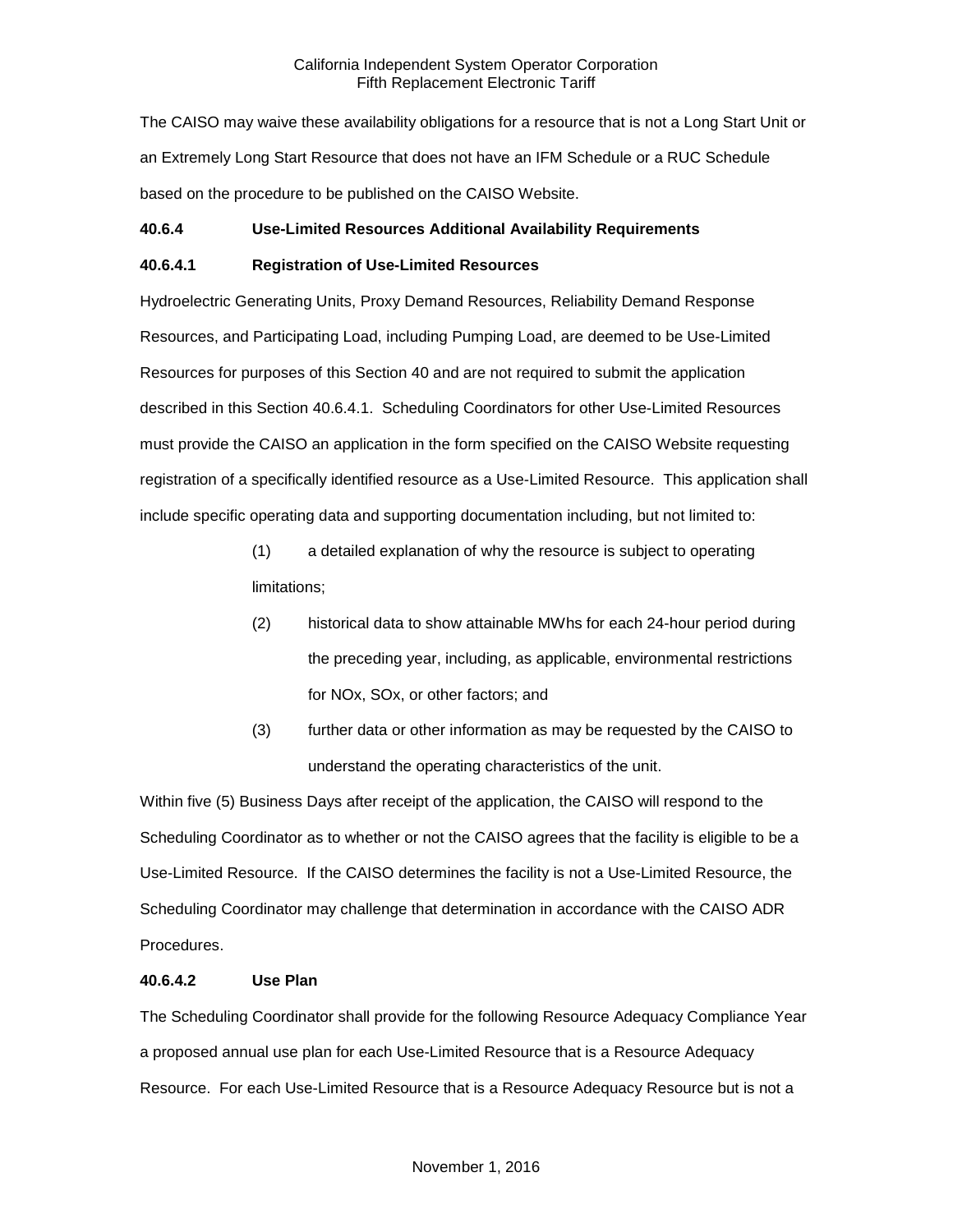The CAISO may waive these availability obligations for a resource that is not a Long Start Unit or an Extremely Long Start Resource that does not have an IFM Schedule or a RUC Schedule based on the procedure to be published on the CAISO Website.

**40.6.4 Use-Limited Resources Additional Availability Requirements**

**40.6.4.1 Registration of Use-Limited Resources**

Hydroelectric Generating Units, Proxy Demand Resources, Reliability Demand Response Resources, and Participating Load, including Pumping Load, are deemed to be Use-Limited Resources for purposes of this Section 40 and are not required to submit the application described in this Section 40.6.4.1. Scheduling Coordinators for other Use-Limited Resources must provide the CAISO an application in the form specified on the CAISO Website requesting registration of a specifically identified resource as a Use-Limited Resource. This application shall include specific operating data and supporting documentation including, but not limited to:

(1) a detailed explanation of why the resource is subject to operating limitations;

(2) historical data to show attainable MWhs for each 24-hour period during the preceding year, including, as applicable, environmental restrictions for NOx, SOx, or other factors; and

(3) further data or other information as may be requested by the CAISO to understand the operating characteristics of the unit.

Within five (5) Business Days after receipt of the application, the CAISO will respond to the Scheduling Coordinator as to whether or not the CAISO agrees that the facility is eligible to be a Use-Limited Resource. If the CAISO determines the facility is not a Use-Limited Resource, the Scheduling Coordinator may challenge that determination in accordance with the CAISO ADR Procedures.

**40.6.4.2 Use Plan**

The Scheduling Coordinator shall provide for the following Resource Adequacy Compliance Year a proposed annual use plan for each Use-Limited Resource that is a Resource Adequacy Resource. For each Use-Limited Resource that is a Resource Adequacy Resource but is not a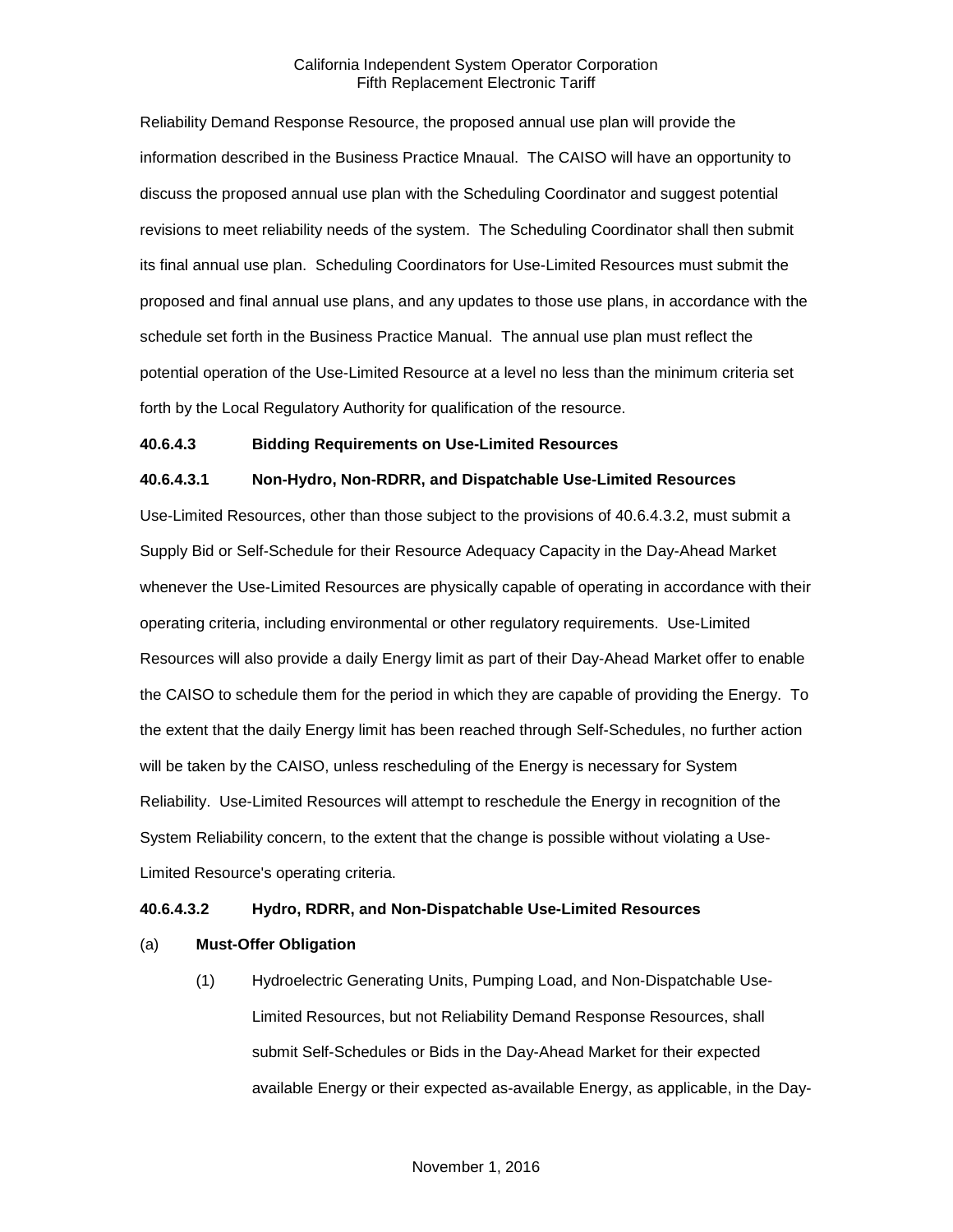Reliability Demand Response Resource, the proposed annual use plan will provide the information described in the Business Practice Mnaual. The CAISO will have an opportunity to discuss the proposed annual use plan with the Scheduling Coordinator and suggest potential revisions to meet reliability needs of the system. The Scheduling Coordinator shall then submit its final annual use plan. Scheduling Coordinators for Use-Limited Resources must submit the proposed and final annual use plans, and any updates to those use plans, in accordance with the schedule set forth in the Business Practice Manual. The annual use plan must reflect the potential operation of the Use-Limited Resource at a level no less than the minimum criteria set forth by the Local Regulatory Authority for qualification of the resource.

**40.6.4.3 Bidding Requirements on Use-Limited Resources**

**40.6.4.3.1 Non-Hydro, Non-RDRR, and Dispatchable Use-Limited Resources**

Use-Limited Resources, other than those subject to the provisions of 40.6.4.3.2, must submit a Supply Bid or Self-Schedule for their Resource Adequacy Capacity in the Day-Ahead Market whenever the Use-Limited Resources are physically capable of operating in accordance with their operating criteria, including environmental or other regulatory requirements. Use-Limited Resources will also provide a daily Energy limit as part of their Day-Ahead Market offer to enable the CAISO to schedule them for the period in which they are capable of providing the Energy. To the extent that the daily Energy limit has been reached through Self-Schedules, no further action will be taken by the CAISO, unless rescheduling of the Energy is necessary for System Reliability. Use-Limited Resources will attempt to reschedule the Energy in recognition of the System Reliability concern, to the extent that the change is possible without violating a Use-Limited Resource's operating criteria.

**40.6.4.3.2 Hydro, RDRR, and Non-Dispatchable Use-Limited Resources**

(a) **Must-Offer Obligation**

(1) Hydroelectric Generating Units, Pumping Load, and Non-Dispatchable Use-Limited Resources, but not Reliability Demand Response Resources, shall submit Self-Schedules or Bids in the Day-Ahead Market for their expected available Energy or their expected as-available Energy, as applicable, in the Day-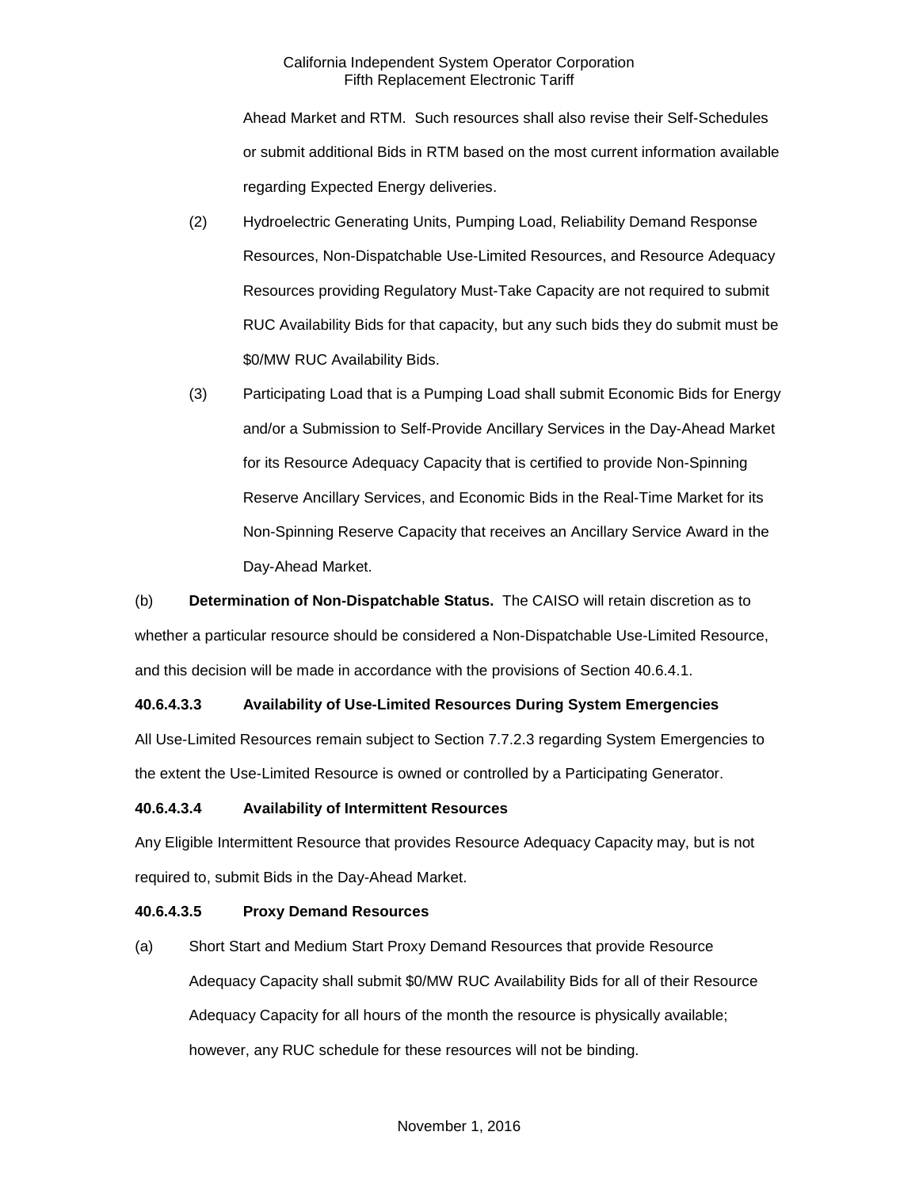Ahead Market and RTM. Such resources shall also revise their Self-Schedules or submit additional Bids in RTM based on the most current information available regarding Expected Energy deliveries.

(2) Hydroelectric Generating Units, Pumping Load, Reliability Demand Response Resources, Non-Dispatchable Use-Limited Resources, and Resource Adequacy Resources providing Regulatory Must-Take Capacity are not required to submit RUC Availability Bids for that capacity, but any such bids they do submit must be $0/MW RUC Availability Bids.

(3) Participating Load that is a Pumping Load shall submit Economic Bids for Energy and/or a Submission to Self-Provide Ancillary Services in the Day-Ahead Market for its Resource Adequacy Capacity that is certified to provide Non-Spinning Reserve Ancillary Services, and Economic Bids in the Real-Time Market for its Non-Spinning Reserve Capacity that receives an Ancillary Service Award in the Day-Ahead Market.

(b) **Determination of Non-Dispatchable Status.** The CAISO will retain discretion as to whether a particular resource should be considered a Non-Dispatchable Use-Limited Resource, and this decision will be made in accordance with the provisions of Section 40.6.4.1.

**40.6.4.3.3 Availability of Use-Limited Resources During System Emergencies**

All Use-Limited Resources remain subject to Section 7.7.2.3 regarding System Emergencies to the extent the Use-Limited Resource is owned or controlled by a Participating Generator.

**40.6.4.3.4 Availability of Intermittent Resources**

Any Eligible Intermittent Resource that provides Resource Adequacy Capacity may, but is not required to, submit Bids in the Day-Ahead Market.

**40.6.4.3.5 Proxy Demand Resources**

(a) Short Start and Medium Start Proxy Demand Resources that provide Resource Adequacy Capacity shall submit $0/MW RUC Availability Bids for all of their Resource Adequacy Capacity for all hours of the month the resource is physically available; however, any RUC schedule for these resources will not be binding.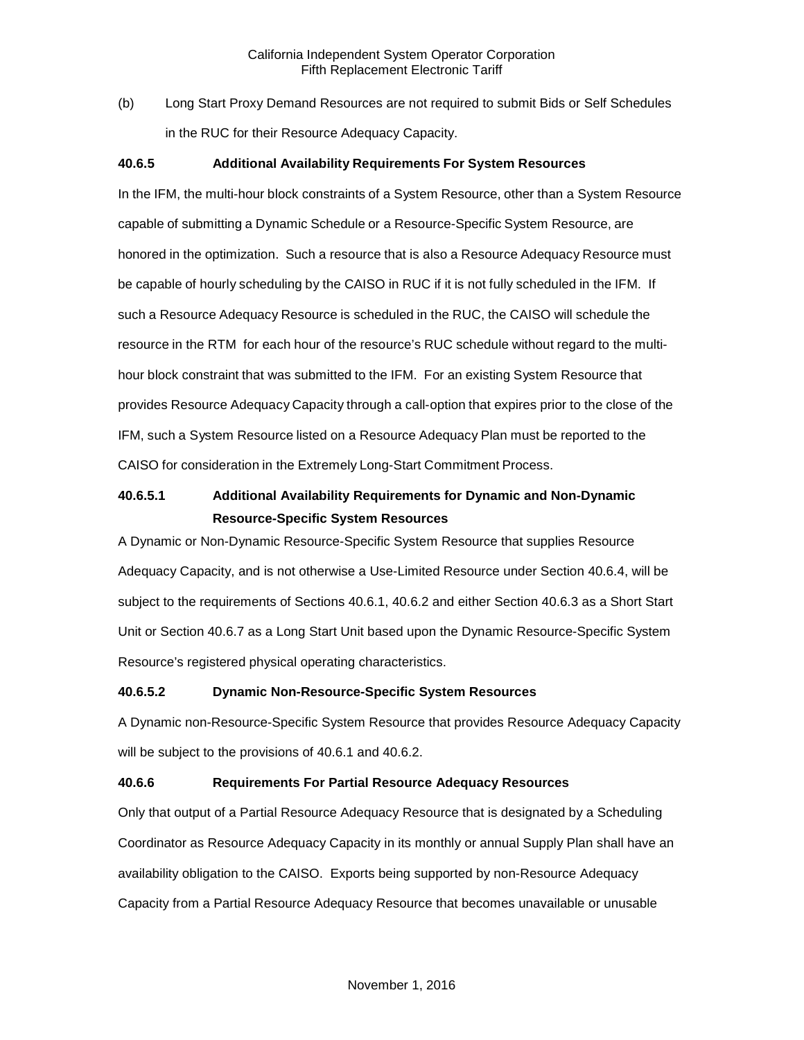(b) Long Start Proxy Demand Resources are not required to submit Bids or Self Schedules in the RUC for their Resource Adequacy Capacity.

### 40.6.5 Additional Availability Requirements For System Resources

In the IFM, the multi-hour block constraints of a System Resource, other than a System Resource capable of submitting a Dynamic Schedule or a Resource-Specific System Resource, are honored in the optimization. Such a resource that is also a Resource Adequacy Resource must be capable of hourly scheduling by the CAISO in RUC if it is not fully scheduled in the IFM. If such a Resource Adequacy Resource is scheduled in the RUC, the CAISO will schedule the resource in the RTM for each hour of the resource's RUC schedule without regard to the multi-hour block constraint that was submitted to the IFM. For an existing System Resource that provides Resource Adequacy Capacity through a call-option that expires prior to the close of the IFM, such a System Resource listed on a Resource Adequacy Plan must be reported to the CAISO for consideration in the Extremely Long-Start Commitment Process.

### 40.6.5.1 Additional Availability Requirements for Dynamic and Non-Dynamic Resource-Specific System Resources

A Dynamic or Non-Dynamic Resource-Specific System Resource that supplies Resource Adequacy Capacity, and is not otherwise a Use-Limited Resource under Section 40.6.4, will be subject to the requirements of Sections 40.6.1, 40.6.2 and either Section 40.6.3 as a Short Start Unit or Section 40.6.7 as a Long Start Unit based upon the Dynamic Resource-Specific System Resource's registered physical operating characteristics.

### 40.6.5.2 Dynamic Non-Resource-Specific System Resources

A Dynamic non-Resource-Specific System Resource that provides Resource Adequacy Capacity will be subject to the provisions of 40.6.1 and 40.6.2.

### 40.6.6 Requirements For Partial Resource Adequacy Resources

Only that output of a Partial Resource Adequacy Resource that is designated by a Scheduling Coordinator as Resource Adequacy Capacity in its monthly or annual Supply Plan shall have an availability obligation to the CAISO. Exports being supported by non-Resource Adequacy Capacity from a Partial Resource Adequacy Resource that becomes unavailable or unusable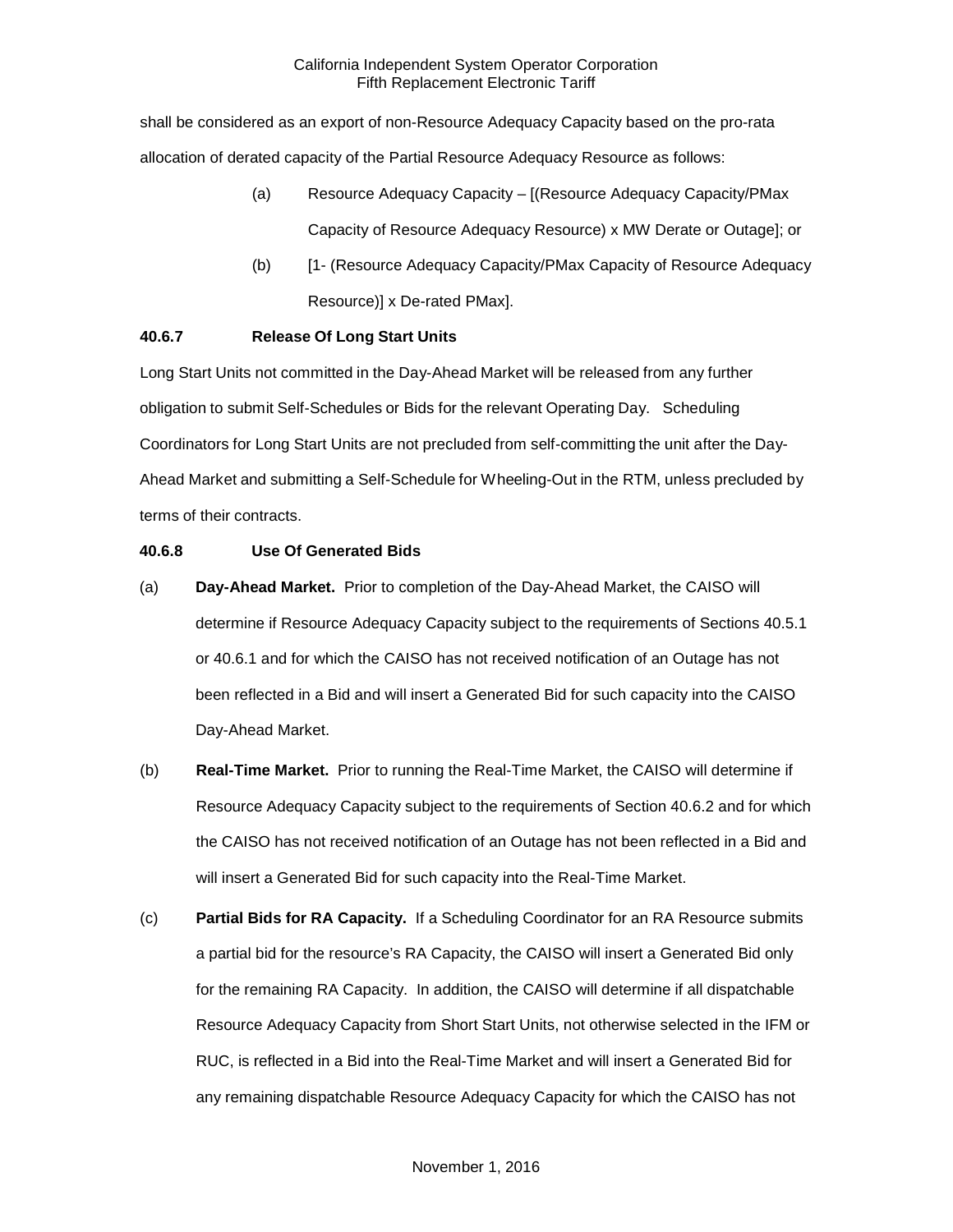shall be considered as an export of non-Resource Adequacy Capacity based on the pro-rata allocation of derated capacity of the Partial Resource Adequacy Resource as follows:

(a) Resource Adequacy Capacity – [(Resource Adequacy Capacity/PMax Capacity of Resource Adequacy Resource) x MW Derate or Outage]; or

(b) [1- (Resource Adequacy Capacity/PMax Capacity of Resource Adequacy Resource)] x De-rated PMax].

### 40.6.7 Release Of Long Start Units

Long Start Units not committed in the Day-Ahead Market will be released from any further obligation to submit Self-Schedules or Bids for the relevant Operating Day. Scheduling Coordinators for Long Start Units are not precluded from self-committing the unit after the Day-Ahead Market and submitting a Self-Schedule for Wheeling-Out in the RTM, unless precluded by terms of their contracts.

### 40.6.8 Use Of Generated Bids

(a) **Day-Ahead Market.** Prior to completion of the Day-Ahead Market, the CAISO will determine if Resource Adequacy Capacity subject to the requirements of Sections 40.5.1 or 40.6.1 and for which the CAISO has not received notification of an Outage has not been reflected in a Bid and will insert a Generated Bid for such capacity into the CAISO Day-Ahead Market.

(b) **Real-Time Market.** Prior to running the Real-Time Market, the CAISO will determine if Resource Adequacy Capacity subject to the requirements of Section 40.6.2 and for which the CAISO has not received notification of an Outage has not been reflected in a Bid and will insert a Generated Bid for such capacity into the Real-Time Market.

(c) **Partial Bids for RA Capacity.** If a Scheduling Coordinator for an RA Resource submits a partial bid for the resource's RA Capacity, the CAISO will insert a Generated Bid only for the remaining RA Capacity. In addition, the CAISO will determine if all dispatchable Resource Adequacy Capacity from Short Start Units, not otherwise selected in the IFM or RUC, is reflected in a Bid into the Real-Time Market and will insert a Generated Bid for any remaining dispatchable Resource Adequacy Capacity for which the CAISO has not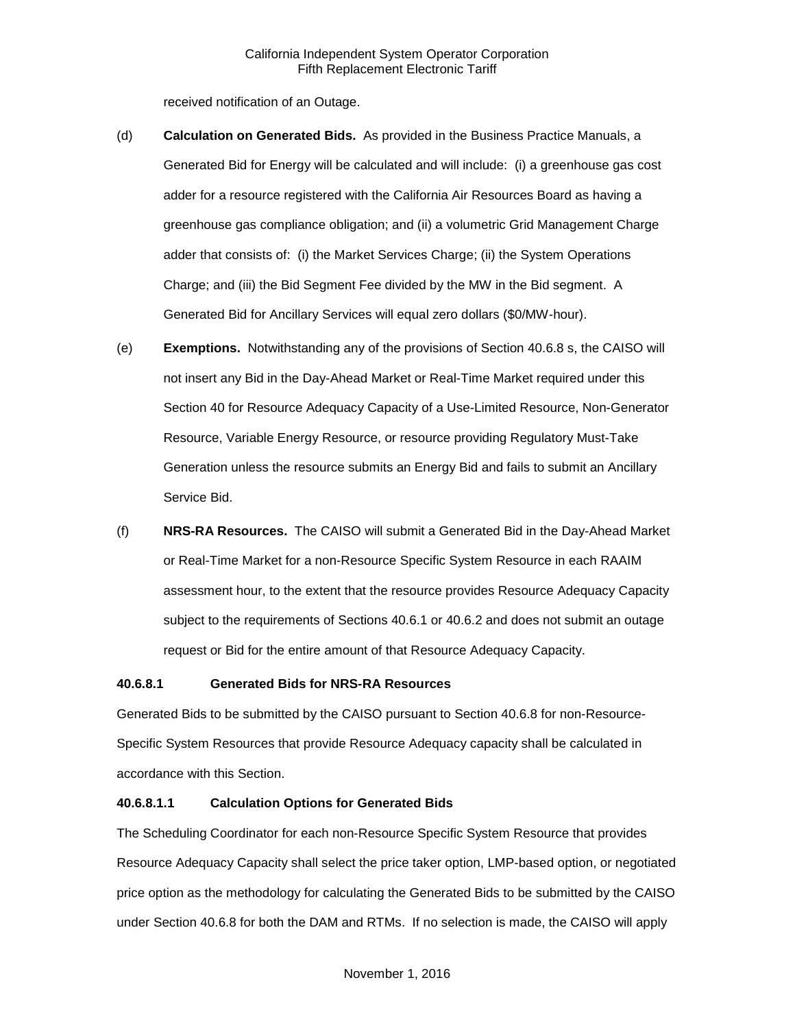received notification of an Outage.

(d) **Calculation on Generated Bids.** As provided in the Business Practice Manuals, a Generated Bid for Energy will be calculated and will include: (i) a greenhouse gas cost adder for a resource registered with the California Air Resources Board as having a greenhouse gas compliance obligation; and (ii) a volumetric Grid Management Charge adder that consists of: (i) the Market Services Charge; (ii) the System Operations Charge; and (iii) the Bid Segment Fee divided by the MW in the Bid segment. A Generated Bid for Ancillary Services will equal zero dollars ($0/MW-hour).

(e) **Exemptions.** Notwithstanding any of the provisions of Section 40.6.8 s, the CAISO will not insert any Bid in the Day-Ahead Market or Real-Time Market required under this Section 40 for Resource Adequacy Capacity of a Use-Limited Resource, Non-Generator Resource, Variable Energy Resource, or resource providing Regulatory Must-Take Generation unless the resource submits an Energy Bid and fails to submit an Ancillary Service Bid.

(f) **NRS-RA Resources.** The CAISO will submit a Generated Bid in the Day-Ahead Market or Real-Time Market for a non-Resource Specific System Resource in each RAAIM assessment hour, to the extent that the resource provides Resource Adequacy Capacity subject to the requirements of Sections 40.6.1 or 40.6.2 and does not submit an outage request or Bid for the entire amount of that Resource Adequacy Capacity.

### 40.6.8.1 Generated Bids for NRS-RA Resources

Generated Bids to be submitted by the CAISO pursuant to Section 40.6.8 for non-Resource-Specific System Resources that provide Resource Adequacy capacity shall be calculated in accordance with this Section.

#### 40.6.8.1.1 Calculation Options for Generated Bids

The Scheduling Coordinator for each non-Resource Specific System Resource that provides Resource Adequacy Capacity shall select the price taker option, LMP-based option, or negotiated price option as the methodology for calculating the Generated Bids to be submitted by the CAISO under Section 40.6.8 for both the DAM and RTMs. If no selection is made, the CAISO will apply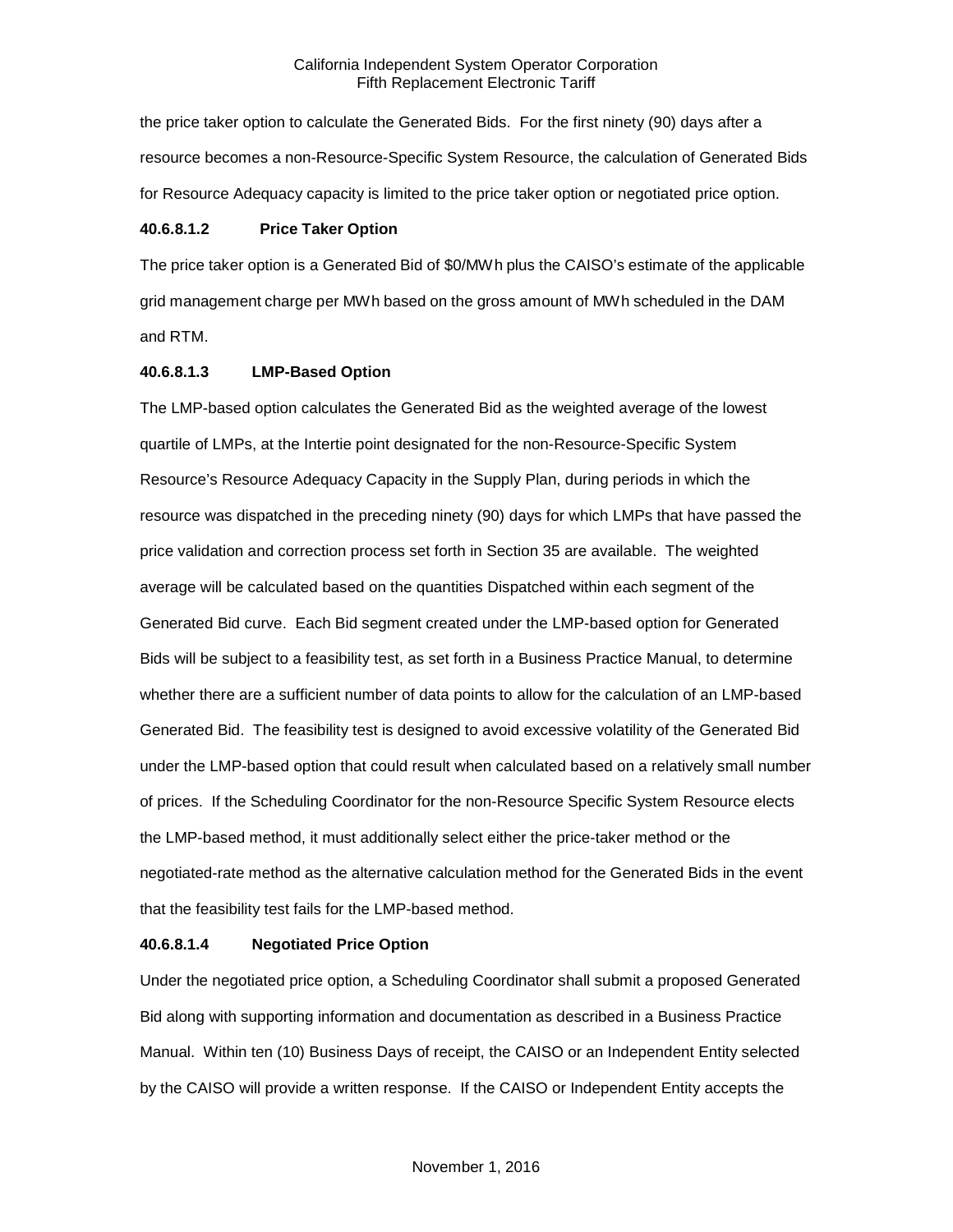the price taker option to calculate the Generated Bids. For the first ninety (90) days after a resource becomes a non-Resource-Specific System Resource, the calculation of Generated Bids for Resource Adequacy capacity is limited to the price taker option or negotiated price option.

**40.6.8.1.2 Price Taker Option**

The price taker option is a Generated Bid of $0/MWh plus the CAISO's estimate of the applicable grid management charge per MWh based on the gross amount of MWh scheduled in the DAM and RTM.

**40.6.8.1.3 LMP-Based Option**

The LMP-based option calculates the Generated Bid as the weighted average of the lowest quartile of LMPs, at the Intertie point designated for the non-Resource-Specific System Resource's Resource Adequacy Capacity in the Supply Plan, during periods in which the resource was dispatched in the preceding ninety (90) days for which LMPs that have passed the price validation and correction process set forth in Section 35 are available. The weighted average will be calculated based on the quantities Dispatched within each segment of the Generated Bid curve. Each Bid segment created under the LMP-based option for Generated Bids will be subject to a feasibility test, as set forth in a Business Practice Manual, to determine whether there are a sufficient number of data points to allow for the calculation of an LMP-based Generated Bid. The feasibility test is designed to avoid excessive volatility of the Generated Bid under the LMP-based option that could result when calculated based on a relatively small number of prices. If the Scheduling Coordinator for the non-Resource Specific System Resource elects the LMP-based method, it must additionally select either the price-taker method or the negotiated-rate method as the alternative calculation method for the Generated Bids in the event that the feasibility test fails for the LMP-based method.

**40.6.8.1.4 Negotiated Price Option**

Under the negotiated price option, a Scheduling Coordinator shall submit a proposed Generated Bid along with supporting information and documentation as described in a Business Practice Manual. Within ten (10) Business Days of receipt, the CAISO or an Independent Entity selected by the CAISO will provide a written response. If the CAISO or Independent Entity accepts the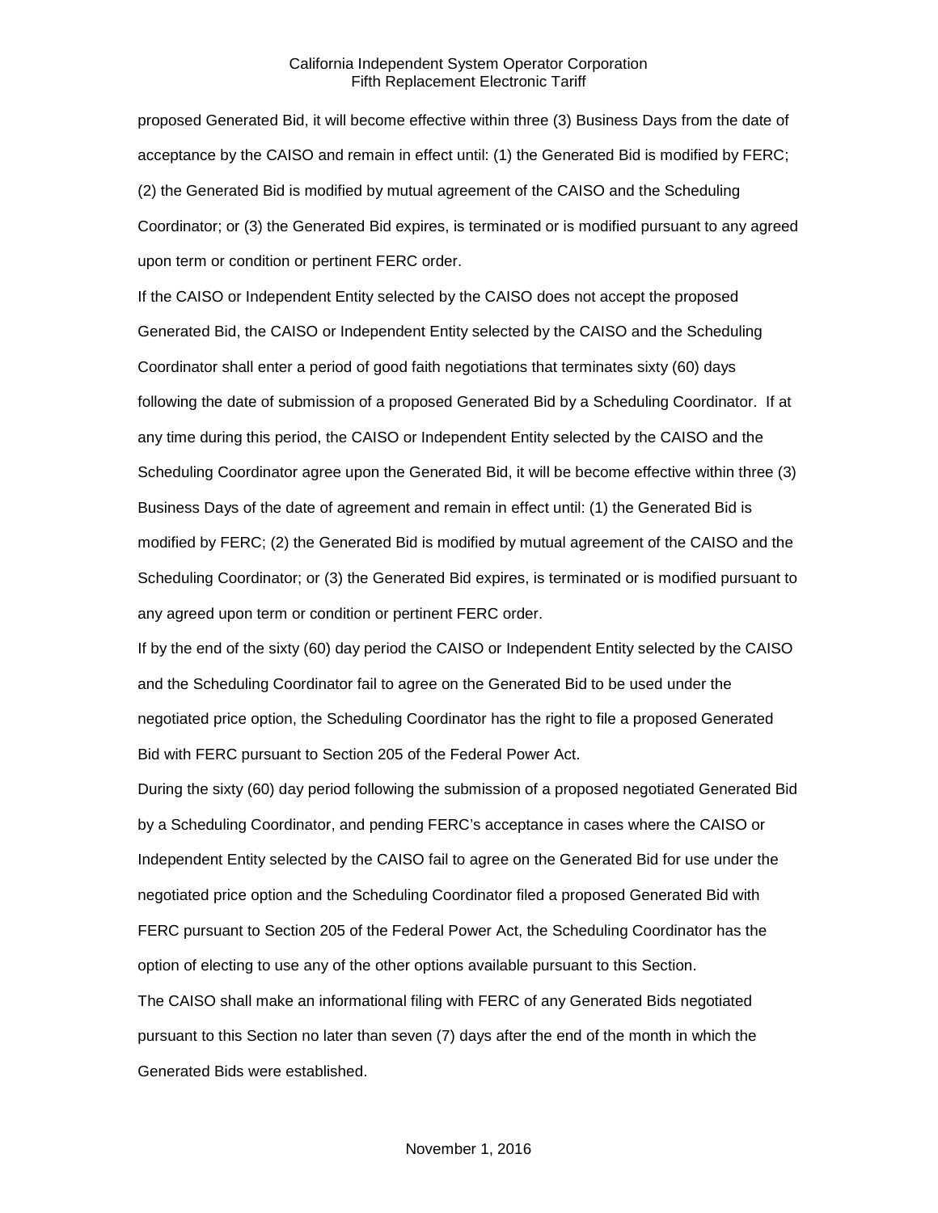proposed Generated Bid, it will become effective within three (3) Business Days from the date of acceptance by the CAISO and remain in effect until: (1) the Generated Bid is modified by FERC; (2) the Generated Bid is modified by mutual agreement of the CAISO and the Scheduling Coordinator; or (3) the Generated Bid expires, is terminated or is modified pursuant to any agreed upon term or condition or pertinent FERC order.

If the CAISO or Independent Entity selected by the CAISO does not accept the proposed Generated Bid, the CAISO or Independent Entity selected by the CAISO and the Scheduling Coordinator shall enter a period of good faith negotiations that terminates sixty (60) days following the date of submission of a proposed Generated Bid by a Scheduling Coordinator. If at any time during this period, the CAISO or Independent Entity selected by the CAISO and the Scheduling Coordinator agree upon the Generated Bid, it will be become effective within three (3) Business Days of the date of agreement and remain in effect until: (1) the Generated Bid is modified by FERC; (2) the Generated Bid is modified by mutual agreement of the CAISO and the Scheduling Coordinator; or (3) the Generated Bid expires, is terminated or is modified pursuant to any agreed upon term or condition or pertinent FERC order.

If by the end of the sixty (60) day period the CAISO or Independent Entity selected by the CAISO and the Scheduling Coordinator fail to agree on the Generated Bid to be used under the negotiated price option, the Scheduling Coordinator has the right to file a proposed Generated Bid with FERC pursuant to Section 205 of the Federal Power Act.

During the sixty (60) day period following the submission of a proposed negotiated Generated Bid by a Scheduling Coordinator, and pending FERC's acceptance in cases where the CAISO or Independent Entity selected by the CAISO fail to agree on the Generated Bid for use under the negotiated price option and the Scheduling Coordinator filed a proposed Generated Bid with FERC pursuant to Section 205 of the Federal Power Act, the Scheduling Coordinator has the option of electing to use any of the other options available pursuant to this Section.

The CAISO shall make an informational filing with FERC of any Generated Bids negotiated pursuant to this Section no later than seven (7) days after the end of the month in which the Generated Bids were established.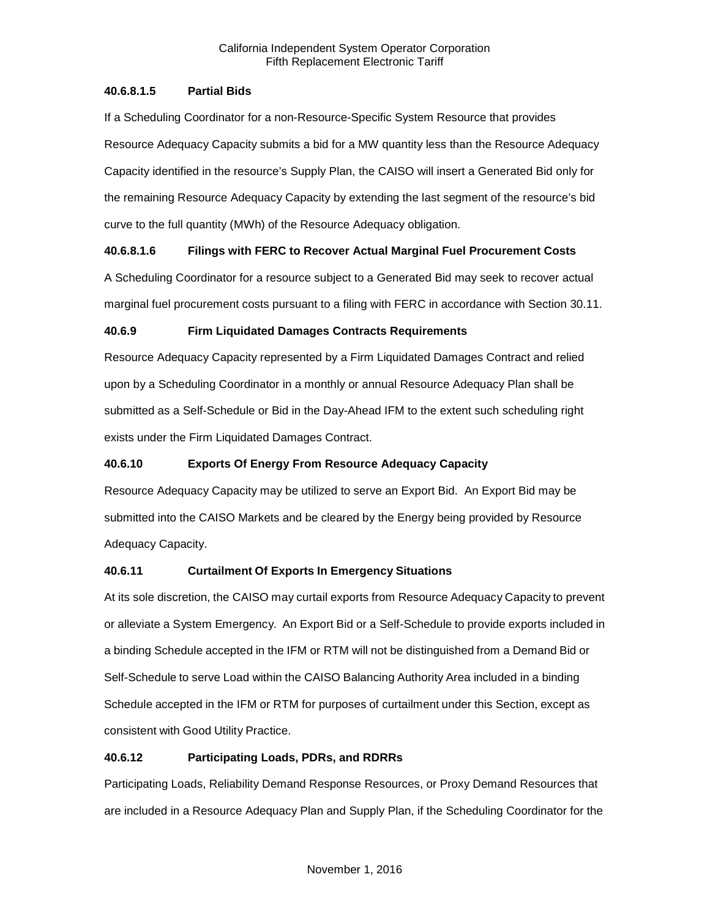#### 40.6.8.1.5 Partial Bids

If a Scheduling Coordinator for a non-Resource-Specific System Resource that provides Resource Adequacy Capacity submits a bid for a MW quantity less than the Resource Adequacy Capacity identified in the resource's Supply Plan, the CAISO will insert a Generated Bid only for the remaining Resource Adequacy Capacity by extending the last segment of the resource's bid curve to the full quantity (MWh) of the Resource Adequacy obligation.

#### 40.6.8.1.6 Filings with FERC to Recover Actual Marginal Fuel Procurement Costs

A Scheduling Coordinator for a resource subject to a Generated Bid may seek to recover actual marginal fuel procurement costs pursuant to a filing with FERC in accordance with Section 30.11.

### 40.6.9 Firm Liquidated Damages Contracts Requirements

Resource Adequacy Capacity represented by a Firm Liquidated Damages Contract and relied upon by a Scheduling Coordinator in a monthly or annual Resource Adequacy Plan shall be submitted as a Self-Schedule or Bid in the Day-Ahead IFM to the extent such scheduling right exists under the Firm Liquidated Damages Contract.

### 40.6.10 Exports Of Energy From Resource Adequacy Capacity

Resource Adequacy Capacity may be utilized to serve an Export Bid. An Export Bid may be submitted into the CAISO Markets and be cleared by the Energy being provided by Resource Adequacy Capacity.

### 40.6.11 Curtailment Of Exports In Emergency Situations

At its sole discretion, the CAISO may curtail exports from Resource Adequacy Capacity to prevent or alleviate a System Emergency. An Export Bid or a Self-Schedule to provide exports included in a binding Schedule accepted in the IFM or RTM will not be distinguished from a Demand Bid or Self-Schedule to serve Load within the CAISO Balancing Authority Area included in a binding Schedule accepted in the IFM or RTM for purposes of curtailment under this Section, except as consistent with Good Utility Practice.

### 40.6.12 Participating Loads, PDRs, and RDRRs

Participating Loads, Reliability Demand Response Resources, or Proxy Demand Resources that are included in a Resource Adequacy Plan and Supply Plan, if the Scheduling Coordinator for the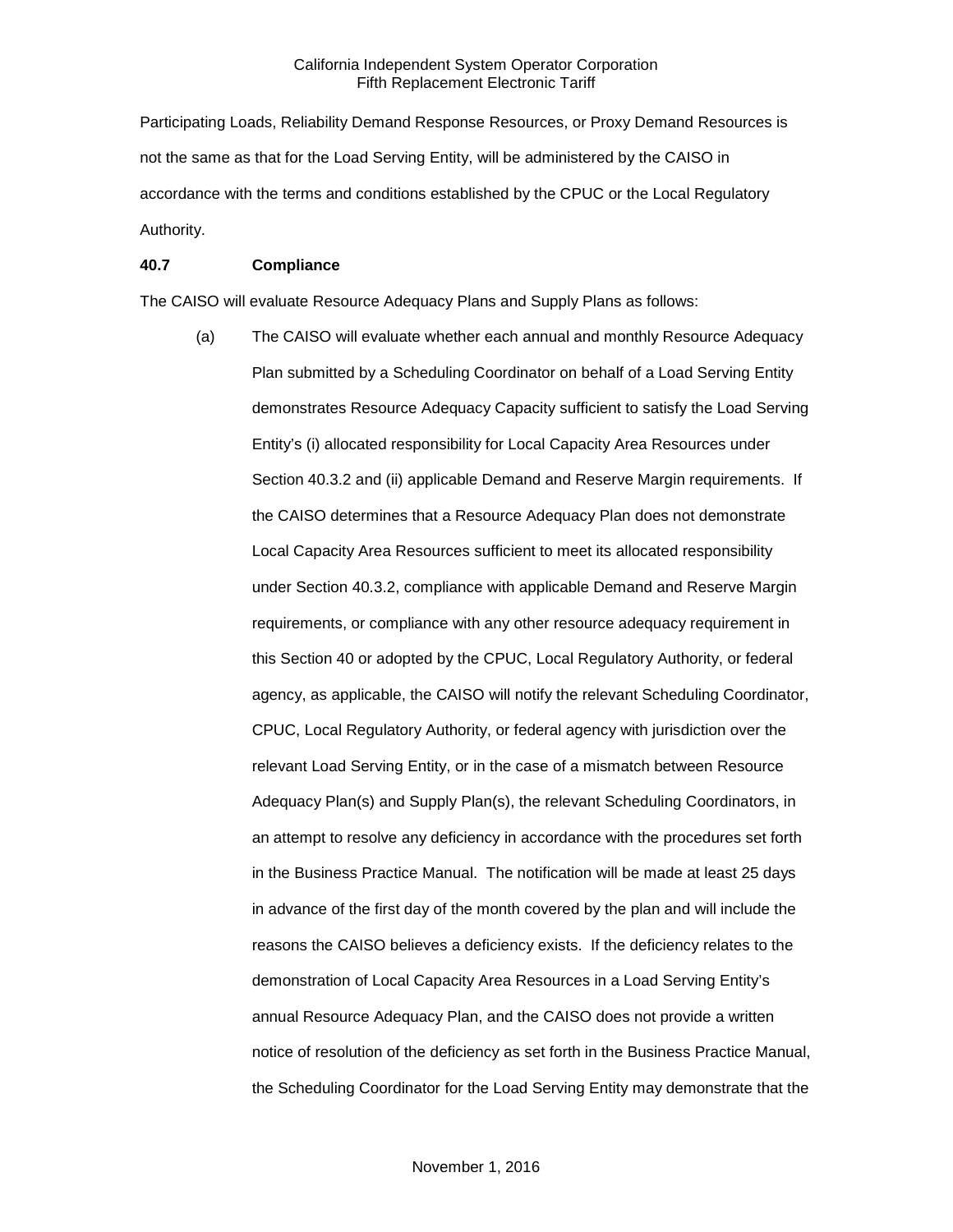Participating Loads, Reliability Demand Response Resources, or Proxy Demand Resources is not the same as that for the Load Serving Entity, will be administered by the CAISO in accordance with the terms and conditions established by the CPUC or the Local Regulatory Authority.

**40.7 Compliance**

The CAISO will evaluate Resource Adequacy Plans and Supply Plans as follows:

(a) The CAISO will evaluate whether each annual and monthly Resource Adequacy Plan submitted by a Scheduling Coordinator on behalf of a Load Serving Entity demonstrates Resource Adequacy Capacity sufficient to satisfy the Load Serving Entity's (i) allocated responsibility for Local Capacity Area Resources under Section 40.3.2 and (ii) applicable Demand and Reserve Margin requirements. If the CAISO determines that a Resource Adequacy Plan does not demonstrate Local Capacity Area Resources sufficient to meet its allocated responsibility under Section 40.3.2, compliance with applicable Demand and Reserve Margin requirements, or compliance with any other resource adequacy requirement in this Section 40 or adopted by the CPUC, Local Regulatory Authority, or federal agency, as applicable, the CAISO will notify the relevant Scheduling Coordinator, CPUC, Local Regulatory Authority, or federal agency with jurisdiction over the relevant Load Serving Entity, or in the case of a mismatch between Resource Adequacy Plan(s) and Supply Plan(s), the relevant Scheduling Coordinators, in an attempt to resolve any deficiency in accordance with the procedures set forth in the Business Practice Manual. The notification will be made at least 25 days in advance of the first day of the month covered by the plan and will include the reasons the CAISO believes a deficiency exists. If the deficiency relates to the demonstration of Local Capacity Area Resources in a Load Serving Entity's annual Resource Adequacy Plan, and the CAISO does not provide a written notice of resolution of the deficiency as set forth in the Business Practice Manual, the Scheduling Coordinator for the Load Serving Entity may demonstrate that the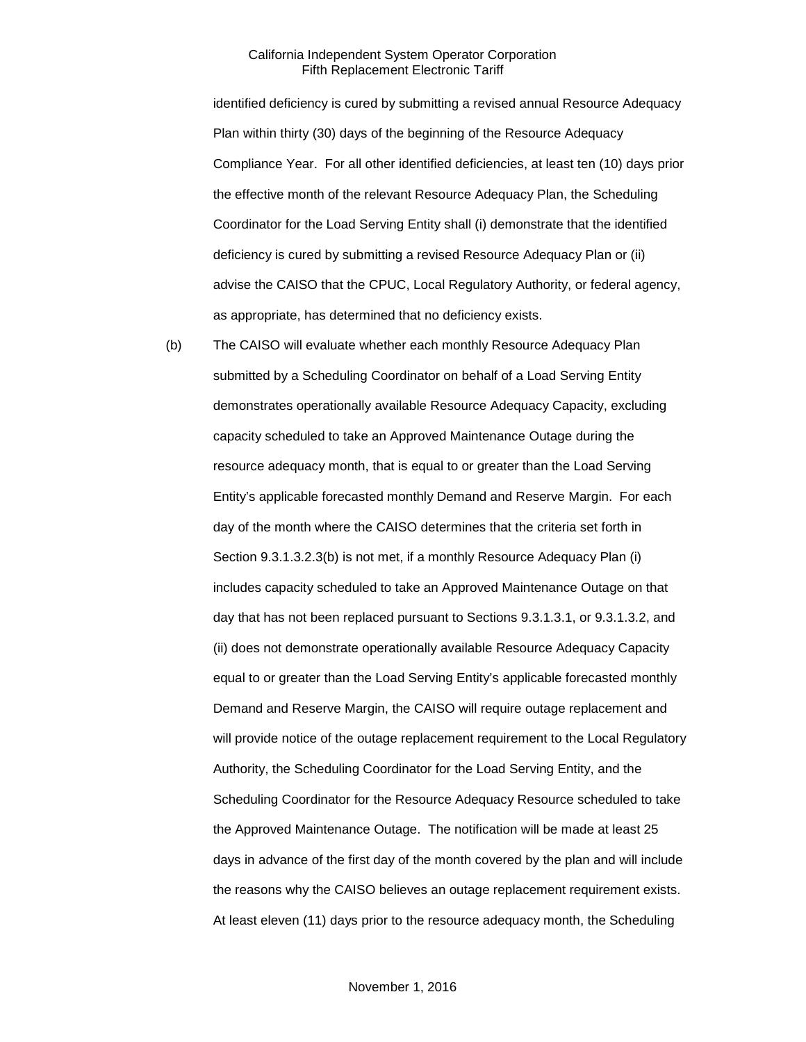identified deficiency is cured by submitting a revised annual Resource Adequacy Plan within thirty (30) days of the beginning of the Resource Adequacy Compliance Year. For all other identified deficiencies, at least ten (10) days prior the effective month of the relevant Resource Adequacy Plan, the Scheduling Coordinator for the Load Serving Entity shall (i) demonstrate that the identified deficiency is cured by submitting a revised Resource Adequacy Plan or (ii) advise the CAISO that the CPUC, Local Regulatory Authority, or federal agency, as appropriate, has determined that no deficiency exists.

(b) The CAISO will evaluate whether each monthly Resource Adequacy Plan submitted by a Scheduling Coordinator on behalf of a Load Serving Entity demonstrates operationally available Resource Adequacy Capacity, excluding capacity scheduled to take an Approved Maintenance Outage during the resource adequacy month, that is equal to or greater than the Load Serving Entity's applicable forecasted monthly Demand and Reserve Margin. For each day of the month where the CAISO determines that the criteria set forth in Section 9.3.1.3.2.3(b) is not met, if a monthly Resource Adequacy Plan (i) includes capacity scheduled to take an Approved Maintenance Outage on that day that has not been replaced pursuant to Sections 9.3.1.3.1, or 9.3.1.3.2, and (ii) does not demonstrate operationally available Resource Adequacy Capacity equal to or greater than the Load Serving Entity's applicable forecasted monthly Demand and Reserve Margin, the CAISO will require outage replacement and will provide notice of the outage replacement requirement to the Local Regulatory Authority, the Scheduling Coordinator for the Load Serving Entity, and the Scheduling Coordinator for the Resource Adequacy Resource scheduled to take the Approved Maintenance Outage. The notification will be made at least 25 days in advance of the first day of the month covered by the plan and will include the reasons why the CAISO believes an outage replacement requirement exists. At least eleven (11) days prior to the resource adequacy month, the Scheduling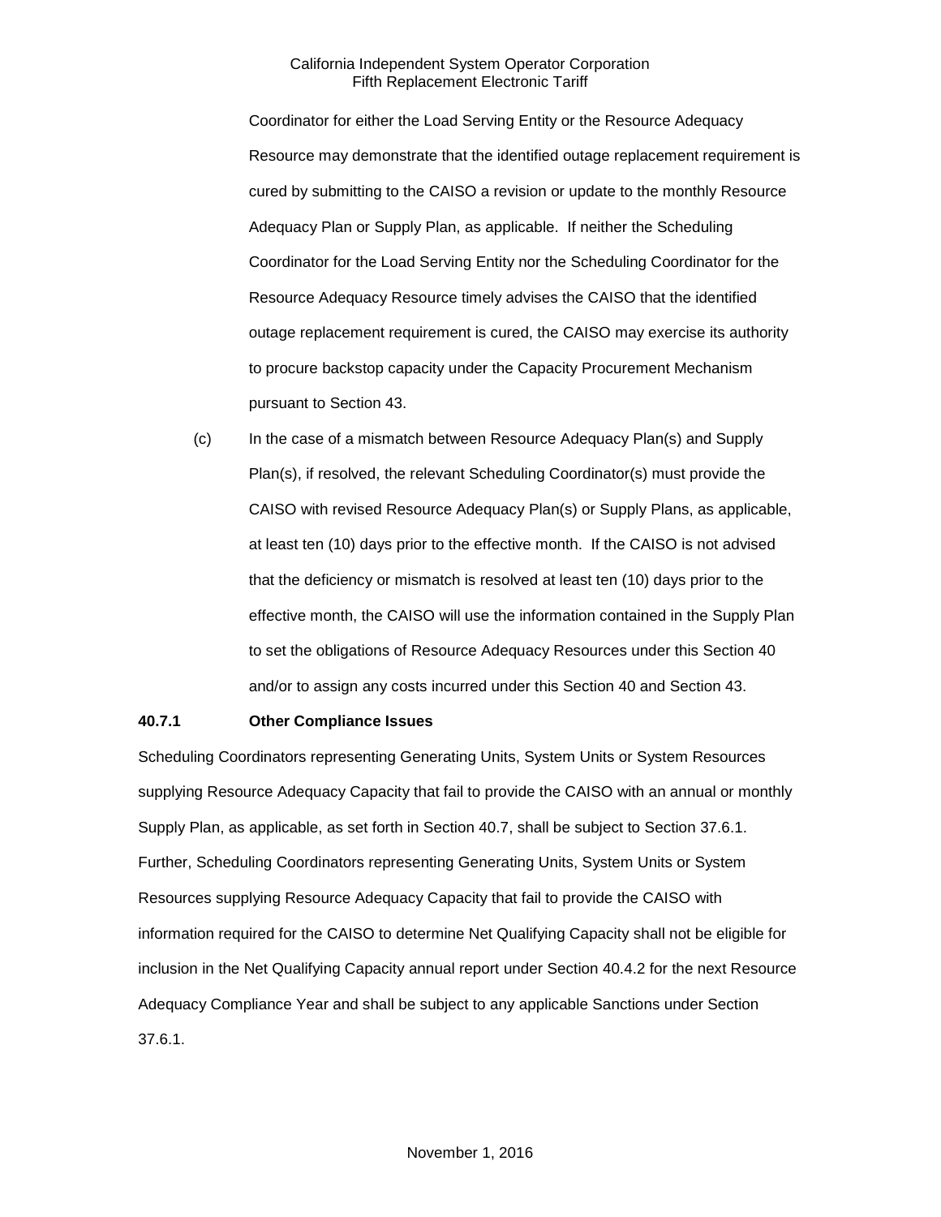Coordinator for either the Load Serving Entity or the Resource Adequacy Resource may demonstrate that the identified outage replacement requirement is cured by submitting to the CAISO a revision or update to the monthly Resource Adequacy Plan or Supply Plan, as applicable. If neither the Scheduling Coordinator for the Load Serving Entity nor the Scheduling Coordinator for the Resource Adequacy Resource timely advises the CAISO that the identified outage replacement requirement is cured, the CAISO may exercise its authority to procure backstop capacity under the Capacity Procurement Mechanism pursuant to Section 43.

(c) In the case of a mismatch between Resource Adequacy Plan(s) and Supply Plan(s), if resolved, the relevant Scheduling Coordinator(s) must provide the CAISO with revised Resource Adequacy Plan(s) or Supply Plans, as applicable, at least ten (10) days prior to the effective month. If the CAISO is not advised that the deficiency or mismatch is resolved at least ten (10) days prior to the effective month, the CAISO will use the information contained in the Supply Plan to set the obligations of Resource Adequacy Resources under this Section 40 and/or to assign any costs incurred under this Section 40 and Section 43.

**40.7.1 Other Compliance Issues**

Scheduling Coordinators representing Generating Units, System Units or System Resources supplying Resource Adequacy Capacity that fail to provide the CAISO with an annual or monthly Supply Plan, as applicable, as set forth in Section 40.7, shall be subject to Section 37.6.1. Further, Scheduling Coordinators representing Generating Units, System Units or System Resources supplying Resource Adequacy Capacity that fail to provide the CAISO with information required for the CAISO to determine Net Qualifying Capacity shall not be eligible for inclusion in the Net Qualifying Capacity annual report under Section 40.4.2 for the next Resource Adequacy Compliance Year and shall be subject to any applicable Sanctions under Section 37.6.1.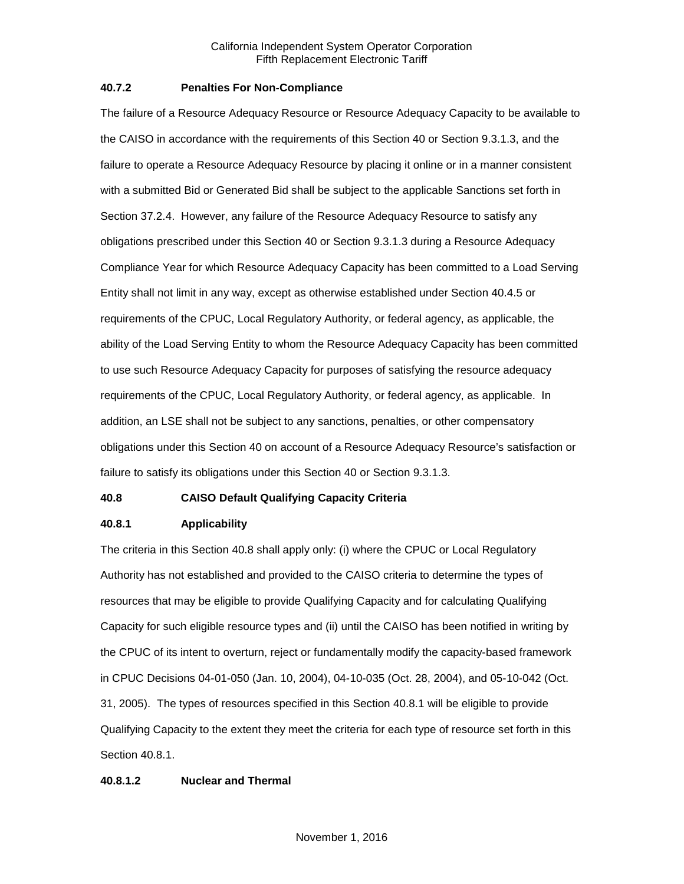#### 40.7.2 Penalties For Non-Compliance

The failure of a Resource Adequacy Resource or Resource Adequacy Capacity to be available to the CAISO in accordance with the requirements of this Section 40 or Section 9.3.1.3, and the failure to operate a Resource Adequacy Resource by placing it online or in a manner consistent with a submitted Bid or Generated Bid shall be subject to the applicable Sanctions set forth in Section 37.2.4. However, any failure of the Resource Adequacy Resource to satisfy any obligations prescribed under this Section 40 or Section 9.3.1.3 during a Resource Adequacy Compliance Year for which Resource Adequacy Capacity has been committed to a Load Serving Entity shall not limit in any way, except as otherwise established under Section 40.4.5 or requirements of the CPUC, Local Regulatory Authority, or federal agency, as applicable, the ability of the Load Serving Entity to whom the Resource Adequacy Capacity has been committed to use such Resource Adequacy Capacity for purposes of satisfying the resource adequacy requirements of the CPUC, Local Regulatory Authority, or federal agency, as applicable. In addition, an LSE shall not be subject to any sanctions, penalties, or other compensatory obligations under this Section 40 on account of a Resource Adequacy Resource's satisfaction or failure to satisfy its obligations under this Section 40 or Section 9.3.1.3.

### 40.8 CAISO Default Qualifying Capacity Criteria

#### 40.8.1 Applicability

The criteria in this Section 40.8 shall apply only: (i) where the CPUC or Local Regulatory Authority has not established and provided to the CAISO criteria to determine the types of resources that may be eligible to provide Qualifying Capacity and for calculating Qualifying Capacity for such eligible resource types and (ii) until the CAISO has been notified in writing by the CPUC of its intent to overturn, reject or fundamentally modify the capacity-based framework in CPUC Decisions 04-01-050 (Jan. 10, 2004), 04-10-035 (Oct. 28, 2004), and 05-10-042 (Oct. 31, 2005). The types of resources specified in this Section 40.8.1 will be eligible to provide Qualifying Capacity to the extent they meet the criteria for each type of resource set forth in this Section 40.8.1.

##### 40.8.1.2 Nuclear and Thermal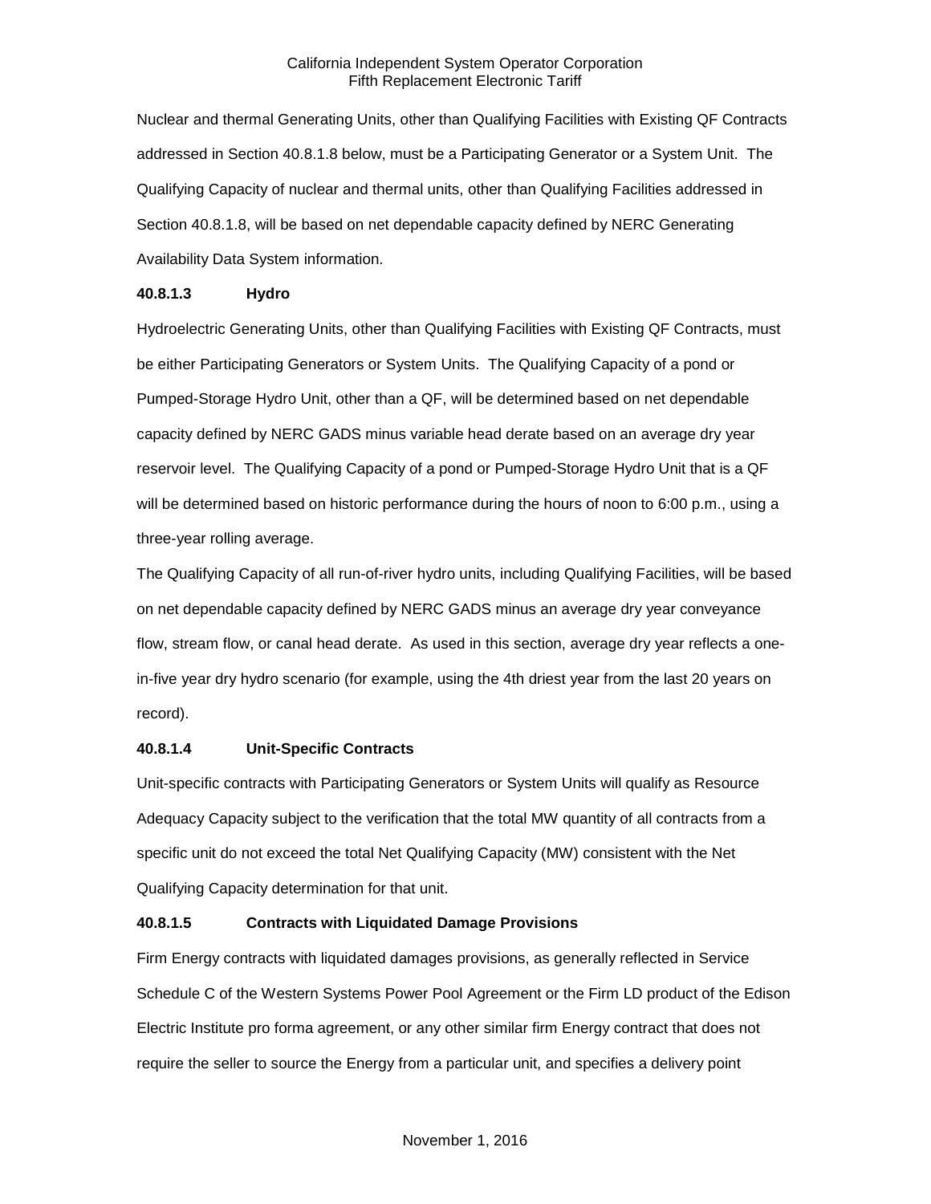Nuclear and thermal Generating Units, other than Qualifying Facilities with Existing QF Contracts addressed in Section 40.8.1.8 below, must be a Participating Generator or a System Unit. The Qualifying Capacity of nuclear and thermal units, other than Qualifying Facilities addressed in Section 40.8.1.8, will be based on net dependable capacity defined by NERC Generating Availability Data System information.

#### 40.8.1.3 Hydro

Hydroelectric Generating Units, other than Qualifying Facilities with Existing QF Contracts, must be either Participating Generators or System Units. The Qualifying Capacity of a pond or Pumped-Storage Hydro Unit, other than a QF, will be determined based on net dependable capacity defined by NERC GADS minus variable head derate based on an average dry year reservoir level. The Qualifying Capacity of a pond or Pumped-Storage Hydro Unit that is a QF will be determined based on historic performance during the hours of noon to 6:00 p.m., using a three-year rolling average.

The Qualifying Capacity of all run-of-river hydro units, including Qualifying Facilities, will be based on net dependable capacity defined by NERC GADS minus an average dry year conveyance flow, stream flow, or canal head derate. As used in this section, average dry year reflects a one-in-five year dry hydro scenario (for example, using the 4th driest year from the last 20 years on record).

#### 40.8.1.4 Unit-Specific Contracts

Unit-specific contracts with Participating Generators or System Units will qualify as Resource Adequacy Capacity subject to the verification that the total MW quantity of all contracts from a specific unit do not exceed the total Net Qualifying Capacity (MW) consistent with the Net Qualifying Capacity determination for that unit.

#### 40.8.1.5 Contracts with Liquidated Damage Provisions

Firm Energy contracts with liquidated damages provisions, as generally reflected in Service Schedule C of the Western Systems Power Pool Agreement or the Firm LD product of the Edison Electric Institute pro forma agreement, or any other similar firm Energy contract that does not require the seller to source the Energy from a particular unit, and specifies a delivery point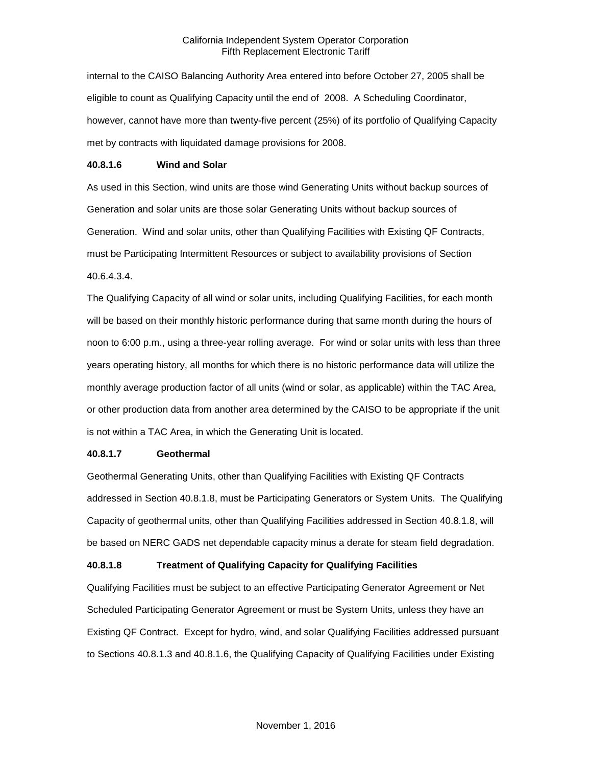internal to the CAISO Balancing Authority Area entered into before October 27, 2005 shall be eligible to count as Qualifying Capacity until the end of 2008. A Scheduling Coordinator, however, cannot have more than twenty-five percent (25%) of its portfolio of Qualifying Capacity met by contracts with liquidated damage provisions for 2008.

**40.8.1.6 Wind and Solar**

As used in this Section, wind units are those wind Generating Units without backup sources of Generation and solar units are those solar Generating Units without backup sources of Generation. Wind and solar units, other than Qualifying Facilities with Existing QF Contracts, must be Participating Intermittent Resources or subject to availability provisions of Section 40.6.4.3.4.

The Qualifying Capacity of all wind or solar units, including Qualifying Facilities, for each month will be based on their monthly historic performance during that same month during the hours of noon to 6:00 p.m., using a three-year rolling average. For wind or solar units with less than three years operating history, all months for which there is no historic performance data will utilize the monthly average production factor of all units (wind or solar, as applicable) within the TAC Area, or other production data from another area determined by the CAISO to be appropriate if the unit is not within a TAC Area, in which the Generating Unit is located.

**40.8.1.7 Geothermal**

Geothermal Generating Units, other than Qualifying Facilities with Existing QF Contracts addressed in Section 40.8.1.8, must be Participating Generators or System Units. The Qualifying Capacity of geothermal units, other than Qualifying Facilities addressed in Section 40.8.1.8, will be based on NERC GADS net dependable capacity minus a derate for steam field degradation.

**40.8.1.8 Treatment of Qualifying Capacity for Qualifying Facilities**

Qualifying Facilities must be subject to an effective Participating Generator Agreement or Net Scheduled Participating Generator Agreement or must be System Units, unless they have an Existing QF Contract. Except for hydro, wind, and solar Qualifying Facilities addressed pursuant to Sections 40.8.1.3 and 40.8.1.6, the Qualifying Capacity of Qualifying Facilities under Existing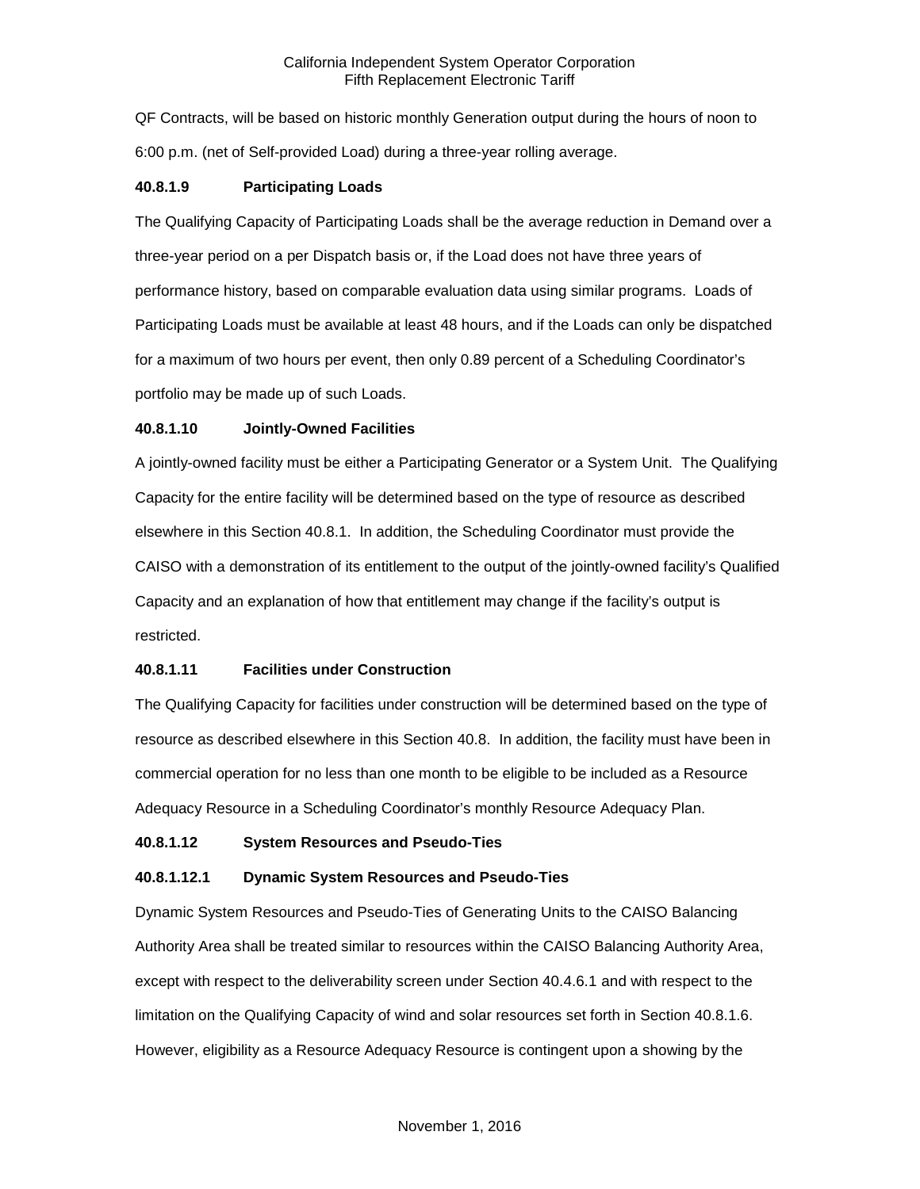QF Contracts, will be based on historic monthly Generation output during the hours of noon to 6:00 p.m. (net of Self-provided Load) during a three-year rolling average.

**40.8.1.9 Participating Loads**

The Qualifying Capacity of Participating Loads shall be the average reduction in Demand over a three-year period on a per Dispatch basis or, if the Load does not have three years of performance history, based on comparable evaluation data using similar programs. Loads of Participating Loads must be available at least 48 hours, and if the Loads can only be dispatched for a maximum of two hours per event, then only 0.89 percent of a Scheduling Coordinator's portfolio may be made up of such Loads.

**40.8.1.10 Jointly-Owned Facilities**

A jointly-owned facility must be either a Participating Generator or a System Unit. The Qualifying Capacity for the entire facility will be determined based on the type of resource as described elsewhere in this Section 40.8.1. In addition, the Scheduling Coordinator must provide the CAISO with a demonstration of its entitlement to the output of the jointly-owned facility's Qualified Capacity and an explanation of how that entitlement may change if the facility's output is restricted.

**40.8.1.11 Facilities under Construction**

The Qualifying Capacity for facilities under construction will be determined based on the type of resource as described elsewhere in this Section 40.8. In addition, the facility must have been in commercial operation for no less than one month to be eligible to be included as a Resource Adequacy Resource in a Scheduling Coordinator's monthly Resource Adequacy Plan.

**40.8.1.12 System Resources and Pseudo-Ties**

**40.8.1.12.1 Dynamic System Resources and Pseudo-Ties**

Dynamic System Resources and Pseudo-Ties of Generating Units to the CAISO Balancing Authority Area shall be treated similar to resources within the CAISO Balancing Authority Area, except with respect to the deliverability screen under Section 40.4.6.1 and with respect to the limitation on the Qualifying Capacity of wind and solar resources set forth in Section 40.8.1.6. However, eligibility as a Resource Adequacy Resource is contingent upon a showing by the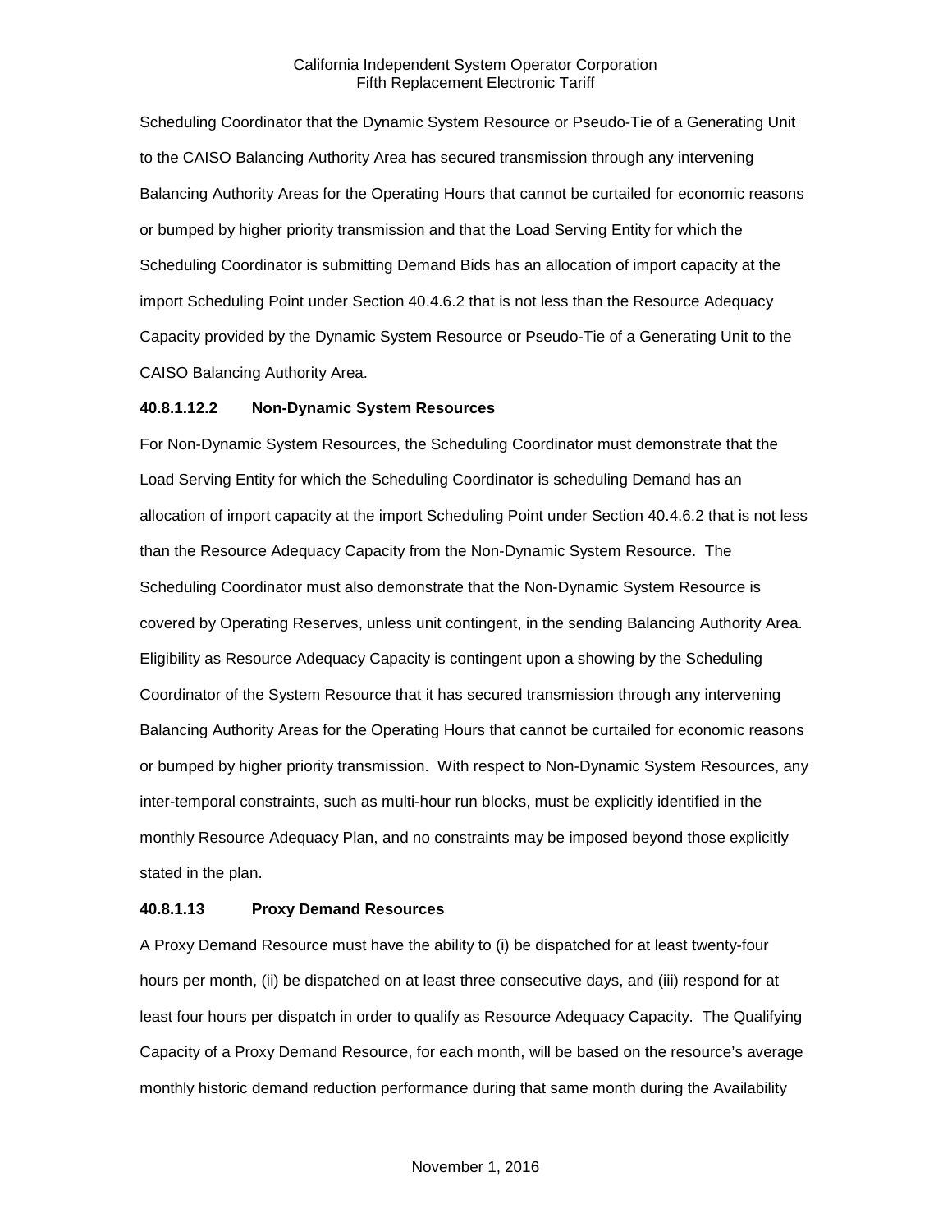Scheduling Coordinator that the Dynamic System Resource or Pseudo-Tie of a Generating Unit to the CAISO Balancing Authority Area has secured transmission through any intervening Balancing Authority Areas for the Operating Hours that cannot be curtailed for economic reasons or bumped by higher priority transmission and that the Load Serving Entity for which the Scheduling Coordinator is submitting Demand Bids has an allocation of import capacity at the import Scheduling Point under Section 40.4.6.2 that is not less than the Resource Adequacy Capacity provided by the Dynamic System Resource or Pseudo-Tie of a Generating Unit to the CAISO Balancing Authority Area.

**40.8.1.12.2 Non-Dynamic System Resources**

For Non-Dynamic System Resources, the Scheduling Coordinator must demonstrate that the Load Serving Entity for which the Scheduling Coordinator is scheduling Demand has an allocation of import capacity at the import Scheduling Point under Section 40.4.6.2 that is not less than the Resource Adequacy Capacity from the Non-Dynamic System Resource. The Scheduling Coordinator must also demonstrate that the Non-Dynamic System Resource is covered by Operating Reserves, unless unit contingent, in the sending Balancing Authority Area. Eligibility as Resource Adequacy Capacity is contingent upon a showing by the Scheduling Coordinator of the System Resource that it has secured transmission through any intervening Balancing Authority Areas for the Operating Hours that cannot be curtailed for economic reasons or bumped by higher priority transmission. With respect to Non-Dynamic System Resources, any inter-temporal constraints, such as multi-hour run blocks, must be explicitly identified in the monthly Resource Adequacy Plan, and no constraints may be imposed beyond those explicitly stated in the plan.

**40.8.1.13 Proxy Demand Resources**

A Proxy Demand Resource must have the ability to (i) be dispatched for at least twenty-four hours per month, (ii) be dispatched on at least three consecutive days, and (iii) respond for at least four hours per dispatch in order to qualify as Resource Adequacy Capacity. The Qualifying Capacity of a Proxy Demand Resource, for each month, will be based on the resource's average monthly historic demand reduction performance during that same month during the Availability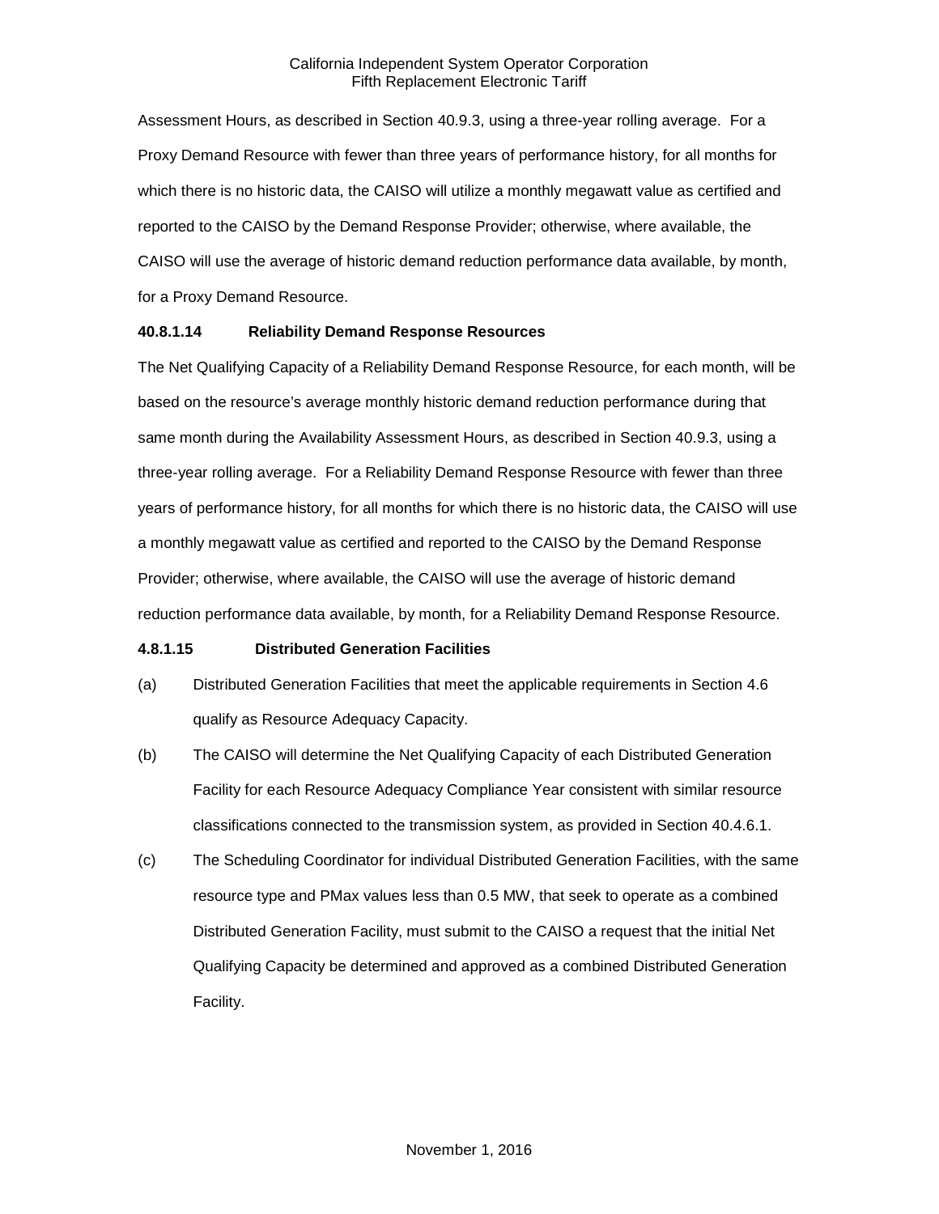Assessment Hours, as described in Section 40.9.3, using a three-year rolling average. For a Proxy Demand Resource with fewer than three years of performance history, for all months for which there is no historic data, the CAISO will utilize a monthly megawatt value as certified and reported to the CAISO by the Demand Response Provider; otherwise, where available, the CAISO will use the average of historic demand reduction performance data available, by month, for a Proxy Demand Resource.

**40.8.1.14 Reliability Demand Response Resources**

The Net Qualifying Capacity of a Reliability Demand Response Resource, for each month, will be based on the resource's average monthly historic demand reduction performance during that same month during the Availability Assessment Hours, as described in Section 40.9.3, using a three-year rolling average. For a Reliability Demand Response Resource with fewer than three years of performance history, for all months for which there is no historic data, the CAISO will use a monthly megawatt value as certified and reported to the CAISO by the Demand Response Provider; otherwise, where available, the CAISO will use the average of historic demand reduction performance data available, by month, for a Reliability Demand Response Resource.

**4.8.1.15 Distributed Generation Facilities**

(a) Distributed Generation Facilities that meet the applicable requirements in Section 4.6 qualify as Resource Adequacy Capacity.

(b) The CAISO will determine the Net Qualifying Capacity of each Distributed Generation Facility for each Resource Adequacy Compliance Year consistent with similar resource classifications connected to the transmission system, as provided in Section 40.4.6.1.

(c) The Scheduling Coordinator for individual Distributed Generation Facilities, with the same resource type and PMax values less than 0.5 MW, that seek to operate as a combined Distributed Generation Facility, must submit to the CAISO a request that the initial Net Qualifying Capacity be determined and approved as a combined Distributed Generation Facility.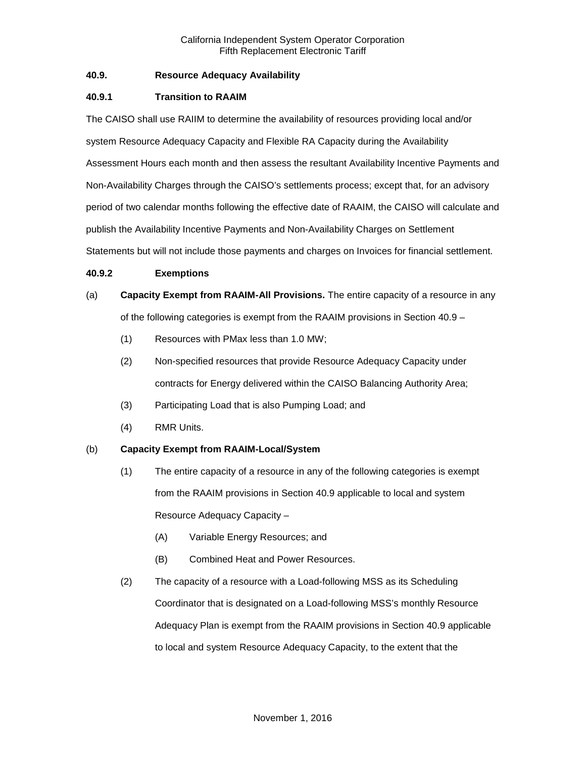## 40.9. Resource Adequacy Availability

### 40.9.1 Transition to RAAIM

The CAISO shall use RAIIM to determine the availability of resources providing local and/or system Resource Adequacy Capacity and Flexible RA Capacity during the Availability Assessment Hours each month and then assess the resultant Availability Incentive Payments and Non-Availability Charges through the CAISO's settlements process; except that, for an advisory period of two calendar months following the effective date of RAAIM, the CAISO will calculate and publish the Availability Incentive Payments and Non-Availability Charges on Settlement Statements but will not include those payments and charges on Invoices for financial settlement.

### 40.9.2 Exemptions

(a) **Capacity Exempt from RAAIM-All Provisions.** The entire capacity of a resource in any of the following categories is exempt from the RAAIM provisions in Section 40.9 –

(1) Resources with PMax less than 1.0 MW;

(2) Non-specified resources that provide Resource Adequacy Capacity under contracts for Energy delivered within the CAISO Balancing Authority Area;

(3) Participating Load that is also Pumping Load; and

(4) RMR Units.

(b) **Capacity Exempt from RAAIM-Local/System**

(1) The entire capacity of a resource in any of the following categories is exempt from the RAAIM provisions in Section 40.9 applicable to local and system Resource Adequacy Capacity –

(A) Variable Energy Resources; and

(B) Combined Heat and Power Resources.

(2) The capacity of a resource with a Load-following MSS as its Scheduling Coordinator that is designated on a Load-following MSS's monthly Resource Adequacy Plan is exempt from the RAAIM provisions in Section 40.9 applicable to local and system Resource Adequacy Capacity, to the extent that the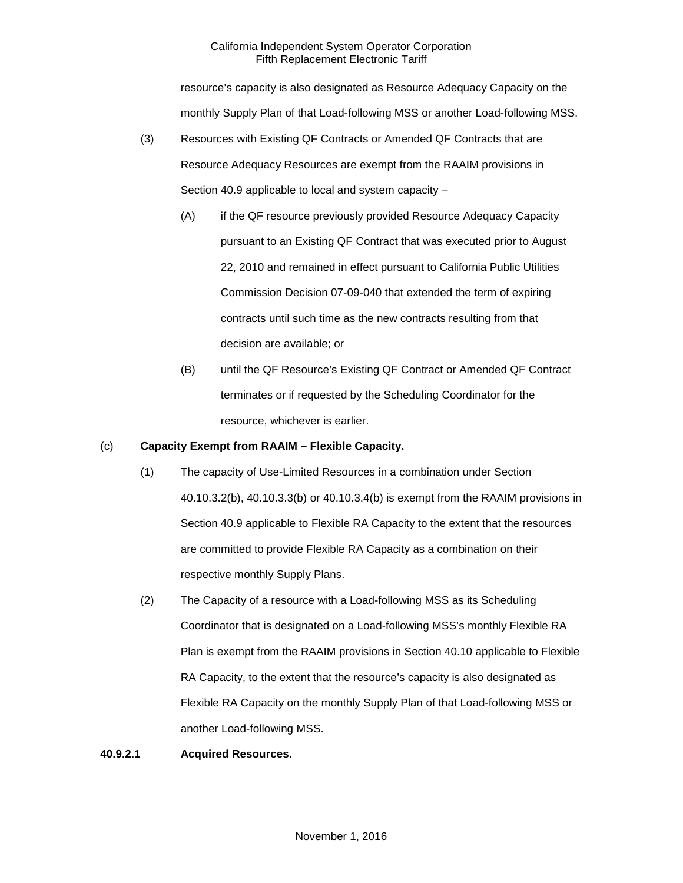resource's capacity is also designated as Resource Adequacy Capacity on the monthly Supply Plan of that Load-following MSS or another Load-following MSS.

(3) Resources with Existing QF Contracts or Amended QF Contracts that are Resource Adequacy Resources are exempt from the RAAIM provisions in Section 40.9 applicable to local and system capacity –

(A) if the QF resource previously provided Resource Adequacy Capacity pursuant to an Existing QF Contract that was executed prior to August 22, 2010 and remained in effect pursuant to California Public Utilities Commission Decision 07-09-040 that extended the term of expiring contracts until such time as the new contracts resulting from that decision are available; or

(B) until the QF Resource's Existing QF Contract or Amended QF Contract terminates or if requested by the Scheduling Coordinator for the resource, whichever is earlier.

(c) **Capacity Exempt from RAAIM – Flexible Capacity.**

(1) The capacity of Use-Limited Resources in a combination under Section 40.10.3.2(b), 40.10.3.3(b) or 40.10.3.4(b) is exempt from the RAAIM provisions in Section 40.9 applicable to Flexible RA Capacity to the extent that the resources are committed to provide Flexible RA Capacity as a combination on their respective monthly Supply Plans.

(2) The Capacity of a resource with a Load-following MSS as its Scheduling Coordinator that is designated on a Load-following MSS's monthly Flexible RA Plan is exempt from the RAAIM provisions in Section 40.10 applicable to Flexible RA Capacity, to the extent that the resource's capacity is also designated as Flexible RA Capacity on the monthly Supply Plan of that Load-following MSS or another Load-following MSS.

**40.9.2.1 Acquired Resources.**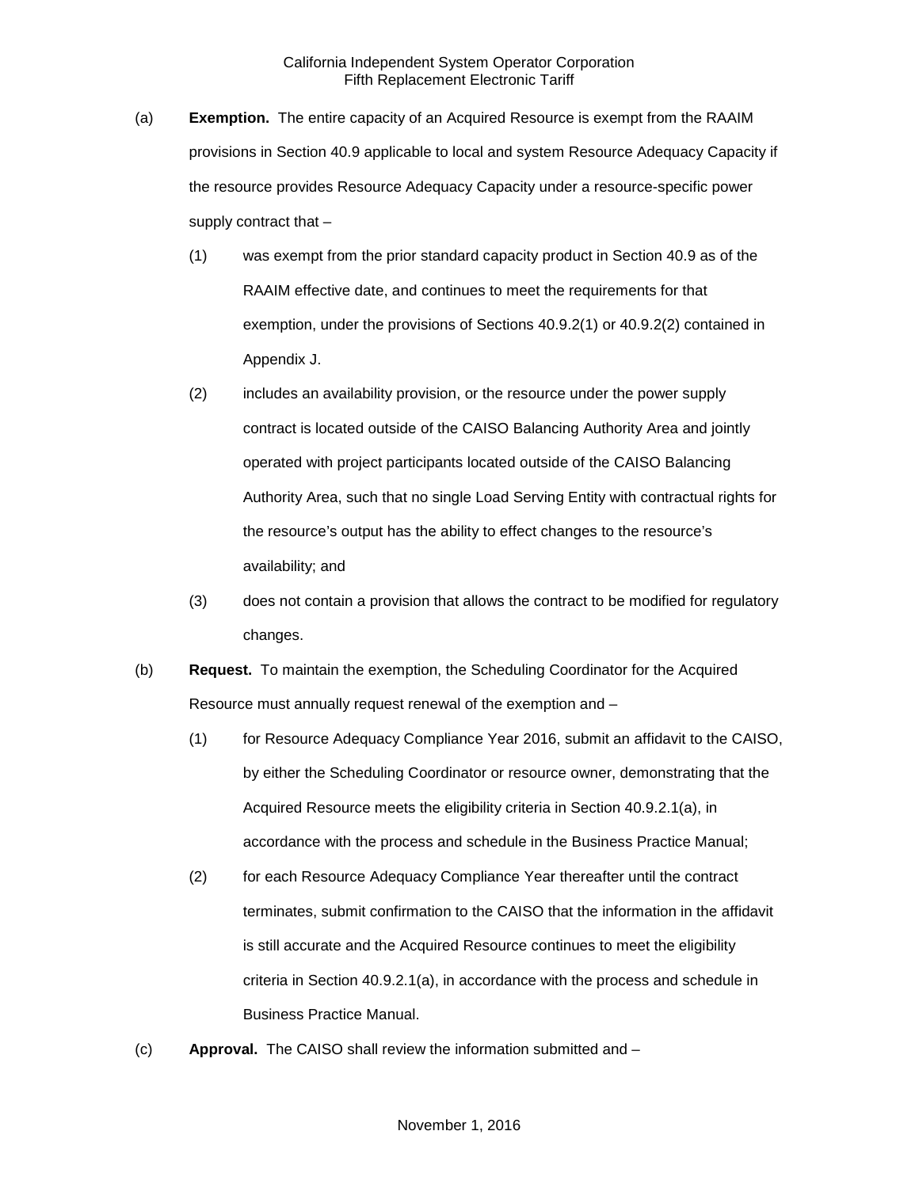(a) **Exemption.** The entire capacity of an Acquired Resource is exempt from the RAAIM provisions in Section 40.9 applicable to local and system Resource Adequacy Capacity if the resource provides Resource Adequacy Capacity under a resource-specific power supply contract that –

(1) was exempt from the prior standard capacity product in Section 40.9 as of the RAAIM effective date, and continues to meet the requirements for that exemption, under the provisions of Sections 40.9.2(1) or 40.9.2(2) contained in Appendix J.

(2) includes an availability provision, or the resource under the power supply contract is located outside of the CAISO Balancing Authority Area and jointly operated with project participants located outside of the CAISO Balancing Authority Area, such that no single Load Serving Entity with contractual rights for the resource's output has the ability to effect changes to the resource's availability; and

(3) does not contain a provision that allows the contract to be modified for regulatory changes.

(b) **Request.** To maintain the exemption, the Scheduling Coordinator for the Acquired Resource must annually request renewal of the exemption and –

(1) for Resource Adequacy Compliance Year 2016, submit an affidavit to the CAISO, by either the Scheduling Coordinator or resource owner, demonstrating that the Acquired Resource meets the eligibility criteria in Section 40.9.2.1(a), in accordance with the process and schedule in the Business Practice Manual;

(2) for each Resource Adequacy Compliance Year thereafter until the contract terminates, submit confirmation to the CAISO that the information in the affidavit is still accurate and the Acquired Resource continues to meet the eligibility criteria in Section 40.9.2.1(a), in accordance with the process and schedule in Business Practice Manual.

(c) **Approval.** The CAISO shall review the information submitted and –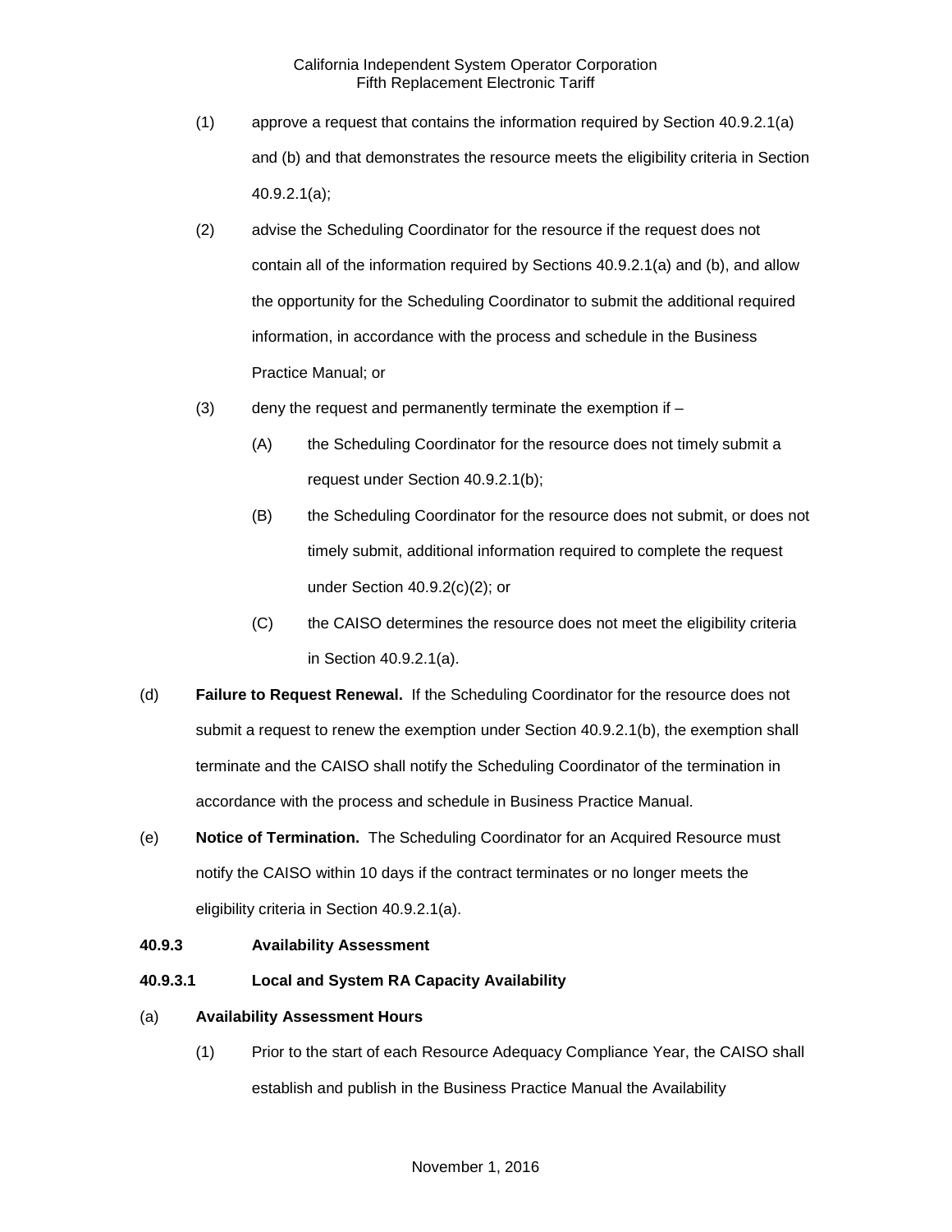(1) approve a request that contains the information required by Section 40.9.2.1(a) and (b) and that demonstrates the resource meets the eligibility criteria in Section 40.9.2.1(a);

(2) advise the Scheduling Coordinator for the resource if the request does not contain all of the information required by Sections 40.9.2.1(a) and (b), and allow the opportunity for the Scheduling Coordinator to submit the additional required information, in accordance with the process and schedule in the Business Practice Manual; or

(3) deny the request and permanently terminate the exemption if –

(A) the Scheduling Coordinator for the resource does not timely submit a request under Section 40.9.2.1(b);

(B) the Scheduling Coordinator for the resource does not submit, or does not timely submit, additional information required to complete the request under Section 40.9.2(c)(2); or

(C) the CAISO determines the resource does not meet the eligibility criteria in Section 40.9.2.1(a).

(d) **Failure to Request Renewal.** If the Scheduling Coordinator for the resource does not submit a request to renew the exemption under Section 40.9.2.1(b), the exemption shall terminate and the CAISO shall notify the Scheduling Coordinator of the termination in accordance with the process and schedule in Business Practice Manual.

(e) **Notice of Termination.** The Scheduling Coordinator for an Acquired Resource must notify the CAISO within 10 days if the contract terminates or no longer meets the eligibility criteria in Section 40.9.2.1(a).

**40.9.3 Availability Assessment**

**40.9.3.1 Local and System RA Capacity Availability**

(a) **Availability Assessment Hours**

(1) Prior to the start of each Resource Adequacy Compliance Year, the CAISO shall establish and publish in the Business Practice Manual the Availability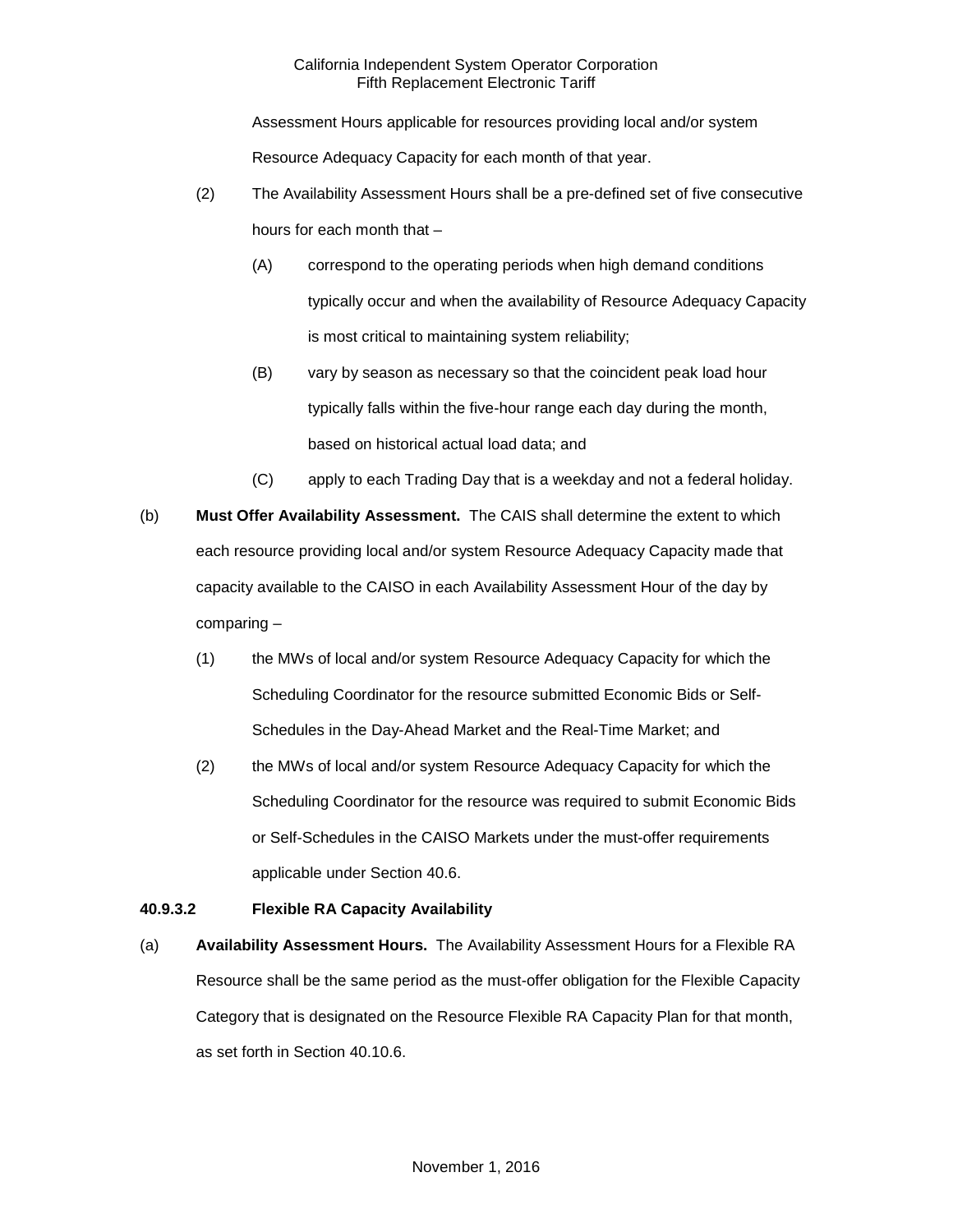Assessment Hours applicable for resources providing local and/or system Resource Adequacy Capacity for each month of that year.

(2) The Availability Assessment Hours shall be a pre-defined set of five consecutive hours for each month that –

(A) correspond to the operating periods when high demand conditions typically occur and when the availability of Resource Adequacy Capacity is most critical to maintaining system reliability;

(B) vary by season as necessary so that the coincident peak load hour typically falls within the five-hour range each day during the month, based on historical actual load data; and

(C) apply to each Trading Day that is a weekday and not a federal holiday.

(b) **Must Offer Availability Assessment.** The CAIS shall determine the extent to which each resource providing local and/or system Resource Adequacy Capacity made that capacity available to the CAISO in each Availability Assessment Hour of the day by comparing –

(1) the MWs of local and/or system Resource Adequacy Capacity for which the Scheduling Coordinator for the resource submitted Economic Bids or Self-Schedules in the Day-Ahead Market and the Real-Time Market; and

(2) the MWs of local and/or system Resource Adequacy Capacity for which the Scheduling Coordinator for the resource was required to submit Economic Bids or Self-Schedules in the CAISO Markets under the must-offer requirements applicable under Section 40.6.

**40.9.3.2 Flexible RA Capacity Availability**

(a) **Availability Assessment Hours.** The Availability Assessment Hours for a Flexible RA Resource shall be the same period as the must-offer obligation for the Flexible Capacity Category that is designated on the Resource Flexible RA Capacity Plan for that month, as set forth in Section 40.10.6.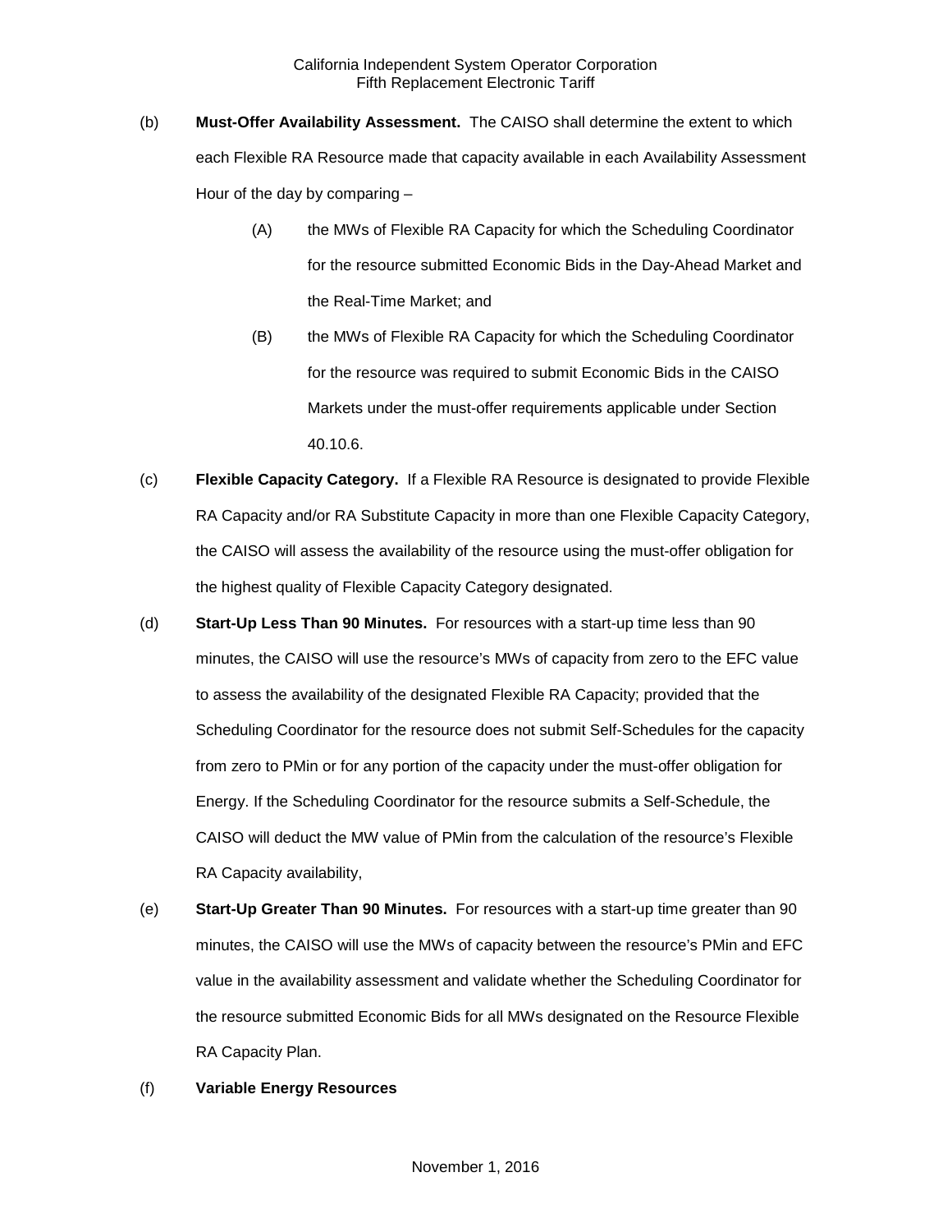(b) **Must-Offer Availability Assessment.** The CAISO shall determine the extent to which each Flexible RA Resource made that capacity available in each Availability Assessment Hour of the day by comparing –

(A) the MWs of Flexible RA Capacity for which the Scheduling Coordinator for the resource submitted Economic Bids in the Day-Ahead Market and the Real-Time Market; and

(B) the MWs of Flexible RA Capacity for which the Scheduling Coordinator for the resource was required to submit Economic Bids in the CAISO Markets under the must-offer requirements applicable under Section 40.10.6.

(c) **Flexible Capacity Category.** If a Flexible RA Resource is designated to provide Flexible RA Capacity and/or RA Substitute Capacity in more than one Flexible Capacity Category, the CAISO will assess the availability of the resource using the must-offer obligation for the highest quality of Flexible Capacity Category designated.

(d) **Start-Up Less Than 90 Minutes.** For resources with a start-up time less than 90 minutes, the CAISO will use the resource's MWs of capacity from zero to the EFC value to assess the availability of the designated Flexible RA Capacity; provided that the Scheduling Coordinator for the resource does not submit Self-Schedules for the capacity from zero to PMin or for any portion of the capacity under the must-offer obligation for Energy. If the Scheduling Coordinator for the resource submits a Self-Schedule, the CAISO will deduct the MW value of PMin from the calculation of the resource's Flexible RA Capacity availability,

(e) **Start-Up Greater Than 90 Minutes.** For resources with a start-up time greater than 90 minutes, the CAISO will use the MWs of capacity between the resource's PMin and EFC value in the availability assessment and validate whether the Scheduling Coordinator for the resource submitted Economic Bids for all MWs designated on the Resource Flexible RA Capacity Plan.

(f) **Variable Energy Resources**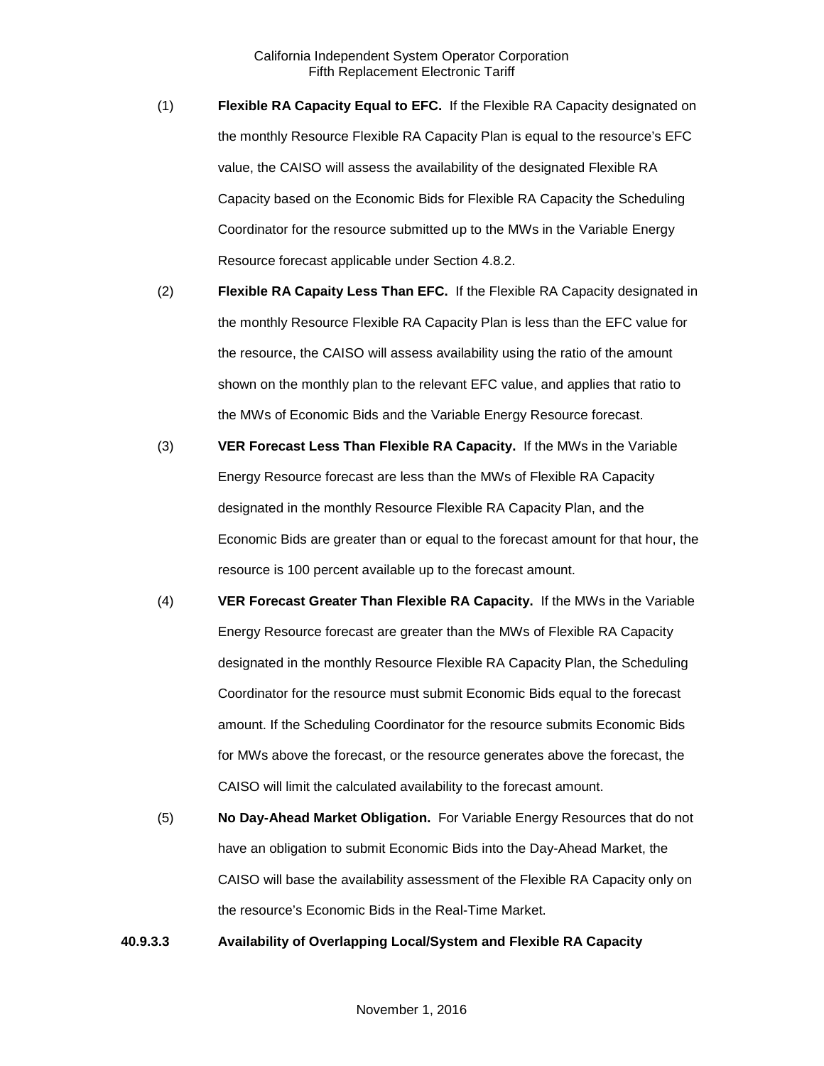(1) **Flexible RA Capacity Equal to EFC.** If the Flexible RA Capacity designated on the monthly Resource Flexible RA Capacity Plan is equal to the resource's EFC value, the CAISO will assess the availability of the designated Flexible RA Capacity based on the Economic Bids for Flexible RA Capacity the Scheduling Coordinator for the resource submitted up to the MWs in the Variable Energy Resource forecast applicable under Section 4.8.2.

(2) **Flexible RA Capaity Less Than EFC.** If the Flexible RA Capacity designated in the monthly Resource Flexible RA Capacity Plan is less than the EFC value for the resource, the CAISO will assess availability using the ratio of the amount shown on the monthly plan to the relevant EFC value, and applies that ratio to the MWs of Economic Bids and the Variable Energy Resource forecast.

(3) **VER Forecast Less Than Flexible RA Capacity.** If the MWs in the Variable Energy Resource forecast are less than the MWs of Flexible RA Capacity designated in the monthly Resource Flexible RA Capacity Plan, and the Economic Bids are greater than or equal to the forecast amount for that hour, the resource is 100 percent available up to the forecast amount.

(4) **VER Forecast Greater Than Flexible RA Capacity.** If the MWs in the Variable Energy Resource forecast are greater than the MWs of Flexible RA Capacity designated in the monthly Resource Flexible RA Capacity Plan, the Scheduling Coordinator for the resource must submit Economic Bids equal to the forecast amount. If the Scheduling Coordinator for the resource submits Economic Bids for MWs above the forecast, or the resource generates above the forecast, the CAISO will limit the calculated availability to the forecast amount.

(5) **No Day-Ahead Market Obligation.** For Variable Energy Resources that do not have an obligation to submit Economic Bids into the Day-Ahead Market, the CAISO will base the availability assessment of the Flexible RA Capacity only on the resource's Economic Bids in the Real-Time Market.

**40.9.3.3 Availability of Overlapping Local/System and Flexible RA Capacity**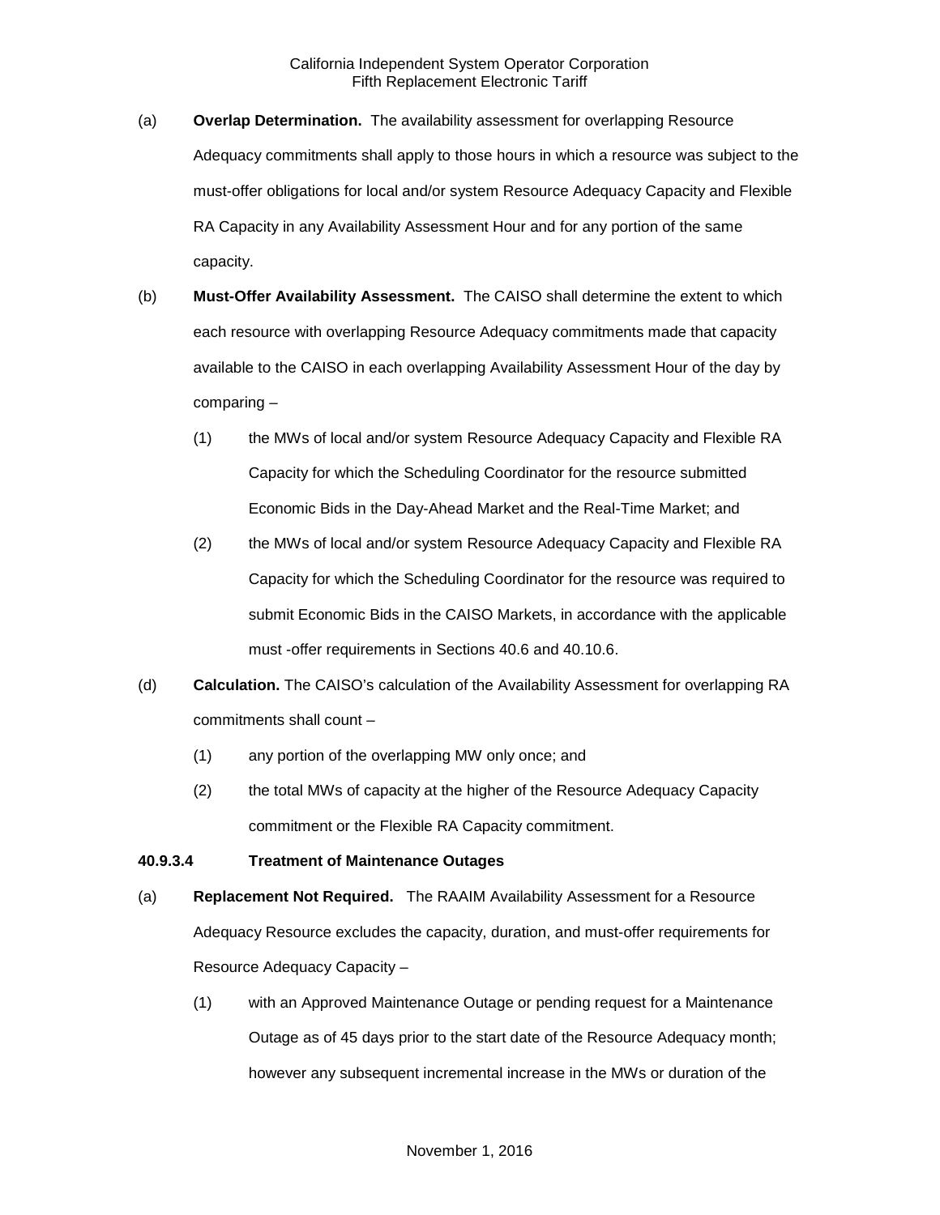(a) **Overlap Determination.** The availability assessment for overlapping Resource Adequacy commitments shall apply to those hours in which a resource was subject to the must-offer obligations for local and/or system Resource Adequacy Capacity and Flexible RA Capacity in any Availability Assessment Hour and for any portion of the same capacity.

(b) **Must-Offer Availability Assessment.** The CAISO shall determine the extent to which each resource with overlapping Resource Adequacy commitments made that capacity available to the CAISO in each overlapping Availability Assessment Hour of the day by comparing –

(1) the MWs of local and/or system Resource Adequacy Capacity and Flexible RA Capacity for which the Scheduling Coordinator for the resource submitted Economic Bids in the Day-Ahead Market and the Real-Time Market; and

(2) the MWs of local and/or system Resource Adequacy Capacity and Flexible RA Capacity for which the Scheduling Coordinator for the resource was required to submit Economic Bids in the CAISO Markets, in accordance with the applicable must -offer requirements in Sections 40.6 and 40.10.6.

(d) **Calculation.** The CAISO's calculation of the Availability Assessment for overlapping RA commitments shall count –

(1) any portion of the overlapping MW only once; and

(2) the total MWs of capacity at the higher of the Resource Adequacy Capacity commitment or the Flexible RA Capacity commitment.

**40.9.3.4 Treatment of Maintenance Outages**

(a) **Replacement Not Required.** The RAAIM Availability Assessment for a Resource Adequacy Resource excludes the capacity, duration, and must-offer requirements for Resource Adequacy Capacity –

(1) with an Approved Maintenance Outage or pending request for a Maintenance Outage as of 45 days prior to the start date of the Resource Adequacy month; however any subsequent incremental increase in the MWs or duration of the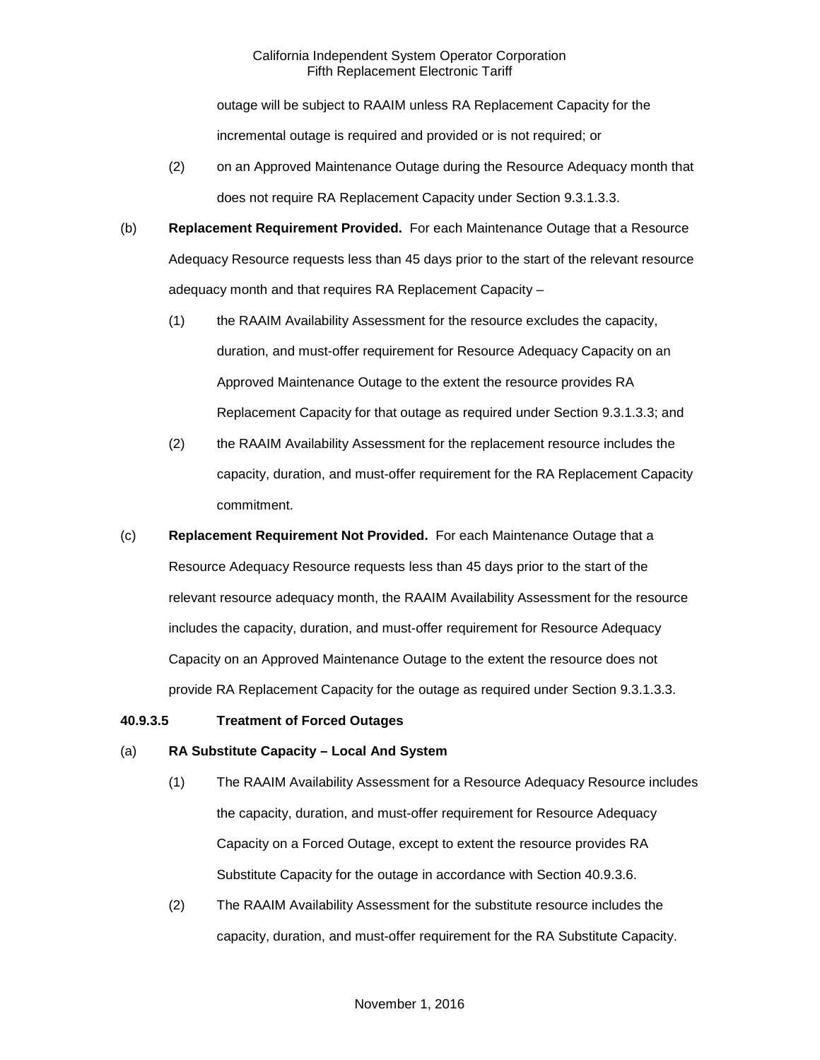outage will be subject to RAAIM unless RA Replacement Capacity for the incremental outage is required and provided or is not required; or

(2) on an Approved Maintenance Outage during the Resource Adequacy month that does not require RA Replacement Capacity under Section 9.3.1.3.3.

(b) **Replacement Requirement Provided.** For each Maintenance Outage that a Resource Adequacy Resource requests less than 45 days prior to the start of the relevant resource adequacy month and that requires RA Replacement Capacity –

(1) the RAAIM Availability Assessment for the resource excludes the capacity, duration, and must-offer requirement for Resource Adequacy Capacity on an Approved Maintenance Outage to the extent the resource provides RA Replacement Capacity for that outage as required under Section 9.3.1.3.3; and

(2) the RAAIM Availability Assessment for the replacement resource includes the capacity, duration, and must-offer requirement for the RA Replacement Capacity commitment.

(c) **Replacement Requirement Not Provided.** For each Maintenance Outage that a Resource Adequacy Resource requests less than 45 days prior to the start of the relevant resource adequacy month, the RAAIM Availability Assessment for the resource includes the capacity, duration, and must-offer requirement for Resource Adequacy Capacity on an Approved Maintenance Outage to the extent the resource does not provide RA Replacement Capacity for the outage as required under Section 9.3.1.3.3.

**40.9.3.5 Treatment of Forced Outages**

(a) **RA Substitute Capacity – Local And System**

(1) The RAAIM Availability Assessment for a Resource Adequacy Resource includes the capacity, duration, and must-offer requirement for Resource Adequacy Capacity on a Forced Outage, except to extent the resource provides RA Substitute Capacity for the outage in accordance with Section 40.9.3.6.

(2) The RAAIM Availability Assessment for the substitute resource includes the capacity, duration, and must-offer requirement for the RA Substitute Capacity.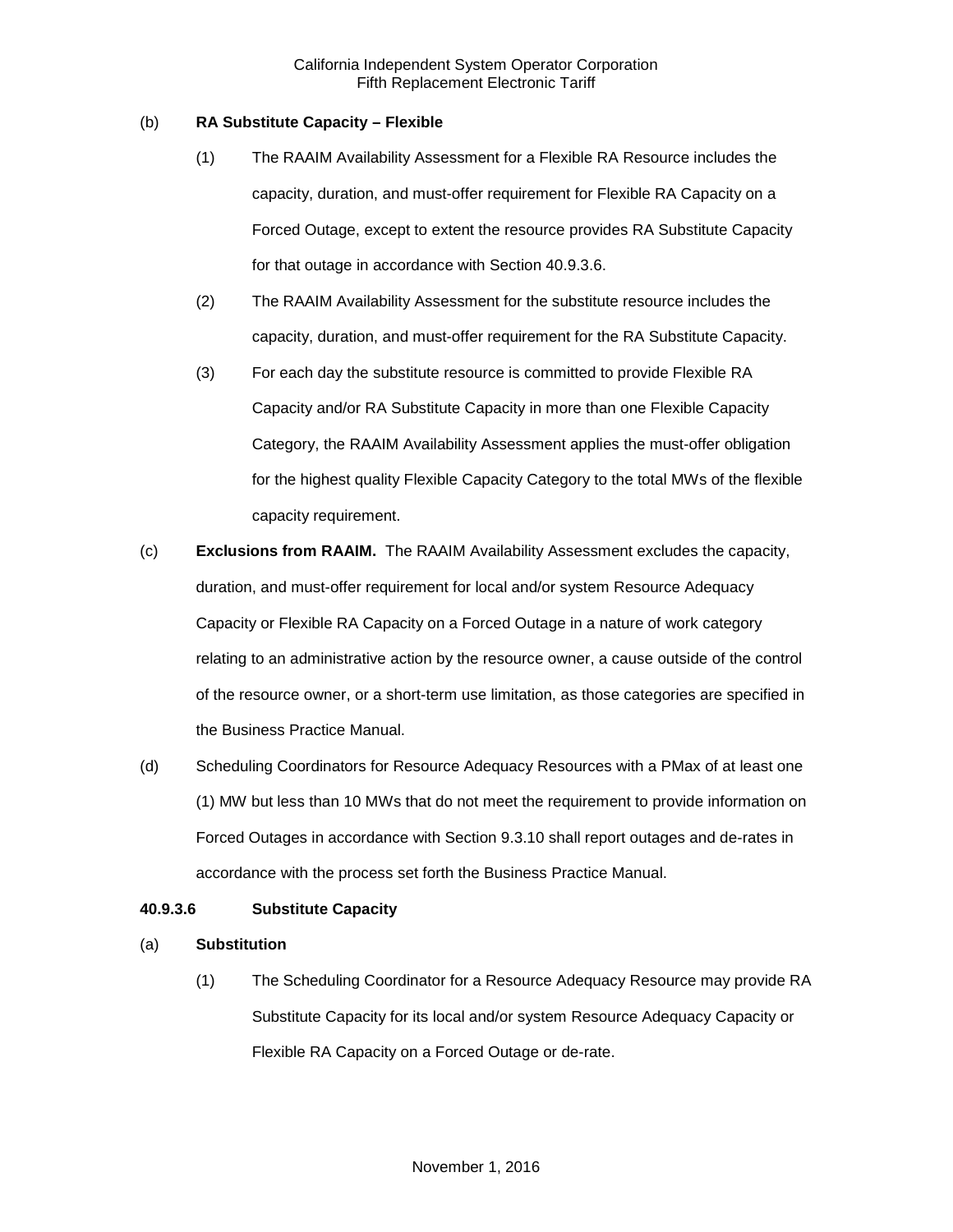(b) **RA Substitute Capacity – Flexible**

(1) The RAAIM Availability Assessment for a Flexible RA Resource includes the capacity, duration, and must-offer requirement for Flexible RA Capacity on a Forced Outage, except to extent the resource provides RA Substitute Capacity for that outage in accordance with Section 40.9.3.6.

(2) The RAAIM Availability Assessment for the substitute resource includes the capacity, duration, and must-offer requirement for the RA Substitute Capacity.

(3) For each day the substitute resource is committed to provide Flexible RA Capacity and/or RA Substitute Capacity in more than one Flexible Capacity Category, the RAAIM Availability Assessment applies the must-offer obligation for the highest quality Flexible Capacity Category to the total MWs of the flexible capacity requirement.

(c) **Exclusions from RAAIM.** The RAAIM Availability Assessment excludes the capacity, duration, and must-offer requirement for local and/or system Resource Adequacy Capacity or Flexible RA Capacity on a Forced Outage in a nature of work category relating to an administrative action by the resource owner, a cause outside of the control of the resource owner, or a short-term use limitation, as those categories are specified in the Business Practice Manual.

(d) Scheduling Coordinators for Resource Adequacy Resources with a PMax of at least one (1) MW but less than 10 MWs that do not meet the requirement to provide information on Forced Outages in accordance with Section 9.3.10 shall report outages and de-rates in accordance with the process set forth the Business Practice Manual.

**40.9.3.6 Substitute Capacity**

(a) **Substitution**

(1) The Scheduling Coordinator for a Resource Adequacy Resource may provide RA Substitute Capacity for its local and/or system Resource Adequacy Capacity or Flexible RA Capacity on a Forced Outage or de-rate.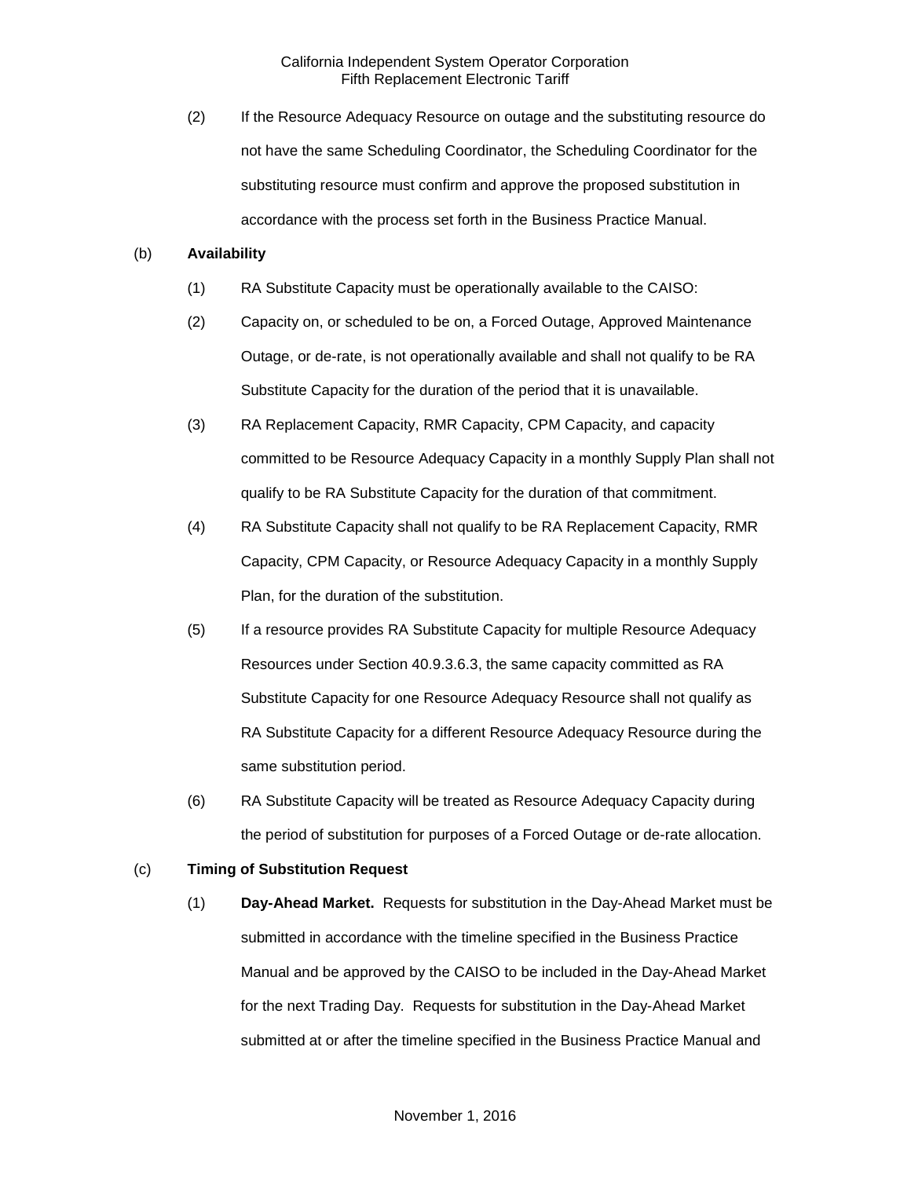(2) If the Resource Adequacy Resource on outage and the substituting resource do not have the same Scheduling Coordinator, the Scheduling Coordinator for the substituting resource must confirm and approve the proposed substitution in accordance with the process set forth in the Business Practice Manual.

(b) **Availability**

(1) RA Substitute Capacity must be operationally available to the CAISO:

(2) Capacity on, or scheduled to be on, a Forced Outage, Approved Maintenance Outage, or de-rate, is not operationally available and shall not qualify to be RA Substitute Capacity for the duration of the period that it is unavailable.

(3) RA Replacement Capacity, RMR Capacity, CPM Capacity, and capacity committed to be Resource Adequacy Capacity in a monthly Supply Plan shall not qualify to be RA Substitute Capacity for the duration of that commitment.

(4) RA Substitute Capacity shall not qualify to be RA Replacement Capacity, RMR Capacity, CPM Capacity, or Resource Adequacy Capacity in a monthly Supply Plan, for the duration of the substitution.

(5) If a resource provides RA Substitute Capacity for multiple Resource Adequacy Resources under Section 40.9.3.6.3, the same capacity committed as RA Substitute Capacity for one Resource Adequacy Resource shall not qualify as RA Substitute Capacity for a different Resource Adequacy Resource during the same substitution period.

(6) RA Substitute Capacity will be treated as Resource Adequacy Capacity during the period of substitution for purposes of a Forced Outage or de-rate allocation.

(c) **Timing of Substitution Request**

(1) **Day-Ahead Market.** Requests for substitution in the Day-Ahead Market must be submitted in accordance with the timeline specified in the Business Practice Manual and be approved by the CAISO to be included in the Day-Ahead Market for the next Trading Day. Requests for substitution in the Day-Ahead Market submitted at or after the timeline specified in the Business Practice Manual and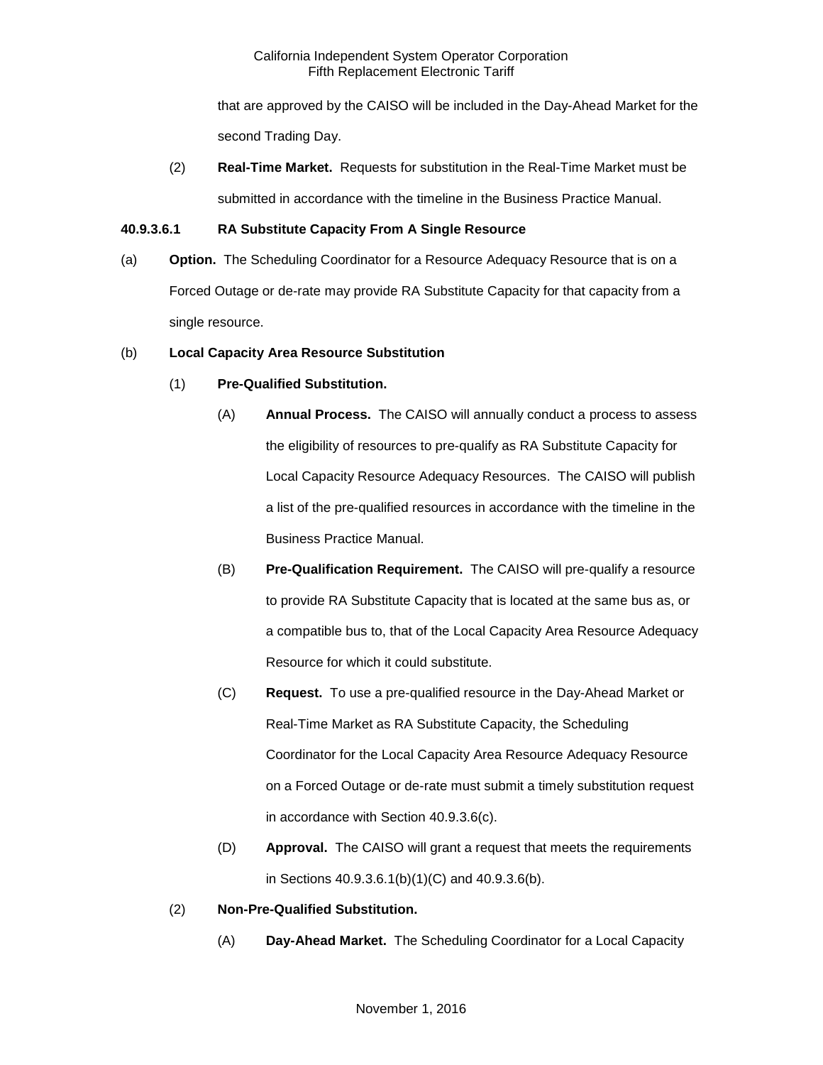that are approved by the CAISO will be included in the Day-Ahead Market for the second Trading Day.

(2) **Real-Time Market.** Requests for substitution in the Real-Time Market must be submitted in accordance with the timeline in the Business Practice Manual.

**40.9.3.6.1 RA Substitute Capacity From A Single Resource**

(a) **Option.** The Scheduling Coordinator for a Resource Adequacy Resource that is on a Forced Outage or de-rate may provide RA Substitute Capacity for that capacity from a single resource.

(b) **Local Capacity Area Resource Substitution**

(1) **Pre-Qualified Substitution.**

(A) **Annual Process.** The CAISO will annually conduct a process to assess the eligibility of resources to pre-qualify as RA Substitute Capacity for Local Capacity Resource Adequacy Resources. The CAISO will publish a list of the pre-qualified resources in accordance with the timeline in the Business Practice Manual.

(B) **Pre-Qualification Requirement.** The CAISO will pre-qualify a resource to provide RA Substitute Capacity that is located at the same bus as, or a compatible bus to, that of the Local Capacity Area Resource Adequacy Resource for which it could substitute.

(C) **Request.** To use a pre-qualified resource in the Day-Ahead Market or Real-Time Market as RA Substitute Capacity, the Scheduling Coordinator for the Local Capacity Area Resource Adequacy Resource on a Forced Outage or de-rate must submit a timely substitution request in accordance with Section 40.9.3.6(c).

(D) **Approval.** The CAISO will grant a request that meets the requirements in Sections 40.9.3.6.1(b)(1)(C) and 40.9.3.6(b).

(2) **Non-Pre-Qualified Substitution.**

(A) **Day-Ahead Market.** The Scheduling Coordinator for a Local Capacity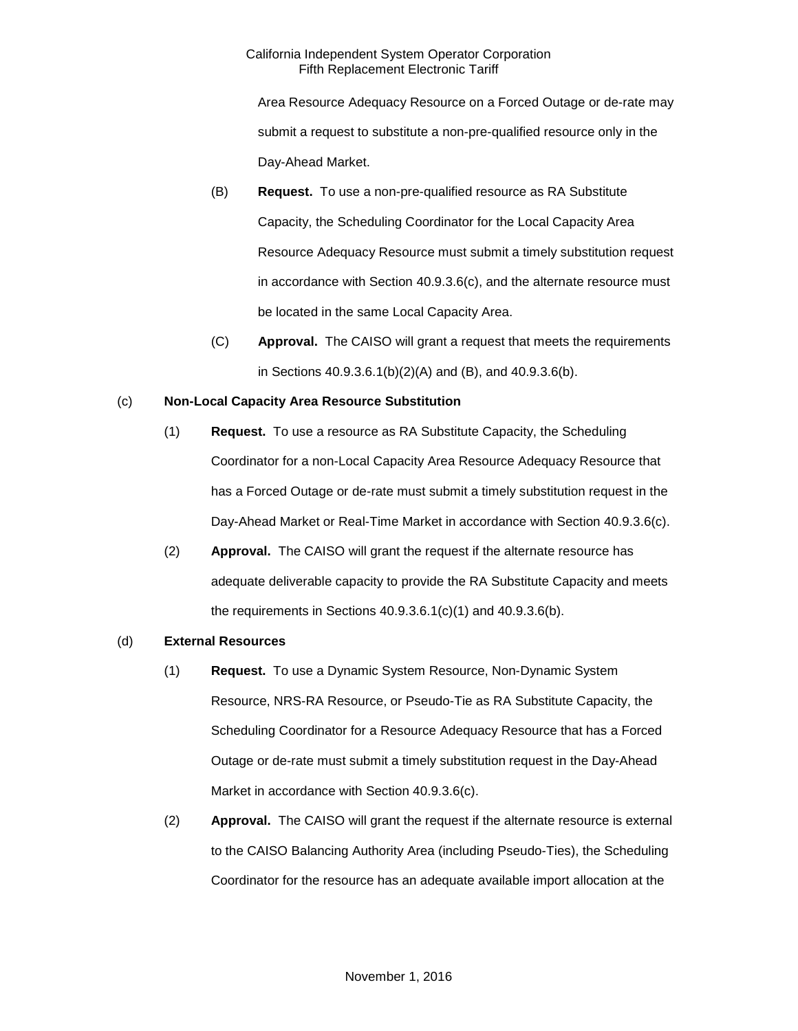Area Resource Adequacy Resource on a Forced Outage or de-rate may submit a request to substitute a non-pre-qualified resource only in the Day-Ahead Market.

(B) **Request.** To use a non-pre-qualified resource as RA Substitute Capacity, the Scheduling Coordinator for the Local Capacity Area Resource Adequacy Resource must submit a timely substitution request in accordance with Section 40.9.3.6(c), and the alternate resource must be located in the same Local Capacity Area.

(C) **Approval.** The CAISO will grant a request that meets the requirements in Sections 40.9.3.6.1(b)(2)(A) and (B), and 40.9.3.6(b).

(c) **Non-Local Capacity Area Resource Substitution**

(1) **Request.** To use a resource as RA Substitute Capacity, the Scheduling Coordinator for a non-Local Capacity Area Resource Adequacy Resource that has a Forced Outage or de-rate must submit a timely substitution request in the Day-Ahead Market or Real-Time Market in accordance with Section 40.9.3.6(c).

(2) **Approval.** The CAISO will grant the request if the alternate resource has adequate deliverable capacity to provide the RA Substitute Capacity and meets the requirements in Sections 40.9.3.6.1(c)(1) and 40.9.3.6(b).

(d) **External Resources**

(1) **Request.** To use a Dynamic System Resource, Non-Dynamic System Resource, NRS-RA Resource, or Pseudo-Tie as RA Substitute Capacity, the Scheduling Coordinator for a Resource Adequacy Resource that has a Forced Outage or de-rate must submit a timely substitution request in the Day-Ahead Market in accordance with Section 40.9.3.6(c).

(2) **Approval.** The CAISO will grant the request if the alternate resource is external to the CAISO Balancing Authority Area (including Pseudo-Ties), the Scheduling Coordinator for the resource has an adequate available import allocation at the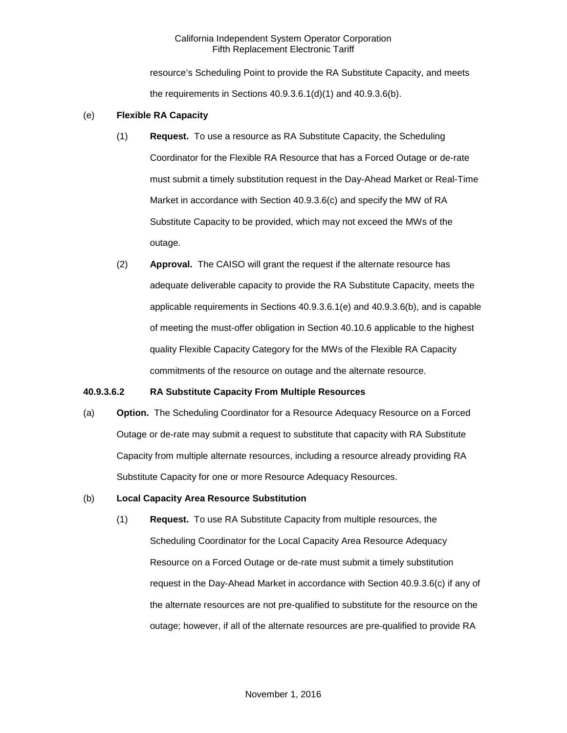resource's Scheduling Point to provide the RA Substitute Capacity, and meets the requirements in Sections 40.9.3.6.1(d)(1) and 40.9.3.6(b).

(e) **Flexible RA Capacity**

(1) **Request.** To use a resource as RA Substitute Capacity, the Scheduling Coordinator for the Flexible RA Resource that has a Forced Outage or de-rate must submit a timely substitution request in the Day-Ahead Market or Real-Time Market in accordance with Section 40.9.3.6(c) and specify the MW of RA Substitute Capacity to be provided, which may not exceed the MWs of the outage.

(2) **Approval.** The CAISO will grant the request if the alternate resource has adequate deliverable capacity to provide the RA Substitute Capacity, meets the applicable requirements in Sections 40.9.3.6.1(e) and 40.9.3.6(b), and is capable of meeting the must-offer obligation in Section 40.10.6 applicable to the highest quality Flexible Capacity Category for the MWs of the Flexible RA Capacity commitments of the resource on outage and the alternate resource.

**40.9.3.6.2 RA Substitute Capacity From Multiple Resources**

(a) **Option.** The Scheduling Coordinator for a Resource Adequacy Resource on a Forced Outage or de-rate may submit a request to substitute that capacity with RA Substitute Capacity from multiple alternate resources, including a resource already providing RA Substitute Capacity for one or more Resource Adequacy Resources.

(b) **Local Capacity Area Resource Substitution**

(1) **Request.** To use RA Substitute Capacity from multiple resources, the Scheduling Coordinator for the Local Capacity Area Resource Adequacy Resource on a Forced Outage or de-rate must submit a timely substitution request in the Day-Ahead Market in accordance with Section 40.9.3.6(c) if any of the alternate resources are not pre-qualified to substitute for the resource on the outage; however, if all of the alternate resources are pre-qualified to provide RA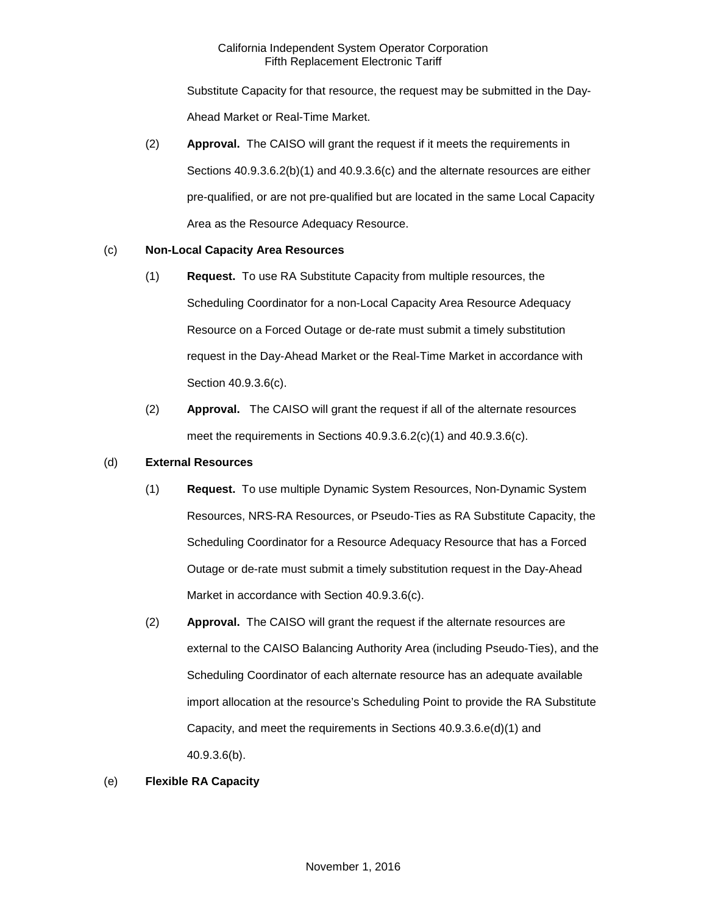Substitute Capacity for that resource, the request may be submitted in the Day-Ahead Market or Real-Time Market.

(2) **Approval.** The CAISO will grant the request if it meets the requirements in Sections 40.9.3.6.2(b)(1) and 40.9.3.6(c) and the alternate resources are either pre-qualified, or are not pre-qualified but are located in the same Local Capacity Area as the Resource Adequacy Resource.

(c) **Non-Local Capacity Area Resources**

(1) **Request.** To use RA Substitute Capacity from multiple resources, the Scheduling Coordinator for a non-Local Capacity Area Resource Adequacy Resource on a Forced Outage or de-rate must submit a timely substitution request in the Day-Ahead Market or the Real-Time Market in accordance with Section 40.9.3.6(c).

(2) **Approval.** The CAISO will grant the request if all of the alternate resources meet the requirements in Sections 40.9.3.6.2(c)(1) and 40.9.3.6(c).

(d) **External Resources**

(1) **Request.** To use multiple Dynamic System Resources, Non-Dynamic System Resources, NRS-RA Resources, or Pseudo-Ties as RA Substitute Capacity, the Scheduling Coordinator for a Resource Adequacy Resource that has a Forced Outage or de-rate must submit a timely substitution request in the Day-Ahead Market in accordance with Section 40.9.3.6(c).

(2) **Approval.** The CAISO will grant the request if the alternate resources are external to the CAISO Balancing Authority Area (including Pseudo-Ties), and the Scheduling Coordinator of each alternate resource has an adequate available import allocation at the resource's Scheduling Point to provide the RA Substitute Capacity, and meet the requirements in Sections 40.9.3.6.e(d)(1) and 40.9.3.6(b).

(e) **Flexible RA Capacity**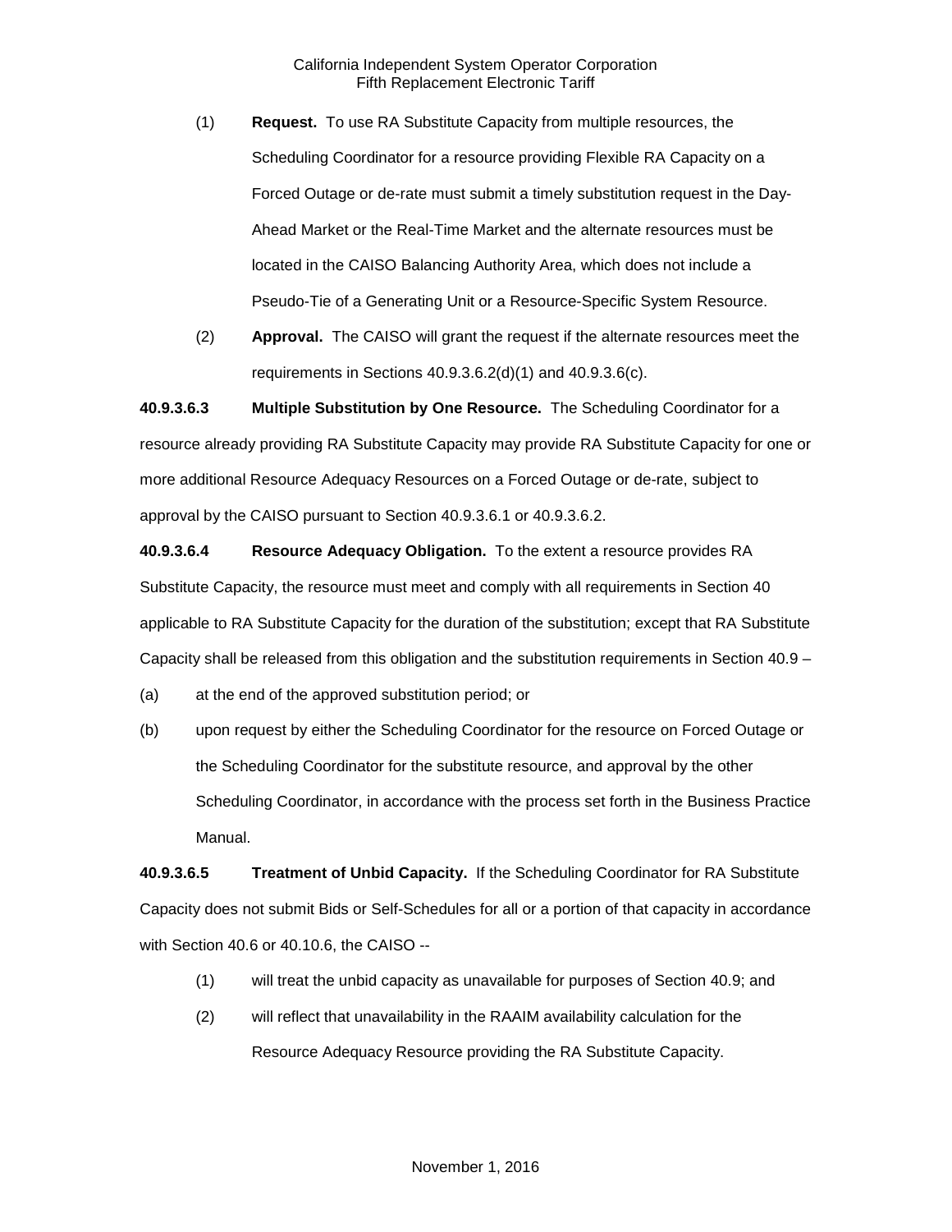(1) **Request.** To use RA Substitute Capacity from multiple resources, the Scheduling Coordinator for a resource providing Flexible RA Capacity on a Forced Outage or de-rate must submit a timely substitution request in the Day-Ahead Market or the Real-Time Market and the alternate resources must be located in the CAISO Balancing Authority Area, which does not include a Pseudo-Tie of a Generating Unit or a Resource-Specific System Resource.

(2) **Approval.** The CAISO will grant the request if the alternate resources meet the requirements in Sections 40.9.3.6.2(d)(1) and 40.9.3.6(c).

**40.9.3.6.3 Multiple Substitution by One Resource.** The Scheduling Coordinator for a resource already providing RA Substitute Capacity may provide RA Substitute Capacity for one or more additional Resource Adequacy Resources on a Forced Outage or de-rate, subject to approval by the CAISO pursuant to Section 40.9.3.6.1 or 40.9.3.6.2.

**40.9.3.6.4 Resource Adequacy Obligation.** To the extent a resource provides RA Substitute Capacity, the resource must meet and comply with all requirements in Section 40 applicable to RA Substitute Capacity for the duration of the substitution; except that RA Substitute Capacity shall be released from this obligation and the substitution requirements in Section 40.9 –

(a) at the end of the approved substitution period; or

(b) upon request by either the Scheduling Coordinator for the resource on Forced Outage or the Scheduling Coordinator for the substitute resource, and approval by the other Scheduling Coordinator, in accordance with the process set forth in the Business Practice Manual.

**40.9.3.6.5 Treatment of Unbid Capacity.** If the Scheduling Coordinator for RA Substitute Capacity does not submit Bids or Self-Schedules for all or a portion of that capacity in accordance with Section 40.6 or 40.10.6, the CAISO --

(1) will treat the unbid capacity as unavailable for purposes of Section 40.9; and

(2) will reflect that unavailability in the RAAIM availability calculation for the Resource Adequacy Resource providing the RA Substitute Capacity.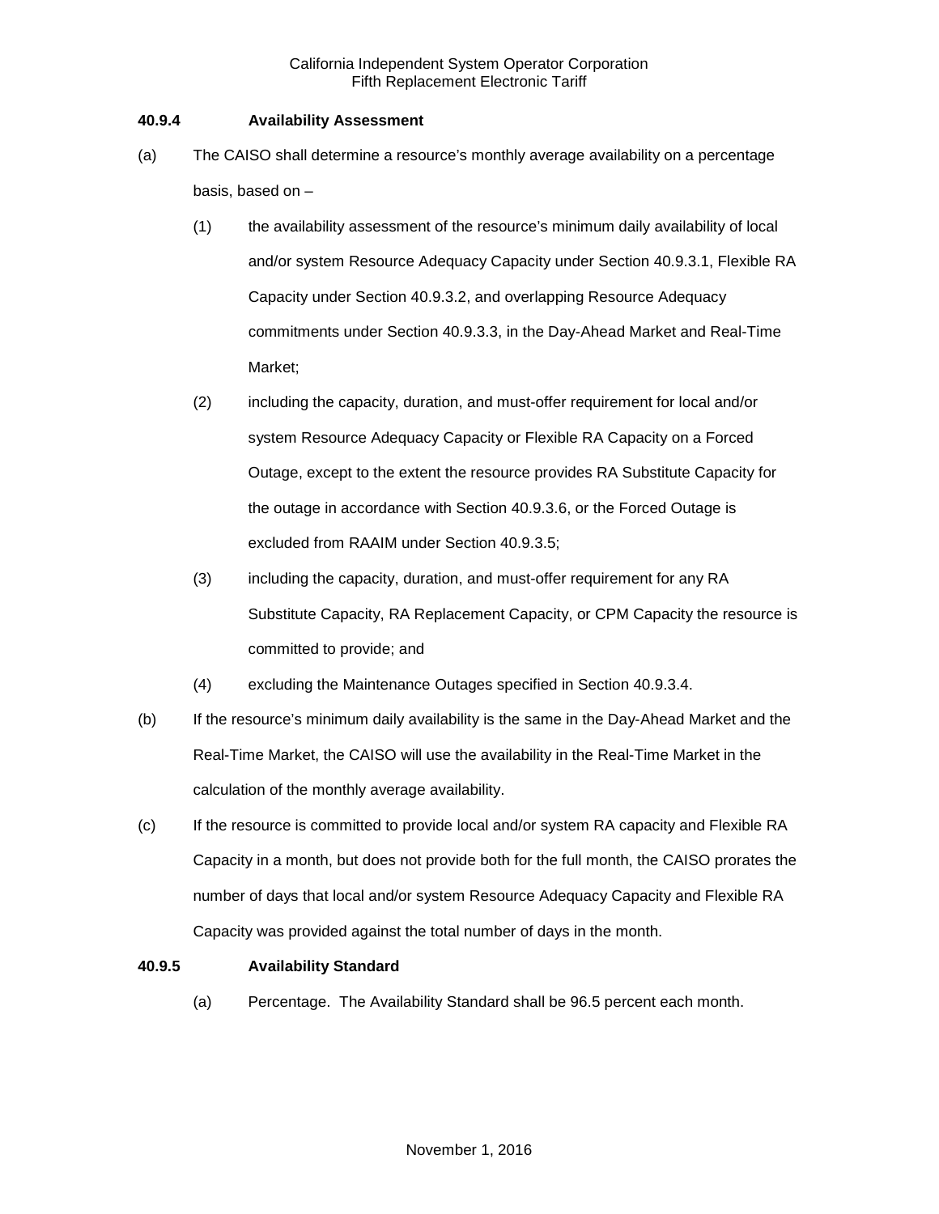### 40.9.4 Availability Assessment

(a) The CAISO shall determine a resource's monthly average availability on a percentage basis, based on –

(1) the availability assessment of the resource's minimum daily availability of local and/or system Resource Adequacy Capacity under Section 40.9.3.1, Flexible RA Capacity under Section 40.9.3.2, and overlapping Resource Adequacy commitments under Section 40.9.3.3, in the Day-Ahead Market and Real-Time Market;

(2) including the capacity, duration, and must-offer requirement for local and/or system Resource Adequacy Capacity or Flexible RA Capacity on a Forced Outage, except to the extent the resource provides RA Substitute Capacity for the outage in accordance with Section 40.9.3.6, or the Forced Outage is excluded from RAAIM under Section 40.9.3.5;

(3) including the capacity, duration, and must-offer requirement for any RA Substitute Capacity, RA Replacement Capacity, or CPM Capacity the resource is committed to provide; and

(4) excluding the Maintenance Outages specified in Section 40.9.3.4.

(b) If the resource's minimum daily availability is the same in the Day-Ahead Market and the Real-Time Market, the CAISO will use the availability in the Real-Time Market in the calculation of the monthly average availability.

(c) If the resource is committed to provide local and/or system RA capacity and Flexible RA Capacity in a month, but does not provide both for the full month, the CAISO prorates the number of days that local and/or system Resource Adequacy Capacity and Flexible RA Capacity was provided against the total number of days in the month.

### 40.9.5 Availability Standard

(a) Percentage. The Availability Standard shall be 96.5 percent each month.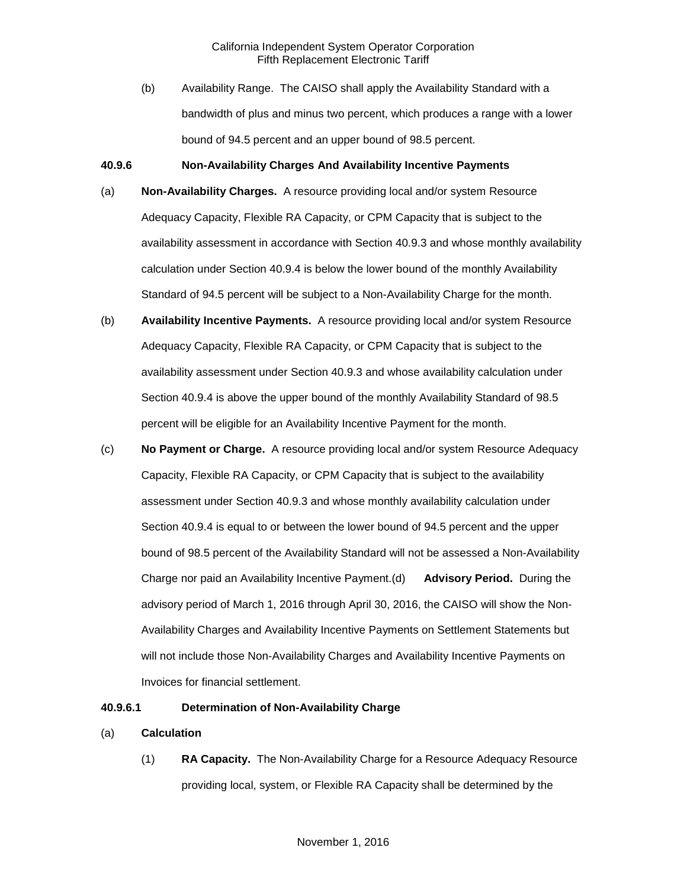(b) Availability Range. The CAISO shall apply the Availability Standard with a bandwidth of plus and minus two percent, which produces a range with a lower bound of 94.5 percent and an upper bound of 98.5 percent.

**40.9.6 Non-Availability Charges And Availability Incentive Payments**

(a) **Non-Availability Charges.** A resource providing local and/or system Resource Adequacy Capacity, Flexible RA Capacity, or CPM Capacity that is subject to the availability assessment in accordance with Section 40.9.3 and whose monthly availability calculation under Section 40.9.4 is below the lower bound of the monthly Availability Standard of 94.5 percent will be subject to a Non-Availability Charge for the month.

(b) **Availability Incentive Payments.** A resource providing local and/or system Resource Adequacy Capacity, Flexible RA Capacity, or CPM Capacity that is subject to the availability assessment under Section 40.9.3 and whose availability calculation under Section 40.9.4 is above the upper bound of the monthly Availability Standard of 98.5 percent will be eligible for an Availability Incentive Payment for the month.

(c) **No Payment or Charge.** A resource providing local and/or system Resource Adequacy Capacity, Flexible RA Capacity, or CPM Capacity that is subject to the availability assessment under Section 40.9.3 and whose monthly availability calculation under Section 40.9.4 is equal to or between the lower bound of 94.5 percent and the upper bound of 98.5 percent of the Availability Standard will not be assessed a Non-Availability Charge nor paid an Availability Incentive Payment.(d) **Advisory Period.** During the advisory period of March 1, 2016 through April 30, 2016, the CAISO will show the Non-Availability Charges and Availability Incentive Payments on Settlement Statements but will not include those Non-Availability Charges and Availability Incentive Payments on Invoices for financial settlement.

**40.9.6.1 Determination of Non-Availability Charge**

(a) **Calculation**

(1) **RA Capacity.** The Non-Availability Charge for a Resource Adequacy Resource providing local, system, or Flexible RA Capacity shall be determined by the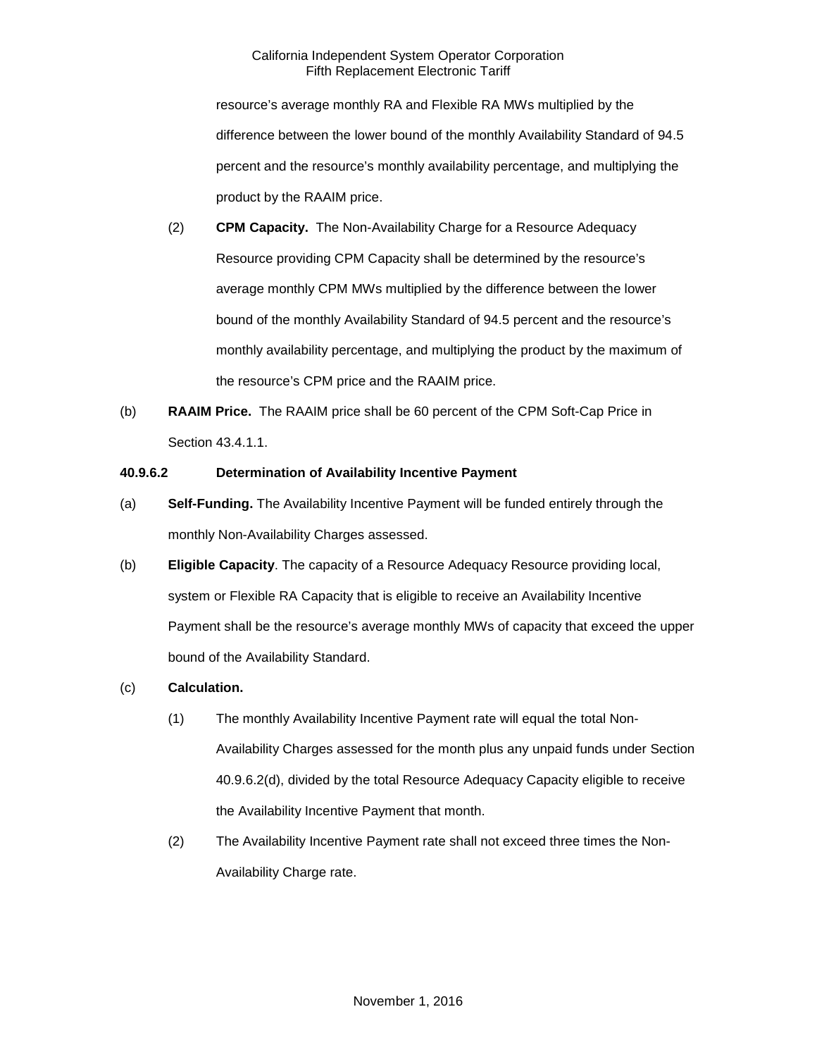resource's average monthly RA and Flexible RA MWs multiplied by the difference between the lower bound of the monthly Availability Standard of 94.5 percent and the resource's monthly availability percentage, and multiplying the product by the RAAIM price.

(2) **CPM Capacity.** The Non-Availability Charge for a Resource Adequacy Resource providing CPM Capacity shall be determined by the resource's average monthly CPM MWs multiplied by the difference between the lower bound of the monthly Availability Standard of 94.5 percent and the resource's monthly availability percentage, and multiplying the product by the maximum of the resource's CPM price and the RAAIM price.

(b) **RAAIM Price.** The RAAIM price shall be 60 percent of the CPM Soft-Cap Price in Section 43.4.1.1.

**40.9.6.2 Determination of Availability Incentive Payment**

(a) **Self-Funding.** The Availability Incentive Payment will be funded entirely through the monthly Non-Availability Charges assessed.

(b) **Eligible Capacity**. The capacity of a Resource Adequacy Resource providing local, system or Flexible RA Capacity that is eligible to receive an Availability Incentive Payment shall be the resource's average monthly MWs of capacity that exceed the upper bound of the Availability Standard.

(c) **Calculation.**

(1) The monthly Availability Incentive Payment rate will equal the total Non-Availability Charges assessed for the month plus any unpaid funds under Section 40.9.6.2(d), divided by the total Resource Adequacy Capacity eligible to receive the Availability Incentive Payment that month.

(2) The Availability Incentive Payment rate shall not exceed three times the Non-Availability Charge rate.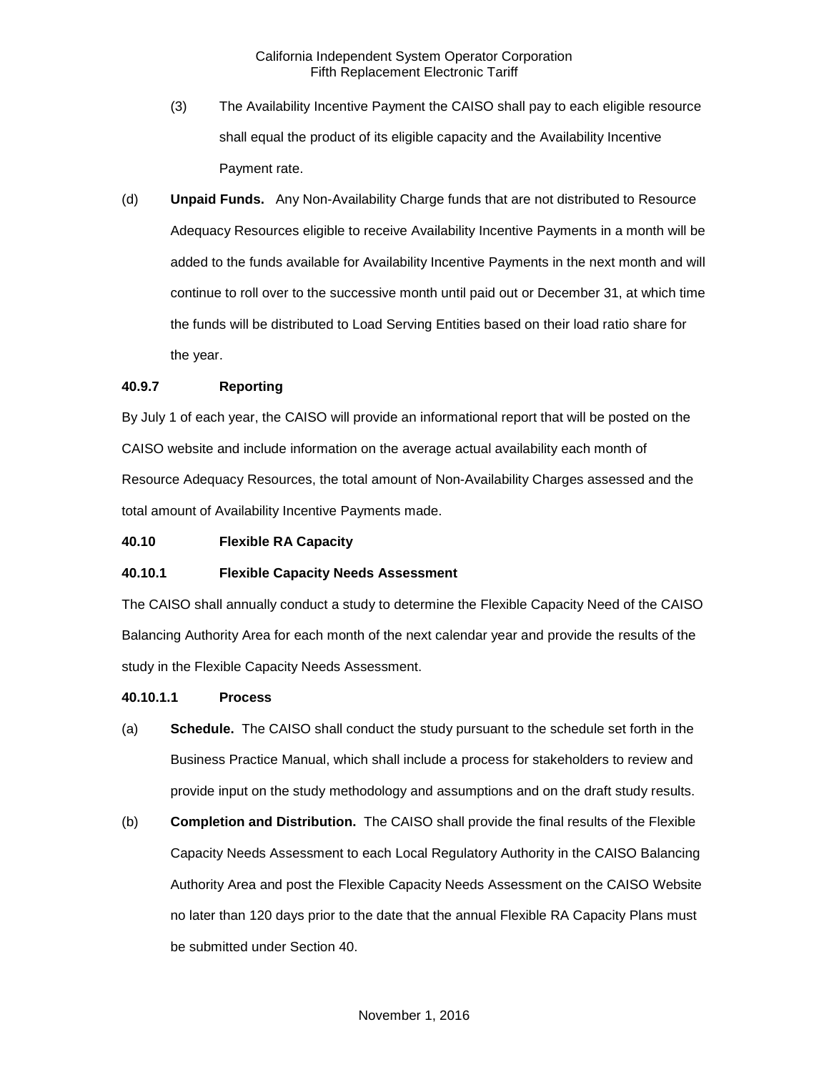(3) The Availability Incentive Payment the CAISO shall pay to each eligible resource shall equal the product of its eligible capacity and the Availability Incentive Payment rate.

(d) **Unpaid Funds.** Any Non-Availability Charge funds that are not distributed to Resource Adequacy Resources eligible to receive Availability Incentive Payments in a month will be added to the funds available for Availability Incentive Payments in the next month and will continue to roll over to the successive month until paid out or December 31, at which time the funds will be distributed to Load Serving Entities based on their load ratio share for the year.

**40.9.7 Reporting**

By July 1 of each year, the CAISO will provide an informational report that will be posted on the CAISO website and include information on the average actual availability each month of Resource Adequacy Resources, the total amount of Non-Availability Charges assessed and the total amount of Availability Incentive Payments made.

**40.10 Flexible RA Capacity**

**40.10.1 Flexible Capacity Needs Assessment**

The CAISO shall annually conduct a study to determine the Flexible Capacity Need of the CAISO Balancing Authority Area for each month of the next calendar year and provide the results of the study in the Flexible Capacity Needs Assessment.

**40.10.1.1 Process**

(a) **Schedule.** The CAISO shall conduct the study pursuant to the schedule set forth in the Business Practice Manual, which shall include a process for stakeholders to review and provide input on the study methodology and assumptions and on the draft study results.

(b) **Completion and Distribution.** The CAISO shall provide the final results of the Flexible Capacity Needs Assessment to each Local Regulatory Authority in the CAISO Balancing Authority Area and post the Flexible Capacity Needs Assessment on the CAISO Website no later than 120 days prior to the date that the annual Flexible RA Capacity Plans must be submitted under Section 40.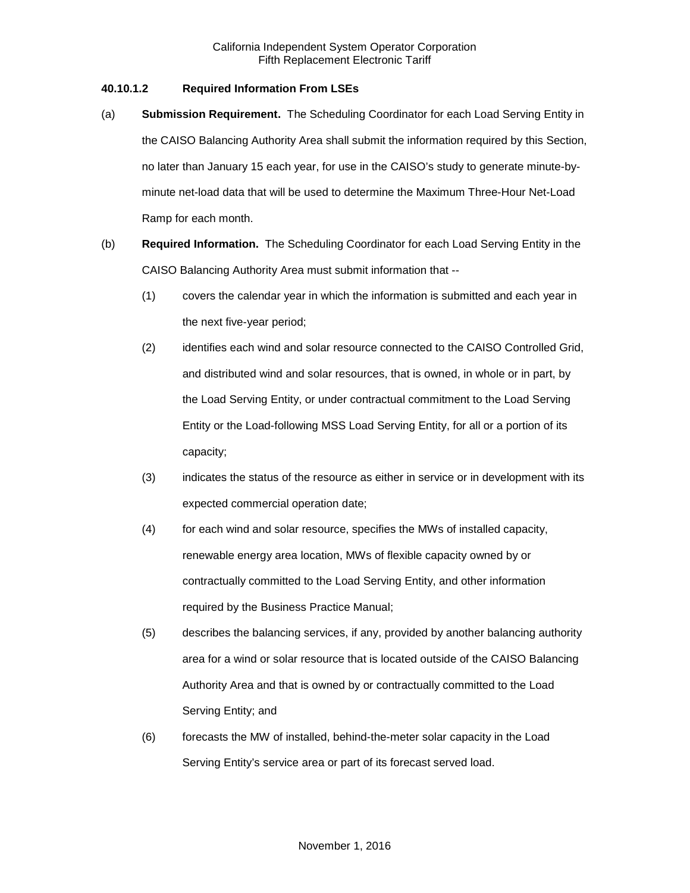### 40.10.1.2 Required Information From LSEs

(a) **Submission Requirement.** The Scheduling Coordinator for each Load Serving Entity in the CAISO Balancing Authority Area shall submit the information required by this Section, no later than January 15 each year, for use in the CAISO's study to generate minute-by-minute net-load data that will be used to determine the Maximum Three-Hour Net-Load Ramp for each month.

(b) **Required Information.** The Scheduling Coordinator for each Load Serving Entity in the CAISO Balancing Authority Area must submit information that --

(1) covers the calendar year in which the information is submitted and each year in the next five-year period;

(2) identifies each wind and solar resource connected to the CAISO Controlled Grid, and distributed wind and solar resources, that is owned, in whole or in part, by the Load Serving Entity, or under contractual commitment to the Load Serving Entity or the Load-following MSS Load Serving Entity, for all or a portion of its capacity;

(3) indicates the status of the resource as either in service or in development with its expected commercial operation date;

(4) for each wind and solar resource, specifies the MWs of installed capacity, renewable energy area location, MWs of flexible capacity owned by or contractually committed to the Load Serving Entity, and other information required by the Business Practice Manual;

(5) describes the balancing services, if any, provided by another balancing authority area for a wind or solar resource that is located outside of the CAISO Balancing Authority Area and that is owned by or contractually committed to the Load Serving Entity; and

(6) forecasts the MW of installed, behind-the-meter solar capacity in the Load Serving Entity's service area or part of its forecast served load.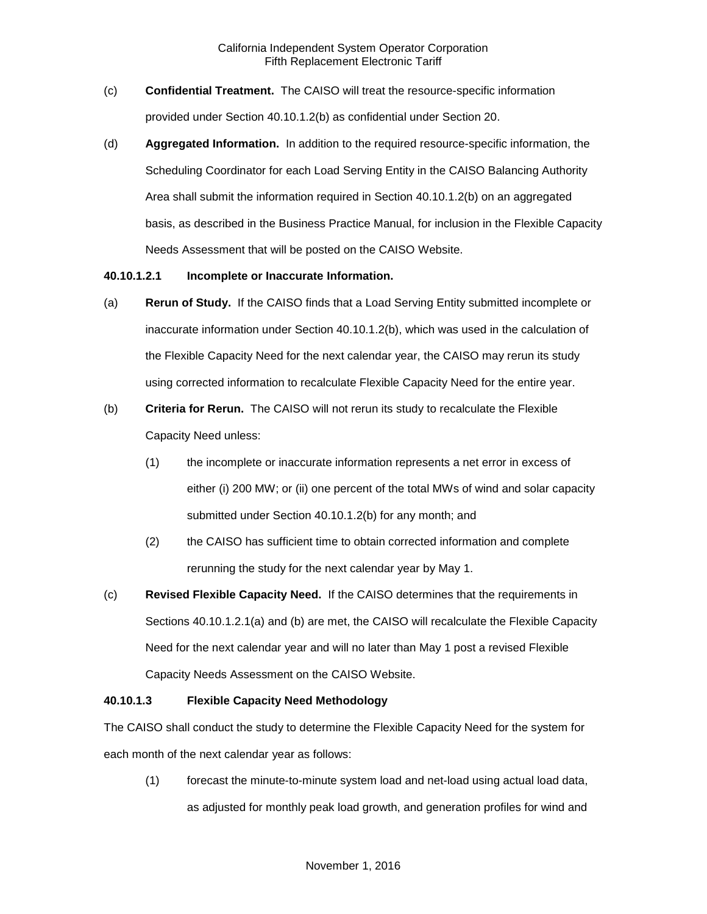(c) **Confidential Treatment.** The CAISO will treat the resource-specific information provided under Section 40.10.1.2(b) as confidential under Section 20.

(d) **Aggregated Information.** In addition to the required resource-specific information, the Scheduling Coordinator for each Load Serving Entity in the CAISO Balancing Authority Area shall submit the information required in Section 40.10.1.2(b) on an aggregated basis, as described in the Business Practice Manual, for inclusion in the Flexible Capacity Needs Assessment that will be posted on the CAISO Website.

**40.10.1.2.1 Incomplete or Inaccurate Information.**

(a) **Rerun of Study.** If the CAISO finds that a Load Serving Entity submitted incomplete or inaccurate information under Section 40.10.1.2(b), which was used in the calculation of the Flexible Capacity Need for the next calendar year, the CAISO may rerun its study using corrected information to recalculate Flexible Capacity Need for the entire year.

(b) **Criteria for Rerun.** The CAISO will not rerun its study to recalculate the Flexible Capacity Need unless:

(1) the incomplete or inaccurate information represents a net error in excess of either (i) 200 MW; or (ii) one percent of the total MWs of wind and solar capacity submitted under Section 40.10.1.2(b) for any month; and

(2) the CAISO has sufficient time to obtain corrected information and complete rerunning the study for the next calendar year by May 1.

(c) **Revised Flexible Capacity Need.** If the CAISO determines that the requirements in Sections 40.10.1.2.1(a) and (b) are met, the CAISO will recalculate the Flexible Capacity Need for the next calendar year and will no later than May 1 post a revised Flexible Capacity Needs Assessment on the CAISO Website.

**40.10.1.3 Flexible Capacity Need Methodology**

The CAISO shall conduct the study to determine the Flexible Capacity Need for the system for each month of the next calendar year as follows:

(1) forecast the minute-to-minute system load and net-load using actual load data, as adjusted for monthly peak load growth, and generation profiles for wind and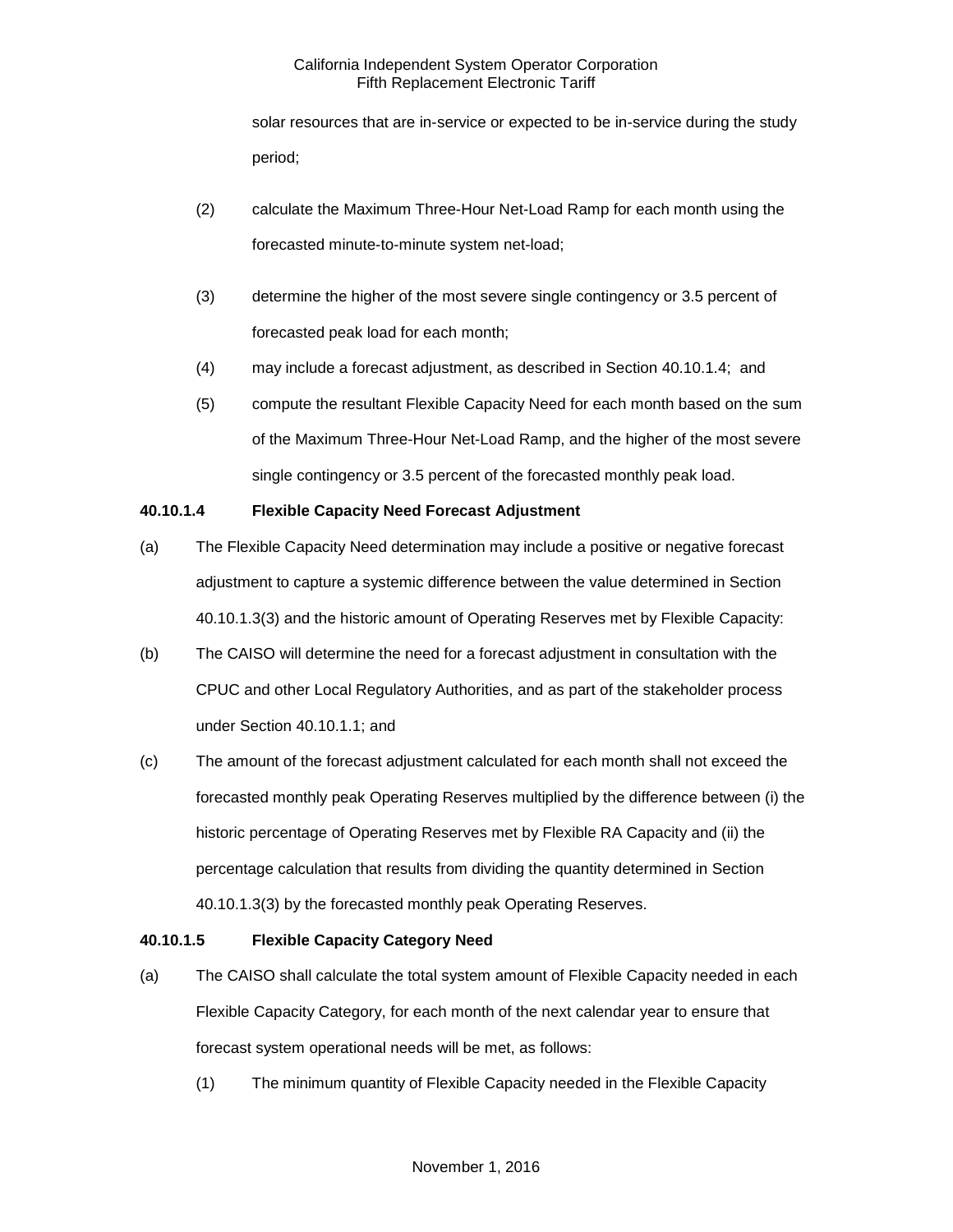solar resources that are in-service or expected to be in-service during the study period;

(2) calculate the Maximum Three-Hour Net-Load Ramp for each month using the forecasted minute-to-minute system net-load;

(3) determine the higher of the most severe single contingency or 3.5 percent of forecasted peak load for each month;

(4) may include a forecast adjustment, as described in Section 40.10.1.4; and

(5) compute the resultant Flexible Capacity Need for each month based on the sum of the Maximum Three-Hour Net-Load Ramp, and the higher of the most severe single contingency or 3.5 percent of the forecasted monthly peak load.

**40.10.1.4 Flexible Capacity Need Forecast Adjustment**

(a) The Flexible Capacity Need determination may include a positive or negative forecast adjustment to capture a systemic difference between the value determined in Section 40.10.1.3(3) and the historic amount of Operating Reserves met by Flexible Capacity:

(b) The CAISO will determine the need for a forecast adjustment in consultation with the CPUC and other Local Regulatory Authorities, and as part of the stakeholder process under Section 40.10.1.1; and

(c) The amount of the forecast adjustment calculated for each month shall not exceed the forecasted monthly peak Operating Reserves multiplied by the difference between (i) the historic percentage of Operating Reserves met by Flexible RA Capacity and (ii) the percentage calculation that results from dividing the quantity determined in Section 40.10.1.3(3) by the forecasted monthly peak Operating Reserves.

**40.10.1.5 Flexible Capacity Category Need**

(a) The CAISO shall calculate the total system amount of Flexible Capacity needed in each Flexible Capacity Category, for each month of the next calendar year to ensure that forecast system operational needs will be met, as follows:

(1) The minimum quantity of Flexible Capacity needed in the Flexible Capacity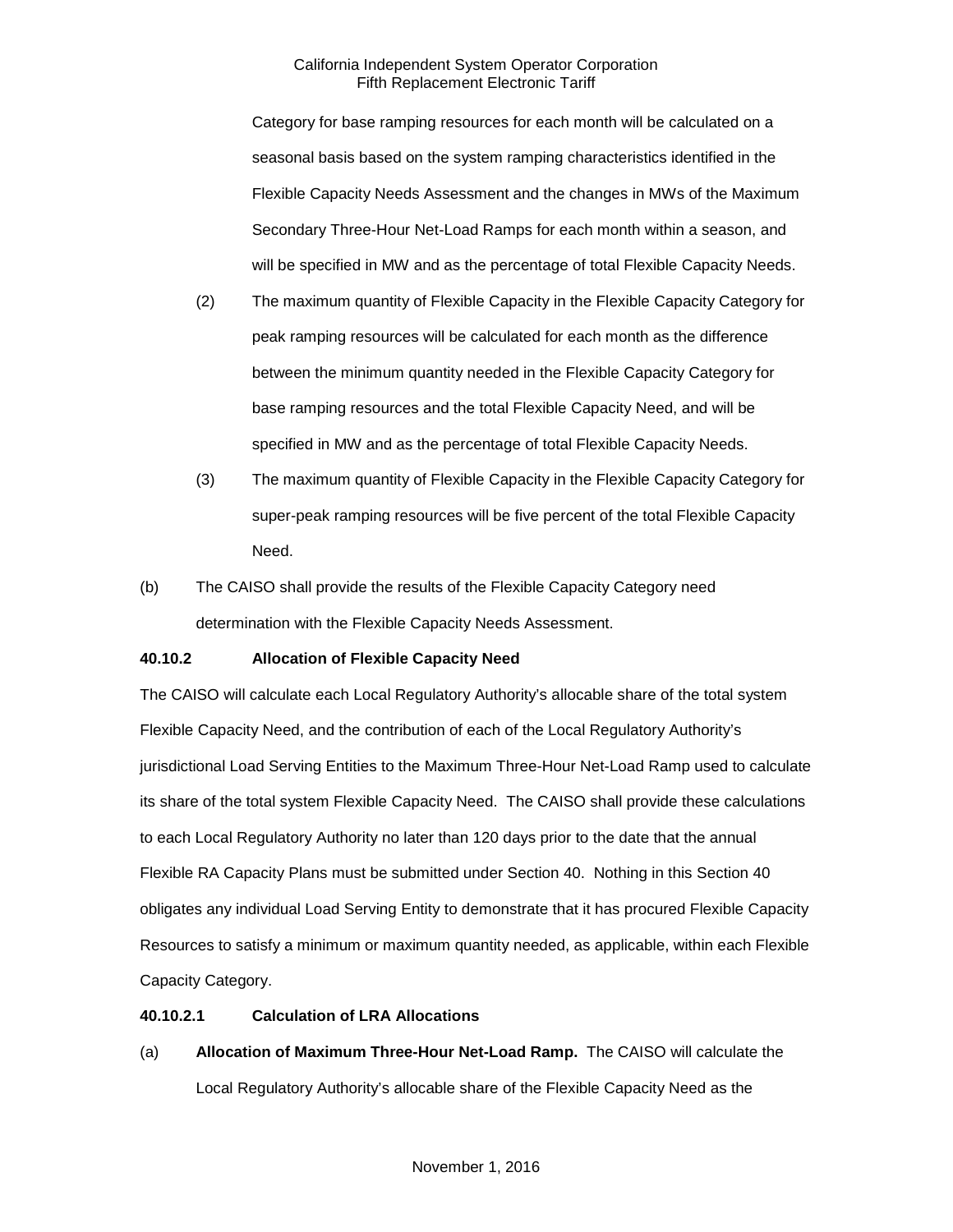Category for base ramping resources for each month will be calculated on a seasonal basis based on the system ramping characteristics identified in the Flexible Capacity Needs Assessment and the changes in MWs of the Maximum Secondary Three-Hour Net-Load Ramps for each month within a season, and will be specified in MW and as the percentage of total Flexible Capacity Needs.

(2) The maximum quantity of Flexible Capacity in the Flexible Capacity Category for peak ramping resources will be calculated for each month as the difference between the minimum quantity needed in the Flexible Capacity Category for base ramping resources and the total Flexible Capacity Need, and will be specified in MW and as the percentage of total Flexible Capacity Needs.

(3) The maximum quantity of Flexible Capacity in the Flexible Capacity Category for super-peak ramping resources will be five percent of the total Flexible Capacity Need.

(b) The CAISO shall provide the results of the Flexible Capacity Category need determination with the Flexible Capacity Needs Assessment.

**40.10.2 Allocation of Flexible Capacity Need**

The CAISO will calculate each Local Regulatory Authority's allocable share of the total system Flexible Capacity Need, and the contribution of each of the Local Regulatory Authority's jurisdictional Load Serving Entities to the Maximum Three-Hour Net-Load Ramp used to calculate its share of the total system Flexible Capacity Need. The CAISO shall provide these calculations to each Local Regulatory Authority no later than 120 days prior to the date that the annual Flexible RA Capacity Plans must be submitted under Section 40. Nothing in this Section 40 obligates any individual Load Serving Entity to demonstrate that it has procured Flexible Capacity Resources to satisfy a minimum or maximum quantity needed, as applicable, within each Flexible Capacity Category.

**40.10.2.1 Calculation of LRA Allocations**

(a) **Allocation of Maximum Three-Hour Net-Load Ramp.** The CAISO will calculate the Local Regulatory Authority's allocable share of the Flexible Capacity Need as the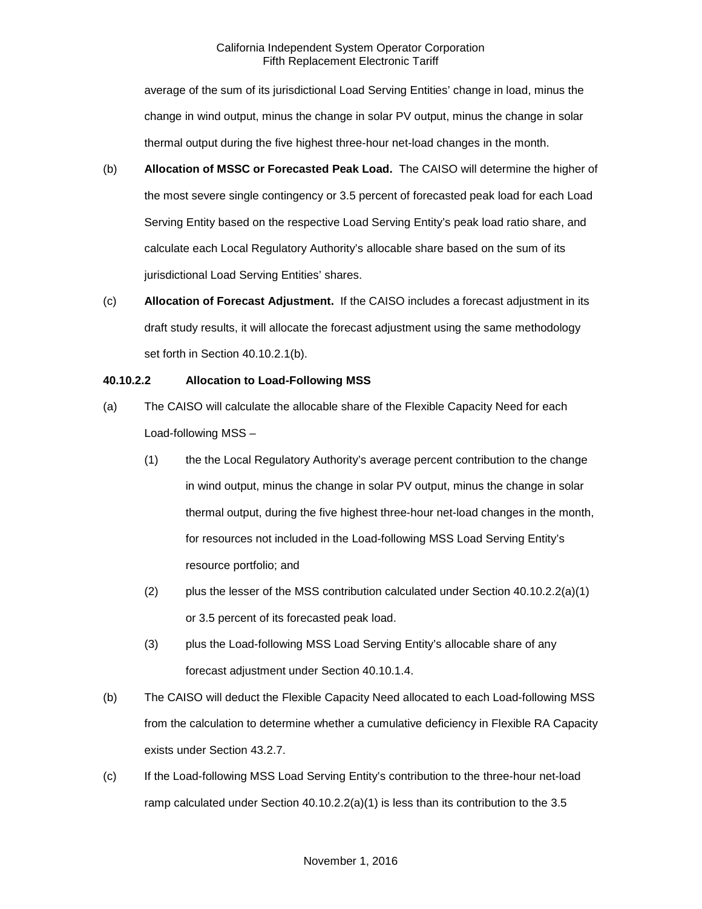average of the sum of its jurisdictional Load Serving Entities' change in load, minus the change in wind output, minus the change in solar PV output, minus the change in solar thermal output during the five highest three-hour net-load changes in the month.

(b) **Allocation of MSSC or Forecasted Peak Load.** The CAISO will determine the higher of the most severe single contingency or 3.5 percent of forecasted peak load for each Load Serving Entity based on the respective Load Serving Entity's peak load ratio share, and calculate each Local Regulatory Authority's allocable share based on the sum of its jurisdictional Load Serving Entities' shares.

(c) **Allocation of Forecast Adjustment.** If the CAISO includes a forecast adjustment in its draft study results, it will allocate the forecast adjustment using the same methodology set forth in Section 40.10.2.1(b).

**40.10.2.2 Allocation to Load-Following MSS**

(a) The CAISO will calculate the allocable share of the Flexible Capacity Need for each Load-following MSS –

  (1) the the Local Regulatory Authority's average percent contribution to the change in wind output, minus the change in solar PV output, minus the change in solar thermal output, during the five highest three-hour net-load changes in the month, for resources not included in the Load-following MSS Load Serving Entity's resource portfolio; and

  (2) plus the lesser of the MSS contribution calculated under Section 40.10.2.2(a)(1) or 3.5 percent of its forecasted peak load.

  (3) plus the Load-following MSS Load Serving Entity's allocable share of any forecast adjustment under Section 40.10.1.4.

(b) The CAISO will deduct the Flexible Capacity Need allocated to each Load-following MSS from the calculation to determine whether a cumulative deficiency in Flexible RA Capacity exists under Section 43.2.7.

(c) If the Load-following MSS Load Serving Entity's contribution to the three-hour net-load ramp calculated under Section 40.10.2.2(a)(1) is less than its contribution to the 3.5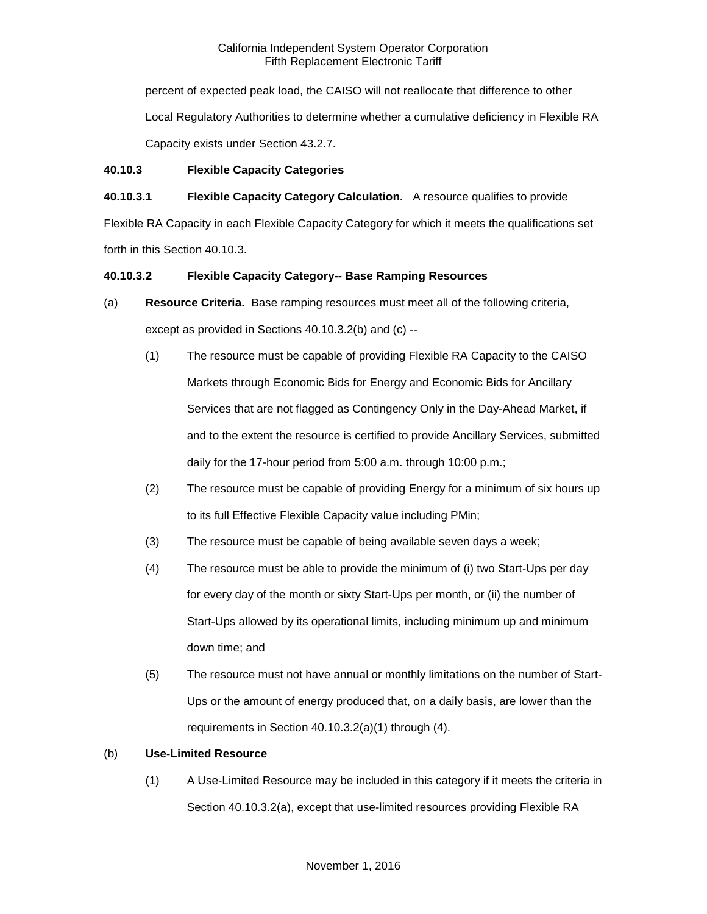percent of expected peak load, the CAISO will not reallocate that difference to other Local Regulatory Authorities to determine whether a cumulative deficiency in Flexible RA Capacity exists under Section 43.2.7.

**40.10.3 Flexible Capacity Categories**

**40.10.3.1 Flexible Capacity Category Calculation.** A resource qualifies to provide Flexible RA Capacity in each Flexible Capacity Category for which it meets the qualifications set forth in this Section 40.10.3.

**40.10.3.2 Flexible Capacity Category-- Base Ramping Resources**

(a) **Resource Criteria.** Base ramping resources must meet all of the following criteria, except as provided in Sections 40.10.3.2(b) and (c) --

(1) The resource must be capable of providing Flexible RA Capacity to the CAISO Markets through Economic Bids for Energy and Economic Bids for Ancillary Services that are not flagged as Contingency Only in the Day-Ahead Market, if and to the extent the resource is certified to provide Ancillary Services, submitted daily for the 17-hour period from 5:00 a.m. through 10:00 p.m.;

(2) The resource must be capable of providing Energy for a minimum of six hours up to its full Effective Flexible Capacity value including PMin;

(3) The resource must be capable of being available seven days a week;

(4) The resource must be able to provide the minimum of (i) two Start-Ups per day for every day of the month or sixty Start-Ups per month, or (ii) the number of Start-Ups allowed by its operational limits, including minimum up and minimum down time; and

(5) The resource must not have annual or monthly limitations on the number of Start-Ups or the amount of energy produced that, on a daily basis, are lower than the requirements in Section 40.10.3.2(a)(1) through (4).

(b) **Use-Limited Resource**

(1) A Use-Limited Resource may be included in this category if it meets the criteria in Section 40.10.3.2(a), except that use-limited resources providing Flexible RA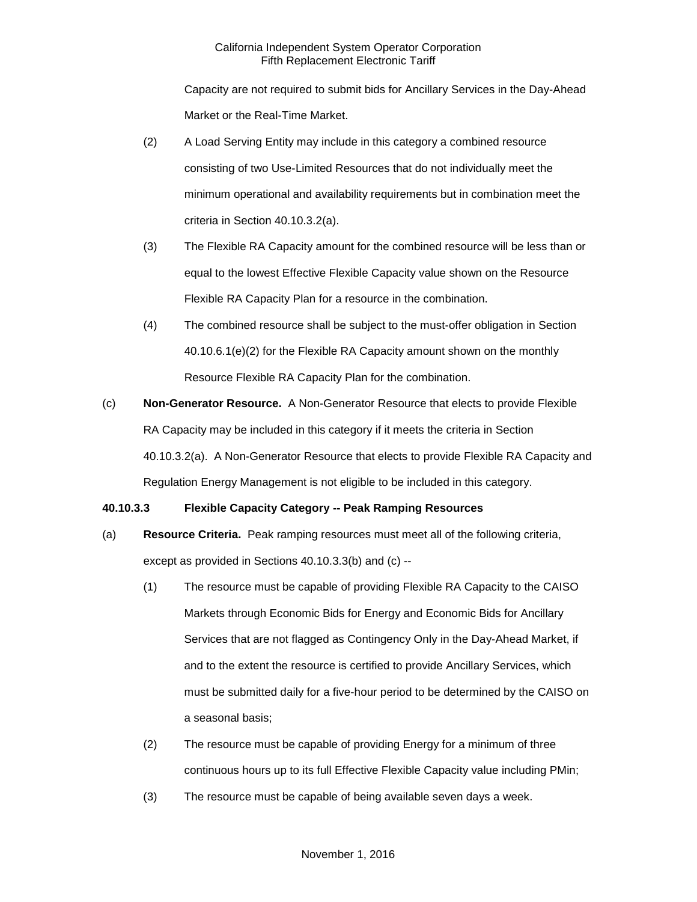Capacity are not required to submit bids for Ancillary Services in the Day-Ahead Market or the Real-Time Market.

(2) A Load Serving Entity may include in this category a combined resource consisting of two Use-Limited Resources that do not individually meet the minimum operational and availability requirements but in combination meet the criteria in Section 40.10.3.2(a).

(3) The Flexible RA Capacity amount for the combined resource will be less than or equal to the lowest Effective Flexible Capacity value shown on the Resource Flexible RA Capacity Plan for a resource in the combination.

(4) The combined resource shall be subject to the must-offer obligation in Section 40.10.6.1(e)(2) for the Flexible RA Capacity amount shown on the monthly Resource Flexible RA Capacity Plan for the combination.

(c) **Non-Generator Resource.** A Non-Generator Resource that elects to provide Flexible RA Capacity may be included in this category if it meets the criteria in Section 40.10.3.2(a). A Non-Generator Resource that elects to provide Flexible RA Capacity and Regulation Energy Management is not eligible to be included in this category.

**40.10.3.3 Flexible Capacity Category -- Peak Ramping Resources**

(a) **Resource Criteria.** Peak ramping resources must meet all of the following criteria, except as provided in Sections 40.10.3.3(b) and (c) --

(1) The resource must be capable of providing Flexible RA Capacity to the CAISO Markets through Economic Bids for Energy and Economic Bids for Ancillary Services that are not flagged as Contingency Only in the Day-Ahead Market, if and to the extent the resource is certified to provide Ancillary Services, which must be submitted daily for a five-hour period to be determined by the CAISO on a seasonal basis;

(2) The resource must be capable of providing Energy for a minimum of three continuous hours up to its full Effective Flexible Capacity value including PMin;

(3) The resource must be capable of being available seven days a week.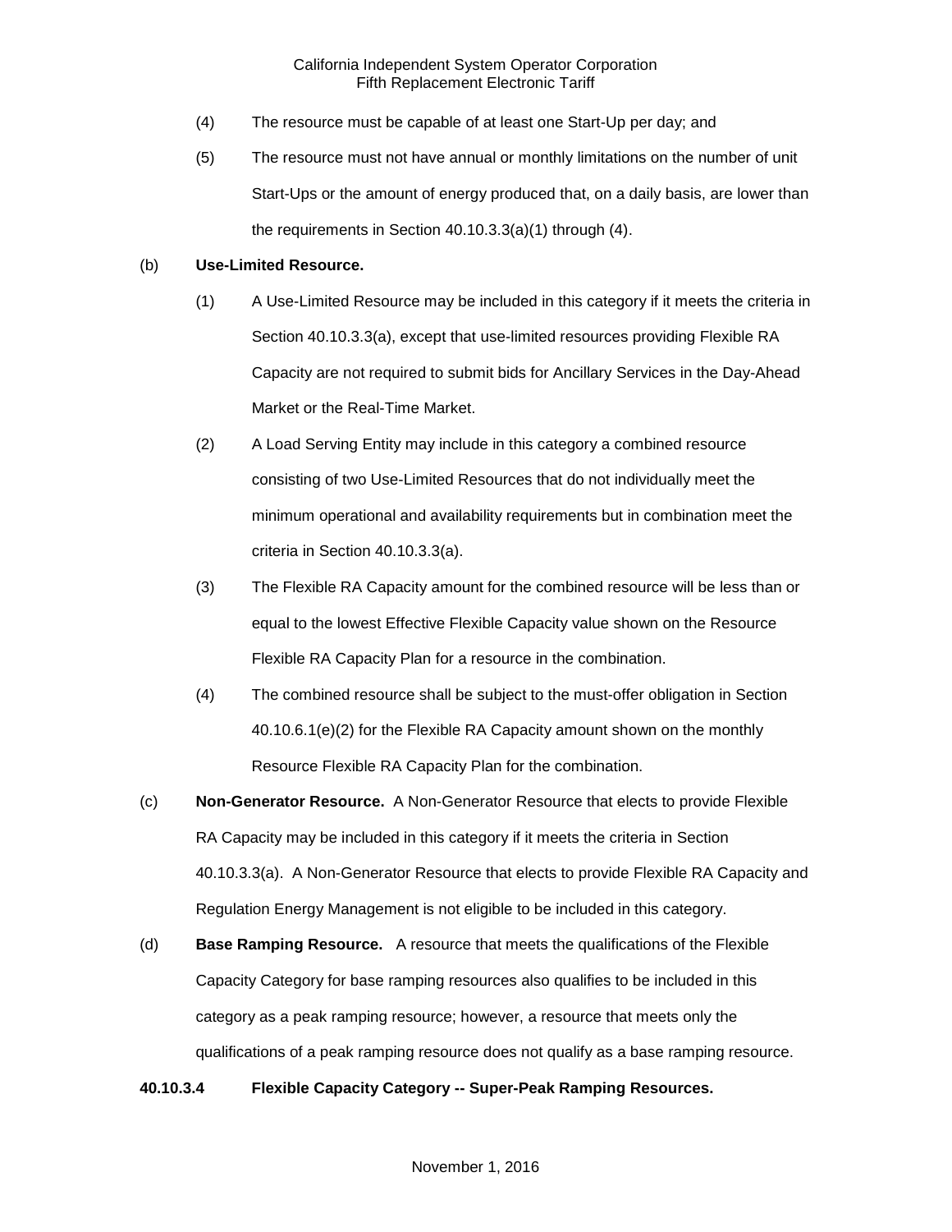(4) The resource must be capable of at least one Start-Up per day; and

(5) The resource must not have annual or monthly limitations on the number of unit Start-Ups or the amount of energy produced that, on a daily basis, are lower than the requirements in Section 40.10.3.3(a)(1) through (4).

(b) **Use-Limited Resource.**

(1) A Use-Limited Resource may be included in this category if it meets the criteria in Section 40.10.3.3(a), except that use-limited resources providing Flexible RA Capacity are not required to submit bids for Ancillary Services in the Day-Ahead Market or the Real-Time Market.

(2) A Load Serving Entity may include in this category a combined resource consisting of two Use-Limited Resources that do not individually meet the minimum operational and availability requirements but in combination meet the criteria in Section 40.10.3.3(a).

(3) The Flexible RA Capacity amount for the combined resource will be less than or equal to the lowest Effective Flexible Capacity value shown on the Resource Flexible RA Capacity Plan for a resource in the combination.

(4) The combined resource shall be subject to the must-offer obligation in Section 40.10.6.1(e)(2) for the Flexible RA Capacity amount shown on the monthly Resource Flexible RA Capacity Plan for the combination.

(c) **Non-Generator Resource.** A Non-Generator Resource that elects to provide Flexible RA Capacity may be included in this category if it meets the criteria in Section 40.10.3.3(a). A Non-Generator Resource that elects to provide Flexible RA Capacity and Regulation Energy Management is not eligible to be included in this category.

(d) **Base Ramping Resource.** A resource that meets the qualifications of the Flexible Capacity Category for base ramping resources also qualifies to be included in this category as a peak ramping resource; however, a resource that meets only the qualifications of a peak ramping resource does not qualify as a base ramping resource.

**40.10.3.4 Flexible Capacity Category -- Super-Peak Ramping Resources.**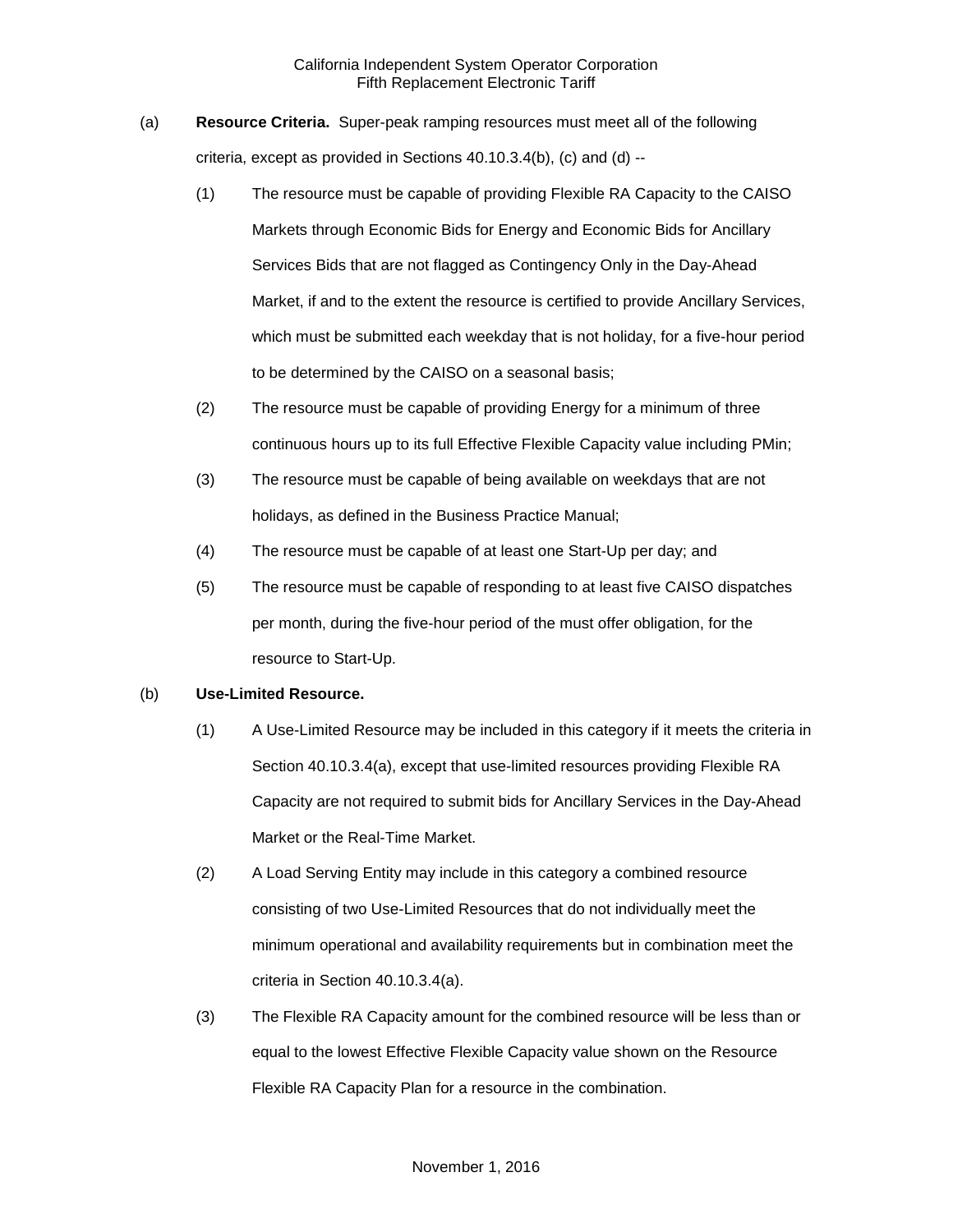(a) **Resource Criteria.** Super-peak ramping resources must meet all of the following criteria, except as provided in Sections 40.10.3.4(b), (c) and (d) --

(1) The resource must be capable of providing Flexible RA Capacity to the CAISO Markets through Economic Bids for Energy and Economic Bids for Ancillary Services Bids that are not flagged as Contingency Only in the Day-Ahead Market, if and to the extent the resource is certified to provide Ancillary Services, which must be submitted each weekday that is not holiday, for a five-hour period to be determined by the CAISO on a seasonal basis;

(2) The resource must be capable of providing Energy for a minimum of three continuous hours up to its full Effective Flexible Capacity value including PMin;

(3) The resource must be capable of being available on weekdays that are not holidays, as defined in the Business Practice Manual;

(4) The resource must be capable of at least one Start-Up per day; and

(5) The resource must be capable of responding to at least five CAISO dispatches per month, during the five-hour period of the must offer obligation, for the resource to Start-Up.

(b) **Use-Limited Resource.**

(1) A Use-Limited Resource may be included in this category if it meets the criteria in Section 40.10.3.4(a), except that use-limited resources providing Flexible RA Capacity are not required to submit bids for Ancillary Services in the Day-Ahead Market or the Real-Time Market.

(2) A Load Serving Entity may include in this category a combined resource consisting of two Use-Limited Resources that do not individually meet the minimum operational and availability requirements but in combination meet the criteria in Section 40.10.3.4(a).

(3) The Flexible RA Capacity amount for the combined resource will be less than or equal to the lowest Effective Flexible Capacity value shown on the Resource Flexible RA Capacity Plan for a resource in the combination.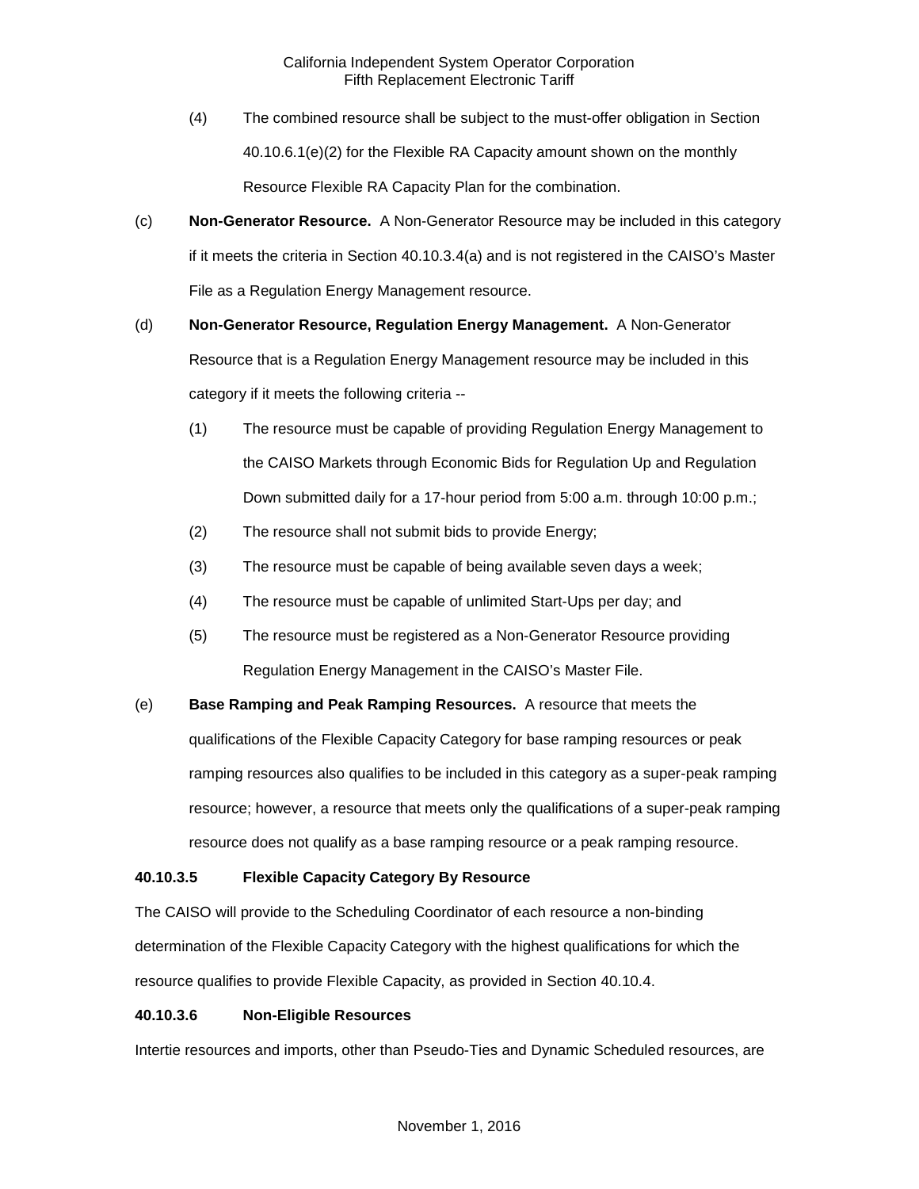(4) The combined resource shall be subject to the must-offer obligation in Section 40.10.6.1(e)(2) for the Flexible RA Capacity amount shown on the monthly Resource Flexible RA Capacity Plan for the combination.

(c) **Non-Generator Resource.** A Non-Generator Resource may be included in this category if it meets the criteria in Section 40.10.3.4(a) and is not registered in the CAISO's Master File as a Regulation Energy Management resource.

(d) **Non-Generator Resource, Regulation Energy Management.** A Non-Generator Resource that is a Regulation Energy Management resource may be included in this category if it meets the following criteria --

(1) The resource must be capable of providing Regulation Energy Management to the CAISO Markets through Economic Bids for Regulation Up and Regulation Down submitted daily for a 17-hour period from 5:00 a.m. through 10:00 p.m.;

(2) The resource shall not submit bids to provide Energy;

(3) The resource must be capable of being available seven days a week;

(4) The resource must be capable of unlimited Start-Ups per day; and

(5) The resource must be registered as a Non-Generator Resource providing Regulation Energy Management in the CAISO's Master File.

(e) **Base Ramping and Peak Ramping Resources.** A resource that meets the qualifications of the Flexible Capacity Category for base ramping resources or peak ramping resources also qualifies to be included in this category as a super-peak ramping resource; however, a resource that meets only the qualifications of a super-peak ramping resource does not qualify as a base ramping resource or a peak ramping resource.

**40.10.3.5 Flexible Capacity Category By Resource**

The CAISO will provide to the Scheduling Coordinator of each resource a non-binding determination of the Flexible Capacity Category with the highest qualifications for which the resource qualifies to provide Flexible Capacity, as provided in Section 40.10.4.

**40.10.3.6 Non-Eligible Resources**

Intertie resources and imports, other than Pseudo-Ties and Dynamic Scheduled resources, are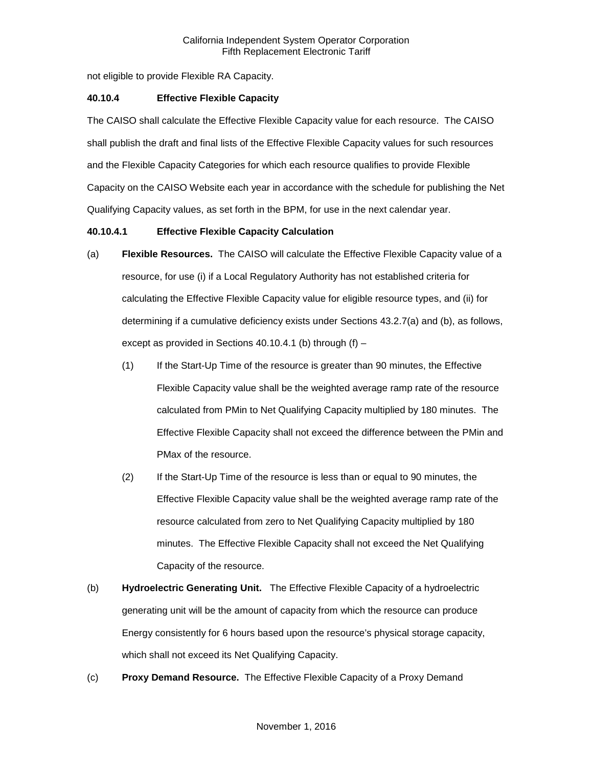not eligible to provide Flexible RA Capacity.

### 40.10.4 Effective Flexible Capacity

The CAISO shall calculate the Effective Flexible Capacity value for each resource. The CAISO shall publish the draft and final lists of the Effective Flexible Capacity values for such resources and the Flexible Capacity Categories for which each resource qualifies to provide Flexible Capacity on the CAISO Website each year in accordance with the schedule for publishing the Net Qualifying Capacity values, as set forth in the BPM, for use in the next calendar year.

#### 40.10.4.1 Effective Flexible Capacity Calculation

(a) **Flexible Resources.** The CAISO will calculate the Effective Flexible Capacity value of a resource, for use (i) if a Local Regulatory Authority has not established criteria for calculating the Effective Flexible Capacity value for eligible resource types, and (ii) for determining if a cumulative deficiency exists under Sections 43.2.7(a) and (b), as follows, except as provided in Sections 40.10.4.1 (b) through (f) –

(1) If the Start-Up Time of the resource is greater than 90 minutes, the Effective Flexible Capacity value shall be the weighted average ramp rate of the resource calculated from PMin to Net Qualifying Capacity multiplied by 180 minutes. The Effective Flexible Capacity shall not exceed the difference between the PMin and PMax of the resource.

(2) If the Start-Up Time of the resource is less than or equal to 90 minutes, the Effective Flexible Capacity value shall be the weighted average ramp rate of the resource calculated from zero to Net Qualifying Capacity multiplied by 180 minutes. The Effective Flexible Capacity shall not exceed the Net Qualifying Capacity of the resource.

(b) **Hydroelectric Generating Unit.** The Effective Flexible Capacity of a hydroelectric generating unit will be the amount of capacity from which the resource can produce Energy consistently for 6 hours based upon the resource's physical storage capacity, which shall not exceed its Net Qualifying Capacity.

(c) **Proxy Demand Resource.** The Effective Flexible Capacity of a Proxy Demand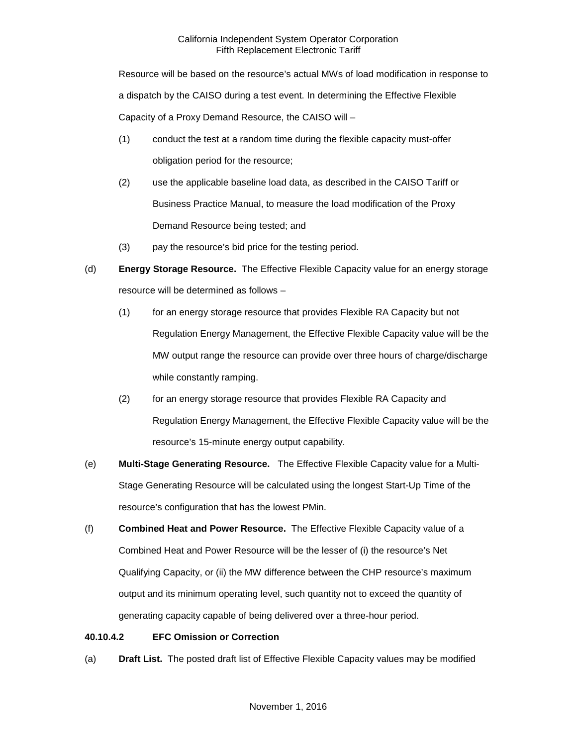Resource will be based on the resource's actual MWs of load modification in response to a dispatch by the CAISO during a test event. In determining the Effective Flexible Capacity of a Proxy Demand Resource, the CAISO will –

(1) conduct the test at a random time during the flexible capacity must-offer obligation period for the resource;

(2) use the applicable baseline load data, as described in the CAISO Tariff or Business Practice Manual, to measure the load modification of the Proxy Demand Resource being tested; and

(3) pay the resource's bid price for the testing period.

(d) **Energy Storage Resource.** The Effective Flexible Capacity value for an energy storage resource will be determined as follows –

(1) for an energy storage resource that provides Flexible RA Capacity but not Regulation Energy Management, the Effective Flexible Capacity value will be the MW output range the resource can provide over three hours of charge/discharge while constantly ramping.

(2) for an energy storage resource that provides Flexible RA Capacity and Regulation Energy Management, the Effective Flexible Capacity value will be the resource's 15-minute energy output capability.

(e) **Multi-Stage Generating Resource.** The Effective Flexible Capacity value for a Multi-Stage Generating Resource will be calculated using the longest Start-Up Time of the resource's configuration that has the lowest PMin.

(f) **Combined Heat and Power Resource.** The Effective Flexible Capacity value of a Combined Heat and Power Resource will be the lesser of (i) the resource's Net Qualifying Capacity, or (ii) the MW difference between the CHP resource's maximum output and its minimum operating level, such quantity not to exceed the quantity of generating capacity capable of being delivered over a three-hour period.

**40.10.4.2 EFC Omission or Correction**

(a) **Draft List.** The posted draft list of Effective Flexible Capacity values may be modified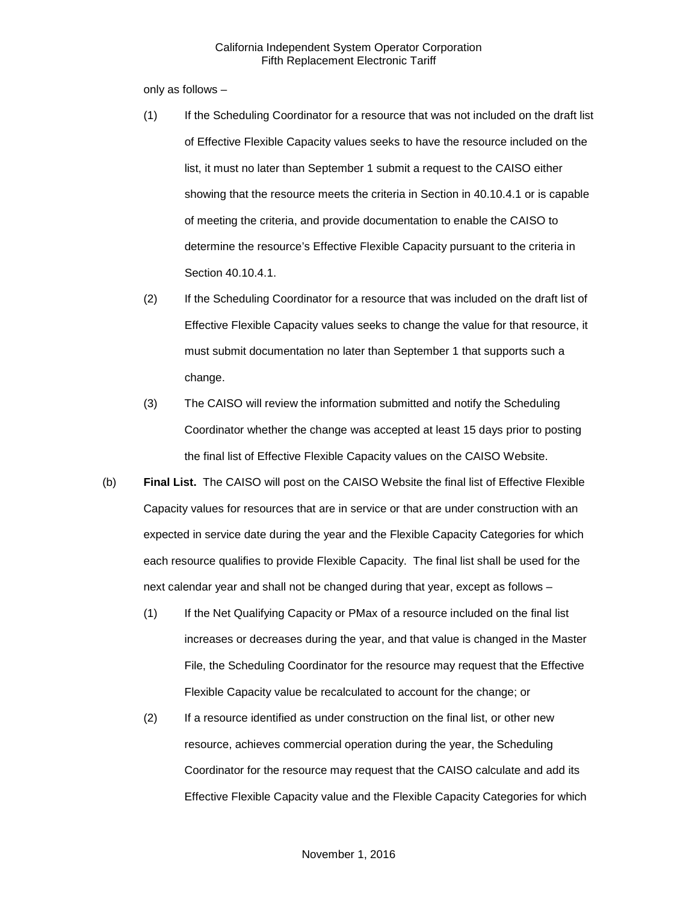only as follows –

(1) If the Scheduling Coordinator for a resource that was not included on the draft list of Effective Flexible Capacity values seeks to have the resource included on the list, it must no later than September 1 submit a request to the CAISO either showing that the resource meets the criteria in Section in 40.10.4.1 or is capable of meeting the criteria, and provide documentation to enable the CAISO to determine the resource's Effective Flexible Capacity pursuant to the criteria in Section 40.10.4.1.

(2) If the Scheduling Coordinator for a resource that was included on the draft list of Effective Flexible Capacity values seeks to change the value for that resource, it must submit documentation no later than September 1 that supports such a change.

(3) The CAISO will review the information submitted and notify the Scheduling Coordinator whether the change was accepted at least 15 days prior to posting the final list of Effective Flexible Capacity values on the CAISO Website.

(b) **Final List.** The CAISO will post on the CAISO Website the final list of Effective Flexible Capacity values for resources that are in service or that are under construction with an expected in service date during the year and the Flexible Capacity Categories for which each resource qualifies to provide Flexible Capacity. The final list shall be used for the next calendar year and shall not be changed during that year, except as follows –

(1) If the Net Qualifying Capacity or PMax of a resource included on the final list increases or decreases during the year, and that value is changed in the Master File, the Scheduling Coordinator for the resource may request that the Effective Flexible Capacity value be recalculated to account for the change; or

(2) If a resource identified as under construction on the final list, or other new resource, achieves commercial operation during the year, the Scheduling Coordinator for the resource may request that the CAISO calculate and add its Effective Flexible Capacity value and the Flexible Capacity Categories for which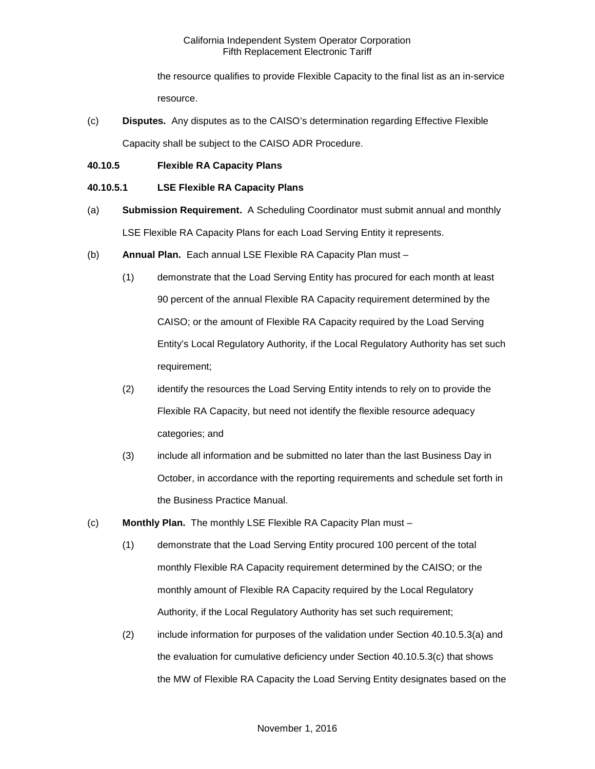the resource qualifies to provide Flexible Capacity to the final list as an in-service resource.

(c) **Disputes.** Any disputes as to the CAISO's determination regarding Effective Flexible Capacity shall be subject to the CAISO ADR Procedure.

**40.10.5 Flexible RA Capacity Plans**

**40.10.5.1 LSE Flexible RA Capacity Plans**

(a) **Submission Requirement.** A Scheduling Coordinator must submit annual and monthly LSE Flexible RA Capacity Plans for each Load Serving Entity it represents.

(b) **Annual Plan.** Each annual LSE Flexible RA Capacity Plan must –

(1) demonstrate that the Load Serving Entity has procured for each month at least 90 percent of the annual Flexible RA Capacity requirement determined by the CAISO; or the amount of Flexible RA Capacity required by the Load Serving Entity's Local Regulatory Authority, if the Local Regulatory Authority has set such requirement;

(2) identify the resources the Load Serving Entity intends to rely on to provide the Flexible RA Capacity, but need not identify the flexible resource adequacy categories; and

(3) include all information and be submitted no later than the last Business Day in October, in accordance with the reporting requirements and schedule set forth in the Business Practice Manual.

(c) **Monthly Plan.** The monthly LSE Flexible RA Capacity Plan must –

(1) demonstrate that the Load Serving Entity procured 100 percent of the total monthly Flexible RA Capacity requirement determined by the CAISO; or the monthly amount of Flexible RA Capacity required by the Local Regulatory Authority, if the Local Regulatory Authority has set such requirement;

(2) include information for purposes of the validation under Section 40.10.5.3(a) and the evaluation for cumulative deficiency under Section 40.10.5.3(c) that shows the MW of Flexible RA Capacity the Load Serving Entity designates based on the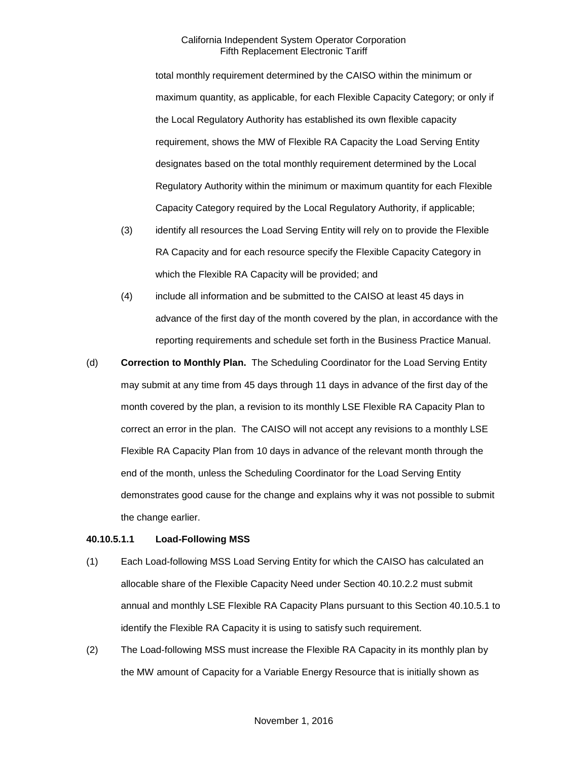total monthly requirement determined by the CAISO within the minimum or maximum quantity, as applicable, for each Flexible Capacity Category; or only if the Local Regulatory Authority has established its own flexible capacity requirement, shows the MW of Flexible RA Capacity the Load Serving Entity designates based on the total monthly requirement determined by the Local Regulatory Authority within the minimum or maximum quantity for each Flexible Capacity Category required by the Local Regulatory Authority, if applicable;

(3) identify all resources the Load Serving Entity will rely on to provide the Flexible RA Capacity and for each resource specify the Flexible Capacity Category in which the Flexible RA Capacity will be provided; and

(4) include all information and be submitted to the CAISO at least 45 days in advance of the first day of the month covered by the plan, in accordance with the reporting requirements and schedule set forth in the Business Practice Manual.

(d) **Correction to Monthly Plan.** The Scheduling Coordinator for the Load Serving Entity may submit at any time from 45 days through 11 days in advance of the first day of the month covered by the plan, a revision to its monthly LSE Flexible RA Capacity Plan to correct an error in the plan. The CAISO will not accept any revisions to a monthly LSE Flexible RA Capacity Plan from 10 days in advance of the relevant month through the end of the month, unless the Scheduling Coordinator for the Load Serving Entity demonstrates good cause for the change and explains why it was not possible to submit the change earlier.

**40.10.5.1.1 Load-Following MSS**

(1) Each Load-following MSS Load Serving Entity for which the CAISO has calculated an allocable share of the Flexible Capacity Need under Section 40.10.2.2 must submit annual and monthly LSE Flexible RA Capacity Plans pursuant to this Section 40.10.5.1 to identify the Flexible RA Capacity it is using to satisfy such requirement.

(2) The Load-following MSS must increase the Flexible RA Capacity in its monthly plan by the MW amount of Capacity for a Variable Energy Resource that is initially shown as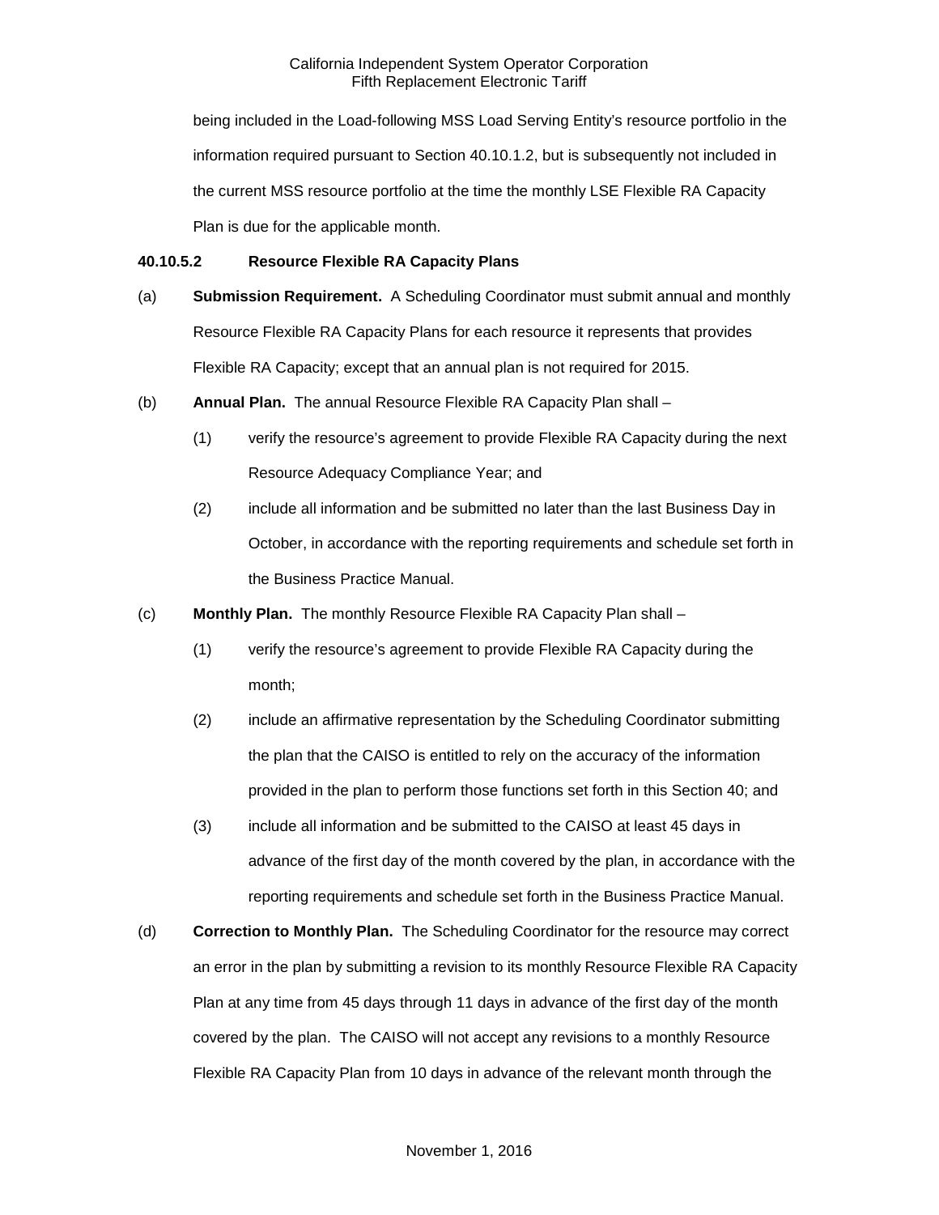being included in the Load-following MSS Load Serving Entity's resource portfolio in the information required pursuant to Section 40.10.1.2, but is subsequently not included in the current MSS resource portfolio at the time the monthly LSE Flexible RA Capacity Plan is due for the applicable month.

**40.10.5.2 Resource Flexible RA Capacity Plans**

(a) **Submission Requirement.** A Scheduling Coordinator must submit annual and monthly Resource Flexible RA Capacity Plans for each resource it represents that provides Flexible RA Capacity; except that an annual plan is not required for 2015.

(b) **Annual Plan.** The annual Resource Flexible RA Capacity Plan shall –

(1) verify the resource's agreement to provide Flexible RA Capacity during the next Resource Adequacy Compliance Year; and

(2) include all information and be submitted no later than the last Business Day in October, in accordance with the reporting requirements and schedule set forth in the Business Practice Manual.

(c) **Monthly Plan.** The monthly Resource Flexible RA Capacity Plan shall –

(1) verify the resource's agreement to provide Flexible RA Capacity during the month;

(2) include an affirmative representation by the Scheduling Coordinator submitting the plan that the CAISO is entitled to rely on the accuracy of the information provided in the plan to perform those functions set forth in this Section 40; and

(3) include all information and be submitted to the CAISO at least 45 days in advance of the first day of the month covered by the plan, in accordance with the reporting requirements and schedule set forth in the Business Practice Manual.

(d) **Correction to Monthly Plan.** The Scheduling Coordinator for the resource may correct an error in the plan by submitting a revision to its monthly Resource Flexible RA Capacity Plan at any time from 45 days through 11 days in advance of the first day of the month covered by the plan. The CAISO will not accept any revisions to a monthly Resource Flexible RA Capacity Plan from 10 days in advance of the relevant month through the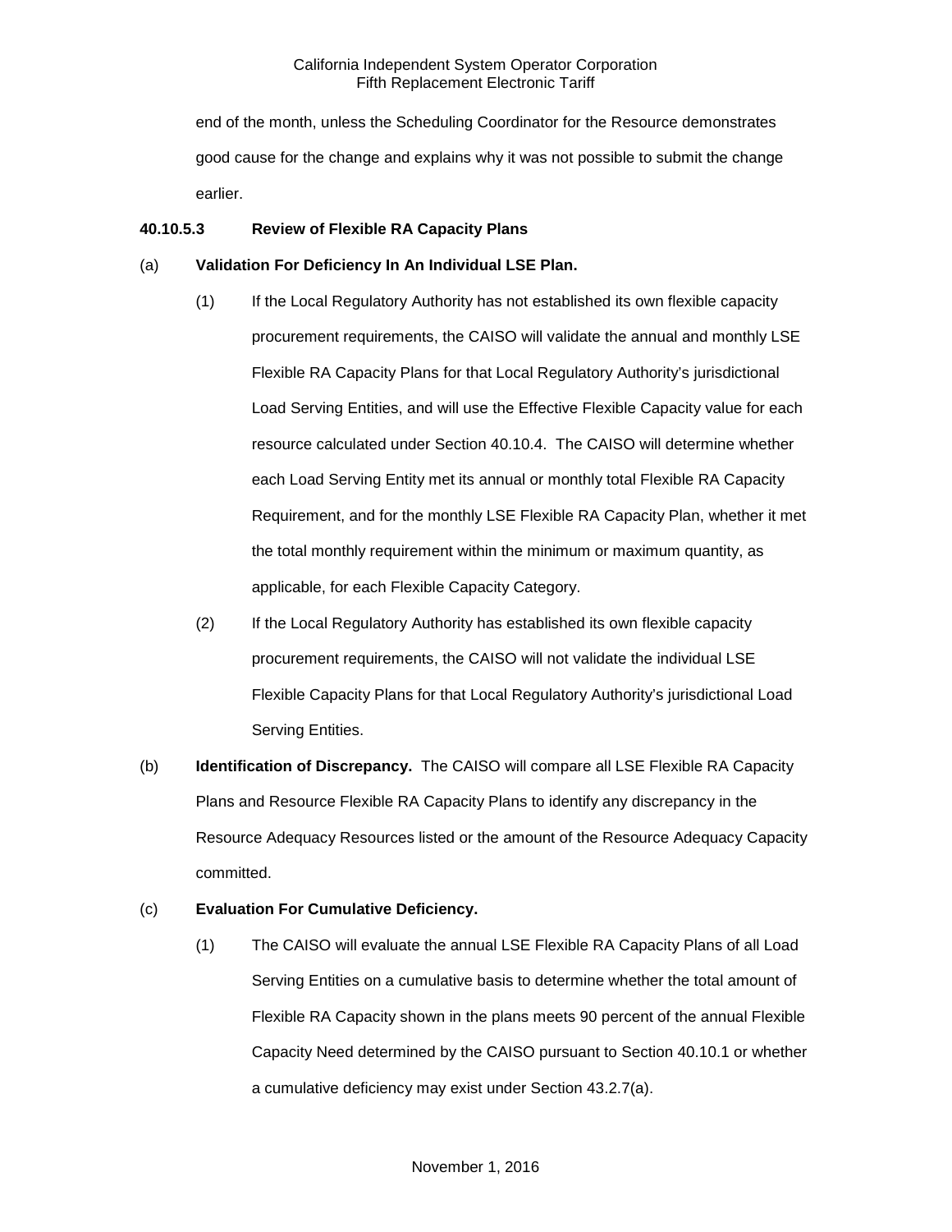end of the month, unless the Scheduling Coordinator for the Resource demonstrates good cause for the change and explains why it was not possible to submit the change earlier.

**40.10.5.3 Review of Flexible RA Capacity Plans**

(a) **Validation For Deficiency In An Individual LSE Plan.**

(1) If the Local Regulatory Authority has not established its own flexible capacity procurement requirements, the CAISO will validate the annual and monthly LSE Flexible RA Capacity Plans for that Local Regulatory Authority's jurisdictional Load Serving Entities, and will use the Effective Flexible Capacity value for each resource calculated under Section 40.10.4. The CAISO will determine whether each Load Serving Entity met its annual or monthly total Flexible RA Capacity Requirement, and for the monthly LSE Flexible RA Capacity Plan, whether it met the total monthly requirement within the minimum or maximum quantity, as applicable, for each Flexible Capacity Category.

(2) If the Local Regulatory Authority has established its own flexible capacity procurement requirements, the CAISO will not validate the individual LSE Flexible Capacity Plans for that Local Regulatory Authority's jurisdictional Load Serving Entities.

(b) **Identification of Discrepancy.** The CAISO will compare all LSE Flexible RA Capacity Plans and Resource Flexible RA Capacity Plans to identify any discrepancy in the Resource Adequacy Resources listed or the amount of the Resource Adequacy Capacity committed.

(c) **Evaluation For Cumulative Deficiency.**

(1) The CAISO will evaluate the annual LSE Flexible RA Capacity Plans of all Load Serving Entities on a cumulative basis to determine whether the total amount of Flexible RA Capacity shown in the plans meets 90 percent of the annual Flexible Capacity Need determined by the CAISO pursuant to Section 40.10.1 or whether a cumulative deficiency may exist under Section 43.2.7(a).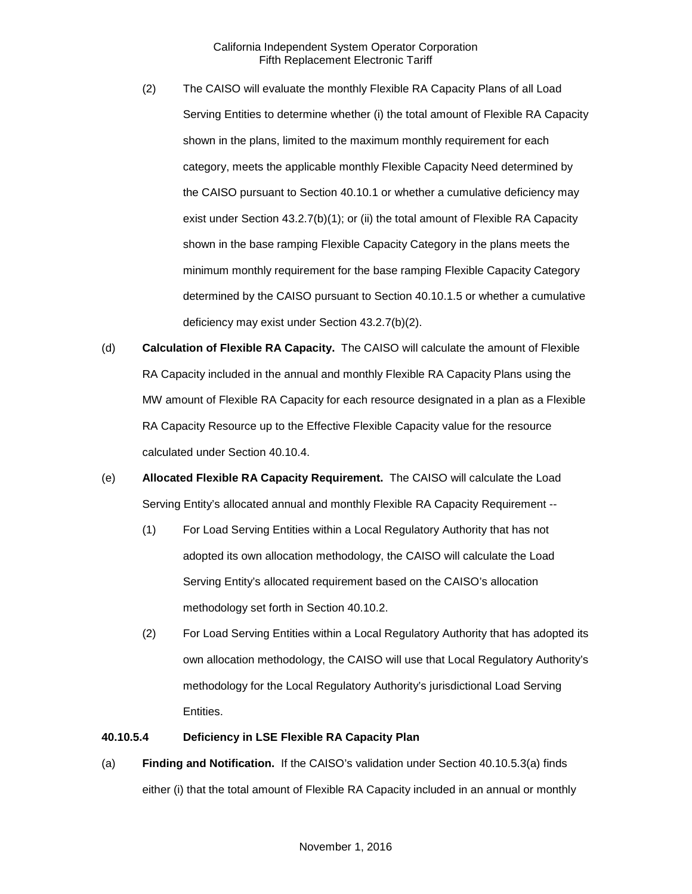(2) The CAISO will evaluate the monthly Flexible RA Capacity Plans of all Load Serving Entities to determine whether (i) the total amount of Flexible RA Capacity shown in the plans, limited to the maximum monthly requirement for each category, meets the applicable monthly Flexible Capacity Need determined by the CAISO pursuant to Section 40.10.1 or whether a cumulative deficiency may exist under Section 43.2.7(b)(1); or (ii) the total amount of Flexible RA Capacity shown in the base ramping Flexible Capacity Category in the plans meets the minimum monthly requirement for the base ramping Flexible Capacity Category determined by the CAISO pursuant to Section 40.10.1.5 or whether a cumulative deficiency may exist under Section 43.2.7(b)(2).

(d) **Calculation of Flexible RA Capacity.** The CAISO will calculate the amount of Flexible RA Capacity included in the annual and monthly Flexible RA Capacity Plans using the MW amount of Flexible RA Capacity for each resource designated in a plan as a Flexible RA Capacity Resource up to the Effective Flexible Capacity value for the resource calculated under Section 40.10.4.

(e) **Allocated Flexible RA Capacity Requirement.** The CAISO will calculate the Load Serving Entity's allocated annual and monthly Flexible RA Capacity Requirement --

(1) For Load Serving Entities within a Local Regulatory Authority that has not adopted its own allocation methodology, the CAISO will calculate the Load Serving Entity's allocated requirement based on the CAISO's allocation methodology set forth in Section 40.10.2.

(2) For Load Serving Entities within a Local Regulatory Authority that has adopted its own allocation methodology, the CAISO will use that Local Regulatory Authority's methodology for the Local Regulatory Authority's jurisdictional Load Serving Entities.

**40.10.5.4 Deficiency in LSE Flexible RA Capacity Plan**

(a) **Finding and Notification.** If the CAISO's validation under Section 40.10.5.3(a) finds either (i) that the total amount of Flexible RA Capacity included in an annual or monthly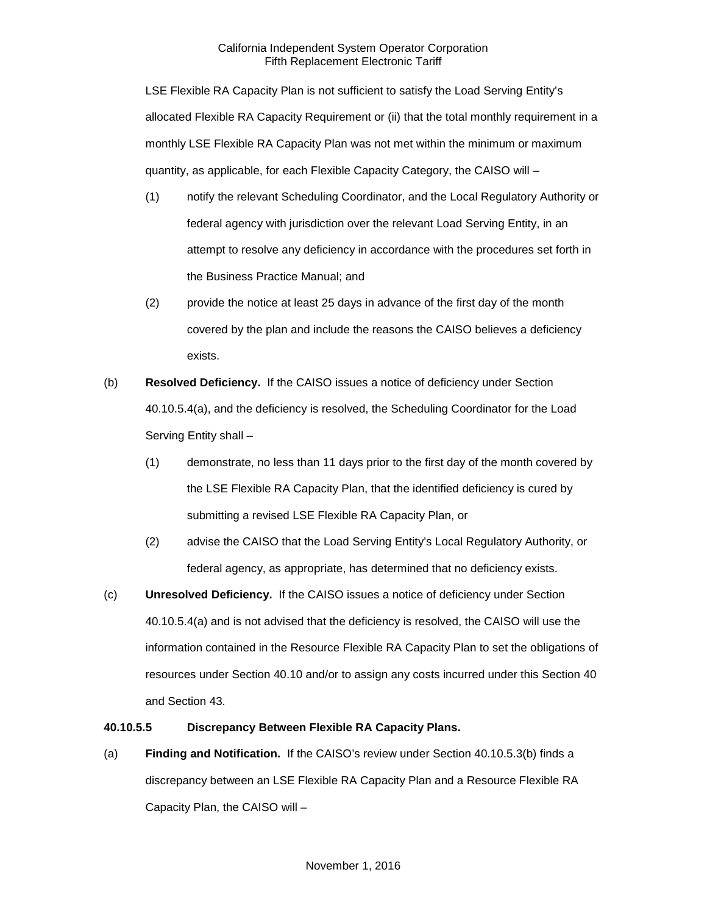LSE Flexible RA Capacity Plan is not sufficient to satisfy the Load Serving Entity's allocated Flexible RA Capacity Requirement or (ii) that the total monthly requirement in a monthly LSE Flexible RA Capacity Plan was not met within the minimum or maximum quantity, as applicable, for each Flexible Capacity Category, the CAISO will –

(1) notify the relevant Scheduling Coordinator, and the Local Regulatory Authority or federal agency with jurisdiction over the relevant Load Serving Entity, in an attempt to resolve any deficiency in accordance with the procedures set forth in the Business Practice Manual; and

(2) provide the notice at least 25 days in advance of the first day of the month covered by the plan and include the reasons the CAISO believes a deficiency exists.

(b) **Resolved Deficiency.** If the CAISO issues a notice of deficiency under Section 40.10.5.4(a), and the deficiency is resolved, the Scheduling Coordinator for the Load Serving Entity shall –

(1) demonstrate, no less than 11 days prior to the first day of the month covered by the LSE Flexible RA Capacity Plan, that the identified deficiency is cured by submitting a revised LSE Flexible RA Capacity Plan, or

(2) advise the CAISO that the Load Serving Entity's Local Regulatory Authority, or federal agency, as appropriate, has determined that no deficiency exists.

(c) **Unresolved Deficiency.** If the CAISO issues a notice of deficiency under Section 40.10.5.4(a) and is not advised that the deficiency is resolved, the CAISO will use the information contained in the Resource Flexible RA Capacity Plan to set the obligations of resources under Section 40.10 and/or to assign any costs incurred under this Section 40 and Section 43.

**40.10.5.5 Discrepancy Between Flexible RA Capacity Plans.**

(a) **Finding and Notification.** If the CAISO's review under Section 40.10.5.3(b) finds a discrepancy between an LSE Flexible RA Capacity Plan and a Resource Flexible RA Capacity Plan, the CAISO will –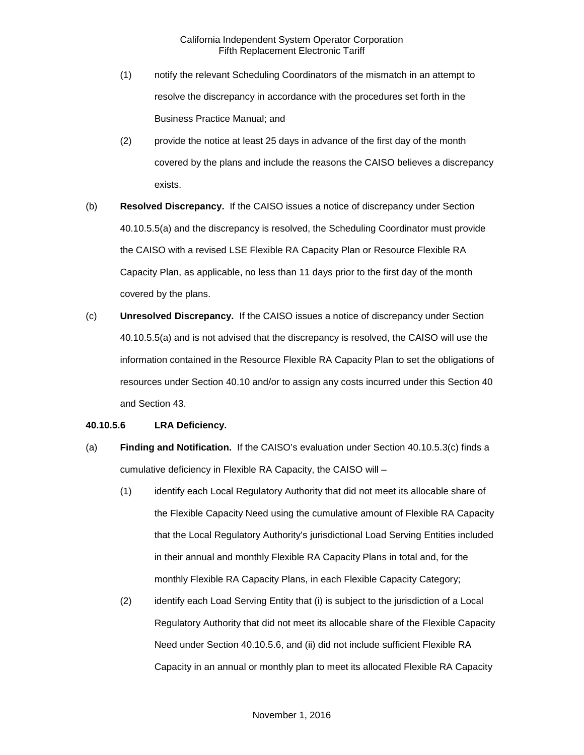(1) notify the relevant Scheduling Coordinators of the mismatch in an attempt to resolve the discrepancy in accordance with the procedures set forth in the Business Practice Manual; and

(2) provide the notice at least 25 days in advance of the first day of the month covered by the plans and include the reasons the CAISO believes a discrepancy exists.

(b) **Resolved Discrepancy.** If the CAISO issues a notice of discrepancy under Section 40.10.5.5(a) and the discrepancy is resolved, the Scheduling Coordinator must provide the CAISO with a revised LSE Flexible RA Capacity Plan or Resource Flexible RA Capacity Plan, as applicable, no less than 11 days prior to the first day of the month covered by the plans.

(c) **Unresolved Discrepancy.** If the CAISO issues a notice of discrepancy under Section 40.10.5.5(a) and is not advised that the discrepancy is resolved, the CAISO will use the information contained in the Resource Flexible RA Capacity Plan to set the obligations of resources under Section 40.10 and/or to assign any costs incurred under this Section 40 and Section 43.

**40.10.5.6 LRA Deficiency.**

(a) **Finding and Notification.** If the CAISO's evaluation under Section 40.10.5.3(c) finds a cumulative deficiency in Flexible RA Capacity, the CAISO will –

(1) identify each Local Regulatory Authority that did not meet its allocable share of the Flexible Capacity Need using the cumulative amount of Flexible RA Capacity that the Local Regulatory Authority's jurisdictional Load Serving Entities included in their annual and monthly Flexible RA Capacity Plans in total and, for the monthly Flexible RA Capacity Plans, in each Flexible Capacity Category;

(2) identify each Load Serving Entity that (i) is subject to the jurisdiction of a Local Regulatory Authority that did not meet its allocable share of the Flexible Capacity Need under Section 40.10.5.6, and (ii) did not include sufficient Flexible RA Capacity in an annual or monthly plan to meet its allocated Flexible RA Capacity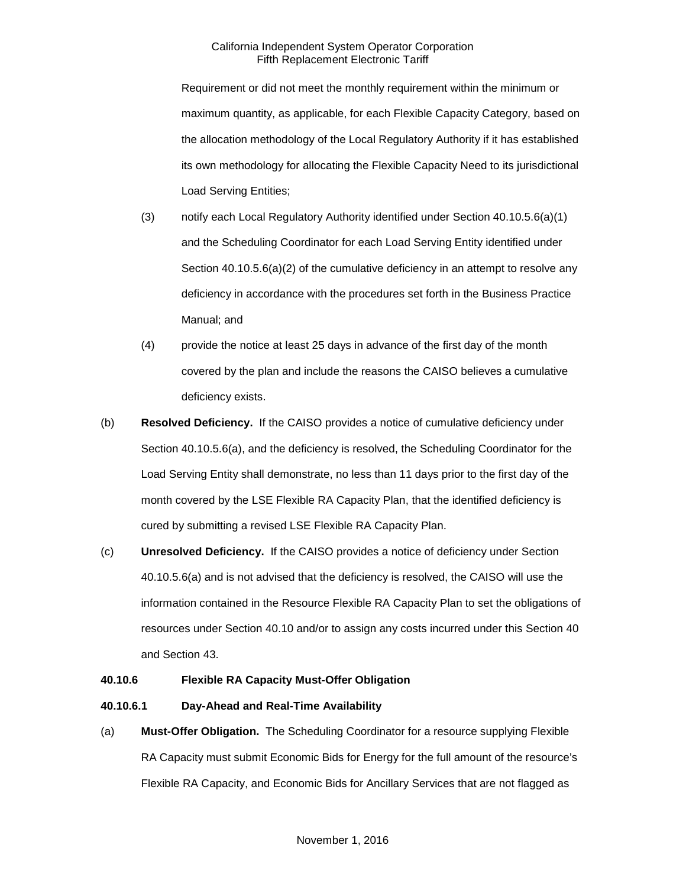Requirement or did not meet the monthly requirement within the minimum or maximum quantity, as applicable, for each Flexible Capacity Category, based on the allocation methodology of the Local Regulatory Authority if it has established its own methodology for allocating the Flexible Capacity Need to its jurisdictional Load Serving Entities;

(3) notify each Local Regulatory Authority identified under Section 40.10.5.6(a)(1) and the Scheduling Coordinator for each Load Serving Entity identified under Section 40.10.5.6(a)(2) of the cumulative deficiency in an attempt to resolve any deficiency in accordance with the procedures set forth in the Business Practice Manual; and

(4) provide the notice at least 25 days in advance of the first day of the month covered by the plan and include the reasons the CAISO believes a cumulative deficiency exists.

(b) **Resolved Deficiency.** If the CAISO provides a notice of cumulative deficiency under Section 40.10.5.6(a), and the deficiency is resolved, the Scheduling Coordinator for the Load Serving Entity shall demonstrate, no less than 11 days prior to the first day of the month covered by the LSE Flexible RA Capacity Plan, that the identified deficiency is cured by submitting a revised LSE Flexible RA Capacity Plan.

(c) **Unresolved Deficiency.** If the CAISO provides a notice of deficiency under Section 40.10.5.6(a) and is not advised that the deficiency is resolved, the CAISO will use the information contained in the Resource Flexible RA Capacity Plan to set the obligations of resources under Section 40.10 and/or to assign any costs incurred under this Section 40 and Section 43.

**40.10.6 Flexible RA Capacity Must-Offer Obligation**

**40.10.6.1 Day-Ahead and Real-Time Availability**

(a) **Must-Offer Obligation.** The Scheduling Coordinator for a resource supplying Flexible RA Capacity must submit Economic Bids for Energy for the full amount of the resource's Flexible RA Capacity, and Economic Bids for Ancillary Services that are not flagged as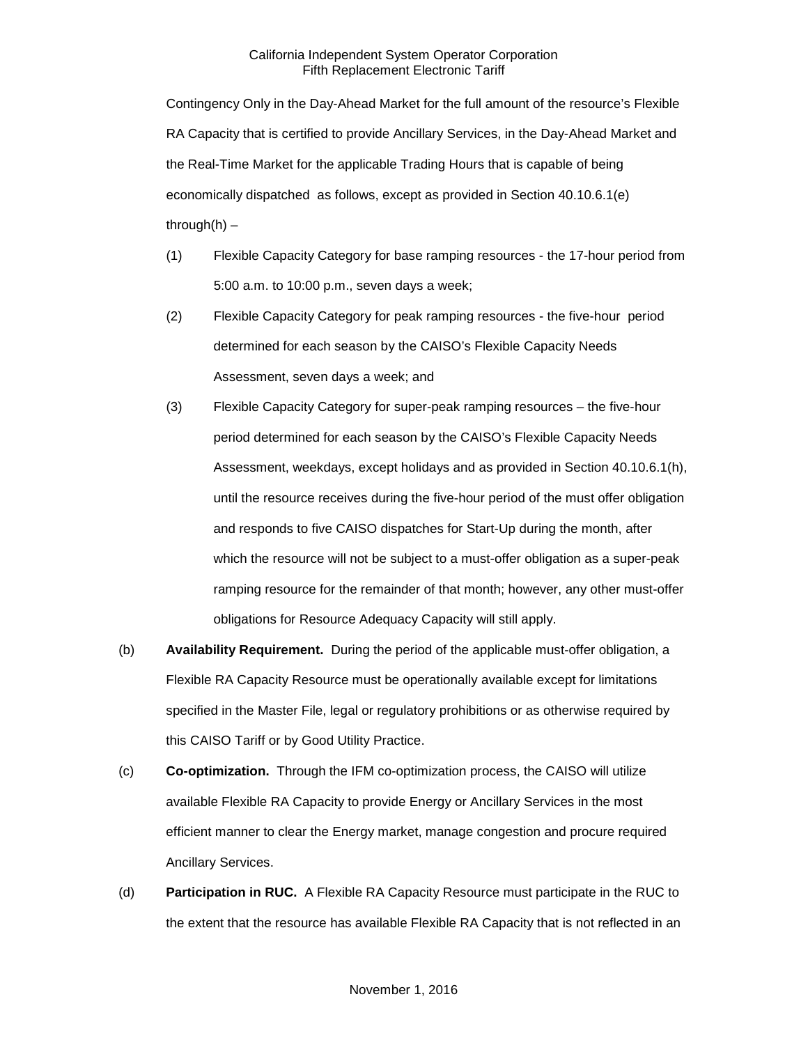Contingency Only in the Day-Ahead Market for the full amount of the resource's Flexible RA Capacity that is certified to provide Ancillary Services, in the Day-Ahead Market and the Real-Time Market for the applicable Trading Hours that is capable of being economically dispatched as follows, except as provided in Section 40.10.6.1(e) through(h) –

(1) Flexible Capacity Category for base ramping resources - the 17-hour period from 5:00 a.m. to 10:00 p.m., seven days a week;

(2) Flexible Capacity Category for peak ramping resources - the five-hour period determined for each season by the CAISO's Flexible Capacity Needs Assessment, seven days a week; and

(3) Flexible Capacity Category for super-peak ramping resources – the five-hour period determined for each season by the CAISO's Flexible Capacity Needs Assessment, weekdays, except holidays and as provided in Section 40.10.6.1(h), until the resource receives during the five-hour period of the must offer obligation and responds to five CAISO dispatches for Start-Up during the month, after which the resource will not be subject to a must-offer obligation as a super-peak ramping resource for the remainder of that month; however, any other must-offer obligations for Resource Adequacy Capacity will still apply.

(b) **Availability Requirement.** During the period of the applicable must-offer obligation, a Flexible RA Capacity Resource must be operationally available except for limitations specified in the Master File, legal or regulatory prohibitions or as otherwise required by this CAISO Tariff or by Good Utility Practice.

(c) **Co-optimization.** Through the IFM co-optimization process, the CAISO will utilize available Flexible RA Capacity to provide Energy or Ancillary Services in the most efficient manner to clear the Energy market, manage congestion and procure required Ancillary Services.

(d) **Participation in RUC.** A Flexible RA Capacity Resource must participate in the RUC to the extent that the resource has available Flexible RA Capacity that is not reflected in an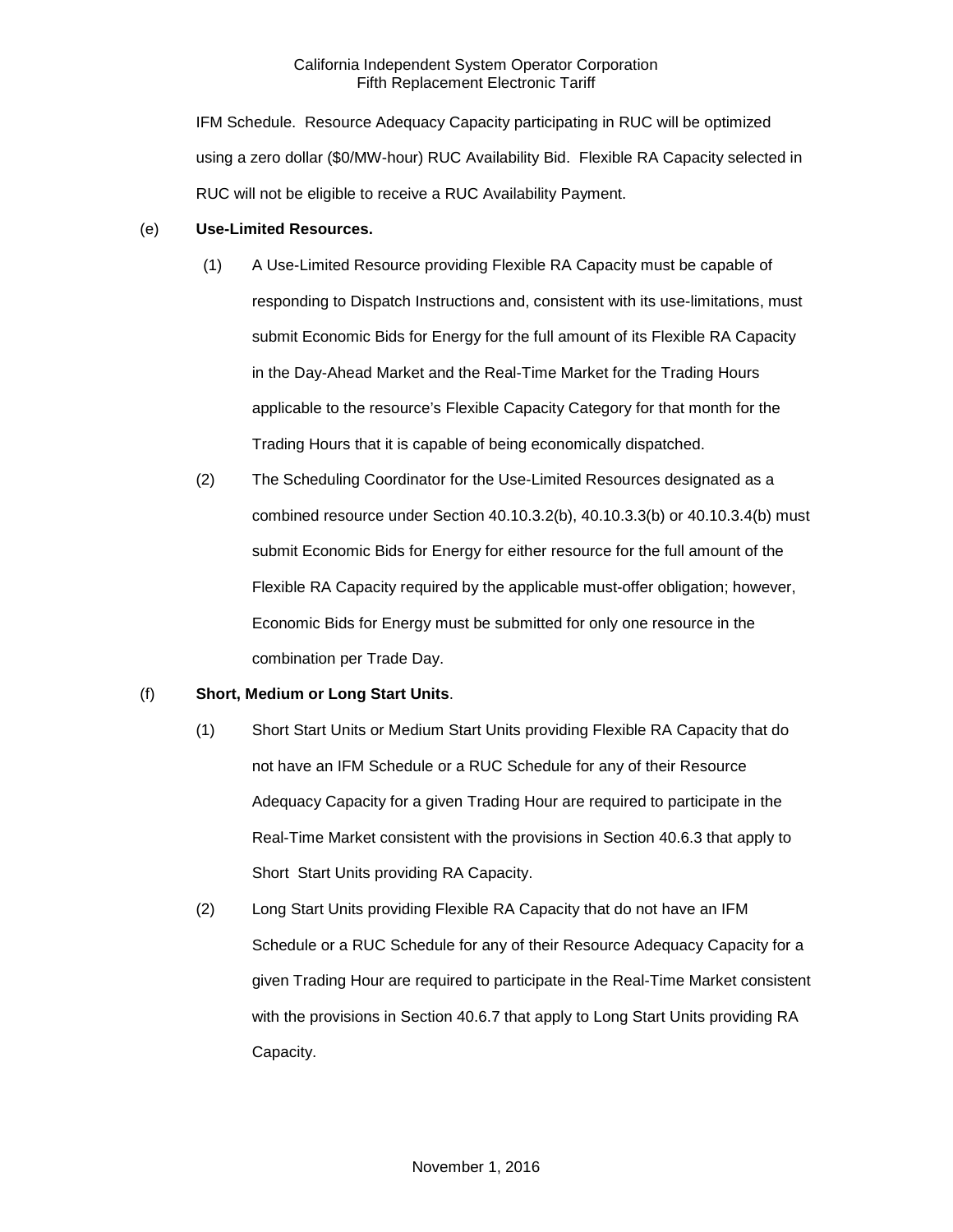IFM Schedule. Resource Adequacy Capacity participating in RUC will be optimized using a zero dollar ($0/MW-hour) RUC Availability Bid. Flexible RA Capacity selected in RUC will not be eligible to receive a RUC Availability Payment.

(e) **Use-Limited Resources.**

(1) A Use-Limited Resource providing Flexible RA Capacity must be capable of responding to Dispatch Instructions and, consistent with its use-limitations, must submit Economic Bids for Energy for the full amount of its Flexible RA Capacity in the Day-Ahead Market and the Real-Time Market for the Trading Hours applicable to the resource's Flexible Capacity Category for that month for the Trading Hours that it is capable of being economically dispatched.

(2) The Scheduling Coordinator for the Use-Limited Resources designated as a combined resource under Section 40.10.3.2(b), 40.10.3.3(b) or 40.10.3.4(b) must submit Economic Bids for Energy for either resource for the full amount of the Flexible RA Capacity required by the applicable must-offer obligation; however, Economic Bids for Energy must be submitted for only one resource in the combination per Trade Day.

(f) **Short, Medium or Long Start Units**.

(1) Short Start Units or Medium Start Units providing Flexible RA Capacity that do not have an IFM Schedule or a RUC Schedule for any of their Resource Adequacy Capacity for a given Trading Hour are required to participate in the Real-Time Market consistent with the provisions in Section 40.6.3 that apply to Short Start Units providing RA Capacity.

(2) Long Start Units providing Flexible RA Capacity that do not have an IFM Schedule or a RUC Schedule for any of their Resource Adequacy Capacity for a given Trading Hour are required to participate in the Real-Time Market consistent with the provisions in Section 40.6.7 that apply to Long Start Units providing RA Capacity.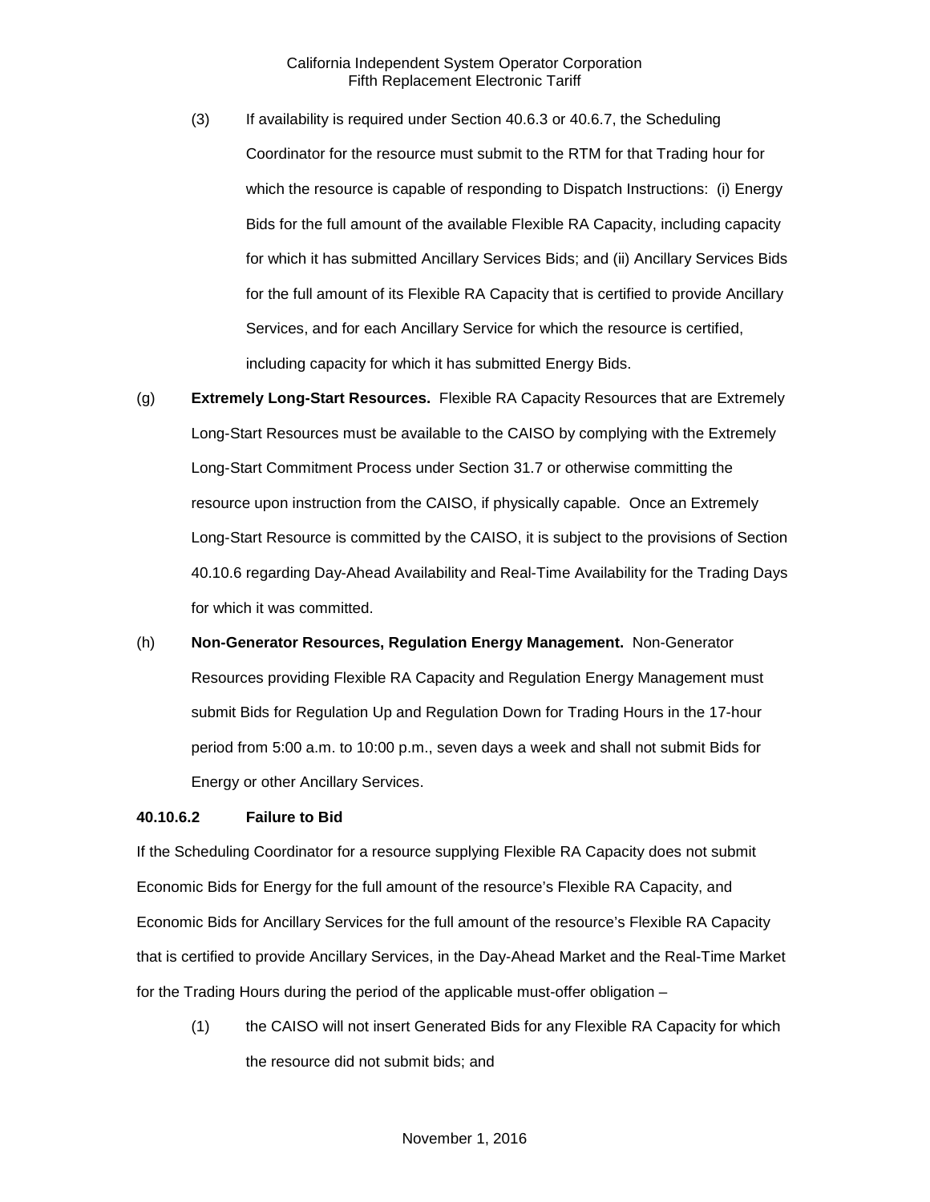(3) If availability is required under Section 40.6.3 or 40.6.7, the Scheduling Coordinator for the resource must submit to the RTM for that Trading hour for which the resource is capable of responding to Dispatch Instructions: (i) Energy Bids for the full amount of the available Flexible RA Capacity, including capacity for which it has submitted Ancillary Services Bids; and (ii) Ancillary Services Bids for the full amount of its Flexible RA Capacity that is certified to provide Ancillary Services, and for each Ancillary Service for which the resource is certified, including capacity for which it has submitted Energy Bids.

(g) **Extremely Long-Start Resources.** Flexible RA Capacity Resources that are Extremely Long-Start Resources must be available to the CAISO by complying with the Extremely Long-Start Commitment Process under Section 31.7 or otherwise committing the resource upon instruction from the CAISO, if physically capable. Once an Extremely Long-Start Resource is committed by the CAISO, it is subject to the provisions of Section 40.10.6 regarding Day-Ahead Availability and Real-Time Availability for the Trading Days for which it was committed.

(h) **Non-Generator Resources, Regulation Energy Management.** Non-Generator Resources providing Flexible RA Capacity and Regulation Energy Management must submit Bids for Regulation Up and Regulation Down for Trading Hours in the 17-hour period from 5:00 a.m. to 10:00 p.m., seven days a week and shall not submit Bids for Energy or other Ancillary Services.

**40.10.6.2 Failure to Bid**

If the Scheduling Coordinator for a resource supplying Flexible RA Capacity does not submit Economic Bids for Energy for the full amount of the resource's Flexible RA Capacity, and Economic Bids for Ancillary Services for the full amount of the resource's Flexible RA Capacity that is certified to provide Ancillary Services, in the Day-Ahead Market and the Real-Time Market for the Trading Hours during the period of the applicable must-offer obligation –

(1) the CAISO will not insert Generated Bids for any Flexible RA Capacity for which the resource did not submit bids; and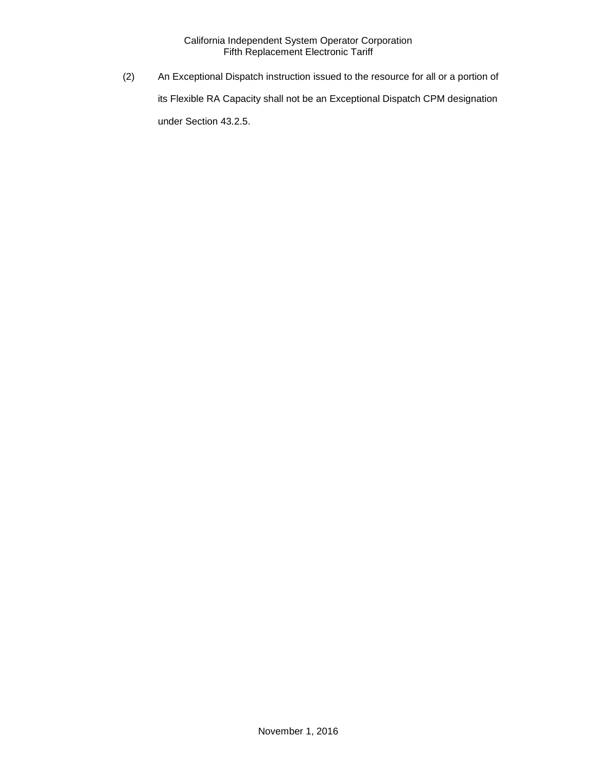(2) An Exceptional Dispatch instruction issued to the resource for all or a portion of its Flexible RA Capacity shall not be an Exceptional Dispatch CPM designation under Section 43.2.5.